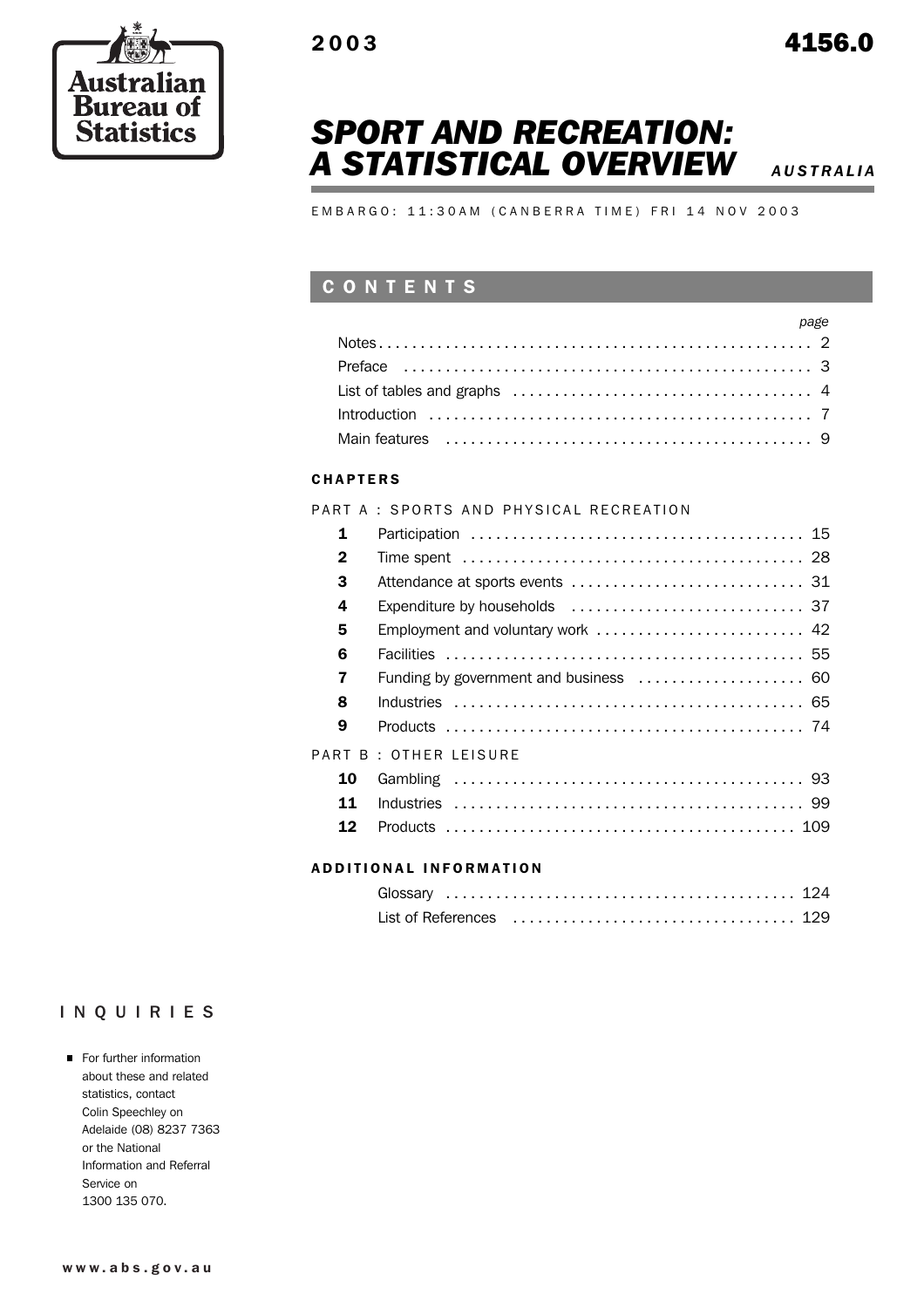Australian Bureau of Statistics

2003

4156.0

# *SPORT AND RECREATION: A STATISTICAL OVERVIEW* — *AUSTRALIA*

EMBARGO: 11:30AM (CANBERRA TIME) FRI 14 NOV 2003

## CONTENTS

| | page |
|---|---|
| Notes | 2 |
| Preface | 3 |
| List of tables and graphs | 4 |
| Introduction | 7 |
| Main features | 9 |

### CHAPTERS

PART A : SPORTS AND PHYSICAL RECREATION

| | | |
|---|---|---|
| **1** | Participation | 15 |
| **2** | Time spent | 28 |
| **3** | Attendance at sports events | 31 |
| **4** | Expenditure by households | 37 |
| **5** | Employment and voluntary work | 42 |
| **6** | Facilities | 55 |
| **7** | Funding by government and business | 60 |
| **8** | Industries | 65 |
| **9** | Products | 74 |

PART B : OTHER LEISURE

| | | |
|---|---|---|
| **10** | Gambling | 93 |
| **11** | Industries | 99 |
| **12** | Products | 109 |

### ADDITIONAL INFORMATION

| | |
|---|---|
| Glossary | 124 |
| List of References | 129 |

## INQUIRIES

- For further information about these and related statistics, contact Colin Speechley on Adelaide (08) 8237 7363 or the National Information and Referral Service on 1300 135 070.

www.abs.gov.au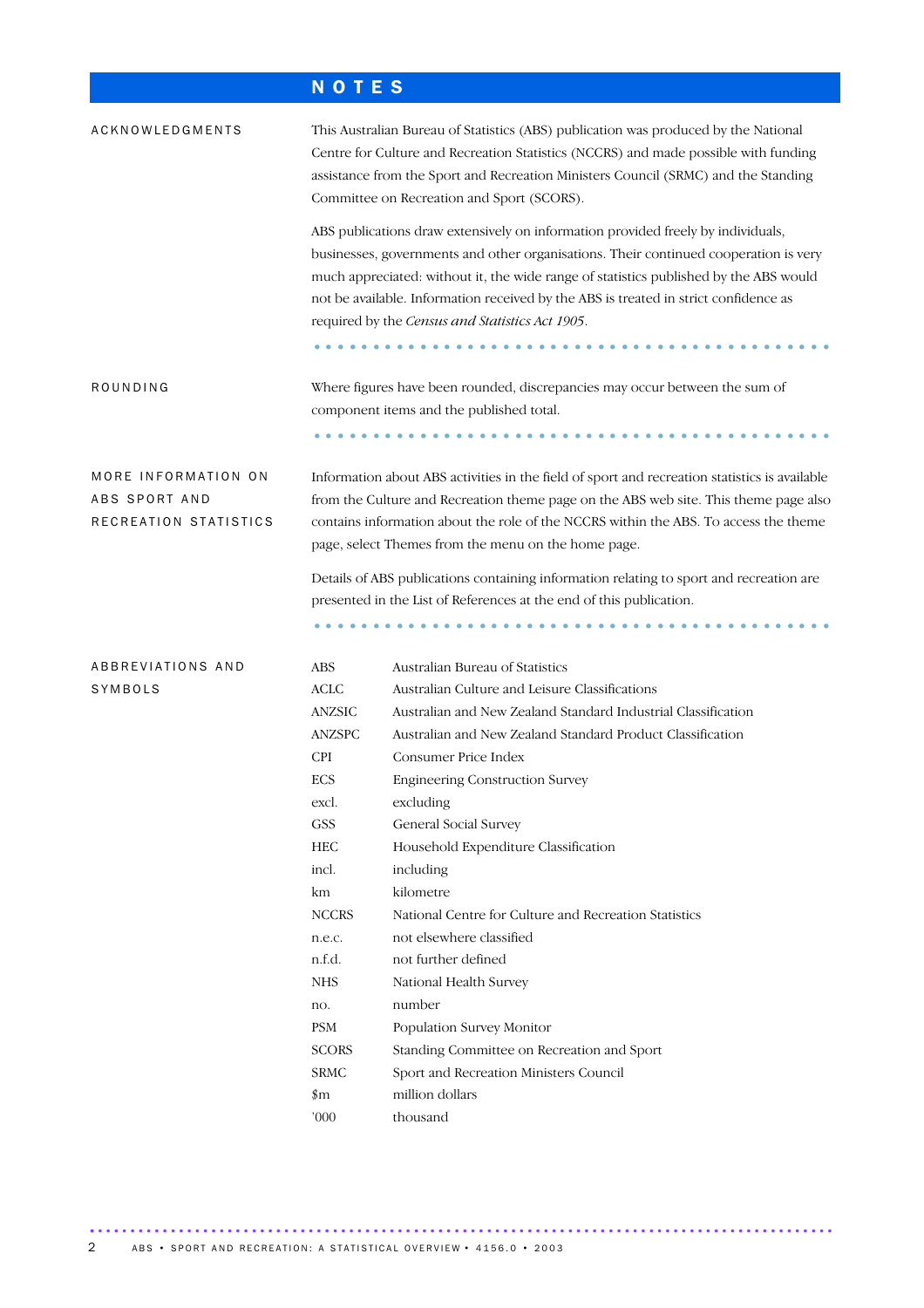# NOTES

## ACKNOWLEDGMENTS

This Australian Bureau of Statistics (ABS) publication was produced by the National Centre for Culture and Recreation Statistics (NCCRS) and made possible with funding assistance from the Sport and Recreation Ministers Council (SRMC) and the Standing Committee on Recreation and Sport (SCORS).

ABS publications draw extensively on information provided freely by individuals, businesses, governments and other organisations. Their continued cooperation is very much appreciated: without it, the wide range of statistics published by the ABS would not be available. Information received by the ABS is treated in strict confidence as required by the *Census and Statistics Act 1905*.

## ROUNDING

Where figures have been rounded, discrepancies may occur between the sum of component items and the published total.

## MORE INFORMATION ON ABS SPORT AND RECREATION STATISTICS

Information about ABS activities in the field of sport and recreation statistics is available from the Culture and Recreation theme page on the ABS web site. This theme page also contains information about the role of the NCCRS within the ABS. To access the theme page, select Themes from the menu on the home page.

Details of ABS publications containing information relating to sport and recreation are presented in the List of References at the end of this publication.

## ABBREVIATIONS AND SYMBOLS

| | |
|---|---|
| ABS | Australian Bureau of Statistics |
| ACLC | Australian Culture and Leisure Classifications |
| ANZSIC | Australian and New Zealand Standard Industrial Classification |
| ANZSPC | Australian and New Zealand Standard Product Classification |
| CPI | Consumer Price Index |
| ECS | Engineering Construction Survey |
| excl. | excluding |
| GSS | General Social Survey |
| HEC | Household Expenditure Classification |
| incl. | including |
| km | kilometre |
| NCCRS | National Centre for Culture and Recreation Statistics |
| n.e.c. | not elsewhere classified |
| n.f.d. | not further defined |
| NHS | National Health Survey |
| no. | number |
| PSM | Population Survey Monitor |
| SCORS | Standing Committee on Recreation and Sport |
| SRMC | Sport and Recreation Ministers Council |
| $m | million dollars |
| '000 | thousand |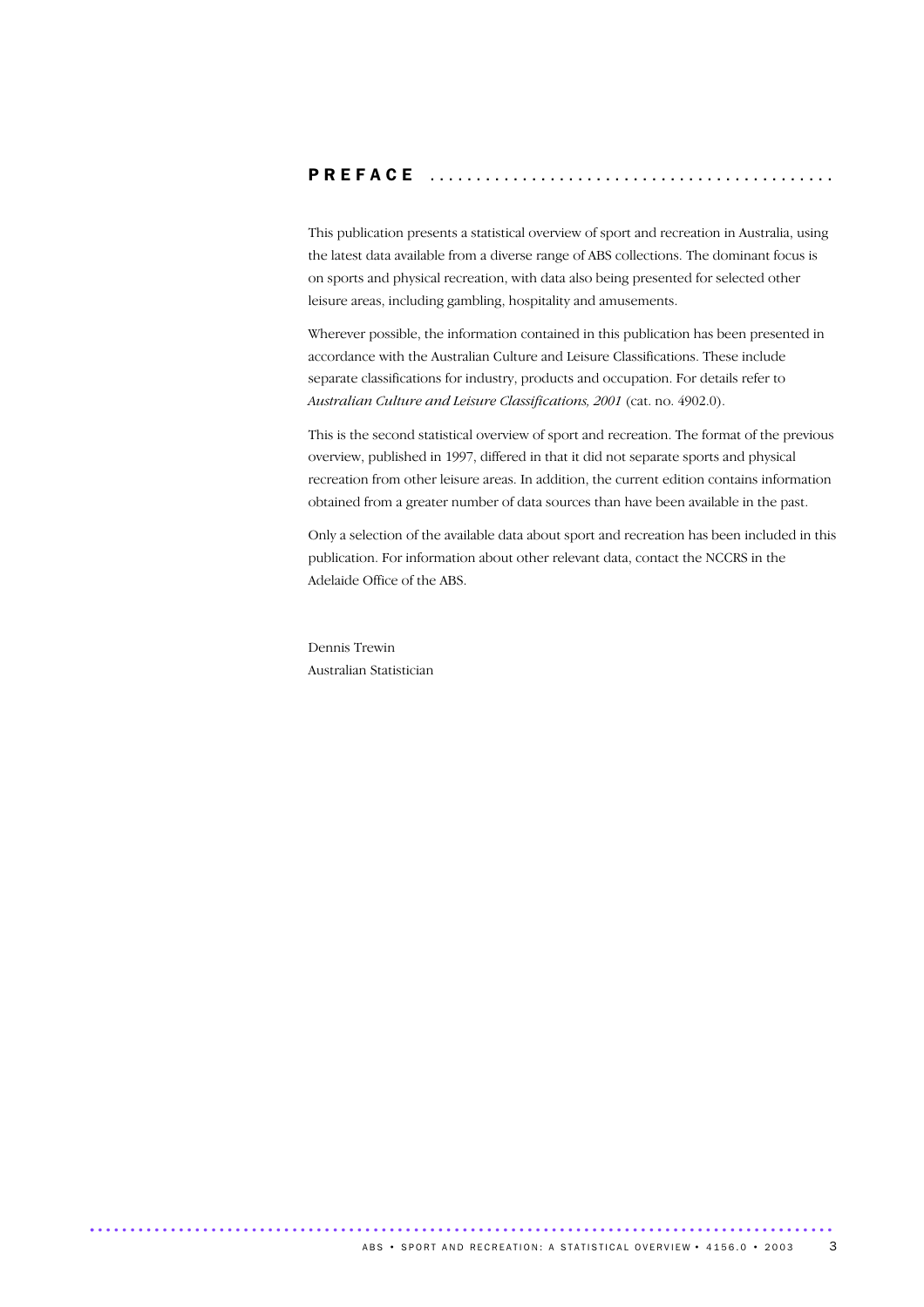# PREFACE

This publication presents a statistical overview of sport and recreation in Australia, using the latest data available from a diverse range of ABS collections. The dominant focus is on sports and physical recreation, with data also being presented for selected other leisure areas, including gambling, hospitality and amusements.

Wherever possible, the information contained in this publication has been presented in accordance with the Australian Culture and Leisure Classifications. These include separate classifications for industry, products and occupation. For details refer to *Australian Culture and Leisure Classifications, 2001* (cat. no. 4902.0).

This is the second statistical overview of sport and recreation. The format of the previous overview, published in 1997, differed in that it did not separate sports and physical recreation from other leisure areas. In addition, the current edition contains information obtained from a greater number of data sources than have been available in the past.

Only a selection of the available data about sport and recreation has been included in this publication. For information about other relevant data, contact the NCCRS in the Adelaide Office of the ABS.

Dennis Trewin
Australian Statistician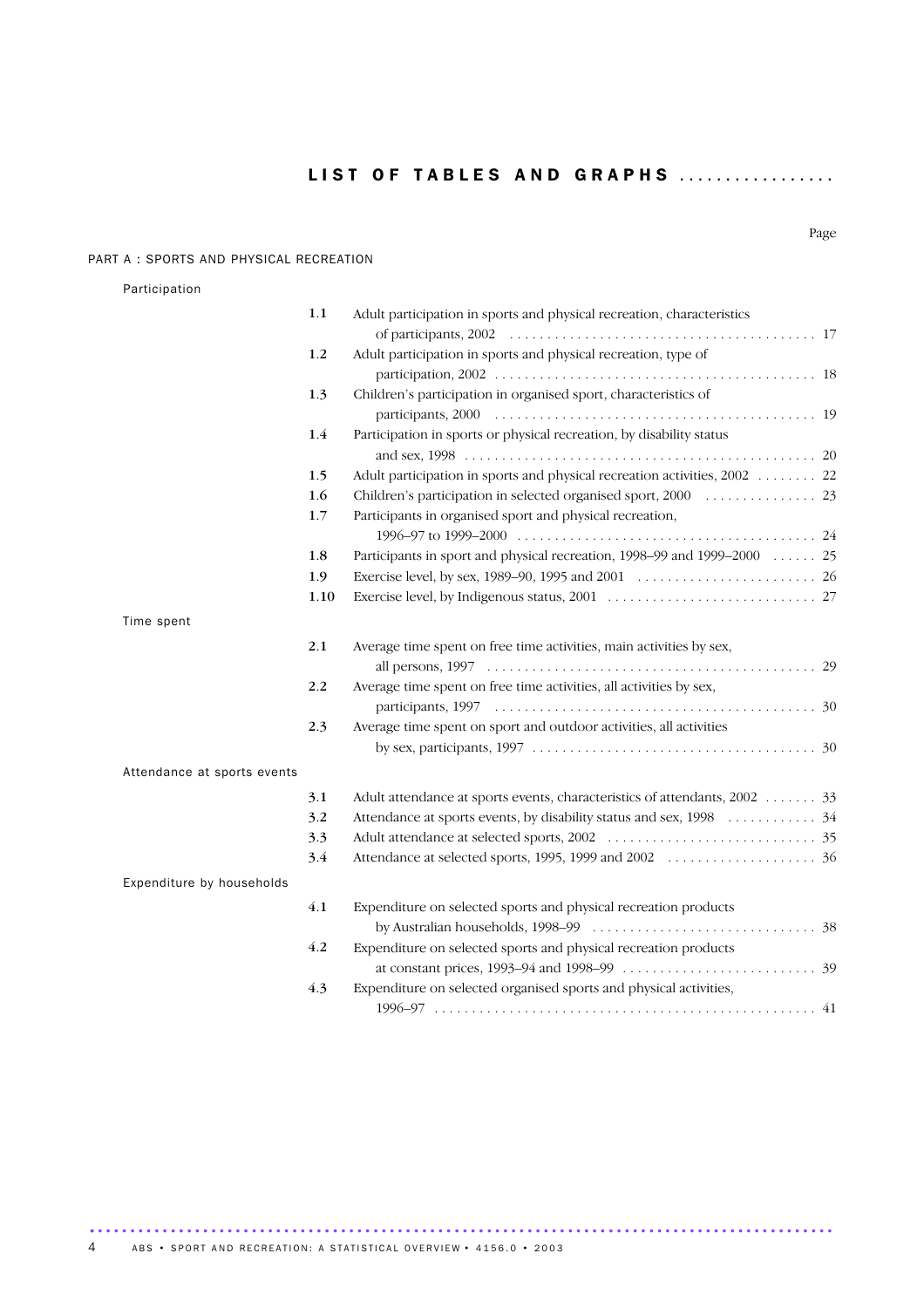# LIST OF TABLES AND GRAPHS

Page

## PART A : SPORTS AND PHYSICAL RECREATION

### Participation

| | | |
|---|---|---|
| 1.1 | Adult participation in sports and physical recreation, characteristics of participants, 2002 | 17 |
| 1.2 | Adult participation in sports and physical recreation, type of participation, 2002 | 18 |
| 1.3 | Children's participation in organised sport, characteristics of participants, 2000 | 19 |
| 1.4 | Participation in sports or physical recreation, by disability status and sex, 1998 | 20 |
| 1.5 | Adult participation in sports and physical recreation activities, 2002 | 22 |
| 1.6 | Children's participation in selected organised sport, 2000 | 23 |
| 1.7 | Participants in organised sport and physical recreation, 1996–97 to 1999–2000 | 24 |
| 1.8 | Participants in sport and physical recreation, 1998–99 and 1999–2000 | 25 |
| 1.9 | Exercise level, by sex, 1989–90, 1995 and 2001 | 26 |
| 1.10 | Exercise level, by Indigenous status, 2001 | 27 |

### Time spent

| | | |
|---|---|---|
| 2.1 | Average time spent on free time activities, main activities by sex, all persons, 1997 | 29 |
| 2.2 | Average time spent on free time activities, all activities by sex, participants, 1997 | 30 |
| 2.3 | Average time spent on sport and outdoor activities, all activities by sex, participants, 1997 | 30 |

### Attendance at sports events

| | | |
|---|---|---|
| 3.1 | Adult attendance at sports events, characteristics of attendants, 2002 | 33 |
| 3.2 | Attendance at sports events, by disability status and sex, 1998 | 34 |
| 3.3 | Adult attendance at selected sports, 2002 | 35 |
| 3.4 | Attendance at selected sports, 1995, 1999 and 2002 | 36 |

### Expenditure by households

| | | |
|---|---|---|
| 4.1 | Expenditure on selected sports and physical recreation products by Australian households, 1998–99 | 38 |
| 4.2 | Expenditure on selected sports and physical recreation products at constant prices, 1993–94 and 1998–99 | 39 |
| 4.3 | Expenditure on selected organised sports and physical activities, 1996–97 | 41 |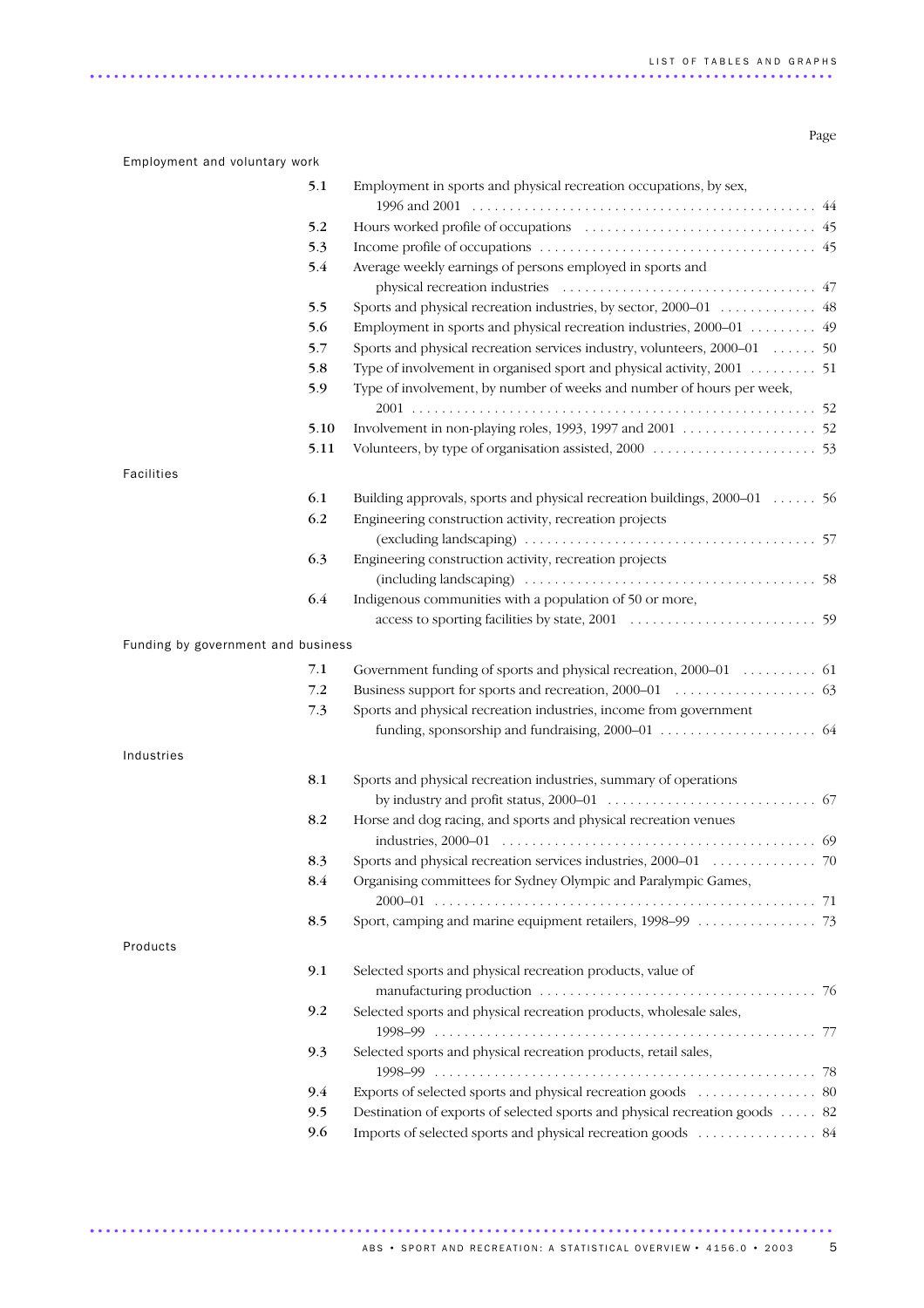| | | | Page |
|---|---|---|---|
| Employment and voluntary work | | | |
| | 5.1 | Employment in sports and physical recreation occupations, by sex, 1996 and 2001 | 44 |
| | 5.2 | Hours worked profile of occupations | 45 |
| | 5.3 | Income profile of occupations | 45 |
| | 5.4 | Average weekly earnings of persons employed in sports and physical recreation industries | 47 |
| | 5.5 | Sports and physical recreation industries, by sector, 2000–01 | 48 |
| | 5.6 | Employment in sports and physical recreation industries, 2000–01 | 49 |
| | 5.7 | Sports and physical recreation services industry, volunteers, 2000–01 | 50 |
| | 5.8 | Type of involvement in organised sport and physical activity, 2001 | 51 |
| | 5.9 | Type of involvement, by number of weeks and number of hours per week, 2001 | 52 |
| | 5.10 | Involvement in non-playing roles, 1993, 1997 and 2001 | 52 |
| | 5.11 | Volunteers, by type of organisation assisted, 2000 | 53 |
| Facilities | | | |
| | 6.1 | Building approvals, sports and physical recreation buildings, 2000–01 | 56 |
| | 6.2 | Engineering construction activity, recreation projects (excluding landscaping) | 57 |
| | 6.3 | Engineering construction activity, recreation projects (including landscaping) | 58 |
| | 6.4 | Indigenous communities with a population of 50 or more, access to sporting facilities by state, 2001 | 59 |
| Funding by government and business | | | |
| | 7.1 | Government funding of sports and physical recreation, 2000–01 | 61 |
| | 7.2 | Business support for sports and recreation, 2000–01 | 63 |
| | 7.3 | Sports and physical recreation industries, income from government funding, sponsorship and fundraising, 2000–01 | 64 |
| Industries | | | |
| | 8.1 | Sports and physical recreation industries, summary of operations by industry and profit status, 2000–01 | 67 |
| | 8.2 | Horse and dog racing, and sports and physical recreation venues industries, 2000–01 | 69 |
| | 8.3 | Sports and physical recreation services industries, 2000–01 | 70 |
| | 8.4 | Organising committees for Sydney Olympic and Paralympic Games, 2000–01 | 71 |
| | 8.5 | Sport, camping and marine equipment retailers, 1998–99 | 73 |
| Products | | | |
| | 9.1 | Selected sports and physical recreation products, value of manufacturing production | 76 |
| | 9.2 | Selected sports and physical recreation products, wholesale sales, 1998–99 | 77 |
| | 9.3 | Selected sports and physical recreation products, retail sales, 1998–99 | 78 |
| | 9.4 | Exports of selected sports and physical recreation goods | 80 |
| | 9.5 | Destination of exports of selected sports and physical recreation goods | 82 |
| | 9.6 | Imports of selected sports and physical recreation goods | 84 |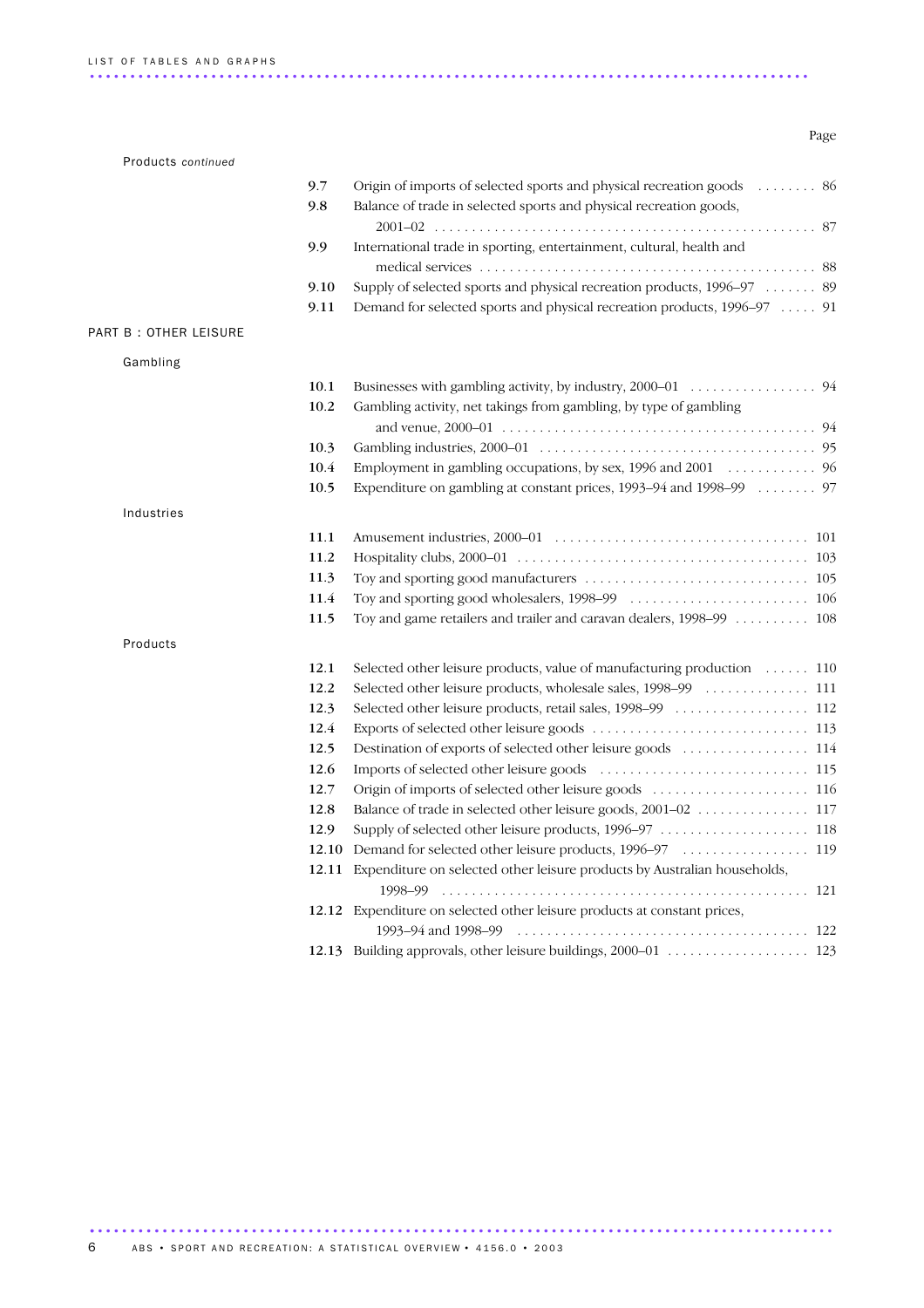Page

Products *continued*

| | | |
|---|---|---|
| 9.7 | Origin of imports of selected sports and physical recreation goods | 86 |
| 9.8 | Balance of trade in selected sports and physical recreation goods, 2001–02 | 87 |
| 9.9 | International trade in sporting, entertainment, cultural, health and medical services | 88 |
| 9.10 | Supply of selected sports and physical recreation products, 1996–97 | 89 |
| 9.11 | Demand for selected sports and physical recreation products, 1996–97 | 91 |

## PART B : OTHER LEISURE

### Gambling

| | | |
|---|---|---|
| 10.1 | Businesses with gambling activity, by industry, 2000–01 | 94 |
| 10.2 | Gambling activity, net takings from gambling, by type of gambling and venue, 2000–01 | 94 |
| 10.3 | Gambling industries, 2000–01 | 95 |
| 10.4 | Employment in gambling occupations, by sex, 1996 and 2001 | 96 |
| 10.5 | Expenditure on gambling at constant prices, 1993–94 and 1998–99 | 97 |

### Industries

| | | |
|---|---|---|
| 11.1 | Amusement industries, 2000–01 | 101 |
| 11.2 | Hospitality clubs, 2000–01 | 103 |
| 11.3 | Toy and sporting good manufacturers | 105 |
| 11.4 | Toy and sporting good wholesalers, 1998–99 | 106 |
| 11.5 | Toy and game retailers and trailer and caravan dealers, 1998–99 | 108 |

### Products

| | | |
|---|---|---|
| 12.1 | Selected other leisure products, value of manufacturing production | 110 |
| 12.2 | Selected other leisure products, wholesale sales, 1998–99 | 111 |
| 12.3 | Selected other leisure products, retail sales, 1998–99 | 112 |
| 12.4 | Exports of selected other leisure goods | 113 |
| 12.5 | Destination of exports of selected other leisure goods | 114 |
| 12.6 | Imports of selected other leisure goods | 115 |
| 12.7 | Origin of imports of selected other leisure goods | 116 |
| 12.8 | Balance of trade in selected other leisure goods, 2001–02 | 117 |
| 12.9 | Supply of selected other leisure products, 1996–97 | 118 |
| 12.10 | Demand for selected other leisure products, 1996–97 | 119 |
| 12.11 | Expenditure on selected other leisure products by Australian households, 1998–99 | 121 |
| 12.12 | Expenditure on selected other leisure products at constant prices, 1993–94 and 1998–99 | 122 |
| 12.13 | Building approvals, other leisure buildings, 2000–01 | 123 |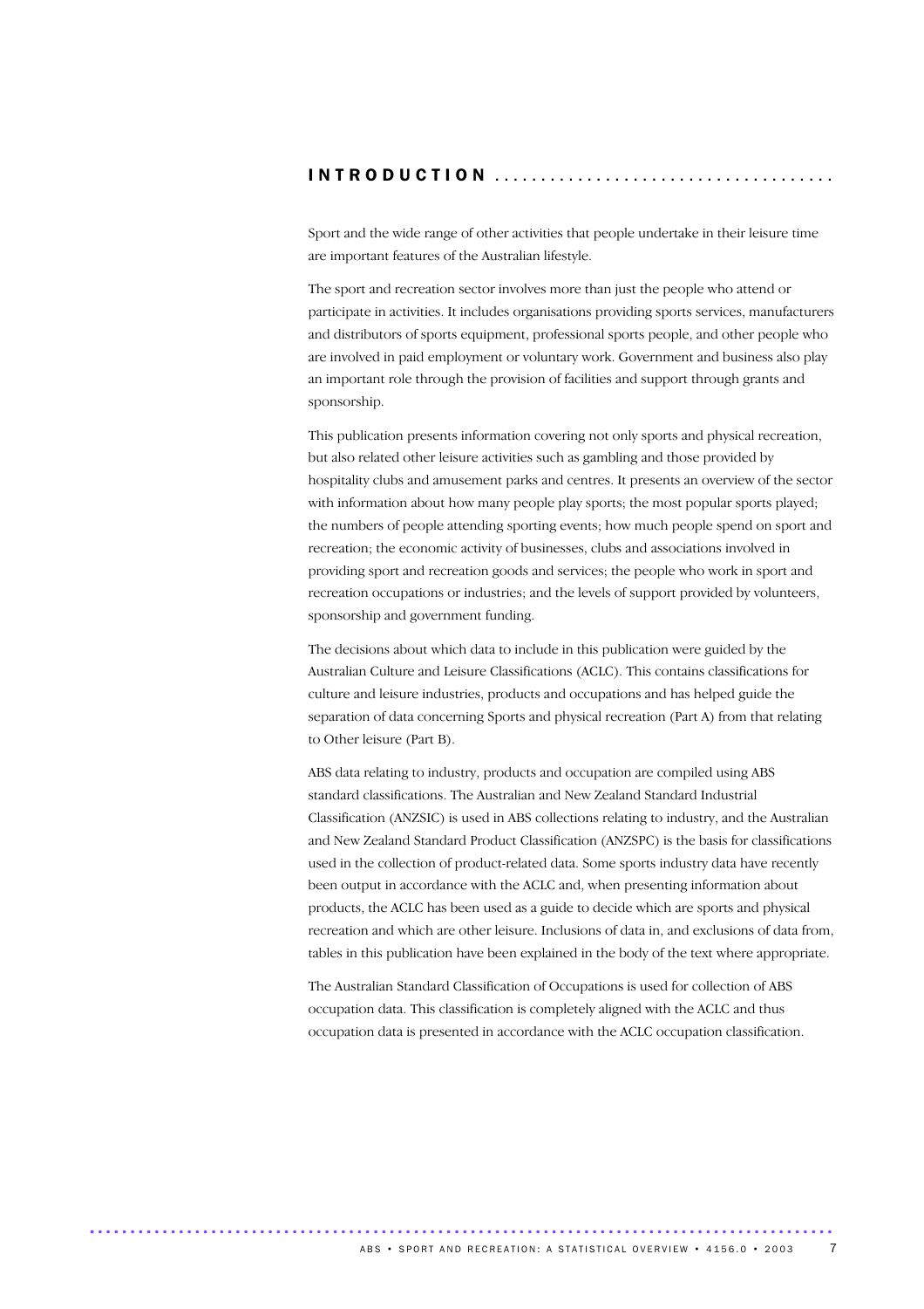# INTRODUCTION

Sport and the wide range of other activities that people undertake in their leisure time are important features of the Australian lifestyle.

The sport and recreation sector involves more than just the people who attend or participate in activities. It includes organisations providing sports services, manufacturers and distributors of sports equipment, professional sports people, and other people who are involved in paid employment or voluntary work. Government and business also play an important role through the provision of facilities and support through grants and sponsorship.

This publication presents information covering not only sports and physical recreation, but also related other leisure activities such as gambling and those provided by hospitality clubs and amusement parks and centres. It presents an overview of the sector with information about how many people play sports; the most popular sports played; the numbers of people attending sporting events; how much people spend on sport and recreation; the economic activity of businesses, clubs and associations involved in providing sport and recreation goods and services; the people who work in sport and recreation occupations or industries; and the levels of support provided by volunteers, sponsorship and government funding.

The decisions about which data to include in this publication were guided by the Australian Culture and Leisure Classifications (ACLC). This contains classifications for culture and leisure industries, products and occupations and has helped guide the separation of data concerning Sports and physical recreation (Part A) from that relating to Other leisure (Part B).

ABS data relating to industry, products and occupation are compiled using ABS standard classifications. The Australian and New Zealand Standard Industrial Classification (ANZSIC) is used in ABS collections relating to industry, and the Australian and New Zealand Standard Product Classification (ANZSPC) is the basis for classifications used in the collection of product-related data. Some sports industry data have recently been output in accordance with the ACLC and, when presenting information about products, the ACLC has been used as a guide to decide which are sports and physical recreation and which are other leisure. Inclusions of data in, and exclusions of data from, tables in this publication have been explained in the body of the text where appropriate.

The Australian Standard Classification of Occupations is used for collection of ABS occupation data. This classification is completely aligned with the ACLC and thus occupation data is presented in accordance with the ACLC occupation classification.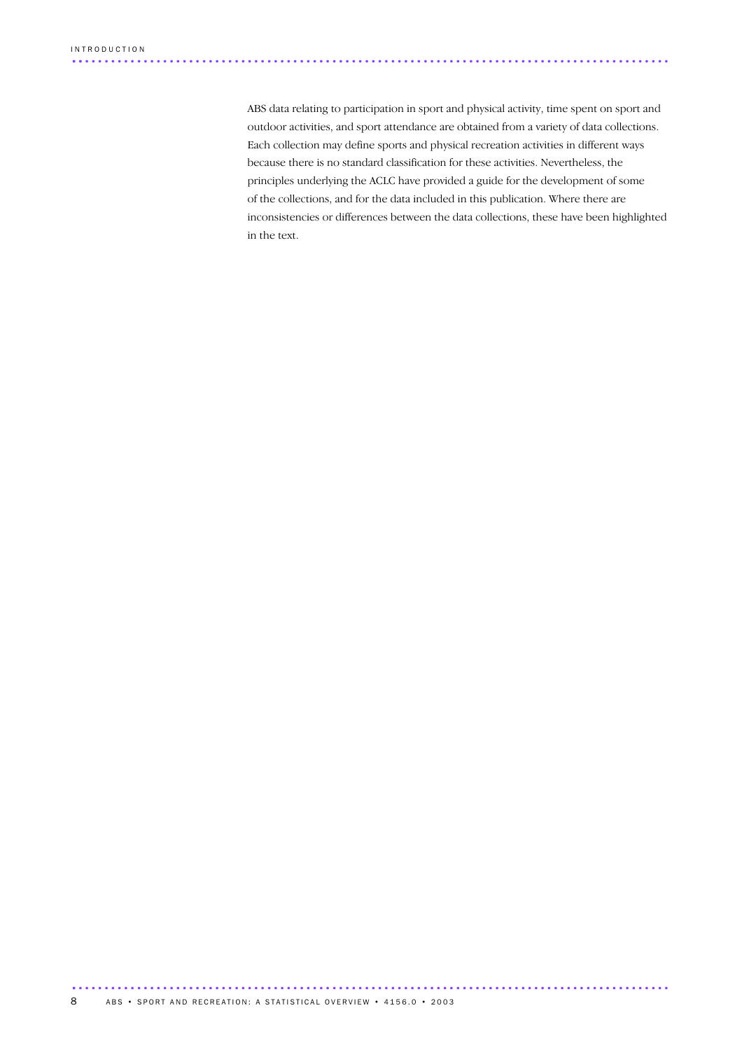ABS data relating to participation in sport and physical activity, time spent on sport and outdoor activities, and sport attendance are obtained from a variety of data collections. Each collection may define sports and physical recreation activities in different ways because there is no standard classification for these activities. Nevertheless, the principles underlying the ACLC have provided a guide for the development of some of the collections, and for the data included in this publication. Where there are inconsistencies or differences between the data collections, these have been highlighted in the text.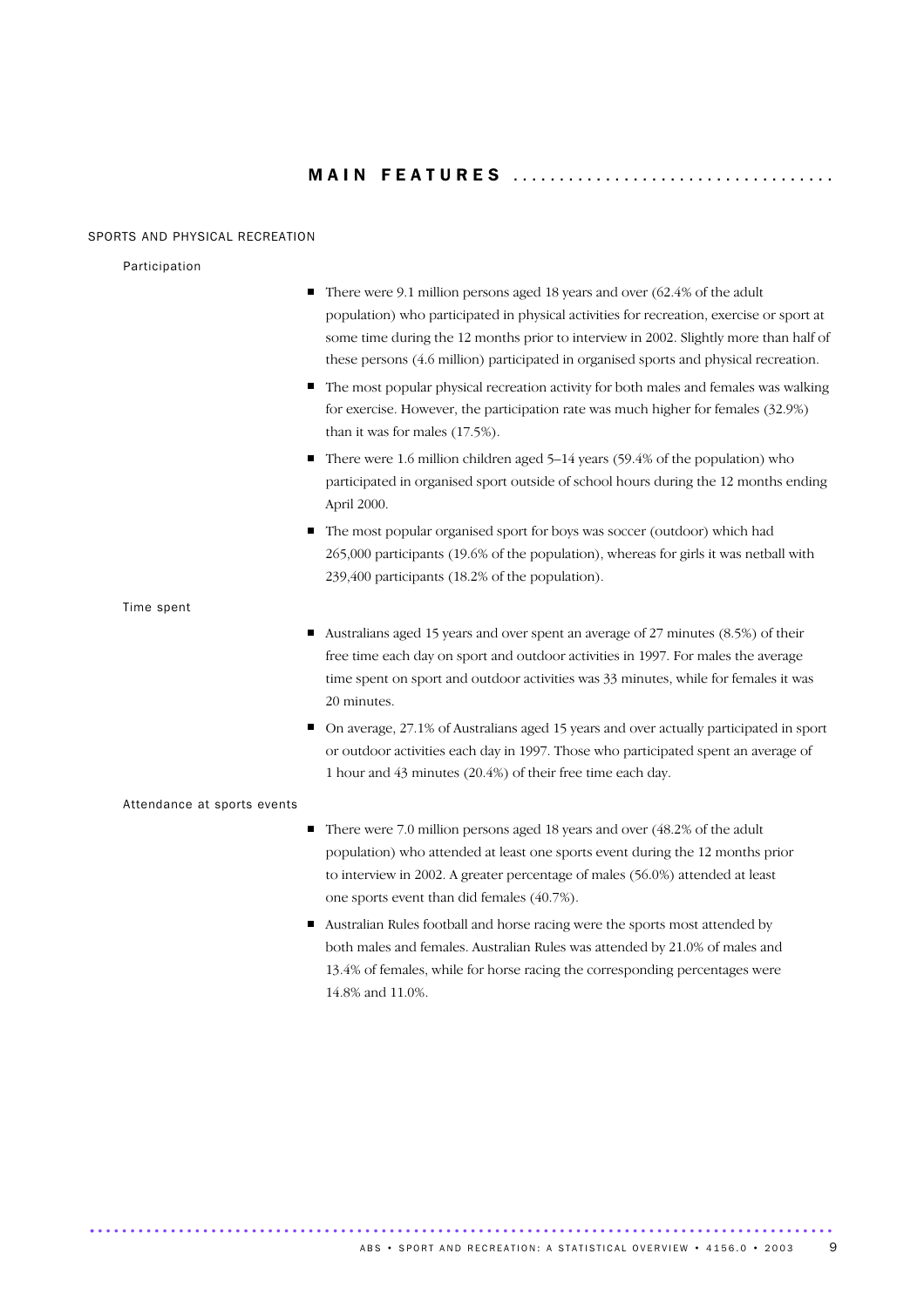# MAIN FEATURES

## SPORTS AND PHYSICAL RECREATION

### Participation

- There were 9.1 million persons aged 18 years and over (62.4% of the adult population) who participated in physical activities for recreation, exercise or sport at some time during the 12 months prior to interview in 2002. Slightly more than half of these persons (4.6 million) participated in organised sports and physical recreation.
- The most popular physical recreation activity for both males and females was walking for exercise. However, the participation rate was much higher for females (32.9%) than it was for males (17.5%).
- There were 1.6 million children aged 5–14 years (59.4% of the population) who participated in organised sport outside of school hours during the 12 months ending April 2000.
- The most popular organised sport for boys was soccer (outdoor) which had 265,000 participants (19.6% of the population), whereas for girls it was netball with 239,400 participants (18.2% of the population).

### Time spent

- Australians aged 15 years and over spent an average of 27 minutes (8.5%) of their free time each day on sport and outdoor activities in 1997. For males the average time spent on sport and outdoor activities was 33 minutes, while for females it was 20 minutes.
- On average, 27.1% of Australians aged 15 years and over actually participated in sport or outdoor activities each day in 1997. Those who participated spent an average of 1 hour and 43 minutes (20.4%) of their free time each day.

### Attendance at sports events

- There were 7.0 million persons aged 18 years and over (48.2% of the adult population) who attended at least one sports event during the 12 months prior to interview in 2002. A greater percentage of males (56.0%) attended at least one sports event than did females (40.7%).
- Australian Rules football and horse racing were the sports most attended by both males and females. Australian Rules was attended by 21.0% of males and 13.4% of females, while for horse racing the corresponding percentages were 14.8% and 11.0%.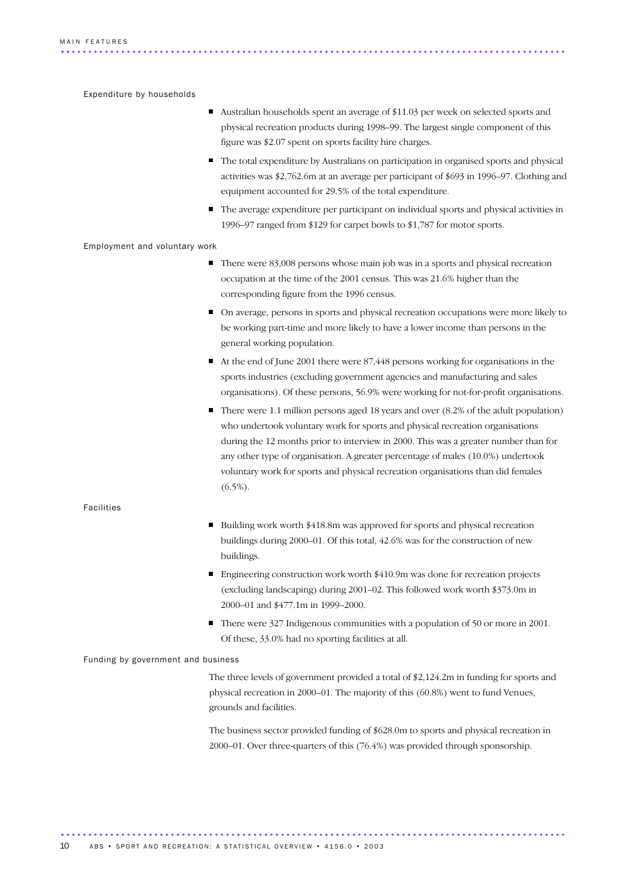### Expenditure by households

- Australian households spent an average of $11.03 per week on selected sports and physical recreation products during 1998–99. The largest single component of this figure was $2.07 spent on sports facility hire charges.
- The total expenditure by Australians on participation in organised sports and physical activities was $2,762.6m at an average per participant of $693 in 1996–97. Clothing and equipment accounted for 29.5% of the total expenditure.
- The average expenditure per participant on individual sports and physical activities in 1996–97 ranged from $129 for carpet bowls to $1,787 for motor sports.

### Employment and voluntary work

- There were 83,008 persons whose main job was in a sports and physical recreation occupation at the time of the 2001 census. This was 21.6% higher than the corresponding figure from the 1996 census.
- On average, persons in sports and physical recreation occupations were more likely to be working part-time and more likely to have a lower income than persons in the general working population.
- At the end of June 2001 there were 87,448 persons working for organisations in the sports industries (excluding government agencies and manufacturing and sales organisations). Of these persons, 56.9% were working for not-for-profit organisations.
- There were 1.1 million persons aged 18 years and over (8.2% of the adult population) who undertook voluntary work for sports and physical recreation organisations during the 12 months prior to interview in 2000. This was a greater number than for any other type of organisation. A greater percentage of males (10.0%) undertook voluntary work for sports and physical recreation organisations than did females (6.5%).

### Facilities

- Building work worth $418.8m was approved for sports and physical recreation buildings during 2000–01. Of this total, 42.6% was for the construction of new buildings.
- Engineering construction work worth $410.9m was done for recreation projects (excluding landscaping) during 2001–02. This followed work worth $373.0m in 2000–01 and $477.1m in 1999–2000.
- There were 327 Indigenous communities with a population of 50 or more in 2001. Of these, 33.0% had no sporting facilities at all.

### Funding by government and business

The three levels of government provided a total of $2,124.2m in funding for sports and physical recreation in 2000–01. The majority of this (60.8%) went to fund Venues, grounds and facilities.

The business sector provided funding of $628.0m to sports and physical recreation in 2000–01. Over three-quarters of this (76.4%) was provided through sponsorship.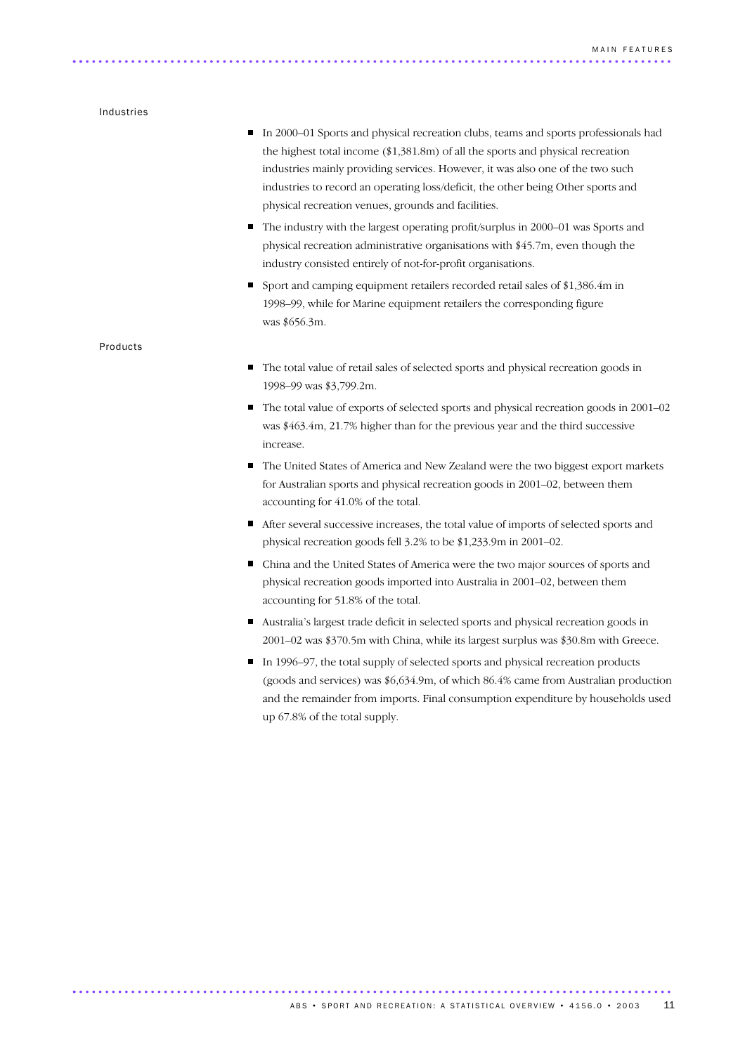## Industries

- In 2000–01 Sports and physical recreation clubs, teams and sports professionals had the highest total income ($1,381.8m) of all the sports and physical recreation industries mainly providing services. However, it was also one of the two such industries to record an operating loss/deficit, the other being Other sports and physical recreation venues, grounds and facilities.
- The industry with the largest operating profit/surplus in 2000–01 was Sports and physical recreation administrative organisations with $45.7m, even though the industry consisted entirely of not-for-profit organisations.
- Sport and camping equipment retailers recorded retail sales of $1,386.4m in 1998–99, while for Marine equipment retailers the corresponding figure was $656.3m.

## Products

- The total value of retail sales of selected sports and physical recreation goods in 1998–99 was $3,799.2m.
- The total value of exports of selected sports and physical recreation goods in 2001–02 was $463.4m, 21.7% higher than for the previous year and the third successive increase.
- The United States of America and New Zealand were the two biggest export markets for Australian sports and physical recreation goods in 2001–02, between them accounting for 41.0% of the total.
- After several successive increases, the total value of imports of selected sports and physical recreation goods fell 3.2% to be $1,233.9m in 2001–02.
- China and the United States of America were the two major sources of sports and physical recreation goods imported into Australia in 2001–02, between them accounting for 51.8% of the total.
- Australia's largest trade deficit in selected sports and physical recreation goods in 2001–02 was $370.5m with China, while its largest surplus was $30.8m with Greece.
- In 1996–97, the total supply of selected sports and physical recreation products (goods and services) was $6,634.9m, of which 86.4% came from Australian production and the remainder from imports. Final consumption expenditure by households used up 67.8% of the total supply.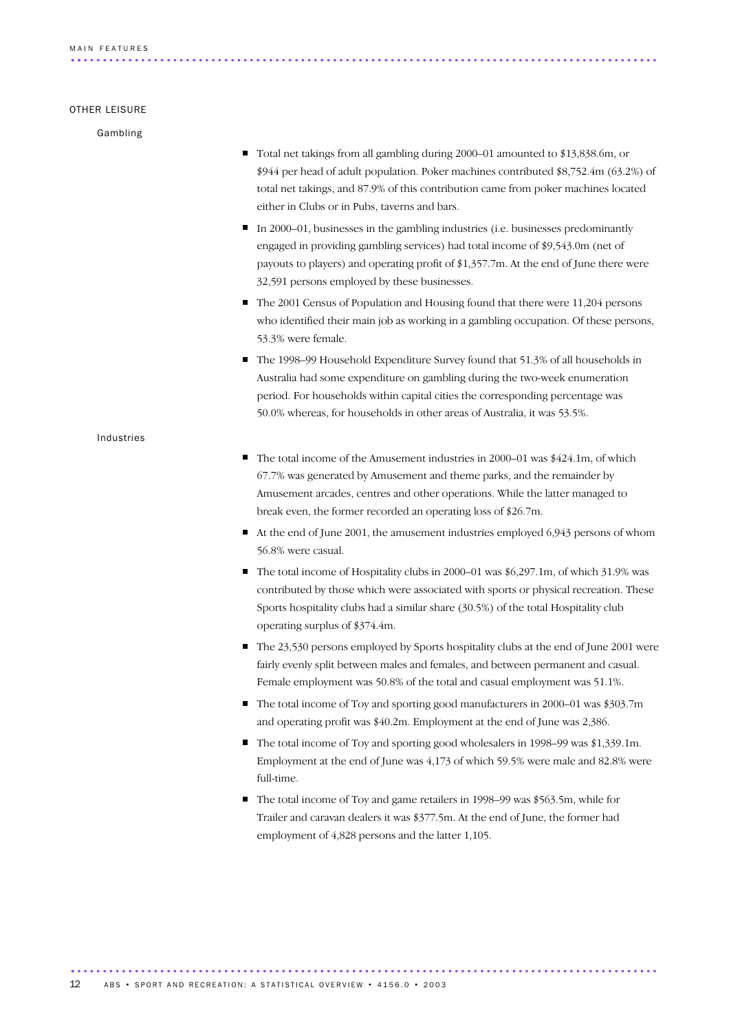## OTHER LEISURE

### Gambling

- Total net takings from all gambling during 2000–01 amounted to $13,838.6m, or $944 per head of adult population. Poker machines contributed $8,752.4m (63.2%) of total net takings, and 87.9% of this contribution came from poker machines located either in Clubs or in Pubs, taverns and bars.
- In 2000–01, businesses in the gambling industries (i.e. businesses predominantly engaged in providing gambling services) had total income of $9,543.0m (net of payouts to players) and operating profit of $1,357.7m. At the end of June there were 32,591 persons employed by these businesses.
- The 2001 Census of Population and Housing found that there were 11,204 persons who identified their main job as working in a gambling occupation. Of these persons, 53.3% were female.
- The 1998–99 Household Expenditure Survey found that 51.3% of all households in Australia had some expenditure on gambling during the two-week enumeration period. For households within capital cities the corresponding percentage was 50.0% whereas, for households in other areas of Australia, it was 53.5%.

### Industries

- The total income of the Amusement industries in 2000–01 was $424.1m, of which 67.7% was generated by Amusement and theme parks, and the remainder by Amusement arcades, centres and other operations. While the latter managed to break even, the former recorded an operating loss of $26.7m.
- At the end of June 2001, the amusement industries employed 6,943 persons of whom 56.8% were casual.
- The total income of Hospitality clubs in 2000–01 was $6,297.1m, of which 31.9% was contributed by those which were associated with sports or physical recreation. These Sports hospitality clubs had a similar share (30.5%) of the total Hospitality club operating surplus of $374.4m.
- The 23,530 persons employed by Sports hospitality clubs at the end of June 2001 were fairly evenly split between males and females, and between permanent and casual. Female employment was 50.8% of the total and casual employment was 51.1%.
- The total income of Toy and sporting good manufacturers in 2000–01 was $303.7m and operating profit was $40.2m. Employment at the end of June was 2,386.
- The total income of Toy and sporting good wholesalers in 1998–99 was $1,339.1m. Employment at the end of June was 4,173 of which 59.5% were male and 82.8% were full-time.
- The total income of Toy and game retailers in 1998–99 was $563.5m, while for Trailer and caravan dealers it was $377.5m. At the end of June, the former had employment of 4,828 persons and the latter 1,105.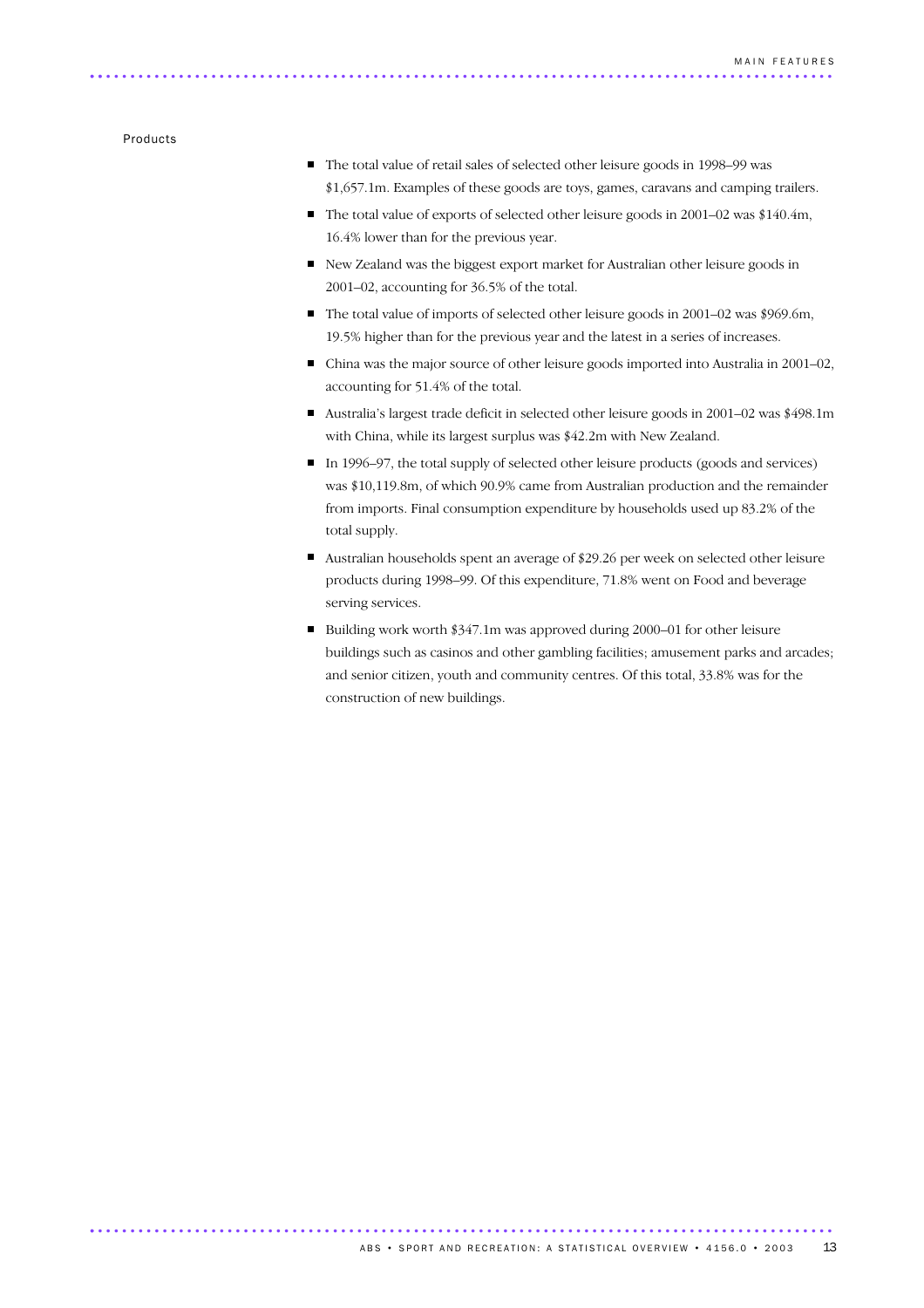Products

- The total value of retail sales of selected other leisure goods in 1998–99 was $1,657.1m. Examples of these goods are toys, games, caravans and camping trailers.
- The total value of exports of selected other leisure goods in 2001–02 was $140.4m, 16.4% lower than for the previous year.
- New Zealand was the biggest export market for Australian other leisure goods in 2001–02, accounting for 36.5% of the total.
- The total value of imports of selected other leisure goods in 2001–02 was $969.6m, 19.5% higher than for the previous year and the latest in a series of increases.
- China was the major source of other leisure goods imported into Australia in 2001–02, accounting for 51.4% of the total.
- Australia's largest trade deficit in selected other leisure goods in 2001–02 was $498.1m with China, while its largest surplus was $42.2m with New Zealand.
- In 1996–97, the total supply of selected other leisure products (goods and services) was $10,119.8m, of which 90.9% came from Australian production and the remainder from imports. Final consumption expenditure by households used up 83.2% of the total supply.
- Australian households spent an average of $29.26 per week on selected other leisure products during 1998–99. Of this expenditure, 71.8% went on Food and beverage serving services.
- Building work worth $347.1m was approved during 2000–01 for other leisure buildings such as casinos and other gambling facilities; amusement parks and arcades; and senior citizen, youth and community centres. Of this total, 33.8% was for the construction of new buildings.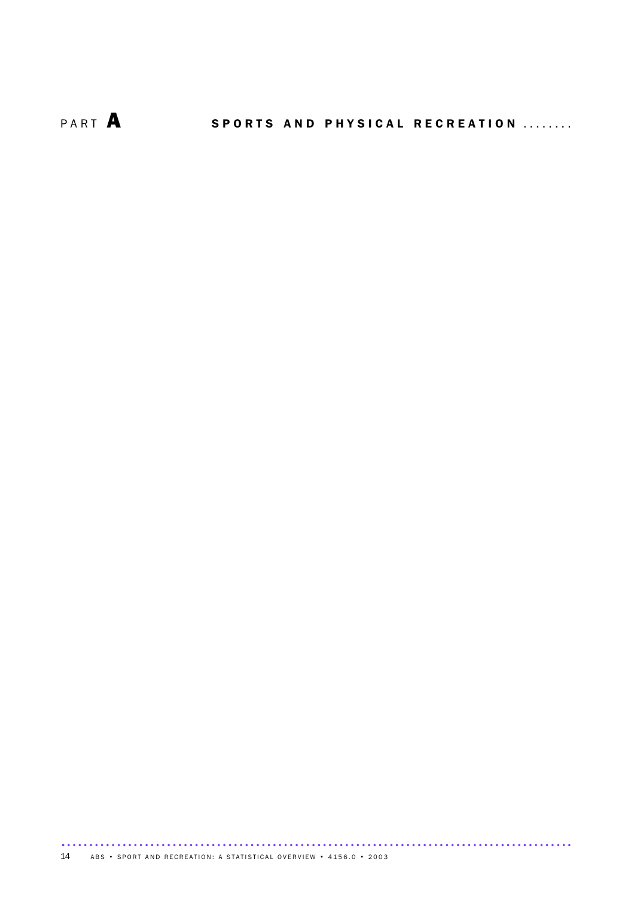# PART A SPORTS AND PHYSICAL RECREATION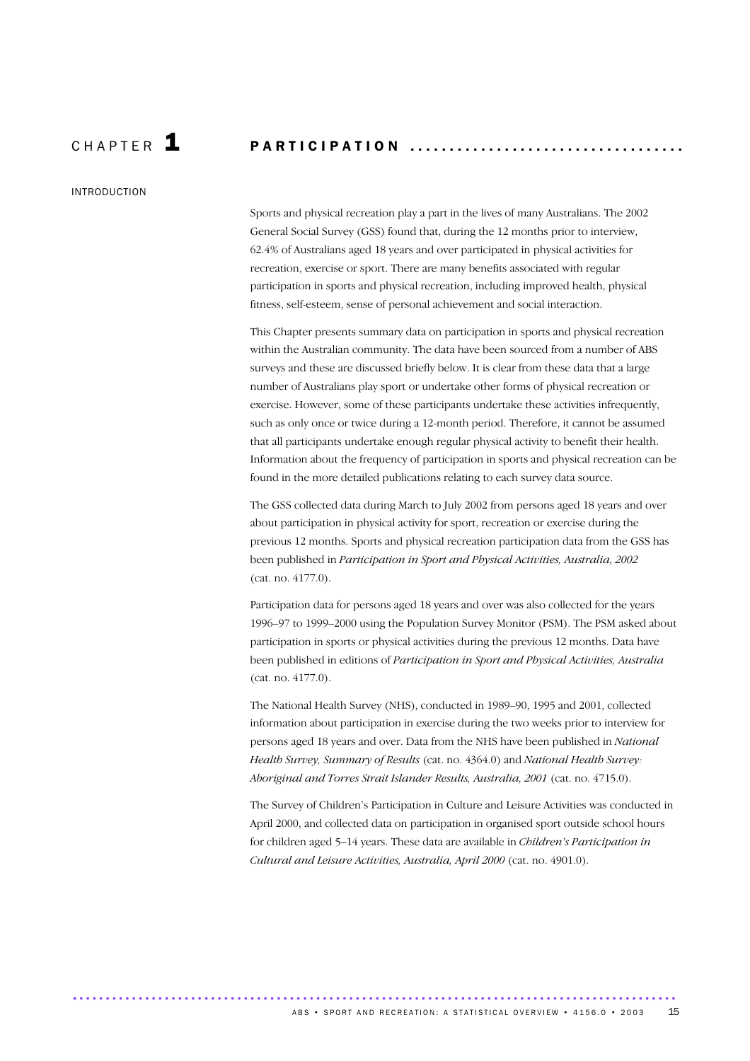# CHAPTER 1 PARTICIPATION

## INTRODUCTION

Sports and physical recreation play a part in the lives of many Australians. The 2002 General Social Survey (GSS) found that, during the 12 months prior to interview, 62.4% of Australians aged 18 years and over participated in physical activities for recreation, exercise or sport. There are many benefits associated with regular participation in sports and physical recreation, including improved health, physical fitness, self-esteem, sense of personal achievement and social interaction.

This Chapter presents summary data on participation in sports and physical recreation within the Australian community. The data have been sourced from a number of ABS surveys and these are discussed briefly below. It is clear from these data that a large number of Australians play sport or undertake other forms of physical recreation or exercise. However, some of these participants undertake these activities infrequently, such as only once or twice during a 12-month period. Therefore, it cannot be assumed that all participants undertake enough regular physical activity to benefit their health. Information about the frequency of participation in sports and physical recreation can be found in the more detailed publications relating to each survey data source.

The GSS collected data during March to July 2002 from persons aged 18 years and over about participation in physical activity for sport, recreation or exercise during the previous 12 months. Sports and physical recreation participation data from the GSS has been published in *Participation in Sport and Physical Activities, Australia, 2002* (cat. no. 4177.0).

Participation data for persons aged 18 years and over was also collected for the years 1996–97 to 1999–2000 using the Population Survey Monitor (PSM). The PSM asked about participation in sports or physical activities during the previous 12 months. Data have been published in editions of *Participation in Sport and Physical Activities, Australia* (cat. no. 4177.0).

The National Health Survey (NHS), conducted in 1989–90, 1995 and 2001, collected information about participation in exercise during the two weeks prior to interview for persons aged 18 years and over. Data from the NHS have been published in *National Health Survey, Summary of Results* (cat. no. 4364.0) and *National Health Survey: Aboriginal and Torres Strait Islander Results, Australia, 2001* (cat. no. 4715.0).

The Survey of Children's Participation in Culture and Leisure Activities was conducted in April 2000, and collected data on participation in organised sport outside school hours for children aged 5–14 years. These data are available in *Children's Participation in Cultural and Leisure Activities, Australia, April 2000* (cat. no. 4901.0).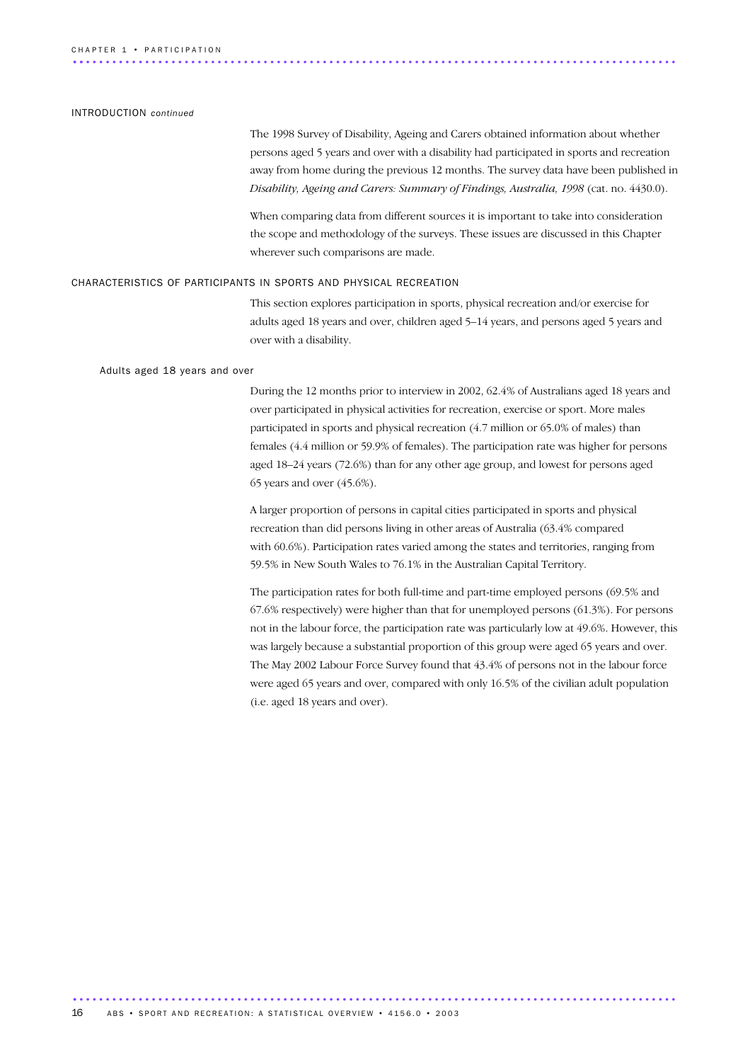## INTRODUCTION *continued*

The 1998 Survey of Disability, Ageing and Carers obtained information about whether persons aged 5 years and over with a disability had participated in sports and recreation away from home during the previous 12 months. The survey data have been published in *Disability, Ageing and Carers: Summary of Findings, Australia, 1998* (cat. no. 4430.0).

When comparing data from different sources it is important to take into consideration the scope and methodology of the surveys. These issues are discussed in this Chapter wherever such comparisons are made.

## CHARACTERISTICS OF PARTICIPANTS IN SPORTS AND PHYSICAL RECREATION

This section explores participation in sports, physical recreation and/or exercise for adults aged 18 years and over, children aged 5–14 years, and persons aged 5 years and over with a disability.

### Adults aged 18 years and over

During the 12 months prior to interview in 2002, 62.4% of Australians aged 18 years and over participated in physical activities for recreation, exercise or sport. More males participated in sports and physical recreation (4.7 million or 65.0% of males) than females (4.4 million or 59.9% of females). The participation rate was higher for persons aged 18–24 years (72.6%) than for any other age group, and lowest for persons aged 65 years and over (45.6%).

A larger proportion of persons in capital cities participated in sports and physical recreation than did persons living in other areas of Australia (63.4% compared with 60.6%). Participation rates varied among the states and territories, ranging from 59.5% in New South Wales to 76.1% in the Australian Capital Territory.

The participation rates for both full-time and part-time employed persons (69.5% and 67.6% respectively) were higher than that for unemployed persons (61.3%). For persons not in the labour force, the participation rate was particularly low at 49.6%. However, this was largely because a substantial proportion of this group were aged 65 years and over. The May 2002 Labour Force Survey found that 43.4% of persons not in the labour force were aged 65 years and over, compared with only 16.5% of the civilian adult population (i.e. aged 18 years and over).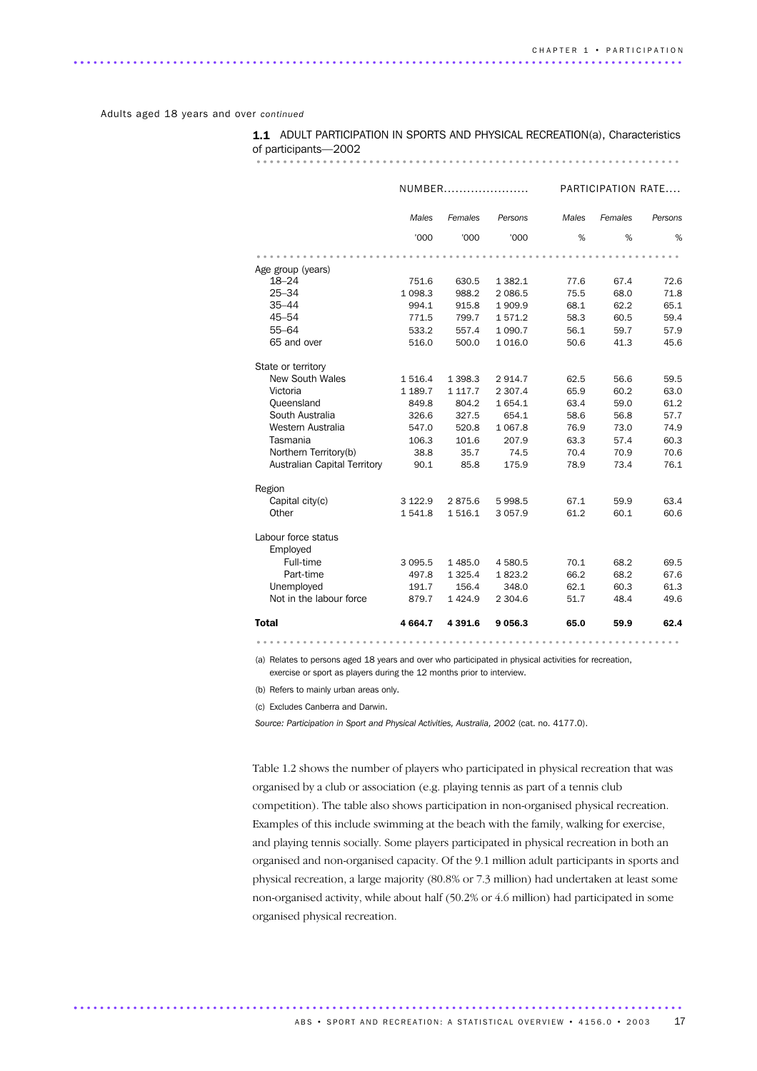Adults aged 18 years and over *continued*

**1.1** ADULT PARTICIPATION IN SPORTS AND PHYSICAL RECREATION(a), Characteristics of participants—2002

| | NUMBER | | | PARTICIPATION RATE | | |
|---|---|---|---|---|---|---|
| | *Males* | *Females* | *Persons* | *Males* | *Females* | *Persons* |
| | '000 | '000 | '000 | % | % | % |
| **Age group (years)** | | | | | | |
| 18–24 | 751.6 | 630.5 | 1 382.1 | 77.6 | 67.4 | 72.6 |
| 25–34 | 1 098.3 | 988.2 | 2 086.5 | 75.5 | 68.0 | 71.8 |
| 35–44 | 994.1 | 915.8 | 1 909.9 | 68.1 | 62.2 | 65.1 |
| 45–54 | 771.5 | 799.7 | 1 571.2 | 58.3 | 60.5 | 59.4 |
| 55–64 | 533.2 | 557.4 | 1 090.7 | 56.1 | 59.7 | 57.9 |
| 65 and over | 516.0 | 500.0 | 1 016.0 | 50.6 | 41.3 | 45.6 |
| **State or territory** | | | | | | |
| New South Wales | 1 516.4 | 1 398.3 | 2 914.7 | 62.5 | 56.6 | 59.5 |
| Victoria | 1 189.7 | 1 117.7 | 2 307.4 | 65.9 | 60.2 | 63.0 |
| Queensland | 849.8 | 804.2 | 1 654.1 | 63.4 | 59.0 | 61.2 |
| South Australia | 326.6 | 327.5 | 654.1 | 58.6 | 56.8 | 57.7 |
| Western Australia | 547.0 | 520.8 | 1 067.8 | 76.9 | 73.0 | 74.9 |
| Tasmania | 106.3 | 101.6 | 207.9 | 63.3 | 57.4 | 60.3 |
| Northern Territory(b) | 38.8 | 35.7 | 74.5 | 70.4 | 70.9 | 70.6 |
| Australian Capital Territory | 90.1 | 85.8 | 175.9 | 78.9 | 73.4 | 76.1 |
| **Region** | | | | | | |
| Capital city(c) | 3 122.9 | 2 875.6 | 5 998.5 | 67.1 | 59.9 | 63.4 |
| Other | 1 541.8 | 1 516.1 | 3 057.9 | 61.2 | 60.1 | 60.6 |
| **Labour force status** | | | | | | |
| Employed | | | | | | |
| Full-time | 3 095.5 | 1 485.0 | 4 580.5 | 70.1 | 68.2 | 69.5 |
| Part-time | 497.8 | 1 325.4 | 1 823.2 | 66.2 | 68.2 | 67.6 |
| Unemployed | 191.7 | 156.4 | 348.0 | 62.1 | 60.3 | 61.3 |
| Not in the labour force | 879.7 | 1 424.9 | 2 304.6 | 51.7 | 48.4 | 49.6 |
| **Total** | **4 664.7** | **4 391.6** | **9 056.3** | **65.0** | **59.9** | **62.4** |

(a) Relates to persons aged 18 years and over who participated in physical activities for recreation, exercise or sport as players during the 12 months prior to interview.

(b) Refers to mainly urban areas only.

(c) Excludes Canberra and Darwin.

*Source: Participation in Sport and Physical Activities, Australia, 2002* (cat. no. 4177.0).

Table 1.2 shows the number of players who participated in physical recreation that was organised by a club or association (e.g. playing tennis as part of a tennis club competition). The table also shows participation in non-organised physical recreation. Examples of this include swimming at the beach with the family, walking for exercise, and playing tennis socially. Some players participated in physical recreation in both an organised and non-organised capacity. Of the 9.1 million adult participants in sports and physical recreation, a large majority (80.8% or 7.3 million) had undertaken at least some non-organised activity, while about half (50.2% or 4.6 million) had participated in some organised physical recreation.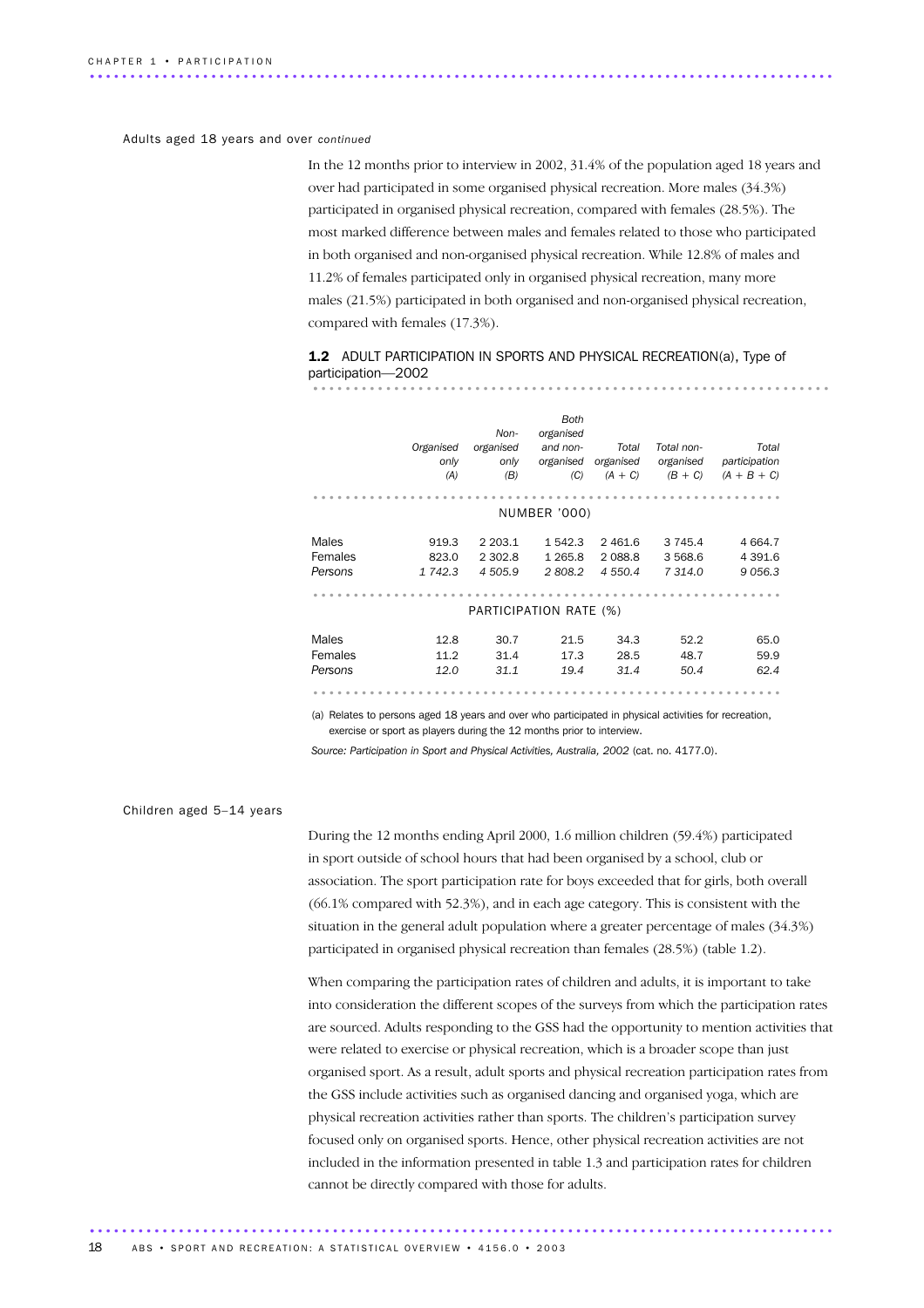## Adults aged 18 years and over *continued*

In the 12 months prior to interview in 2002, 31.4% of the population aged 18 years and over had participated in some organised physical recreation. More males (34.3%) participated in organised physical recreation, compared with females (28.5%). The most marked difference between males and females related to those who participated in both organised and non-organised physical recreation. While 12.8% of males and 11.2% of females participated only in organised physical recreation, many more males (21.5%) participated in both organised and non-organised physical recreation, compared with females (17.3%).

**1.2** ADULT PARTICIPATION IN SPORTS AND PHYSICAL RECREATION(a), Type of participation—2002

| | *Organised only (A)* | *Non-organised only (B)* | *Both organised and non-organised (C)* | *Total organised (A + C)* | *Total non-organised (B + C)* | *Total participation (A + B + C)* |
|---|---|---|---|---|---|---|
| NUMBER '000) | | | | | | |
| Males | 919.3 | 2 203.1 | 1 542.3 | 2 461.6 | 3 745.4 | 4 664.7 |
| Females | 823.0 | 2 302.8 | 1 265.8 | 2 088.8 | 3 568.6 | 4 391.6 |
| *Persons* | *1 742.3* | *4 505.9* | *2 808.2* | *4 550.4* | *7 314.0* | *9 056.3* |
| PARTICIPATION RATE (%) | | | | | | |
| Males | 12.8 | 30.7 | 21.5 | 34.3 | 52.2 | 65.0 |
| Females | 11.2 | 31.4 | 17.3 | 28.5 | 48.7 | 59.9 |
| *Persons* | *12.0* | *31.1* | *19.4* | *31.4* | *50.4* | *62.4* |

(a) Relates to persons aged 18 years and over who participated in physical activities for recreation, exercise or sport as players during the 12 months prior to interview.

*Source: Participation in Sport and Physical Activities, Australia, 2002* (cat. no. 4177.0).

## Children aged 5–14 years

During the 12 months ending April 2000, 1.6 million children (59.4%) participated in sport outside of school hours that had been organised by a school, club or association. The sport participation rate for boys exceeded that for girls, both overall (66.1% compared with 52.3%), and in each age category. This is consistent with the situation in the general adult population where a greater percentage of males (34.3%) participated in organised physical recreation than females (28.5%) (table 1.2).

When comparing the participation rates of children and adults, it is important to take into consideration the different scopes of the surveys from which the participation rates are sourced. Adults responding to the GSS had the opportunity to mention activities that were related to exercise or physical recreation, which is a broader scope than just organised sport. As a result, adult sports and physical recreation participation rates from the GSS include activities such as organised dancing and organised yoga, which are physical recreation activities rather than sports. The children's participation survey focused only on organised sports. Hence, other physical recreation activities are not included in the information presented in table 1.3 and participation rates for children cannot be directly compared with those for adults.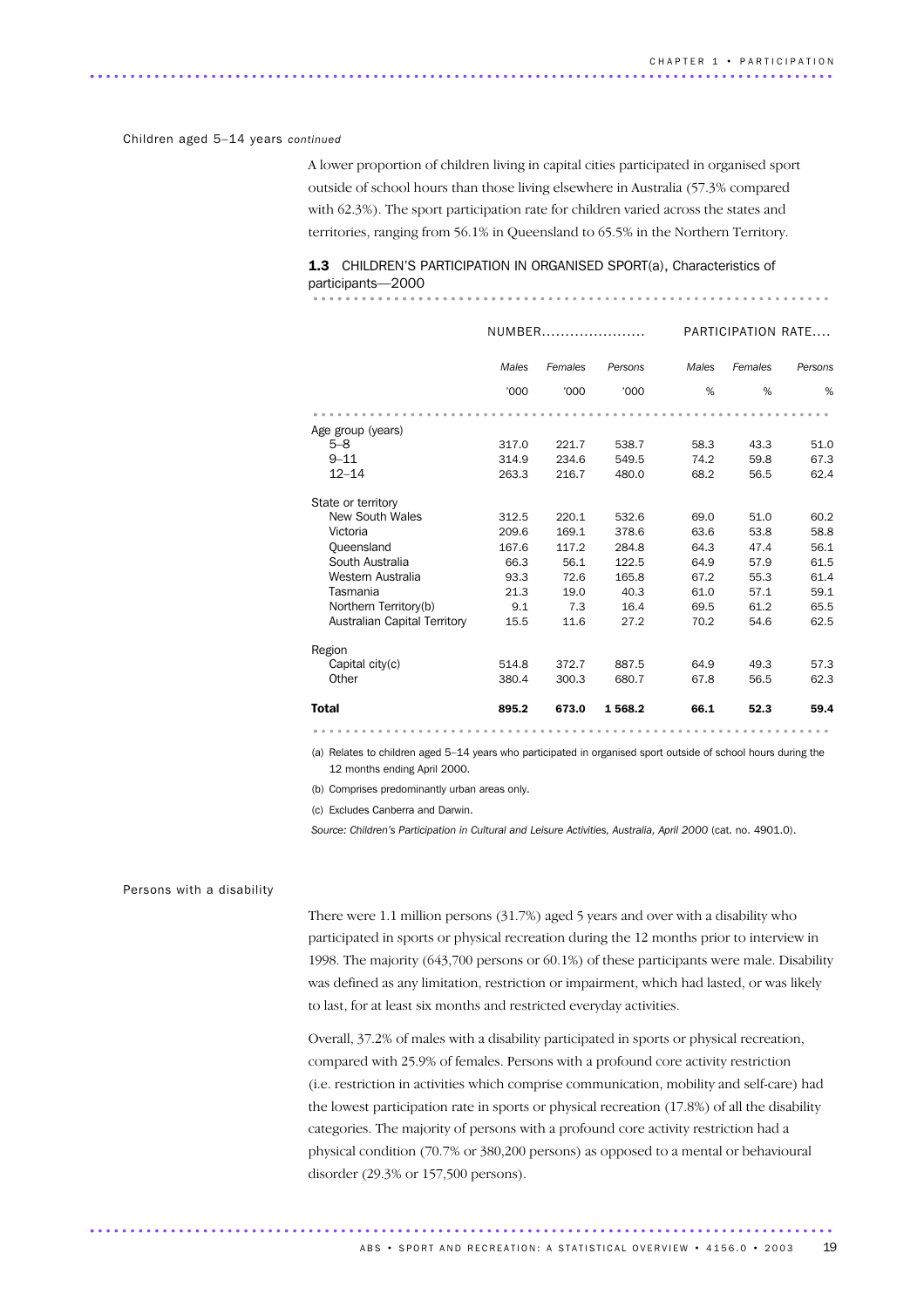Children aged 5–14 years *continued*

A lower proportion of children living in capital cities participated in organised sport outside of school hours than those living elsewhere in Australia (57.3% compared with 62.3%). The sport participation rate for children varied across the states and territories, ranging from 56.1% in Queensland to 65.5% in the Northern Territory.

**1.3** CHILDREN'S PARTICIPATION IN ORGANISED SPORT(a), Characteristics of participants—2000

| | NUMBER | | | PARTICIPATION RATE | | |
|---|---|---|---|---|---|---|
| | *Males* | *Females* | *Persons* | *Males* | *Females* | *Persons* |
| | '000 | '000 | '000 | % | % | % |
| Age group (years) | | | | | | |
| 5–8 | 317.0 | 221.7 | 538.7 | 58.3 | 43.3 | 51.0 |
| 9–11 | 314.9 | 234.6 | 549.5 | 74.2 | 59.8 | 67.3 |
| 12–14 | 263.3 | 216.7 | 480.0 | 68.2 | 56.5 | 62.4 |
| State or territory | | | | | | |
| New South Wales | 312.5 | 220.1 | 532.6 | 69.0 | 51.0 | 60.2 |
| Victoria | 209.6 | 169.1 | 378.6 | 63.6 | 53.8 | 58.8 |
| Queensland | 167.6 | 117.2 | 284.8 | 64.3 | 47.4 | 56.1 |
| South Australia | 66.3 | 56.1 | 122.5 | 64.9 | 57.9 | 61.5 |
| Western Australia | 93.3 | 72.6 | 165.8 | 67.2 | 55.3 | 61.4 |
| Tasmania | 21.3 | 19.0 | 40.3 | 61.0 | 57.1 | 59.1 |
| Northern Territory(b) | 9.1 | 7.3 | 16.4 | 69.5 | 61.2 | 65.5 |
| Australian Capital Territory | 15.5 | 11.6 | 27.2 | 70.2 | 54.6 | 62.5 |
| Region | | | | | | |
| Capital city(c) | 514.8 | 372.7 | 887.5 | 64.9 | 49.3 | 57.3 |
| Other | 380.4 | 300.3 | 680.7 | 67.8 | 56.5 | 62.3 |
| **Total** | **895.2** | **673.0** | **1 568.2** | **66.1** | **52.3** | **59.4** |

(a) Relates to children aged 5–14 years who participated in organised sport outside of school hours during the 12 months ending April 2000.

(b) Comprises predominantly urban areas only.

(c) Excludes Canberra and Darwin.

*Source: Children's Participation in Cultural and Leisure Activities, Australia, April 2000* (cat. no. 4901.0).

Persons with a disability

There were 1.1 million persons (31.7%) aged 5 years and over with a disability who participated in sports or physical recreation during the 12 months prior to interview in 1998. The majority (643,700 persons or 60.1%) of these participants were male. Disability was defined as any limitation, restriction or impairment, which had lasted, or was likely to last, for at least six months and restricted everyday activities.

Overall, 37.2% of males with a disability participated in sports or physical recreation, compared with 25.9% of females. Persons with a profound core activity restriction (i.e. restriction in activities which comprise communication, mobility and self-care) had the lowest participation rate in sports or physical recreation (17.8%) of all the disability categories. The majority of persons with a profound core activity restriction had a physical condition (70.7% or 380,200 persons) as opposed to a mental or behavioural disorder (29.3% or 157,500 persons).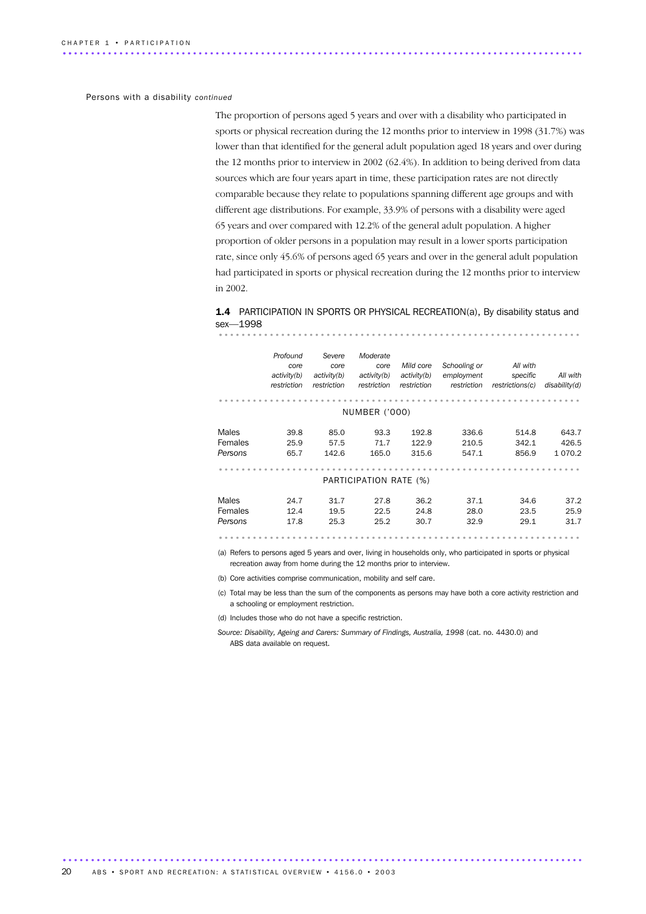Persons with a disability *continued*

The proportion of persons aged 5 years and over with a disability who participated in sports or physical recreation during the 12 months prior to interview in 1998 (31.7%) was lower than that identified for the general adult population aged 18 years and over during the 12 months prior to interview in 2002 (62.4%). In addition to being derived from data sources which are four years apart in time, these participation rates are not directly comparable because they relate to populations spanning different age groups and with different age distributions. For example, 33.9% of persons with a disability were aged 65 years and over compared with 12.2% of the general adult population. A higher proportion of older persons in a population may result in a lower sports participation rate, since only 45.6% of persons aged 65 years and over in the general adult population had participated in sports or physical recreation during the 12 months prior to interview in 2002.

**1.4** PARTICIPATION IN SPORTS OR PHYSICAL RECREATION(a), By disability status and sex—1998

| | *Profound core activity(b) restriction* | *Severe core activity(b) restriction* | *Moderate core activity(b) restriction* | *Mild core activity(b) restriction* | *Schooling or employment restriction* | *All with specific restrictions(c)* | *All with disability(d)* |
|---|---|---|---|---|---|---|---|
| | | | NUMBER ('000) | | | | |
| Males | 39.8 | 85.0 | 93.3 | 192.8 | 336.6 | 514.8 | 643.7 |
| Females | 25.9 | 57.5 | 71.7 | 122.9 | 210.5 | 342.1 | 426.5 |
| *Persons* | 65.7 | 142.6 | 165.0 | 315.6 | 547.1 | 856.9 | 1 070.2 |
| | | | PARTICIPATION RATE (%) | | | | |
| Males | 24.7 | 31.7 | 27.8 | 36.2 | 37.1 | 34.6 | 37.2 |
| Females | 12.4 | 19.5 | 22.5 | 24.8 | 28.0 | 23.5 | 25.9 |
| *Persons* | 17.8 | 25.3 | 25.2 | 30.7 | 32.9 | 29.1 | 31.7 |

(a) Refers to persons aged 5 years and over, living in households only, who participated in sports or physical recreation away from home during the 12 months prior to interview.

(b) Core activities comprise communication, mobility and self care.

(c) Total may be less than the sum of the components as persons may have both a core activity restriction and a schooling or employment restriction.

(d) Includes those who do not have a specific restriction.

*Source: Disability, Ageing and Carers: Summary of Findings, Australia, 1998* (cat. no. 4430.0) and ABS data available on request.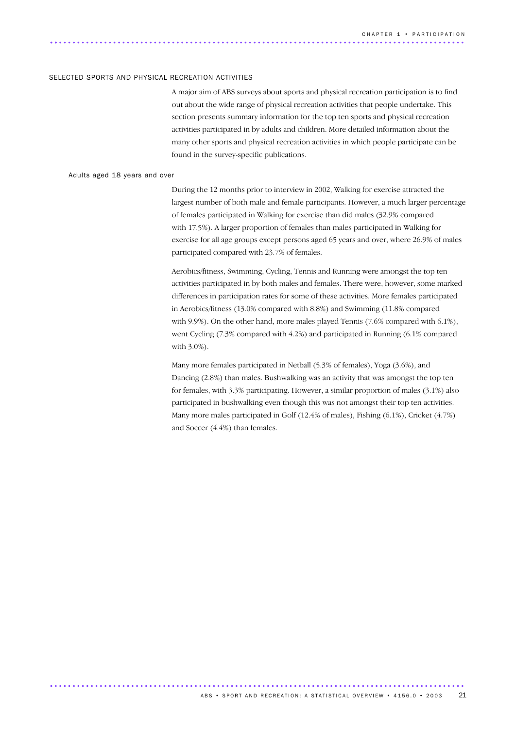## SELECTED SPORTS AND PHYSICAL RECREATION ACTIVITIES

A major aim of ABS surveys about sports and physical recreation participation is to find out about the wide range of physical recreation activities that people undertake. This section presents summary information for the top ten sports and physical recreation activities participated in by adults and children. More detailed information about the many other sports and physical recreation activities in which people participate can be found in the survey-specific publications.

### Adults aged 18 years and over

During the 12 months prior to interview in 2002, Walking for exercise attracted the largest number of both male and female participants. However, a much larger percentage of females participated in Walking for exercise than did males (32.9% compared with 17.5%). A larger proportion of females than males participated in Walking for exercise for all age groups except persons aged 65 years and over, where 26.9% of males participated compared with 23.7% of females.

Aerobics/fitness, Swimming, Cycling, Tennis and Running were amongst the top ten activities participated in by both males and females. There were, however, some marked differences in participation rates for some of these activities. More females participated in Aerobics/fitness (13.0% compared with 8.8%) and Swimming (11.8% compared with 9.9%). On the other hand, more males played Tennis (7.6% compared with 6.1%), went Cycling (7.3% compared with 4.2%) and participated in Running (6.1% compared with 3.0%).

Many more females participated in Netball (5.3% of females), Yoga (3.6%), and Dancing (2.8%) than males. Bushwalking was an activity that was amongst the top ten for females, with 3.3% participating. However, a similar proportion of males (3.1%) also participated in bushwalking even though this was not amongst their top ten activities. Many more males participated in Golf (12.4% of males), Fishing (6.1%), Cricket (4.7%) and Soccer (4.4%) than females.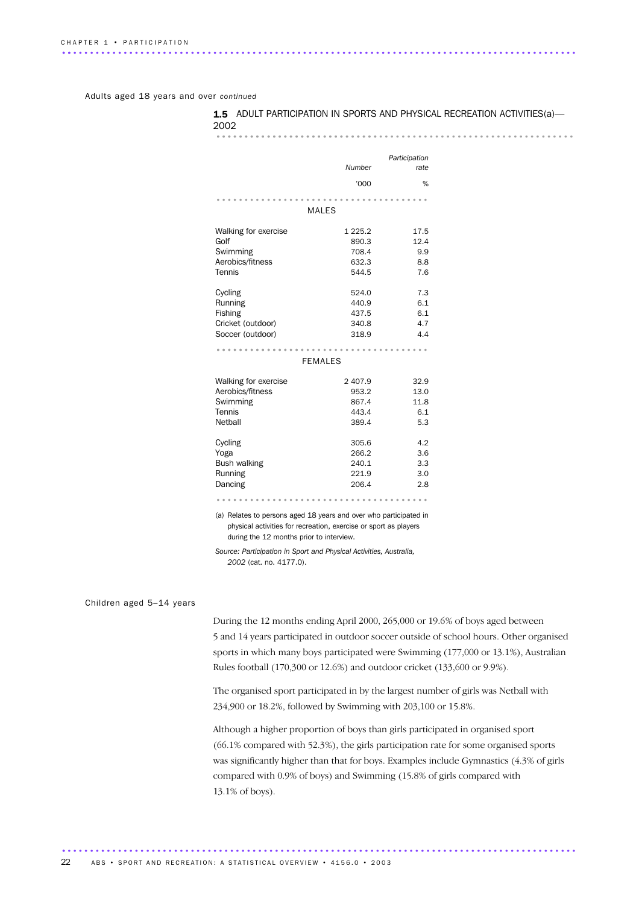Adults aged 18 years and over *continued*

**1.5** ADULT PARTICIPATION IN SPORTS AND PHYSICAL RECREATION ACTIVITIES(a)—2002

| | Number | Participation rate |
|---|---|---|
| | '000 | % |
| **MALES** | | |
| Walking for exercise | 1 225.2 | 17.5 |
| Golf | 890.3 | 12.4 |
| Swimming | 708.4 | 9.9 |
| Aerobics/fitness | 632.3 | 8.8 |
| Tennis | 544.5 | 7.6 |
| Cycling | 524.0 | 7.3 |
| Running | 440.9 | 6.1 |
| Fishing | 437.5 | 6.1 |
| Cricket (outdoor) | 340.8 | 4.7 |
| Soccer (outdoor) | 318.9 | 4.4 |
| **FEMALES** | | |
| Walking for exercise | 2 407.9 | 32.9 |
| Aerobics/fitness | 953.2 | 13.0 |
| Swimming | 867.4 | 11.8 |
| Tennis | 443.4 | 6.1 |
| Netball | 389.4 | 5.3 |
| Cycling | 305.6 | 4.2 |
| Yoga | 266.2 | 3.6 |
| Bush walking | 240.1 | 3.3 |
| Running | 221.9 | 3.0 |
| Dancing | 206.4 | 2.8 |

(a) Relates to persons aged 18 years and over who participated in physical activities for recreation, exercise or sport as players during the 12 months prior to interview.

*Source: Participation in Sport and Physical Activities, Australia, 2002* (cat. no. 4177.0).

Children aged 5–14 years

During the 12 months ending April 2000, 265,000 or 19.6% of boys aged between 5 and 14 years participated in outdoor soccer outside of school hours. Other organised sports in which many boys participated were Swimming (177,000 or 13.1%), Australian Rules football (170,300 or 12.6%) and outdoor cricket (133,600 or 9.9%).

The organised sport participated in by the largest number of girls was Netball with 234,900 or 18.2%, followed by Swimming with 203,100 or 15.8%.

Although a higher proportion of boys than girls participated in organised sport (66.1% compared with 52.3%), the girls participation rate for some organised sports was significantly higher than that for boys. Examples include Gymnastics (4.3% of girls compared with 0.9% of boys) and Swimming (15.8% of girls compared with 13.1% of boys).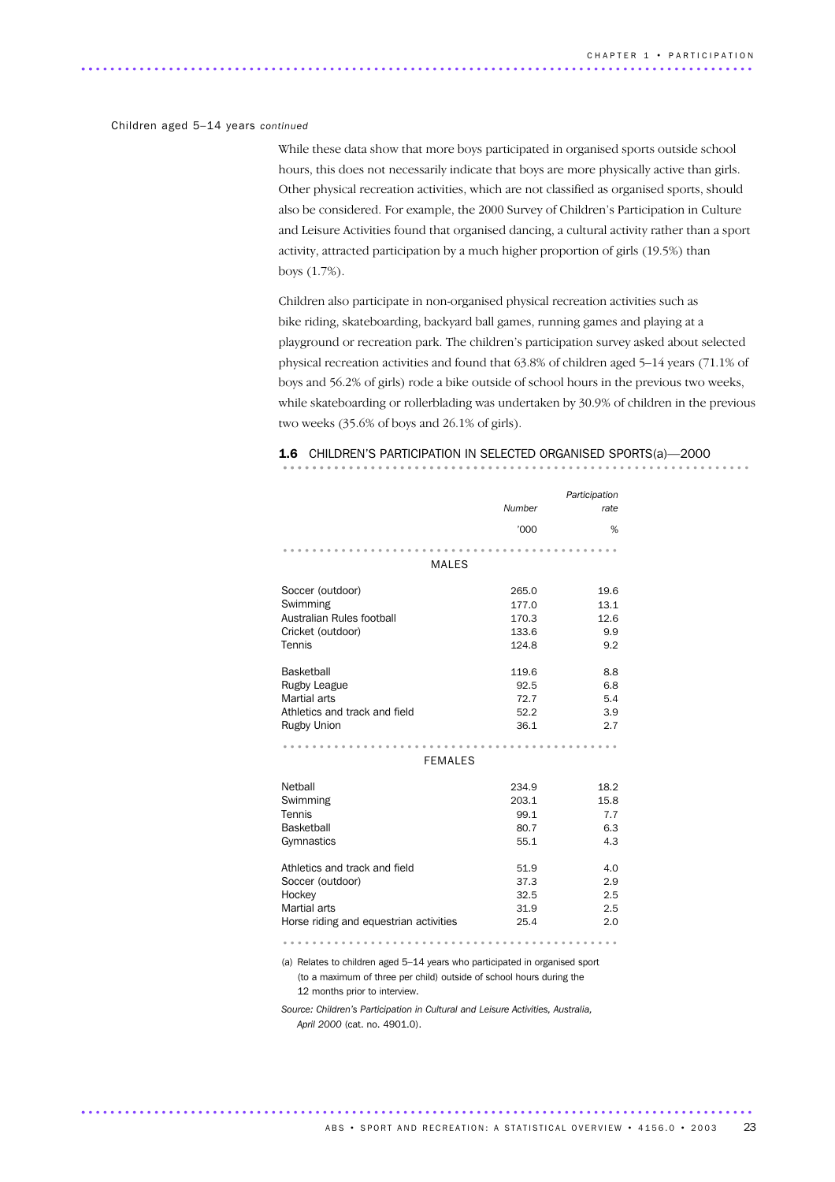Children aged 5–14 years *continued*

While these data show that more boys participated in organised sports outside school hours, this does not necessarily indicate that boys are more physically active than girls. Other physical recreation activities, which are not classified as organised sports, should also be considered. For example, the 2000 Survey of Children's Participation in Culture and Leisure Activities found that organised dancing, a cultural activity rather than a sport activity, attracted participation by a much higher proportion of girls (19.5%) than boys (1.7%).

Children also participate in non-organised physical recreation activities such as bike riding, skateboarding, backyard ball games, running games and playing at a playground or recreation park. The children's participation survey asked about selected physical recreation activities and found that 63.8% of children aged 5–14 years (71.1% of boys and 56.2% of girls) rode a bike outside of school hours in the previous two weeks, while skateboarding or rollerblading was undertaken by 30.9% of children in the previous two weeks (35.6% of boys and 26.1% of girls).

**1.6** CHILDREN'S PARTICIPATION IN SELECTED ORGANISED SPORTS(a)—2000

| | *Number* | *Participation rate* |
|---|---|---|
| | '000 | % |
| **MALES** | | |
| Soccer (outdoor) | 265.0 | 19.6 |
| Swimming | 177.0 | 13.1 |
| Australian Rules football | 170.3 | 12.6 |
| Cricket (outdoor) | 133.6 | 9.9 |
| Tennis | 124.8 | 9.2 |
| Basketball | 119.6 | 8.8 |
| Rugby League | 92.5 | 6.8 |
| Martial arts | 72.7 | 5.4 |
| Athletics and track and field | 52.2 | 3.9 |
| Rugby Union | 36.1 | 2.7 |
| **FEMALES** | | |
| Netball | 234.9 | 18.2 |
| Swimming | 203.1 | 15.8 |
| Tennis | 99.1 | 7.7 |
| Basketball | 80.7 | 6.3 |
| Gymnastics | 55.1 | 4.3 |
| Athletics and track and field | 51.9 | 4.0 |
| Soccer (outdoor) | 37.3 | 2.9 |
| Hockey | 32.5 | 2.5 |
| Martial arts | 31.9 | 2.5 |
| Horse riding and equestrian activities | 25.4 | 2.0 |

(a) Relates to children aged 5–14 years who participated in organised sport (to a maximum of three per child) outside of school hours during the 12 months prior to interview.

*Source: Children's Participation in Cultural and Leisure Activities, Australia, April 2000* (cat. no. 4901.0).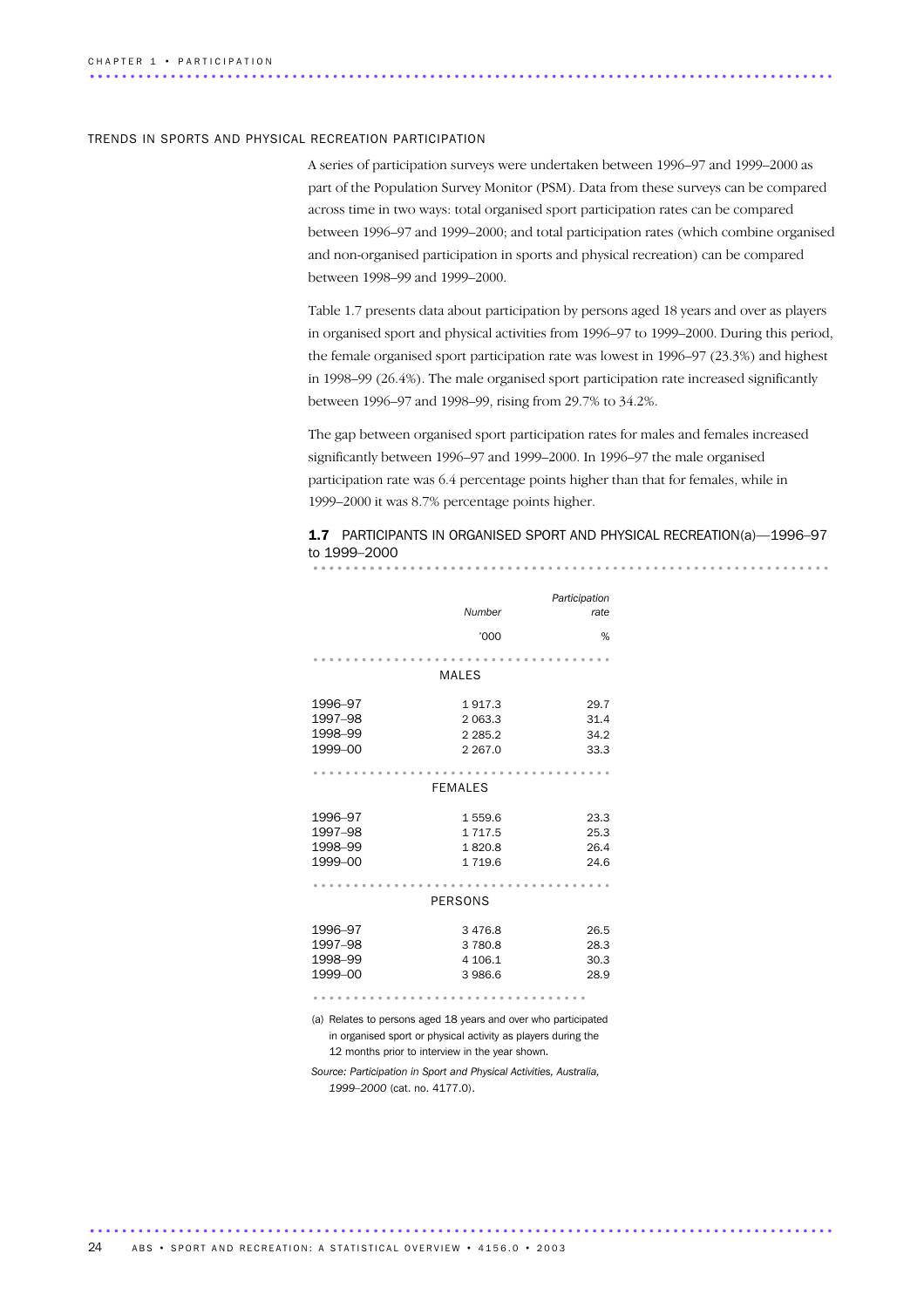## TRENDS IN SPORTS AND PHYSICAL RECREATION PARTICIPATION

A series of participation surveys were undertaken between 1996–97 and 1999–2000 as part of the Population Survey Monitor (PSM). Data from these surveys can be compared across time in two ways: total organised sport participation rates can be compared between 1996–97 and 1999–2000; and total participation rates (which combine organised and non-organised participation in sports and physical recreation) can be compared between 1998–99 and 1999–2000.

Table 1.7 presents data about participation by persons aged 18 years and over as players in organised sport and physical activities from 1996–97 to 1999–2000. During this period, the female organised sport participation rate was lowest in 1996–97 (23.3%) and highest in 1998–99 (26.4%). The male organised sport participation rate increased significantly between 1996–97 and 1998–99, rising from 29.7% to 34.2%.

The gap between organised sport participation rates for males and females increased significantly between 1996–97 and 1999–2000. In 1996–97 the male organised participation rate was 6.4 percentage points higher than that for females, while in 1999–2000 it was 8.7% percentage points higher.

**1.7** PARTICIPANTS IN ORGANISED SPORT AND PHYSICAL RECREATION(a)—1996–97 to 1999–2000

| | Number | Participation rate |
|---|---|---|
| | '000 | % |
| **MALES** | | |
| 1996–97 | 1 917.3 | 29.7 |
| 1997–98 | 2 063.3 | 31.4 |
| 1998–99 | 2 285.2 | 34.2 |
| 1999–00 | 2 267.0 | 33.3 |
| **FEMALES** | | |
| 1996–97 | 1 559.6 | 23.3 |
| 1997–98 | 1 717.5 | 25.3 |
| 1998–99 | 1 820.8 | 26.4 |
| 1999–00 | 1 719.6 | 24.6 |
| **PERSONS** | | |
| 1996–97 | 3 476.8 | 26.5 |
| 1997–98 | 3 780.8 | 28.3 |
| 1998–99 | 4 106.1 | 30.3 |
| 1999–00 | 3 986.6 | 28.9 |

(a) Relates to persons aged 18 years and over who participated in organised sport or physical activity as players during the 12 months prior to interview in the year shown.

*Source: Participation in Sport and Physical Activities, Australia, 1999–2000* (cat. no. 4177.0).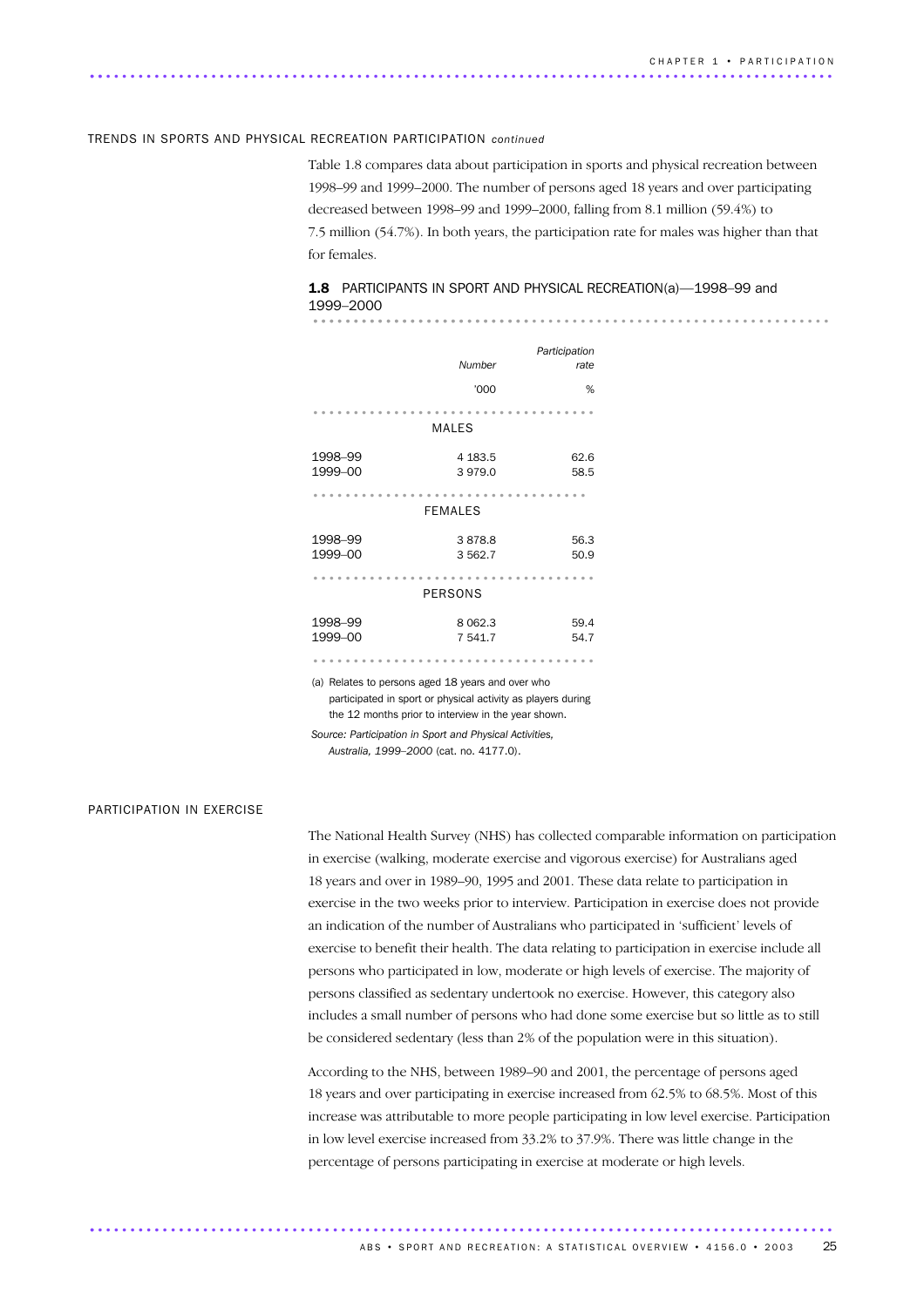## TRENDS IN SPORTS AND PHYSICAL RECREATION PARTICIPATION *continued*

Table 1.8 compares data about participation in sports and physical recreation between 1998–99 and 1999–2000. The number of persons aged 18 years and over participating decreased between 1998–99 and 1999–2000, falling from 8.1 million (59.4%) to 7.5 million (54.7%). In both years, the participation rate for males was higher than that for females.

**1.8** PARTICIPANTS IN SPORT AND PHYSICAL RECREATION(a)—1998–99 and 1999–2000

| | *Number* | *Participation rate* |
|---|---|---|
| | '000 | % |
| **MALES** | | |
| 1998–99 | 4 183.5 | 62.6 |
| 1999–00 | 3 979.0 | 58.5 |
| **FEMALES** | | |
| 1998–99 | 3 878.8 | 56.3 |
| 1999–00 | 3 562.7 | 50.9 |
| **PERSONS** | | |
| 1998–99 | 8 062.3 | 59.4 |
| 1999–00 | 7 541.7 | 54.7 |

(a) Relates to persons aged 18 years and over who participated in sport or physical activity as players during the 12 months prior to interview in the year shown.

*Source: Participation in Sport and Physical Activities, Australia, 1999–2000* (cat. no. 4177.0).

## PARTICIPATION IN EXERCISE

The National Health Survey (NHS) has collected comparable information on participation in exercise (walking, moderate exercise and vigorous exercise) for Australians aged 18 years and over in 1989–90, 1995 and 2001. These data relate to participation in exercise in the two weeks prior to interview. Participation in exercise does not provide an indication of the number of Australians who participated in 'sufficient' levels of exercise to benefit their health. The data relating to participation in exercise include all persons who participated in low, moderate or high levels of exercise. The majority of persons classified as sedentary undertook no exercise. However, this category also includes a small number of persons who had done some exercise but so little as to still be considered sedentary (less than 2% of the population were in this situation).

According to the NHS, between 1989–90 and 2001, the percentage of persons aged 18 years and over participating in exercise increased from 62.5% to 68.5%. Most of this increase was attributable to more people participating in low level exercise. Participation in low level exercise increased from 33.2% to 37.9%. There was little change in the percentage of persons participating in exercise at moderate or high levels.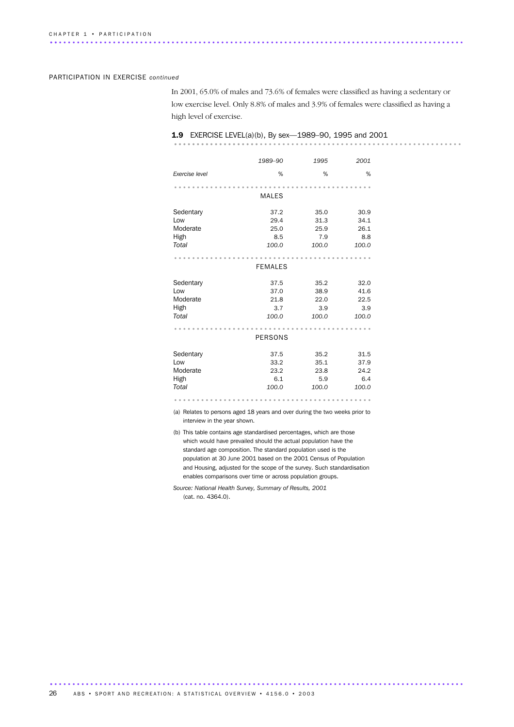PARTICIPATION IN EXERCISE *continued*

In 2001, 65.0% of males and 73.6% of females were classified as having a sedentary or low exercise level. Only 8.8% of males and 3.9% of females were classified as having a high level of exercise.

**1.9** EXERCISE LEVEL(a)(b), By sex—1989–90, 1995 and 2001

| | *1989–90* | *1995* | *2001* |
|---|---|---|---|
| *Exercise level* | % | % | % |
| **MALES** | | | |
| Sedentary | 37.2 | 35.0 | 30.9 |
| Low | 29.4 | 31.3 | 34.1 |
| Moderate | 25.0 | 25.9 | 26.1 |
| High | 8.5 | 7.9 | 8.8 |
| *Total* | *100.0* | *100.0* | *100.0* |
| **FEMALES** | | | |
| Sedentary | 37.5 | 35.2 | 32.0 |
| Low | 37.0 | 38.9 | 41.6 |
| Moderate | 21.8 | 22.0 | 22.5 |
| High | 3.7 | 3.9 | 3.9 |
| *Total* | *100.0* | *100.0* | *100.0* |
| **PERSONS** | | | |
| Sedentary | 37.5 | 35.2 | 31.5 |
| Low | 33.2 | 35.1 | 37.9 |
| Moderate | 23.2 | 23.8 | 24.2 |
| High | 6.1 | 5.9 | 6.4 |
| *Total* | *100.0* | *100.0* | *100.0* |

(a) Relates to persons aged 18 years and over during the two weeks prior to interview in the year shown.

(b) This table contains age standardised percentages, which are those which would have prevailed should the actual population have the standard age composition. The standard population used is the population at 30 June 2001 based on the 2001 Census of Population and Housing, adjusted for the scope of the survey. Such standardisation enables comparisons over time or across population groups.

*Source: National Health Survey, Summary of Results, 2001* (cat. no. 4364.0).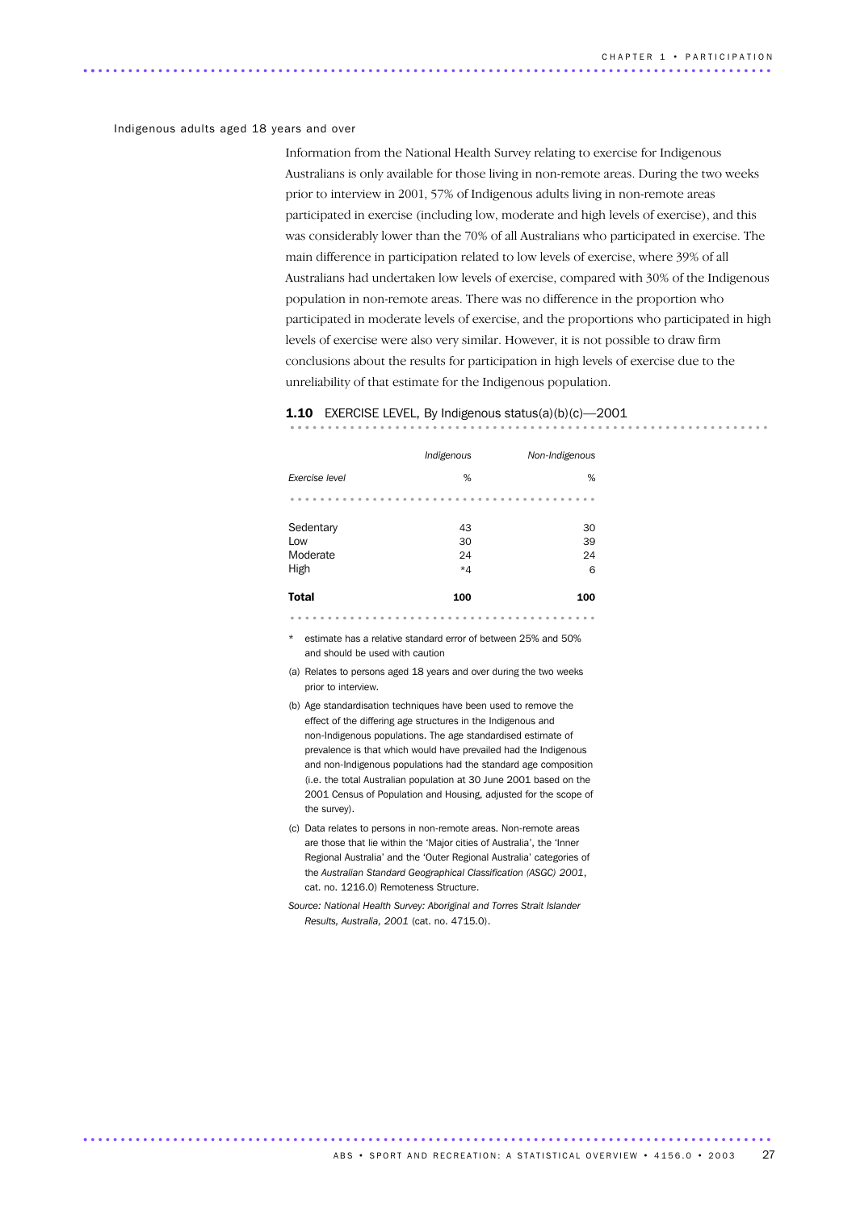### Indigenous adults aged 18 years and over

Information from the National Health Survey relating to exercise for Indigenous Australians is only available for those living in non-remote areas. During the two weeks prior to interview in 2001, 57% of Indigenous adults living in non-remote areas participated in exercise (including low, moderate and high levels of exercise), and this was considerably lower than the 70% of all Australians who participated in exercise. The main difference in participation related to low levels of exercise, where 39% of all Australians had undertaken low levels of exercise, compared with 30% of the Indigenous population in non-remote areas. There was no difference in the proportion who participated in moderate levels of exercise, and the proportions who participated in high levels of exercise were also very similar. However, it is not possible to draw firm conclusions about the results for participation in high levels of exercise due to the unreliability of that estimate for the Indigenous population.

**1.10** EXERCISE LEVEL, By Indigenous status(a)(b)(c)—2001

| | *Indigenous* | *Non-Indigenous* |
|---|---|---|
| *Exercise level* | % | % |
| Sedentary | 43 | 30 |
| Low | 30 | 39 |
| Moderate | 24 | 24 |
| High | *4 | 6 |
| **Total** | **100** | **100** |

\* estimate has a relative standard error of between 25% and 50% and should be used with caution

(a) Relates to persons aged 18 years and over during the two weeks prior to interview.

(b) Age standardisation techniques have been used to remove the effect of the differing age structures in the Indigenous and non-Indigenous populations. The age standardised estimate of prevalence is that which would have prevailed had the Indigenous and non-Indigenous populations had the standard age composition (i.e. the total Australian population at 30 June 2001 based on the 2001 Census of Population and Housing, adjusted for the scope of the survey).

(c) Data relates to persons in non-remote areas. Non-remote areas are those that lie within the 'Major cities of Australia', the 'Inner Regional Australia' and the 'Outer Regional Australia' categories of the *Australian Standard Geographical Classification (ASGC) 2001*, cat. no. 1216.0) Remoteness Structure.

*Source: National Health Survey: Aboriginal and Torres Strait Islander Results, Australia, 2001* (cat. no. 4715.0).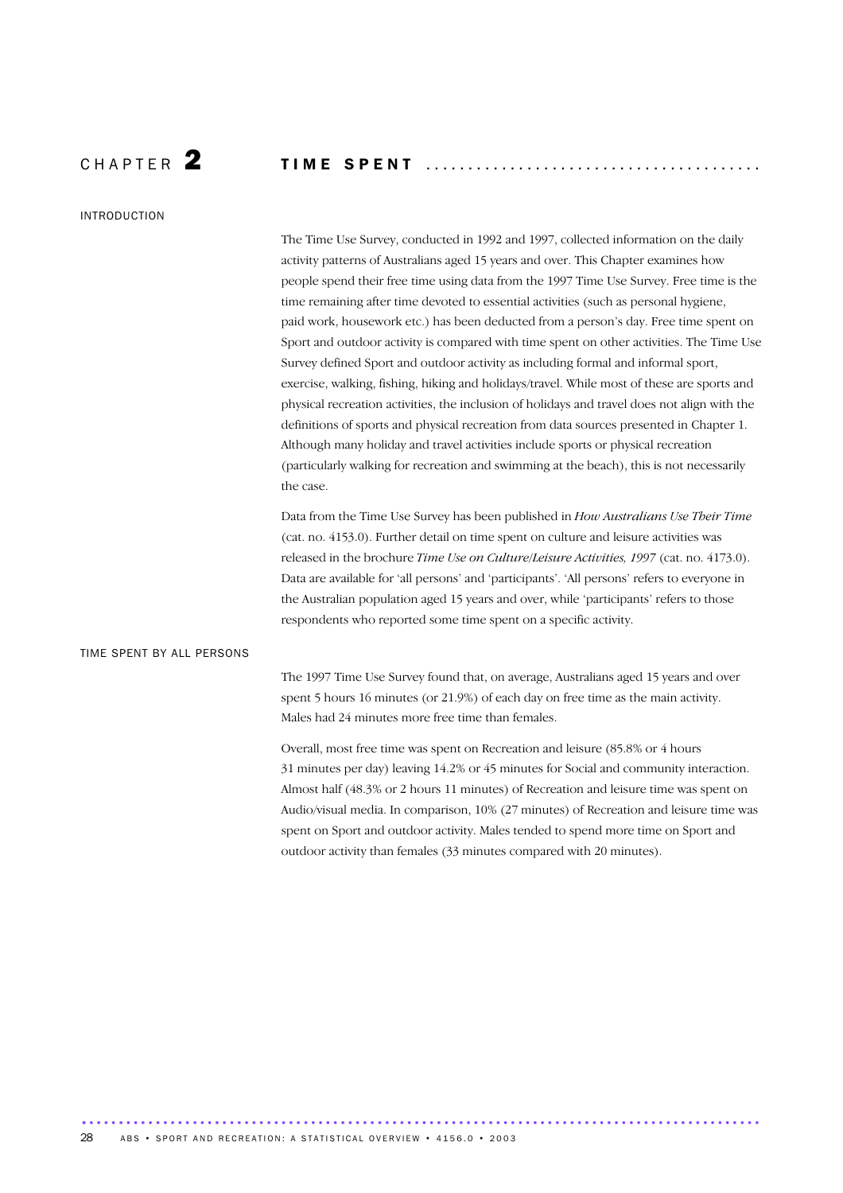# CHAPTER 2 TIME SPENT

## INTRODUCTION

The Time Use Survey, conducted in 1992 and 1997, collected information on the daily activity patterns of Australians aged 15 years and over. This Chapter examines how people spend their free time using data from the 1997 Time Use Survey. Free time is the time remaining after time devoted to essential activities (such as personal hygiene, paid work, housework etc.) has been deducted from a person's day. Free time spent on Sport and outdoor activity is compared with time spent on other activities. The Time Use Survey defined Sport and outdoor activity as including formal and informal sport, exercise, walking, fishing, hiking and holidays/travel. While most of these are sports and physical recreation activities, the inclusion of holidays and travel does not align with the definitions of sports and physical recreation from data sources presented in Chapter 1. Although many holiday and travel activities include sports or physical recreation (particularly walking for recreation and swimming at the beach), this is not necessarily the case.

Data from the Time Use Survey has been published in *How Australians Use Their Time* (cat. no. 4153.0). Further detail on time spent on culture and leisure activities was released in the brochure *Time Use on Culture/Leisure Activities, 1997* (cat. no. 4173.0). Data are available for 'all persons' and 'participants'. 'All persons' refers to everyone in the Australian population aged 15 years and over, while 'participants' refers to those respondents who reported some time spent on a specific activity.

## TIME SPENT BY ALL PERSONS

The 1997 Time Use Survey found that, on average, Australians aged 15 years and over spent 5 hours 16 minutes (or 21.9%) of each day on free time as the main activity. Males had 24 minutes more free time than females.

Overall, most free time was spent on Recreation and leisure (85.8% or 4 hours 31 minutes per day) leaving 14.2% or 45 minutes for Social and community interaction. Almost half (48.3% or 2 hours 11 minutes) of Recreation and leisure time was spent on Audio/visual media. In comparison, 10% (27 minutes) of Recreation and leisure time was spent on Sport and outdoor activity. Males tended to spend more time on Sport and outdoor activity than females (33 minutes compared with 20 minutes).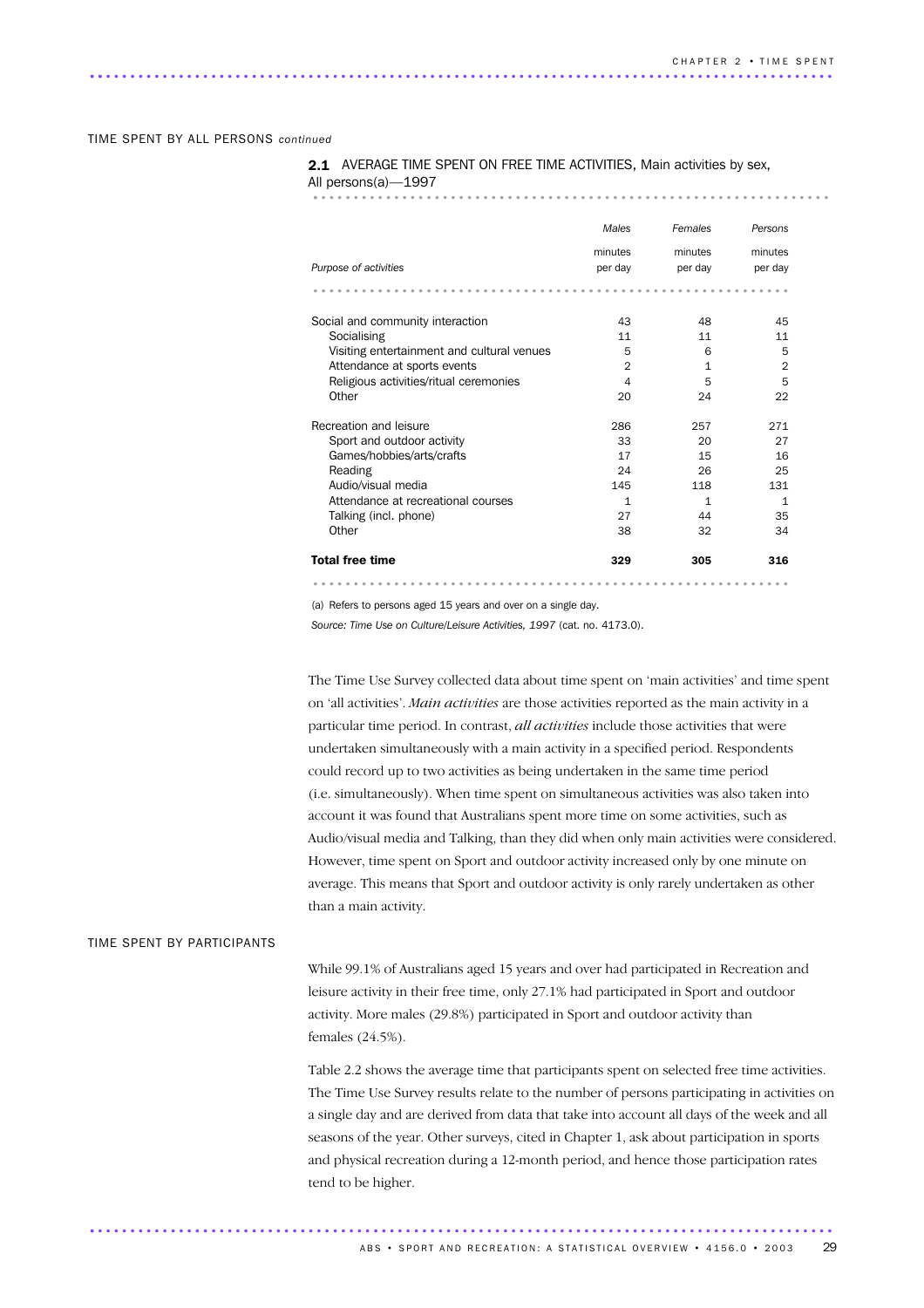TIME SPENT BY ALL PERSONS *continued*

**2.1** AVERAGE TIME SPENT ON FREE TIME ACTIVITIES, Main activities by sex, All persons(a)—1997

| *Purpose of activities* | *Males* minutes per day | *Females* minutes per day | *Persons* minutes per day |
|---|---|---|---|
| Social and community interaction | 43 | 48 | 45 |
| Socialising | 11 | 11 | 11 |
| Visiting entertainment and cultural venues | 5 | 6 | 5 |
| Attendance at sports events | 2 | 1 | 2 |
| Religious activities/ritual ceremonies | 4 | 5 | 5 |
| Other | 20 | 24 | 22 |
| Recreation and leisure | 286 | 257 | 271 |
| Sport and outdoor activity | 33 | 20 | 27 |
| Games/hobbies/arts/crafts | 17 | 15 | 16 |
| Reading | 24 | 26 | 25 |
| Audio/visual media | 145 | 118 | 131 |
| Attendance at recreational courses | 1 | 1 | 1 |
| Talking (incl. phone) | 27 | 44 | 35 |
| Other | 38 | 32 | 34 |
| **Total free time** | **329** | **305** | **316** |

(a) Refers to persons aged 15 years and over on a single day.

*Source: Time Use on Culture/Leisure Activities, 1997* (cat. no. 4173.0).

The Time Use Survey collected data about time spent on 'main activities' and time spent on 'all activities'. *Main activities* are those activities reported as the main activity in a particular time period. In contrast, *all activities* include those activities that were undertaken simultaneously with a main activity in a specified period. Respondents could record up to two activities as being undertaken in the same time period (i.e. simultaneously). When time spent on simultaneous activities was also taken into account it was found that Australians spent more time on some activities, such as Audio/visual media and Talking, than they did when only main activities were considered. However, time spent on Sport and outdoor activity increased only by one minute on average. This means that Sport and outdoor activity is only rarely undertaken as other than a main activity.

TIME SPENT BY PARTICIPANTS

While 99.1% of Australians aged 15 years and over had participated in Recreation and leisure activity in their free time, only 27.1% had participated in Sport and outdoor activity. More males (29.8%) participated in Sport and outdoor activity than females (24.5%).

Table 2.2 shows the average time that participants spent on selected free time activities. The Time Use Survey results relate to the number of persons participating in activities on a single day and are derived from data that take into account all days of the week and all seasons of the year. Other surveys, cited in Chapter 1, ask about participation in sports and physical recreation during a 12-month period, and hence those participation rates tend to be higher.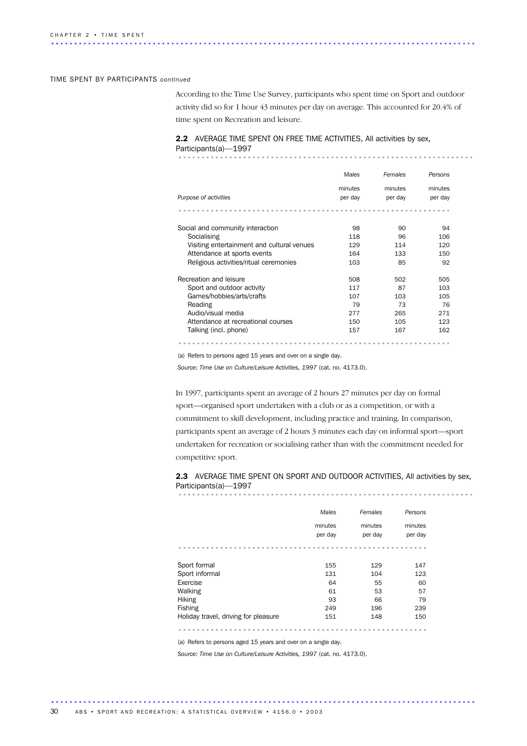TIME SPENT BY PARTICIPANTS *continued*

According to the Time Use Survey, participants who spent time on Sport and outdoor activity did so for 1 hour 43 minutes per day on average. This accounted for 20.4% of time spent on Recreation and leisure.

**2.2** AVERAGE TIME SPENT ON FREE TIME ACTIVITIES, All activities by sex, Participants(a)—1997

| | *Males* | *Females* | *Persons* |
|---|---|---|---|
| *Purpose of activities* | minutes per day | minutes per day | minutes per day |
| Social and community interaction | 98 | 90 | 94 |
| Socialising | 118 | 96 | 106 |
| Visiting entertainment and cultural venues | 129 | 114 | 120 |
| Attendance at sports events | 164 | 133 | 150 |
| Religious activities/ritual ceremonies | 103 | 85 | 92 |
| Recreation and leisure | 508 | 502 | 505 |
| Sport and outdoor activity | 117 | 87 | 103 |
| Games/hobbies/arts/crafts | 107 | 103 | 105 |
| Reading | 79 | 73 | 76 |
| Audio/visual media | 277 | 265 | 271 |
| Attendance at recreational courses | 150 | 105 | 123 |
| Talking (incl. phone) | 157 | 167 | 162 |

(a) Refers to persons aged 15 years and over on a single day.

*Source: Time Use on Culture/Leisure Activities, 1997* (cat. no. 4173.0).

In 1997, participants spent an average of 2 hours 27 minutes per day on formal sport—organised sport undertaken with a club or as a competition, or with a commitment to skill development, including practice and training. In comparison, participants spent an average of 2 hours 3 minutes each day on informal sport—sport undertaken for recreation or socialising rather than with the commitment needed for competitive sport.

**2.3** AVERAGE TIME SPENT ON SPORT AND OUTDOOR ACTIVITIES, All activities by sex, Participants(a)—1997

| | *Males* | *Females* | *Persons* |
|---|---|---|---|
| | minutes per day | minutes per day | minutes per day |
| Sport formal | 155 | 129 | 147 |
| Sport informal | 131 | 104 | 123 |
| Exercise | 64 | 55 | 60 |
| Walking | 61 | 53 | 57 |
| Hiking | 93 | 66 | 79 |
| Fishing | 249 | 196 | 239 |
| Holiday travel, driving for pleasure | 151 | 148 | 150 |

(a) Refers to persons aged 15 years and over on a single day.

*Source: Time Use on Culture/Leisure Activities, 1997* (cat. no. 4173.0).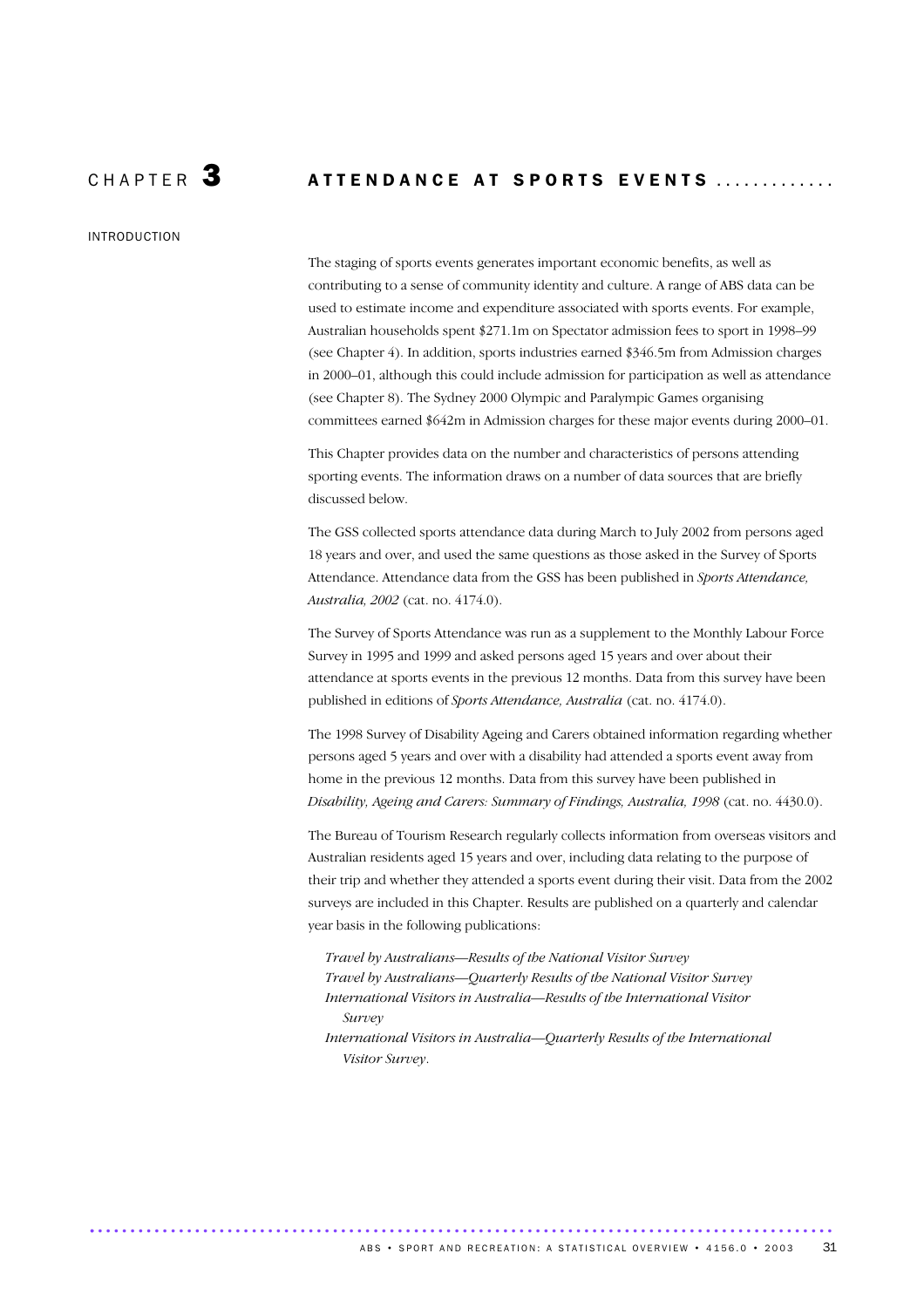# CHAPTER 3 ATTENDANCE AT SPORTS EVENTS

## INTRODUCTION

The staging of sports events generates important economic benefits, as well as contributing to a sense of community identity and culture. A range of ABS data can be used to estimate income and expenditure associated with sports events. For example, Australian households spent $271.1m on Spectator admission fees to sport in 1998–99 (see Chapter 4). In addition, sports industries earned $346.5m from Admission charges in 2000–01, although this could include admission for participation as well as attendance (see Chapter 8). The Sydney 2000 Olympic and Paralympic Games organising committees earned $642m in Admission charges for these major events during 2000–01.

This Chapter provides data on the number and characteristics of persons attending sporting events. The information draws on a number of data sources that are briefly discussed below.

The GSS collected sports attendance data during March to July 2002 from persons aged 18 years and over, and used the same questions as those asked in the Survey of Sports Attendance. Attendance data from the GSS has been published in *Sports Attendance, Australia, 2002* (cat. no. 4174.0).

The Survey of Sports Attendance was run as a supplement to the Monthly Labour Force Survey in 1995 and 1999 and asked persons aged 15 years and over about their attendance at sports events in the previous 12 months. Data from this survey have been published in editions of *Sports Attendance, Australia* (cat. no. 4174.0).

The 1998 Survey of Disability Ageing and Carers obtained information regarding whether persons aged 5 years and over with a disability had attended a sports event away from home in the previous 12 months. Data from this survey have been published in *Disability, Ageing and Carers: Summary of Findings, Australia, 1998* (cat. no. 4430.0).

The Bureau of Tourism Research regularly collects information from overseas visitors and Australian residents aged 15 years and over, including data relating to the purpose of their trip and whether they attended a sports event during their visit. Data from the 2002 surveys are included in this Chapter. Results are published on a quarterly and calendar year basis in the following publications:

*Travel by Australians—Results of the National Visitor Survey*
*Travel by Australians—Quarterly Results of the National Visitor Survey*
*International Visitors in Australia—Results of the International Visitor Survey*
*International Visitors in Australia—Quarterly Results of the International Visitor Survey*.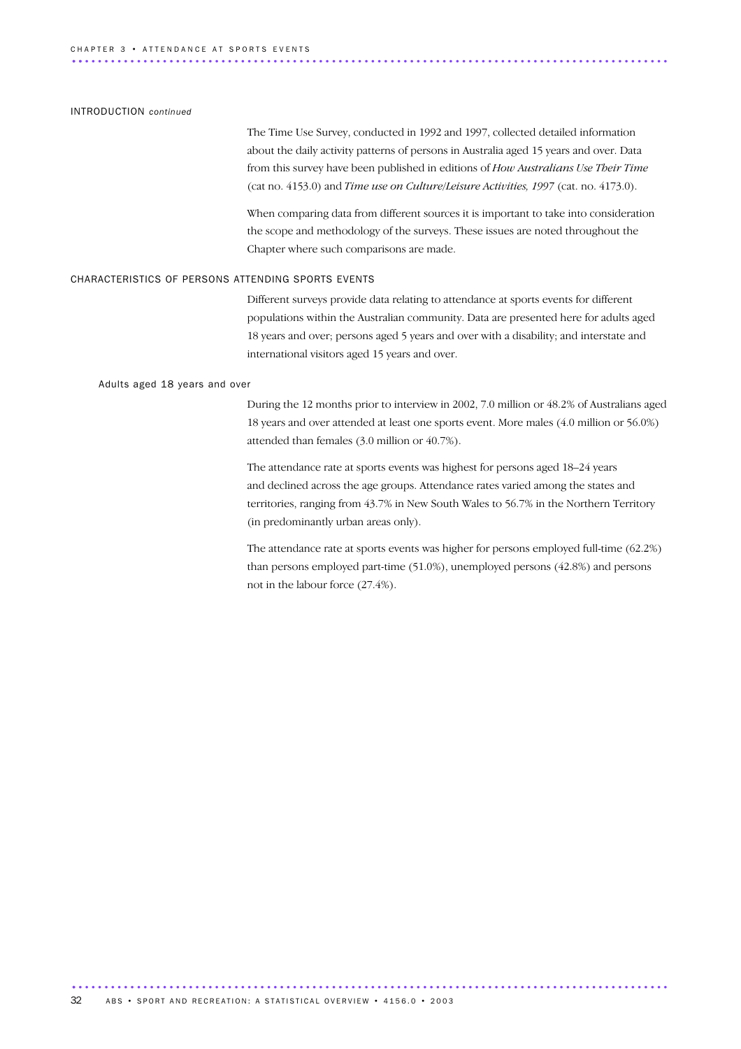## INTRODUCTION *continued*

The Time Use Survey, conducted in 1992 and 1997, collected detailed information about the daily activity patterns of persons in Australia aged 15 years and over. Data from this survey have been published in editions of *How Australians Use Their Time* (cat no. 4153.0) and *Time use on Culture/Leisure Activities, 1997* (cat. no. 4173.0).

When comparing data from different sources it is important to take into consideration the scope and methodology of the surveys. These issues are noted throughout the Chapter where such comparisons are made.

## CHARACTERISTICS OF PERSONS ATTENDING SPORTS EVENTS

Different surveys provide data relating to attendance at sports events for different populations within the Australian community. Data are presented here for adults aged 18 years and over; persons aged 5 years and over with a disability; and interstate and international visitors aged 15 years and over.

### Adults aged 18 years and over

During the 12 months prior to interview in 2002, 7.0 million or 48.2% of Australians aged 18 years and over attended at least one sports event. More males (4.0 million or 56.0%) attended than females (3.0 million or 40.7%).

The attendance rate at sports events was highest for persons aged 18–24 years and declined across the age groups. Attendance rates varied among the states and territories, ranging from 43.7% in New South Wales to 56.7% in the Northern Territory (in predominantly urban areas only).

The attendance rate at sports events was higher for persons employed full-time (62.2%) than persons employed part-time (51.0%), unemployed persons (42.8%) and persons not in the labour force (27.4%).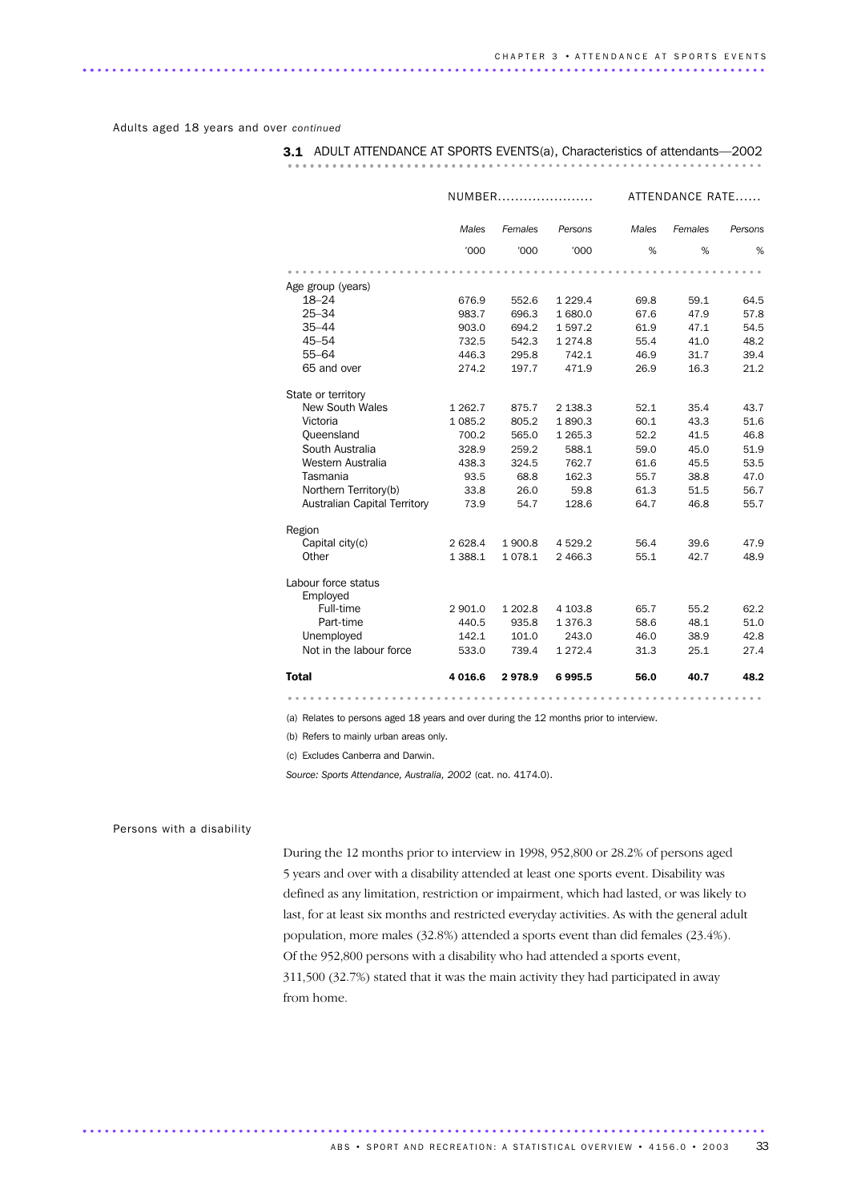Adults aged 18 years and over *continued*

**3.1** ADULT ATTENDANCE AT SPORTS EVENTS(a), Characteristics of attendants—2002

| | NUMBER | | | ATTENDANCE RATE | | |
|---|---|---|---|---|---|---|
| | *Males* | *Females* | *Persons* | *Males* | *Females* | *Persons* |
| | '000 | '000 | '000 | % | % | % |
| Age group (years) | | | | | | |
| 18–24 | 676.9 | 552.6 | 1 229.4 | 69.8 | 59.1 | 64.5 |
| 25–34 | 983.7 | 696.3 | 1 680.0 | 67.6 | 47.9 | 57.8 |
| 35–44 | 903.0 | 694.2 | 1 597.2 | 61.9 | 47.1 | 54.5 |
| 45–54 | 732.5 | 542.3 | 1 274.8 | 55.4 | 41.0 | 48.2 |
| 55–64 | 446.3 | 295.8 | 742.1 | 46.9 | 31.7 | 39.4 |
| 65 and over | 274.2 | 197.7 | 471.9 | 26.9 | 16.3 | 21.2 |
| State or territory | | | | | | |
| New South Wales | 1 262.7 | 875.7 | 2 138.3 | 52.1 | 35.4 | 43.7 |
| Victoria | 1 085.2 | 805.2 | 1 890.3 | 60.1 | 43.3 | 51.6 |
| Queensland | 700.2 | 565.0 | 1 265.3 | 52.2 | 41.5 | 46.8 |
| South Australia | 328.9 | 259.2 | 588.1 | 59.0 | 45.0 | 51.9 |
| Western Australia | 438.3 | 324.5 | 762.7 | 61.6 | 45.5 | 53.5 |
| Tasmania | 93.5 | 68.8 | 162.3 | 55.7 | 38.8 | 47.0 |
| Northern Territory(b) | 33.8 | 26.0 | 59.8 | 61.3 | 51.5 | 56.7 |
| Australian Capital Territory | 73.9 | 54.7 | 128.6 | 64.7 | 46.8 | 55.7 |
| Region | | | | | | |
| Capital city(c) | 2 628.4 | 1 900.8 | 4 529.2 | 56.4 | 39.6 | 47.9 |
| Other | 1 388.1 | 1 078.1 | 2 466.3 | 55.1 | 42.7 | 48.9 |
| Labour force status | | | | | | |
| Employed | | | | | | |
| Full-time | 2 901.0 | 1 202.8 | 4 103.8 | 65.7 | 55.2 | 62.2 |
| Part-time | 440.5 | 935.8 | 1 376.3 | 58.6 | 48.1 | 51.0 |
| Unemployed | 142.1 | 101.0 | 243.0 | 46.0 | 38.9 | 42.8 |
| Not in the labour force | 533.0 | 739.4 | 1 272.4 | 31.3 | 25.1 | 27.4 |
| **Total** | **4 016.6** | **2 978.9** | **6 995.5** | **56.0** | **40.7** | **48.2** |

(a) Relates to persons aged 18 years and over during the 12 months prior to interview.

(b) Refers to mainly urban areas only.

(c) Excludes Canberra and Darwin.

*Source: Sports Attendance, Australia, 2002* (cat. no. 4174.0).

## Persons with a disability

During the 12 months prior to interview in 1998, 952,800 or 28.2% of persons aged 5 years and over with a disability attended at least one sports event. Disability was defined as any limitation, restriction or impairment, which had lasted, or was likely to last, for at least six months and restricted everyday activities. As with the general adult population, more males (32.8%) attended a sports event than did females (23.4%). Of the 952,800 persons with a disability who had attended a sports event, 311,500 (32.7%) stated that it was the main activity they had participated in away from home.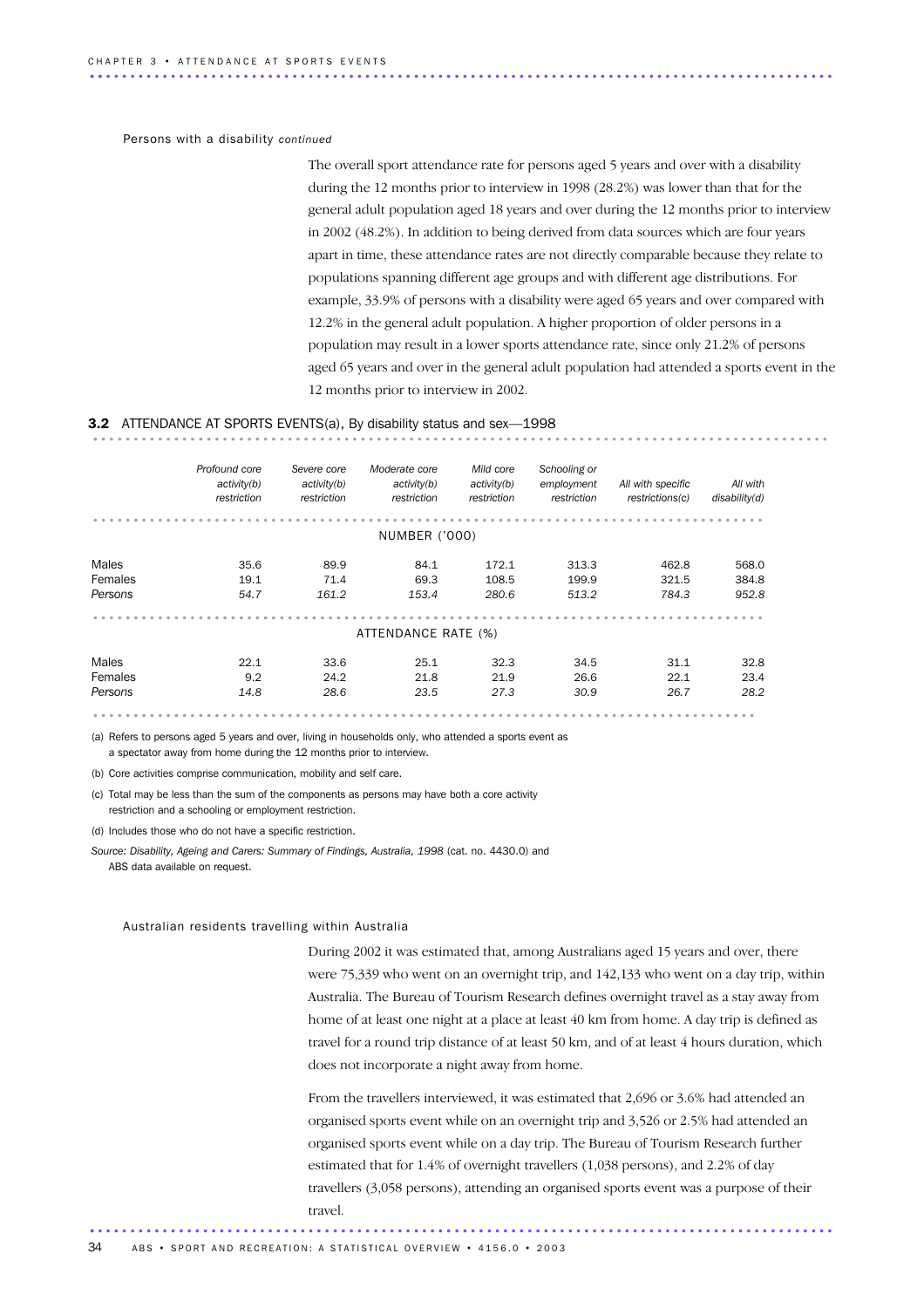Persons with a disability *continued*

The overall sport attendance rate for persons aged 5 years and over with a disability during the 12 months prior to interview in 1998 (28.2%) was lower than that for the general adult population aged 18 years and over during the 12 months prior to interview in 2002 (48.2%). In addition to being derived from data sources which are four years apart in time, these attendance rates are not directly comparable because they relate to populations spanning different age groups and with different age distributions. For example, 33.9% of persons with a disability were aged 65 years and over compared with 12.2% in the general adult population. A higher proportion of older persons in a population may result in a lower sports attendance rate, since only 21.2% of persons aged 65 years and over in the general adult population had attended a sports event in the 12 months prior to interview in 2002.

**3.2** ATTENDANCE AT SPORTS EVENTS(a), By disability status and sex—1998

| | *Profound core activity(b) restriction* | *Severe core activity(b) restriction* | *Moderate core activity(b) restriction* | *Mild core activity(b) restriction* | *Schooling or employment restriction* | *All with specific restrictions(c)* | *All with disability(d)* |
|---|---|---|---|---|---|---|---|
| | | | NUMBER ('000) | | | | |
| Males | 35.6 | 89.9 | 84.1 | 172.1 | 313.3 | 462.8 | 568.0 |
| Females | 19.1 | 71.4 | 69.3 | 108.5 | 199.9 | 321.5 | 384.8 |
| *Persons* | *54.7* | *161.2* | *153.4* | *280.6* | *513.2* | *784.3* | *952.8* |
| | | | ATTENDANCE RATE (%) | | | | |
| Males | 22.1 | 33.6 | 25.1 | 32.3 | 34.5 | 31.1 | 32.8 |
| Females | 9.2 | 24.2 | 21.8 | 21.9 | 26.6 | 22.1 | 23.4 |
| *Persons* | *14.8* | *28.6* | *23.5* | *27.3* | *30.9* | *26.7* | *28.2* |

(a) Refers to persons aged 5 years and over, living in households only, who attended a sports event as a spectator away from home during the 12 months prior to interview.

(b) Core activities comprise communication, mobility and self care.

(c) Total may be less than the sum of the components as persons may have both a core activity restriction and a schooling or employment restriction.

(d) Includes those who do not have a specific restriction.

*Source: Disability, Ageing and Carers: Summary of Findings, Australia, 1998* (cat. no. 4430.0) and ABS data available on request.

Australian residents travelling within Australia

During 2002 it was estimated that, among Australians aged 15 years and over, there were 75,339 who went on an overnight trip, and 142,133 who went on a day trip, within Australia. The Bureau of Tourism Research defines overnight travel as a stay away from home of at least one night at a place at least 40 km from home. A day trip is defined as travel for a round trip distance of at least 50 km, and of at least 4 hours duration, which does not incorporate a night away from home.

From the travellers interviewed, it was estimated that 2,696 or 3.6% had attended an organised sports event while on an overnight trip and 3,526 or 2.5% had attended an organised sports event while on a day trip. The Bureau of Tourism Research further estimated that for 1.4% of overnight travellers (1,038 persons), and 2.2% of day travellers (3,058 persons), attending an organised sports event was a purpose of their travel.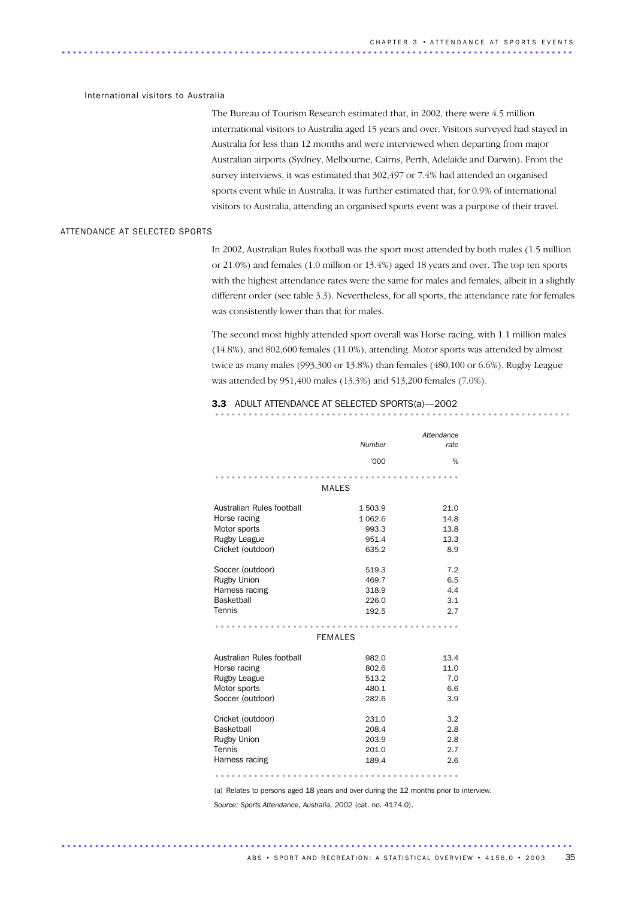### International visitors to Australia

The Bureau of Tourism Research estimated that, in 2002, there were 4.5 million international visitors to Australia aged 15 years and over. Visitors surveyed had stayed in Australia for less than 12 months and were interviewed when departing from major Australian airports (Sydney, Melbourne, Cairns, Perth, Adelaide and Darwin). From the survey interviews, it was estimated that 302,497 or 7.4% had attended an organised sports event while in Australia. It was further estimated that, for 0.9% of international visitors to Australia, attending an organised sports event was a purpose of their travel.

## ATTENDANCE AT SELECTED SPORTS

In 2002, Australian Rules football was the sport most attended by both males (1.5 million or 21.0%) and females (1.0 million or 13.4%) aged 18 years and over. The top ten sports with the highest attendance rates were the same for males and females, albeit in a slightly different order (see table 3.3). Nevertheless, for all sports, the attendance rate for females was consistently lower than that for males.

The second most highly attended sport overall was Horse racing, with 1.1 million males (14.8%), and 802,600 females (11.0%), attending. Motor sports was attended by almost twice as many males (993,300 or 13.8%) than females (480,100 or 6.6%). Rugby League was attended by 951,400 males (13.3%) and 513,200 females (7.0%).

**3.3** ADULT ATTENDANCE AT SELECTED SPORTS(a)—2002

| | *Number* | *Attendance rate* |
|---|---|---|
| | '000 | % |
| **MALES** | | |
| Australian Rules football | 1 503.9 | 21.0 |
| Horse racing | 1 062.6 | 14.8 |
| Motor sports | 993.3 | 13.8 |
| Rugby League | 951.4 | 13.3 |
| Cricket (outdoor) | 635.2 | 8.9 |
| Soccer (outdoor) | 519.3 | 7.2 |
| Rugby Union | 469.7 | 6.5 |
| Harness racing | 318.9 | 4.4 |
| Basketball | 226.0 | 3.1 |
| Tennis | 192.5 | 2.7 |
| **FEMALES** | | |
| Australian Rules football | 982.0 | 13.4 |
| Horse racing | 802.6 | 11.0 |
| Rugby League | 513.2 | 7.0 |
| Motor sports | 480.1 | 6.6 |
| Soccer (outdoor) | 282.6 | 3.9 |
| Cricket (outdoor) | 231.0 | 3.2 |
| Basketball | 208.4 | 2.8 |
| Rugby Union | 203.9 | 2.8 |
| Tennis | 201.0 | 2.7 |
| Harness racing | 189.4 | 2.6 |

(a) Relates to persons aged 18 years and over during the 12 months prior to interview.

*Source: Sports Attendance, Australia, 2002* (cat. no. 4174.0).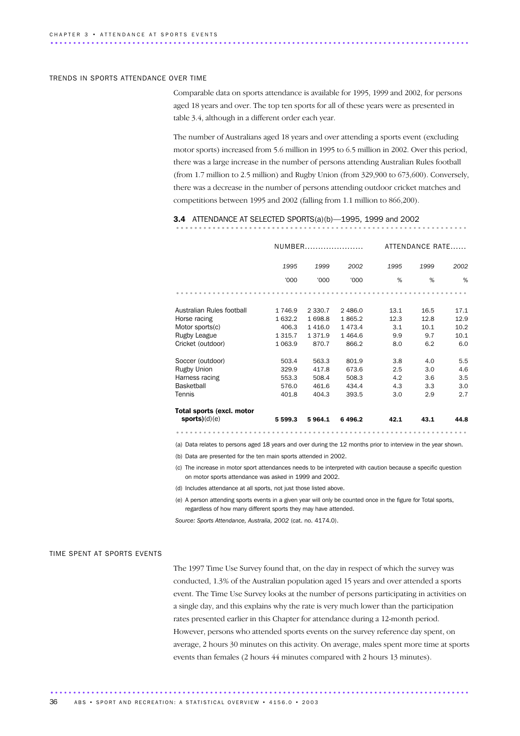## TRENDS IN SPORTS ATTENDANCE OVER TIME

Comparable data on sports attendance is available for 1995, 1999 and 2002, for persons aged 18 years and over. The top ten sports for all of these years were as presented in table 3.4, although in a different order each year.

The number of Australians aged 18 years and over attending a sports event (excluding motor sports) increased from 5.6 million in 1995 to 6.5 million in 2002. Over this period, there was a large increase in the number of persons attending Australian Rules football (from 1.7 million to 2.5 million) and Rugby Union (from 329,900 to 673,600). Conversely, there was a decrease in the number of persons attending outdoor cricket matches and competitions between 1995 and 2002 (falling from 1.1 million to 866,200).

**3.4** ATTENDANCE AT SELECTED SPORTS(a)(b)—1995, 1999 and 2002

| | NUMBER | | | ATTENDANCE RATE | | |
|---|---|---|---|---|---|---|
| | *1995* | *1999* | *2002* | *1995* | *1999* | *2002* |
| | '000 | '000 | '000 | % | % | % |
| Australian Rules football | 1 746.9 | 2 330.7 | 2 486.0 | 13.1 | 16.5 | 17.1 |
| Horse racing | 1 632.2 | 1 698.8 | 1 865.2 | 12.3 | 12.8 | 12.9 |
| Motor sports(c) | 406.3 | 1 416.0 | 1 473.4 | 3.1 | 10.1 | 10.2 |
| Rugby League | 1 315.7 | 1 371.9 | 1 464.6 | 9.9 | 9.7 | 10.1 |
| Cricket (outdoor) | 1 063.9 | 870.7 | 866.2 | 8.0 | 6.2 | 6.0 |
| Soccer (outdoor) | 503.4 | 563.3 | 801.9 | 3.8 | 4.0 | 5.5 |
| Rugby Union | 329.9 | 417.8 | 673.6 | 2.5 | 3.0 | 4.6 |
| Harness racing | 553.3 | 508.4 | 508.3 | 4.2 | 3.6 | 3.5 |
| Basketball | 576.0 | 461.6 | 434.4 | 4.3 | 3.3 | 3.0 |
| Tennis | 401.8 | 404.3 | 393.5 | 3.0 | 2.9 | 2.7 |
| **Total sports (excl. motor sports)**(d)(e) | **5 599.3** | **5 964.1** | **6 496.2** | **42.1** | **43.1** | **44.8** |

(a) Data relates to persons aged 18 years and over during the 12 months prior to interview in the year shown.

(b) Data are presented for the ten main sports attended in 2002.

(c) The increase in motor sport attendances needs to be interpreted with caution because a specific question on motor sports attendance was asked in 1999 and 2002.

(d) Includes attendance at all sports, not just those listed above.

(e) A person attending sports events in a given year will only be counted once in the figure for Total sports, regardless of how many different sports they may have attended.

*Source: Sports Attendance, Australia, 2002* (cat. no. 4174.0).

## TIME SPENT AT SPORTS EVENTS

The 1997 Time Use Survey found that, on the day in respect of which the survey was conducted, 1.3% of the Australian population aged 15 years and over attended a sports event. The Time Use Survey looks at the number of persons participating in activities on a single day, and this explains why the rate is very much lower than the participation rates presented earlier in this Chapter for attendance during a 12-month period. However, persons who attended sports events on the survey reference day spent, on average, 2 hours 30 minutes on this activity. On average, males spent more time at sports events than females (2 hours 44 minutes compared with 2 hours 13 minutes).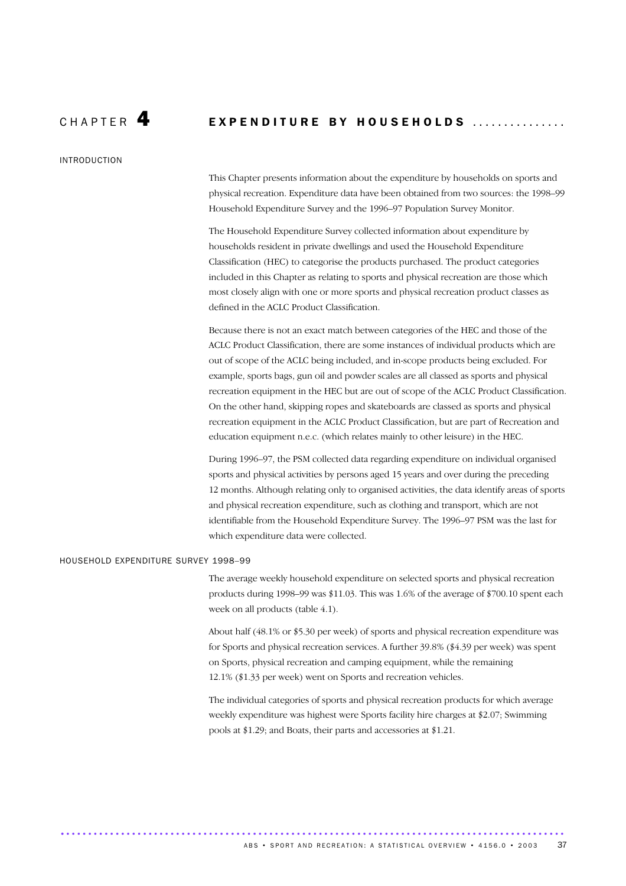# CHAPTER 4 EXPENDITURE BY HOUSEHOLDS

## INTRODUCTION

This Chapter presents information about the expenditure by households on sports and physical recreation. Expenditure data have been obtained from two sources: the 1998–99 Household Expenditure Survey and the 1996–97 Population Survey Monitor.

The Household Expenditure Survey collected information about expenditure by households resident in private dwellings and used the Household Expenditure Classification (HEC) to categorise the products purchased. The product categories included in this Chapter as relating to sports and physical recreation are those which most closely align with one or more sports and physical recreation product classes as defined in the ACLC Product Classification.

Because there is not an exact match between categories of the HEC and those of the ACLC Product Classification, there are some instances of individual products which are out of scope of the ACLC being included, and in-scope products being excluded. For example, sports bags, gun oil and powder scales are all classed as sports and physical recreation equipment in the HEC but are out of scope of the ACLC Product Classification. On the other hand, skipping ropes and skateboards are classed as sports and physical recreation equipment in the ACLC Product Classification, but are part of Recreation and education equipment n.e.c. (which relates mainly to other leisure) in the HEC.

During 1996–97, the PSM collected data regarding expenditure on individual organised sports and physical activities by persons aged 15 years and over during the preceding 12 months. Although relating only to organised activities, the data identify areas of sports and physical recreation expenditure, such as clothing and transport, which are not identifiable from the Household Expenditure Survey. The 1996–97 PSM was the last for which expenditure data were collected.

## HOUSEHOLD EXPENDITURE SURVEY 1998–99

The average weekly household expenditure on selected sports and physical recreation products during 1998–99 was $11.03. This was 1.6% of the average of $700.10 spent each week on all products (table 4.1).

About half (48.1% or $5.30 per week) of sports and physical recreation expenditure was for Sports and physical recreation services. A further 39.8% ($4.39 per week) was spent on Sports, physical recreation and camping equipment, while the remaining 12.1% ($1.33 per week) went on Sports and recreation vehicles.

The individual categories of sports and physical recreation products for which average weekly expenditure was highest were Sports facility hire charges at $2.07; Swimming pools at $1.29; and Boats, their parts and accessories at $1.21.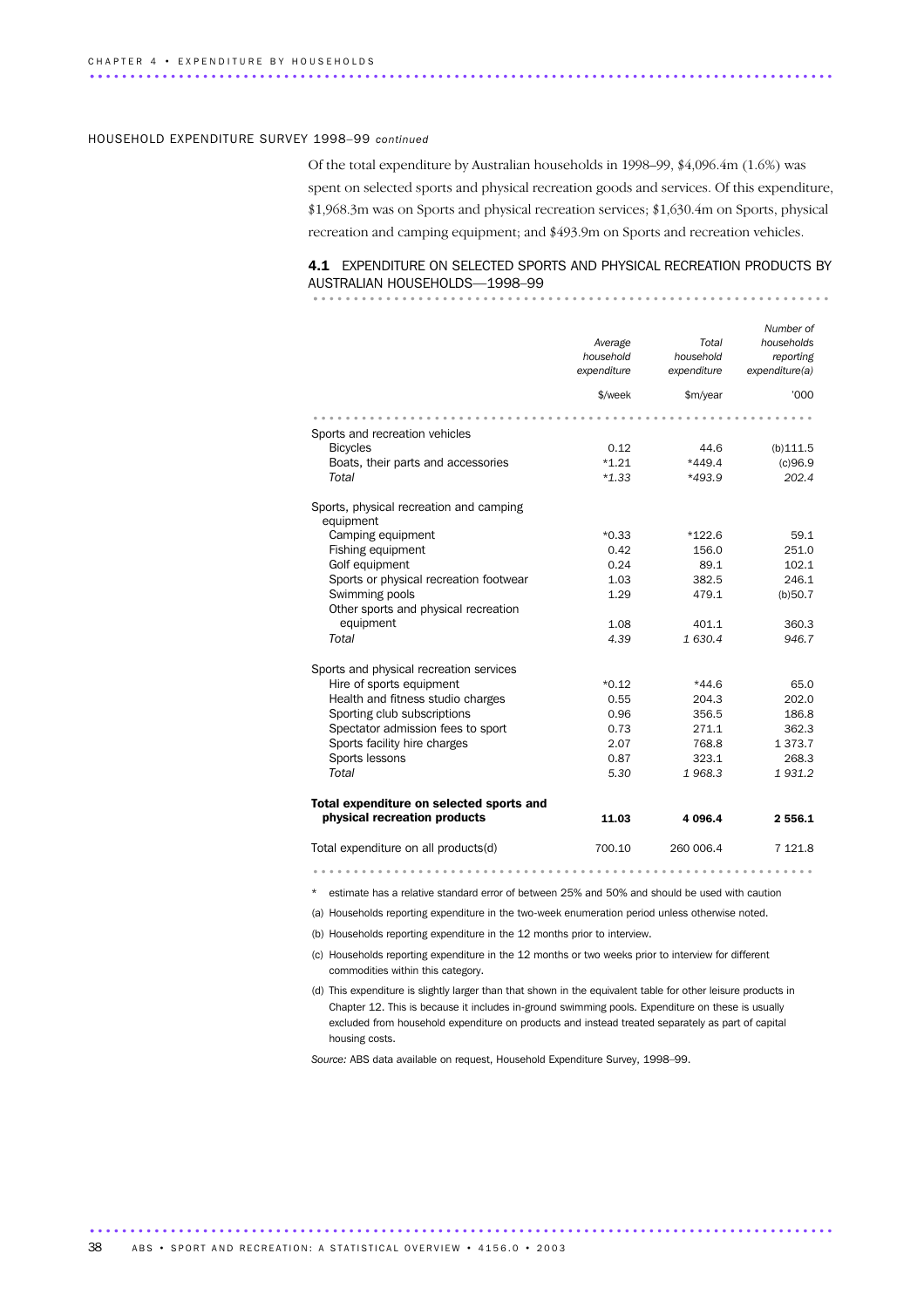HOUSEHOLD EXPENDITURE SURVEY 1998–99 *continued*

Of the total expenditure by Australian households in 1998–99, $4,096.4m (1.6%) was spent on selected sports and physical recreation goods and services. Of this expenditure, $1,968.3m was on Sports and physical recreation services; $1,630.4m on Sports, physical recreation and camping equipment; and $493.9m on Sports and recreation vehicles.

**4.1** EXPENDITURE ON SELECTED SPORTS AND PHYSICAL RECREATION PRODUCTS BY AUSTRALIAN HOUSEHOLDS—1998–99

| | *Average household expenditure* | *Total household expenditure* | *Number of households reporting expenditure(a)* |
|---|---|---|---|
| | $/week | $m/year | '000 |
| Sports and recreation vehicles | | | |
| Bicycles | 0.12 | 44.6 | (b)111.5 |
| Boats, their parts and accessories | *1.21 | *449.4 | (c)96.9 |
| *Total* | *\*1.33* | *\*493.9* | *202.4* |
| Sports, physical recreation and camping equipment | | | |
| Camping equipment | *0.33 | *122.6 | 59.1 |
| Fishing equipment | 0.42 | 156.0 | 251.0 |
| Golf equipment | 0.24 | 89.1 | 102.1 |
| Sports or physical recreation footwear | 1.03 | 382.5 | 246.1 |
| Swimming pools | 1.29 | 479.1 | (b)50.7 |
| Other sports and physical recreation equipment | 1.08 | 401.1 | 360.3 |
| *Total* | *4.39* | *1 630.4* | *946.7* |
| Sports and physical recreation services | | | |
| Hire of sports equipment | *0.12 | *44.6 | 65.0 |
| Health and fitness studio charges | 0.55 | 204.3 | 202.0 |
| Sporting club subscriptions | 0.96 | 356.5 | 186.8 |
| Spectator admission fees to sport | 0.73 | 271.1 | 362.3 |
| Sports facility hire charges | 2.07 | 768.8 | 1 373.7 |
| Sports lessons | 0.87 | 323.1 | 268.3 |
| *Total* | *5.30* | *1 968.3* | *1 931.2* |
| **Total expenditure on selected sports and physical recreation products** | **11.03** | **4 096.4** | **2 556.1** |
| Total expenditure on all products(d) | 700.10 | 260 006.4 | 7 121.8 |

\* estimate has a relative standard error of between 25% and 50% and should be used with caution

(a) Households reporting expenditure in the two-week enumeration period unless otherwise noted.

(b) Households reporting expenditure in the 12 months prior to interview.

(c) Households reporting expenditure in the 12 months or two weeks prior to interview for different commodities within this category.

(d) This expenditure is slightly larger than that shown in the equivalent table for other leisure products in Chapter 12. This is because it includes in-ground swimming pools. Expenditure on these is usually excluded from household expenditure on products and instead treated separately as part of capital housing costs.

*Source:* ABS data available on request, Household Expenditure Survey, 1998–99.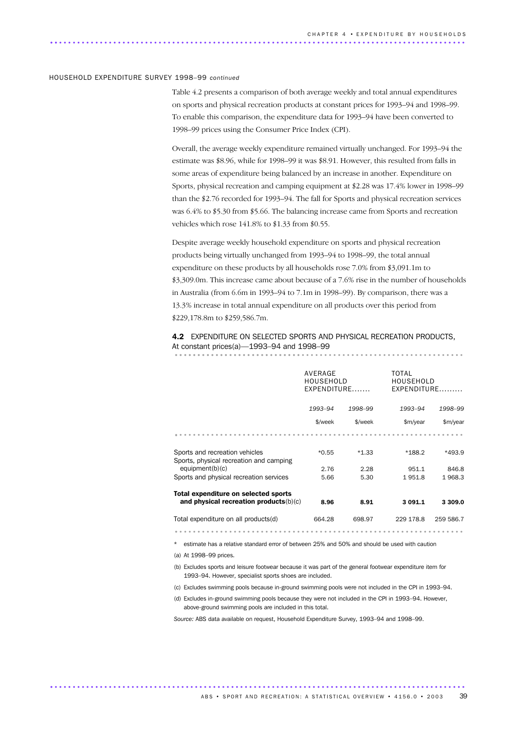HOUSEHOLD EXPENDITURE SURVEY 1998–99 *continued*

Table 4.2 presents a comparison of both average weekly and total annual expenditures on sports and physical recreation products at constant prices for 1993–94 and 1998–99. To enable this comparison, the expenditure data for 1993–94 have been converted to 1998–99 prices using the Consumer Price Index (CPI).

Overall, the average weekly expenditure remained virtually unchanged. For 1993–94 the estimate was $8.96, while for 1998–99 it was $8.91. However, this resulted from falls in some areas of expenditure being balanced by an increase in another. Expenditure on Sports, physical recreation and camping equipment at $2.28 was 17.4% lower in 1998–99 than the $2.76 recorded for 1993–94. The fall for Sports and physical recreation services was 6.4% to $5.30 from $5.66. The balancing increase came from Sports and recreation vehicles which rose 141.8% to $1.33 from $0.55.

Despite average weekly household expenditure on sports and physical recreation products being virtually unchanged from 1993–94 to 1998–99, the total annual expenditure on these products by all households rose 7.0% from $3,091.1m to $3,309.0m. This increase came about because of a 7.6% rise in the number of households in Australia (from 6.6m in 1993–94 to 7.1m in 1998–99). By comparison, there was a 13.3% increase in total annual expenditure on all products over this period from $229,178.8m to $259,586.7m.

**4.2** EXPENDITURE ON SELECTED SPORTS AND PHYSICAL RECREATION PRODUCTS, At constant prices(a)—1993–94 and 1998–99

| | AVERAGE HOUSEHOLD EXPENDITURE | | TOTAL HOUSEHOLD EXPENDITURE | |
|---|---|---|---|---|
| | *1993–94* | *1998–99* | *1993–94* | *1998–99* |
| | $/week | $/week | $m/year | $m/year |
| Sports and recreation vehicles | *0.55 | *1.33 | *188.2 | *493.9 |
| Sports, physical recreation and camping equipment(b)(c) | 2.76 | 2.28 | 951.1 | 846.8 |
| Sports and physical recreation services | 5.66 | 5.30 | 1 951.8 | 1 968.3 |
| **Total expenditure on selected sports and physical recreation products**(b)(c) | **8.96** | **8.91** | **3 091.1** | **3 309.0** |
| Total expenditure on all products(d) | 664.28 | 698.97 | 229 178.8 | 259 586.7 |

\* estimate has a relative standard error of between 25% and 50% and should be used with caution

(a) At 1998–99 prices.

(b) Excludes sports and leisure footwear because it was part of the general footwear expenditure item for 1993–94. However, specialist sports shoes are included.

(c) Excludes swimming pools because in-ground swimming pools were not included in the CPI in 1993–94.

(d) Excludes in-ground swimming pools because they were not included in the CPI in 1993–94. However, above-ground swimming pools are included in this total.

*Source:* ABS data available on request, Household Expenditure Survey, 1993–94 and 1998–99.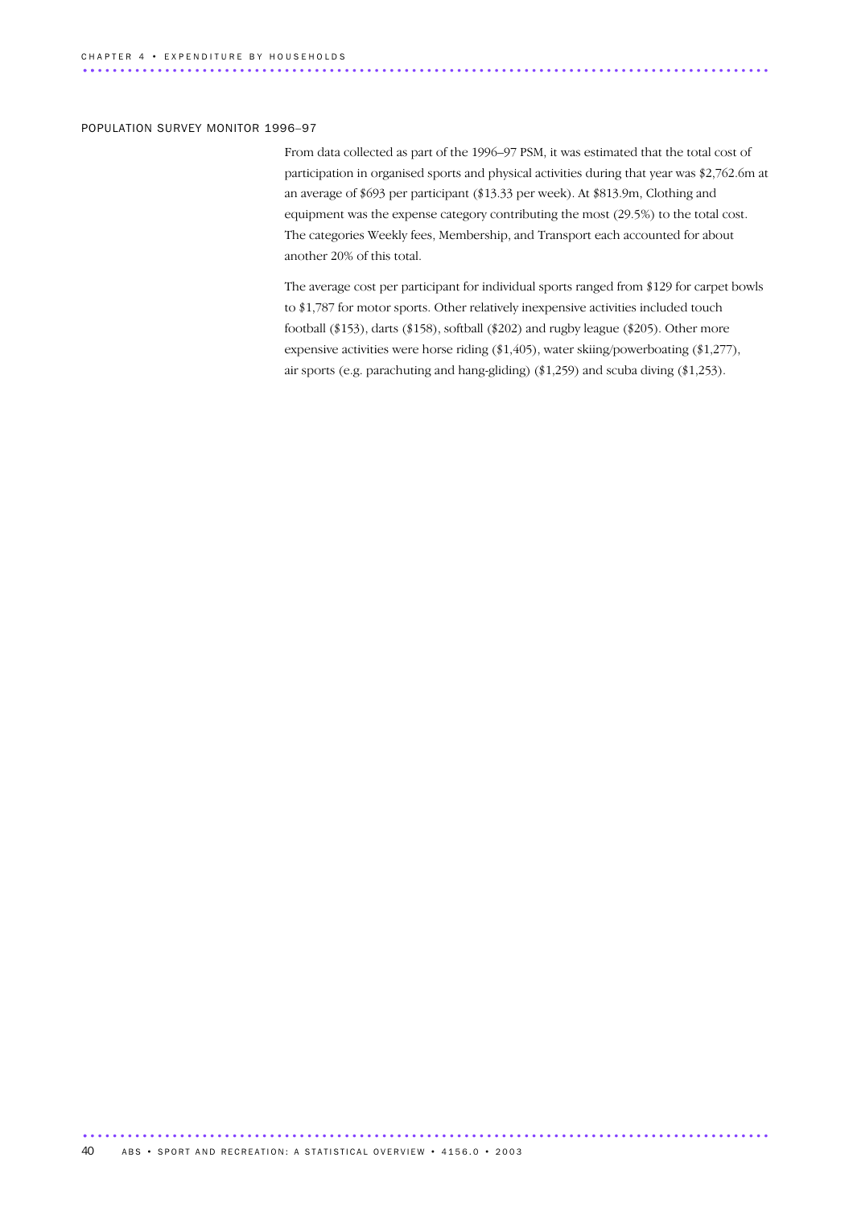## POPULATION SURVEY MONITOR 1996–97

From data collected as part of the 1996–97 PSM, it was estimated that the total cost of participation in organised sports and physical activities during that year was $2,762.6m at an average of $693 per participant ($13.33 per week). At $813.9m, Clothing and equipment was the expense category contributing the most (29.5%) to the total cost. The categories Weekly fees, Membership, and Transport each accounted for about another 20% of this total.

The average cost per participant for individual sports ranged from $129 for carpet bowls to $1,787 for motor sports. Other relatively inexpensive activities included touch football ($153), darts ($158), softball ($202) and rugby league ($205). Other more expensive activities were horse riding ($1,405), water skiing/powerboating ($1,277), air sports (e.g. parachuting and hang-gliding) ($1,259) and scuba diving ($1,253).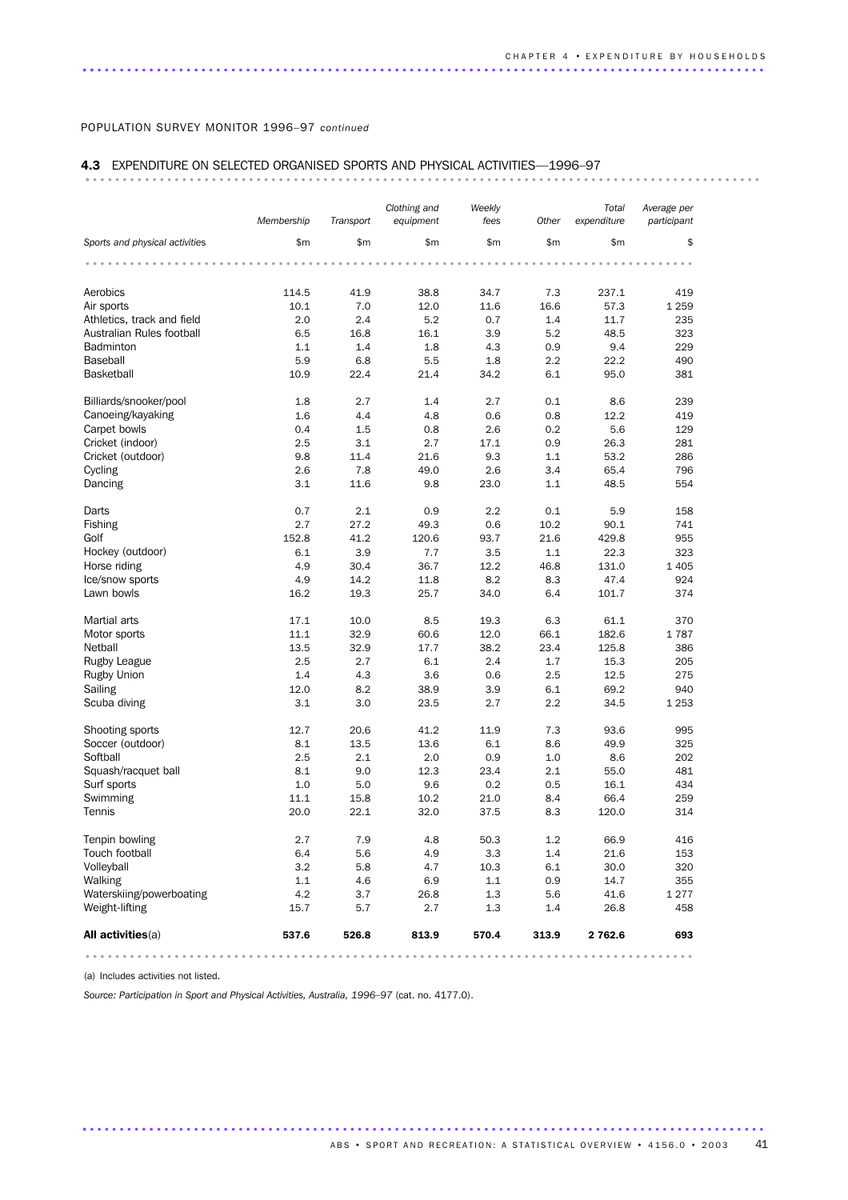POPULATION SURVEY MONITOR 1996–97 *continued*

## 4.3 EXPENDITURE ON SELECTED ORGANISED SPORTS AND PHYSICAL ACTIVITIES—1996–97

| | Membership | Transport | Clothing and equipment | Weekly fees | Other | Total expenditure | Average per participant |
|---|---|---|---|---|---|---|---|
| *Sports and physical activities* | $m | $m | $m | $m | $m | $m | $ |
| Aerobics | 114.5 | 41.9 | 38.8 | 34.7 | 7.3 | 237.1 | 419 |
| Air sports | 10.1 | 7.0 | 12.0 | 11.6 | 16.6 | 57.3 | 1 259 |
| Athletics, track and field | 2.0 | 2.4 | 5.2 | 0.7 | 1.4 | 11.7 | 235 |
| Australian Rules football | 6.5 | 16.8 | 16.1 | 3.9 | 5.2 | 48.5 | 323 |
| Badminton | 1.1 | 1.4 | 1.8 | 4.3 | 0.9 | 9.4 | 229 |
| Baseball | 5.9 | 6.8 | 5.5 | 1.8 | 2.2 | 22.2 | 490 |
| Basketball | 10.9 | 22.4 | 21.4 | 34.2 | 6.1 | 95.0 | 381 |
| Billiards/snooker/pool | 1.8 | 2.7 | 1.4 | 2.7 | 0.1 | 8.6 | 239 |
| Canoeing/kayaking | 1.6 | 4.4 | 4.8 | 0.6 | 0.8 | 12.2 | 419 |
| Carpet bowls | 0.4 | 1.5 | 0.8 | 2.6 | 0.2 | 5.6 | 129 |
| Cricket (indoor) | 2.5 | 3.1 | 2.7 | 17.1 | 0.9 | 26.3 | 281 |
| Cricket (outdoor) | 9.8 | 11.4 | 21.6 | 9.3 | 1.1 | 53.2 | 286 |
| Cycling | 2.6 | 7.8 | 49.0 | 2.6 | 3.4 | 65.4 | 796 |
| Dancing | 3.1 | 11.6 | 9.8 | 23.0 | 1.1 | 48.5 | 554 |
| Darts | 0.7 | 2.1 | 0.9 | 2.2 | 0.1 | 5.9 | 158 |
| Fishing | 2.7 | 27.2 | 49.3 | 0.6 | 10.2 | 90.1 | 741 |
| Golf | 152.8 | 41.2 | 120.6 | 93.7 | 21.6 | 429.8 | 955 |
| Hockey (outdoor) | 6.1 | 3.9 | 7.7 | 3.5 | 1.1 | 22.3 | 323 |
| Horse riding | 4.9 | 30.4 | 36.7 | 12.2 | 46.8 | 131.0 | 1 405 |
| Ice/snow sports | 4.9 | 14.2 | 11.8 | 8.2 | 8.3 | 47.4 | 924 |
| Lawn bowls | 16.2 | 19.3 | 25.7 | 34.0 | 6.4 | 101.7 | 374 |
| Martial arts | 17.1 | 10.0 | 8.5 | 19.3 | 6.3 | 61.1 | 370 |
| Motor sports | 11.1 | 32.9 | 60.6 | 12.0 | 66.1 | 182.6 | 1 787 |
| Netball | 13.5 | 32.9 | 17.7 | 38.2 | 23.4 | 125.8 | 386 |
| Rugby League | 2.5 | 2.7 | 6.1 | 2.4 | 1.7 | 15.3 | 205 |
| Rugby Union | 1.4 | 4.3 | 3.6 | 0.6 | 2.5 | 12.5 | 275 |
| Sailing | 12.0 | 8.2 | 38.9 | 3.9 | 6.1 | 69.2 | 940 |
| Scuba diving | 3.1 | 3.0 | 23.5 | 2.7 | 2.2 | 34.5 | 1 253 |
| Shooting sports | 12.7 | 20.6 | 41.2 | 11.9 | 7.3 | 93.6 | 995 |
| Soccer (outdoor) | 8.1 | 13.5 | 13.6 | 6.1 | 8.6 | 49.9 | 325 |
| Softball | 2.5 | 2.1 | 2.0 | 0.9 | 1.0 | 8.6 | 202 |
| Squash/racquet ball | 8.1 | 9.0 | 12.3 | 23.4 | 2.1 | 55.0 | 481 |
| Surf sports | 1.0 | 5.0 | 9.6 | 0.2 | 0.5 | 16.1 | 434 |
| Swimming | 11.1 | 15.8 | 10.2 | 21.0 | 8.4 | 66.4 | 259 |
| Tennis | 20.0 | 22.1 | 32.0 | 37.5 | 8.3 | 120.0 | 314 |
| Tenpin bowling | 2.7 | 7.9 | 4.8 | 50.3 | 1.2 | 66.9 | 416 |
| Touch football | 6.4 | 5.6 | 4.9 | 3.3 | 1.4 | 21.6 | 153 |
| Volleyball | 3.2 | 5.8 | 4.7 | 10.3 | 6.1 | 30.0 | 320 |
| Walking | 1.1 | 4.6 | 6.9 | 1.1 | 0.9 | 14.7 | 355 |
| Waterskiing/powerboating | 4.2 | 3.7 | 26.8 | 1.3 | 5.6 | 41.6 | 1 277 |
| Weight-lifting | 15.7 | 5.7 | 2.7 | 1.3 | 1.4 | 26.8 | 458 |
| **All activities**(a) | **537.6** | **526.8** | **813.9** | **570.4** | **313.9** | **2 762.6** | **693** |

(a) Includes activities not listed.

*Source: Participation in Sport and Physical Activities, Australia, 1996–97* (cat. no. 4177.0).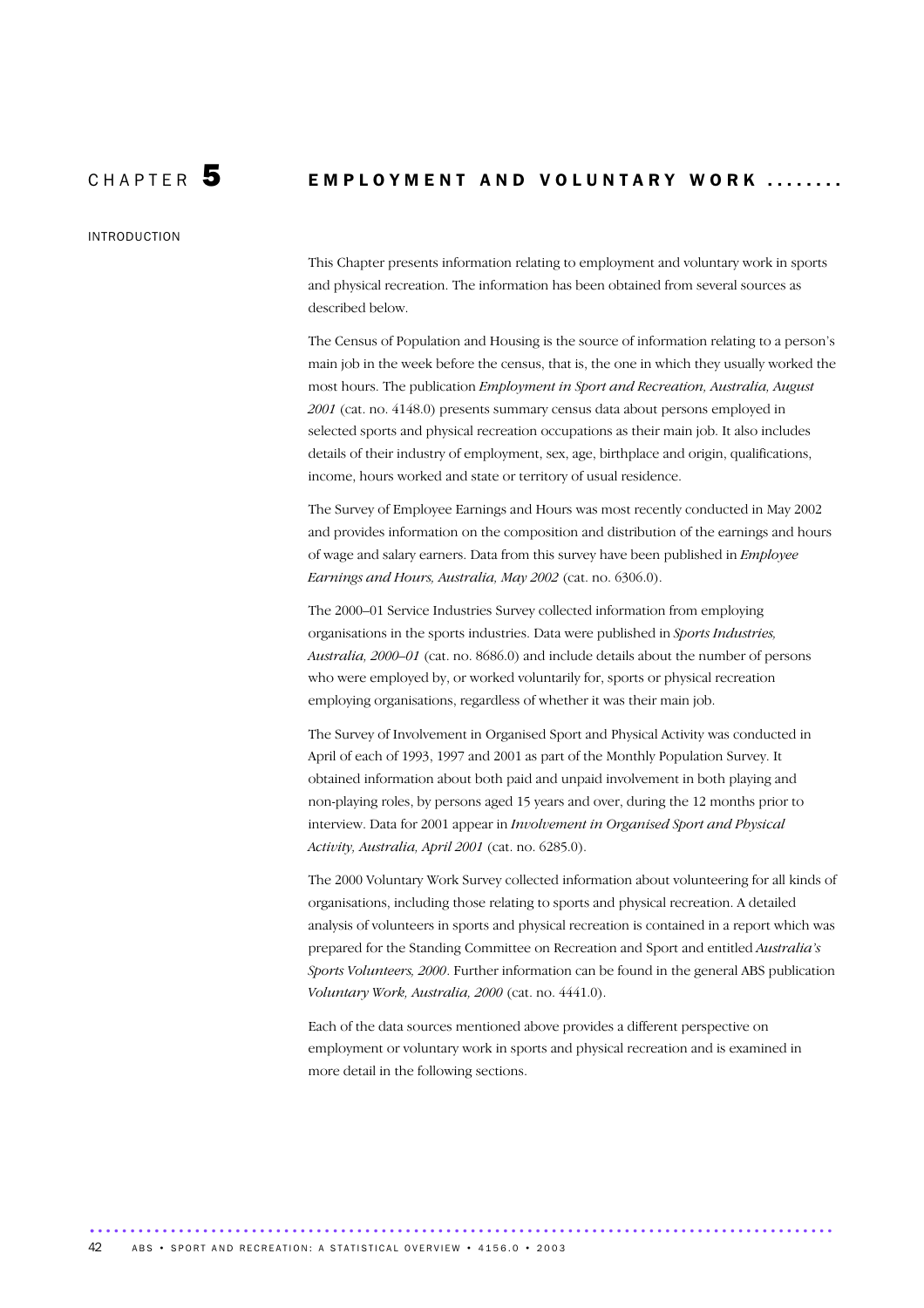# CHAPTER 5 EMPLOYMENT AND VOLUNTARY WORK

## INTRODUCTION

This Chapter presents information relating to employment and voluntary work in sports and physical recreation. The information has been obtained from several sources as described below.

The Census of Population and Housing is the source of information relating to a person's main job in the week before the census, that is, the one in which they usually worked the most hours. The publication *Employment in Sport and Recreation, Australia, August 2001* (cat. no. 4148.0) presents summary census data about persons employed in selected sports and physical recreation occupations as their main job. It also includes details of their industry of employment, sex, age, birthplace and origin, qualifications, income, hours worked and state or territory of usual residence.

The Survey of Employee Earnings and Hours was most recently conducted in May 2002 and provides information on the composition and distribution of the earnings and hours of wage and salary earners. Data from this survey have been published in *Employee Earnings and Hours, Australia, May 2002* (cat. no. 6306.0).

The 2000–01 Service Industries Survey collected information from employing organisations in the sports industries. Data were published in *Sports Industries, Australia, 2000–01* (cat. no. 8686.0) and include details about the number of persons who were employed by, or worked voluntarily for, sports or physical recreation employing organisations, regardless of whether it was their main job.

The Survey of Involvement in Organised Sport and Physical Activity was conducted in April of each of 1993, 1997 and 2001 as part of the Monthly Population Survey. It obtained information about both paid and unpaid involvement in both playing and non-playing roles, by persons aged 15 years and over, during the 12 months prior to interview. Data for 2001 appear in *Involvement in Organised Sport and Physical Activity, Australia, April 2001* (cat. no. 6285.0).

The 2000 Voluntary Work Survey collected information about volunteering for all kinds of organisations, including those relating to sports and physical recreation. A detailed analysis of volunteers in sports and physical recreation is contained in a report which was prepared for the Standing Committee on Recreation and Sport and entitled *Australia's Sports Volunteers, 2000*. Further information can be found in the general ABS publication *Voluntary Work, Australia, 2000* (cat. no. 4441.0).

Each of the data sources mentioned above provides a different perspective on employment or voluntary work in sports and physical recreation and is examined in more detail in the following sections.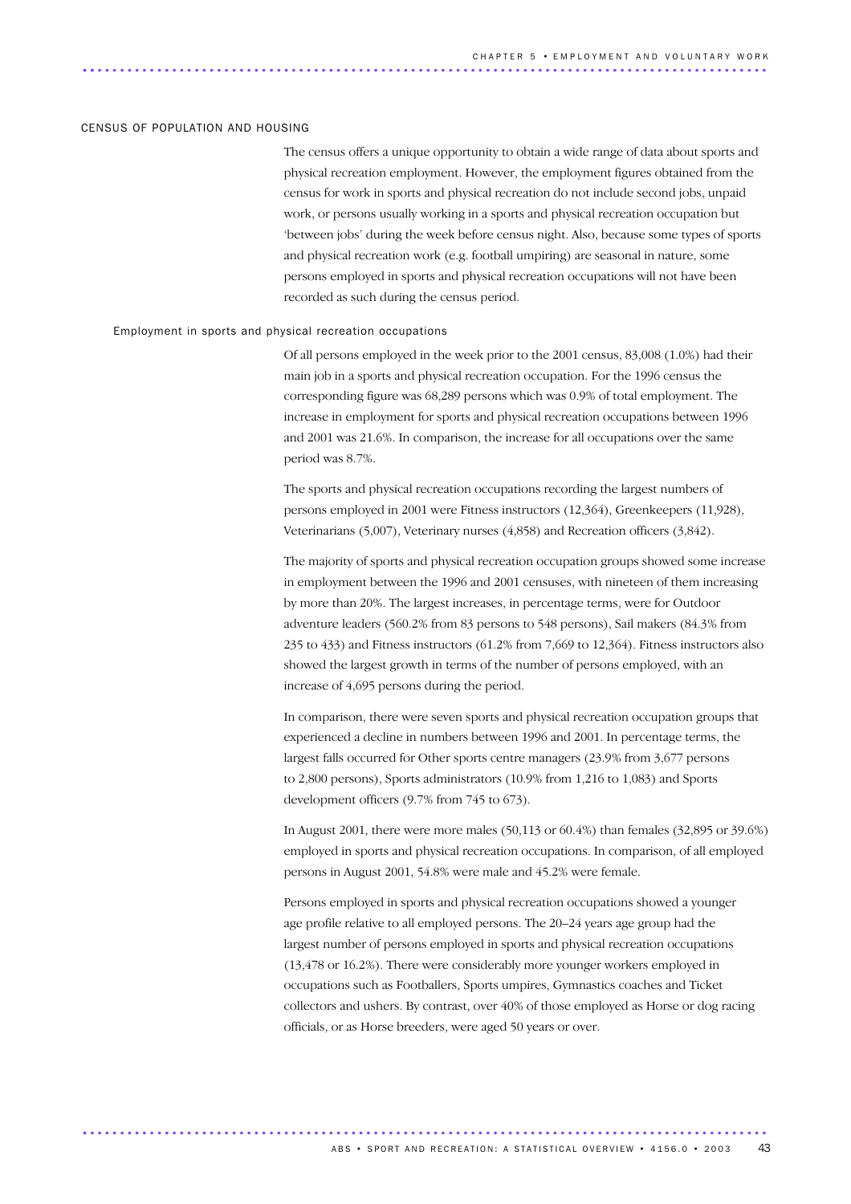## CENSUS OF POPULATION AND HOUSING

The census offers a unique opportunity to obtain a wide range of data about sports and physical recreation employment. However, the employment figures obtained from the census for work in sports and physical recreation do not include second jobs, unpaid work, or persons usually working in a sports and physical recreation occupation but 'between jobs' during the week before census night. Also, because some types of sports and physical recreation work (e.g. football umpiring) are seasonal in nature, some persons employed in sports and physical recreation occupations will not have been recorded as such during the census period.

### Employment in sports and physical recreation occupations

Of all persons employed in the week prior to the 2001 census, 83,008 (1.0%) had their main job in a sports and physical recreation occupation. For the 1996 census the corresponding figure was 68,289 persons which was 0.9% of total employment. The increase in employment for sports and physical recreation occupations between 1996 and 2001 was 21.6%. In comparison, the increase for all occupations over the same period was 8.7%.

The sports and physical recreation occupations recording the largest numbers of persons employed in 2001 were Fitness instructors (12,364), Greenkeepers (11,928), Veterinarians (5,007), Veterinary nurses (4,858) and Recreation officers (3,842).

The majority of sports and physical recreation occupation groups showed some increase in employment between the 1996 and 2001 censuses, with nineteen of them increasing by more than 20%. The largest increases, in percentage terms, were for Outdoor adventure leaders (560.2% from 83 persons to 548 persons), Sail makers (84.3% from 235 to 433) and Fitness instructors (61.2% from 7,669 to 12,364). Fitness instructors also showed the largest growth in terms of the number of persons employed, with an increase of 4,695 persons during the period.

In comparison, there were seven sports and physical recreation occupation groups that experienced a decline in numbers between 1996 and 2001. In percentage terms, the largest falls occurred for Other sports centre managers (23.9% from 3,677 persons to 2,800 persons), Sports administrators (10.9% from 1,216 to 1,083) and Sports development officers (9.7% from 745 to 673).

In August 2001, there were more males (50,113 or 60.4%) than females (32,895 or 39.6%) employed in sports and physical recreation occupations. In comparison, of all employed persons in August 2001, 54.8% were male and 45.2% were female.

Persons employed in sports and physical recreation occupations showed a younger age profile relative to all employed persons. The 20–24 years age group had the largest number of persons employed in sports and physical recreation occupations (13,478 or 16.2%). There were considerably more younger workers employed in occupations such as Footballers, Sports umpires, Gymnastics coaches and Ticket collectors and ushers. By contrast, over 40% of those employed as Horse or dog racing officials, or as Horse breeders, were aged 50 years or over.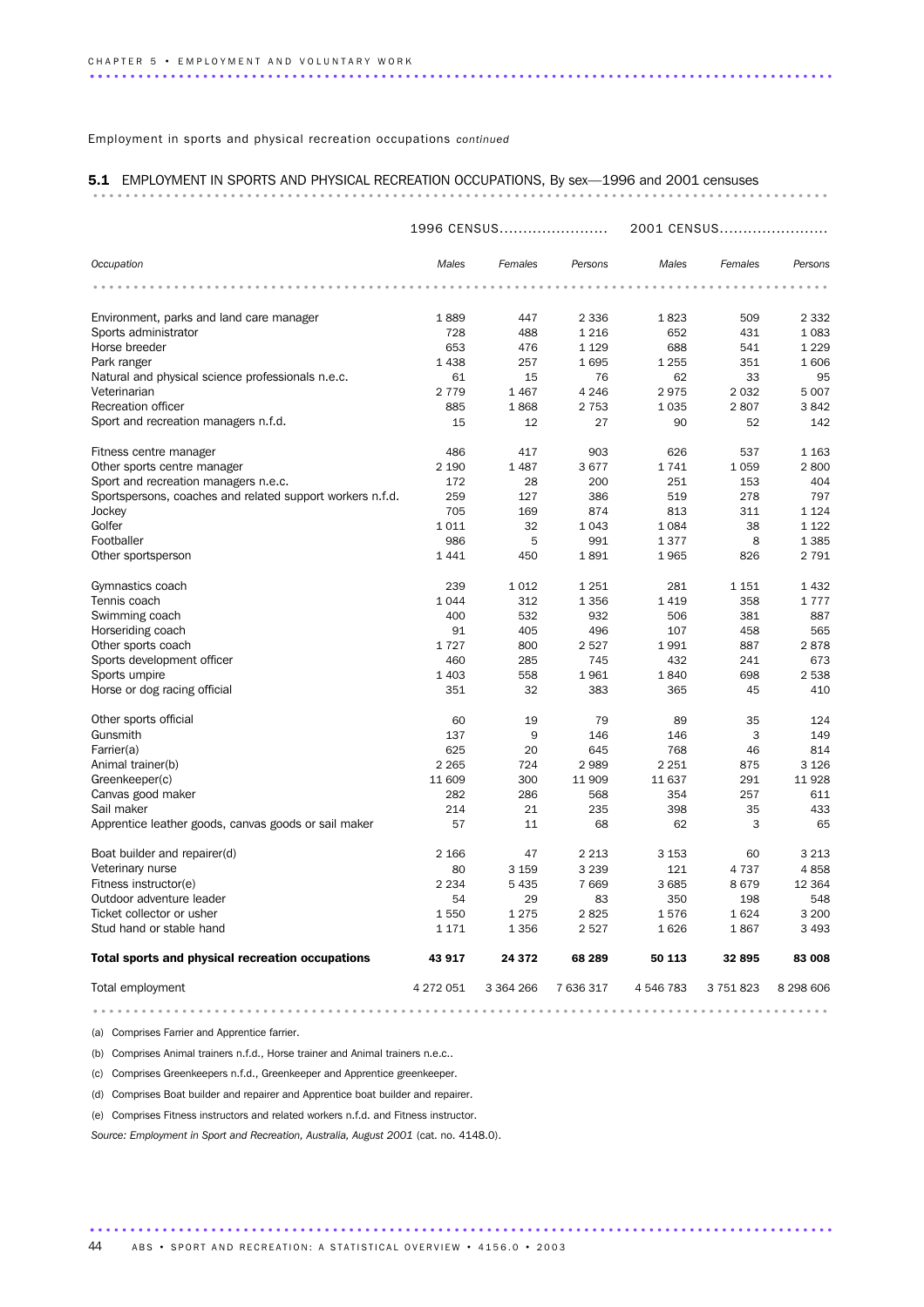Employment in sports and physical recreation occupations *continued*

## 5.1 EMPLOYMENT IN SPORTS AND PHYSICAL RECREATION OCCUPATIONS, By sex—1996 and 2001 censuses

| | 1996 CENSUS | | | 2001 CENSUS | | |
|---|---|---|---|---|---|---|
| *Occupation* | *Males* | *Females* | *Persons* | *Males* | *Females* | *Persons* |
| Environment, parks and land care manager | 1 889 | 447 | 2 336 | 1 823 | 509 | 2 332 |
| Sports administrator | 728 | 488 | 1 216 | 652 | 431 | 1 083 |
| Horse breeder | 653 | 476 | 1 129 | 688 | 541 | 1 229 |
| Park ranger | 1 438 | 257 | 1 695 | 1 255 | 351 | 1 606 |
| Natural and physical science professionals n.e.c. | 61 | 15 | 76 | 62 | 33 | 95 |
| Veterinarian | 2 779 | 1 467 | 4 246 | 2 975 | 2 032 | 5 007 |
| Recreation officer | 885 | 1 868 | 2 753 | 1 035 | 2 807 | 3 842 |
| Sport and recreation managers n.f.d. | 15 | 12 | 27 | 90 | 52 | 142 |
| Fitness centre manager | 486 | 417 | 903 | 626 | 537 | 1 163 |
| Other sports centre manager | 2 190 | 1 487 | 3 677 | 1 741 | 1 059 | 2 800 |
| Sport and recreation managers n.e.c. | 172 | 28 | 200 | 251 | 153 | 404 |
| Sportspersons, coaches and related support workers n.f.d. | 259 | 127 | 386 | 519 | 278 | 797 |
| Jockey | 705 | 169 | 874 | 813 | 311 | 1 124 |
| Golfer | 1 011 | 32 | 1 043 | 1 084 | 38 | 1 122 |
| Footballer | 986 | 5 | 991 | 1 377 | 8 | 1 385 |
| Other sportsperson | 1 441 | 450 | 1 891 | 1 965 | 826 | 2 791 |
| Gymnastics coach | 239 | 1 012 | 1 251 | 281 | 1 151 | 1 432 |
| Tennis coach | 1 044 | 312 | 1 356 | 1 419 | 358 | 1 777 |
| Swimming coach | 400 | 532 | 932 | 506 | 381 | 887 |
| Horseriding coach | 91 | 405 | 496 | 107 | 458 | 565 |
| Other sports coach | 1 727 | 800 | 2 527 | 1 991 | 887 | 2 878 |
| Sports development officer | 460 | 285 | 745 | 432 | 241 | 673 |
| Sports umpire | 1 403 | 558 | 1 961 | 1 840 | 698 | 2 538 |
| Horse or dog racing official | 351 | 32 | 383 | 365 | 45 | 410 |
| Other sports official | 60 | 19 | 79 | 89 | 35 | 124 |
| Gunsmith | 137 | 9 | 146 | 146 | 3 | 149 |
| Farrier(a) | 625 | 20 | 645 | 768 | 46 | 814 |
| Animal trainer(b) | 2 265 | 724 | 2 989 | 2 251 | 875 | 3 126 |
| Greenkeeper(c) | 11 609 | 300 | 11 909 | 11 637 | 291 | 11 928 |
| Canvas good maker | 282 | 286 | 568 | 354 | 257 | 611 |
| Sail maker | 214 | 21 | 235 | 398 | 35 | 433 |
| Apprentice leather goods, canvas goods or sail maker | 57 | 11 | 68 | 62 | 3 | 65 |
| Boat builder and repairer(d) | 2 166 | 47 | 2 213 | 3 153 | 60 | 3 213 |
| Veterinary nurse | 80 | 3 159 | 3 239 | 121 | 4 737 | 4 858 |
| Fitness instructor(e) | 2 234 | 5 435 | 7 669 | 3 685 | 8 679 | 12 364 |
| Outdoor adventure leader | 54 | 29 | 83 | 350 | 198 | 548 |
| Ticket collector or usher | 1 550 | 1 275 | 2 825 | 1 576 | 1 624 | 3 200 |
| Stud hand or stable hand | 1 171 | 1 356 | 2 527 | 1 626 | 1 867 | 3 493 |
| **Total sports and physical recreation occupations** | **43 917** | **24 372** | **68 289** | **50 113** | **32 895** | **83 008** |
| Total employment | 4 272 051 | 3 364 266 | 7 636 317 | 4 546 783 | 3 751 823 | 8 298 606 |

(a) Comprises Farrier and Apprentice farrier.

(b) Comprises Animal trainers n.f.d., Horse trainer and Animal trainers n.e.c..

(c) Comprises Greenkeepers n.f.d., Greenkeeper and Apprentice greenkeeper.

(d) Comprises Boat builder and repairer and Apprentice boat builder and repairer.

(e) Comprises Fitness instructors and related workers n.f.d. and Fitness instructor.

*Source: Employment in Sport and Recreation, Australia, August 2001* (cat. no. 4148.0).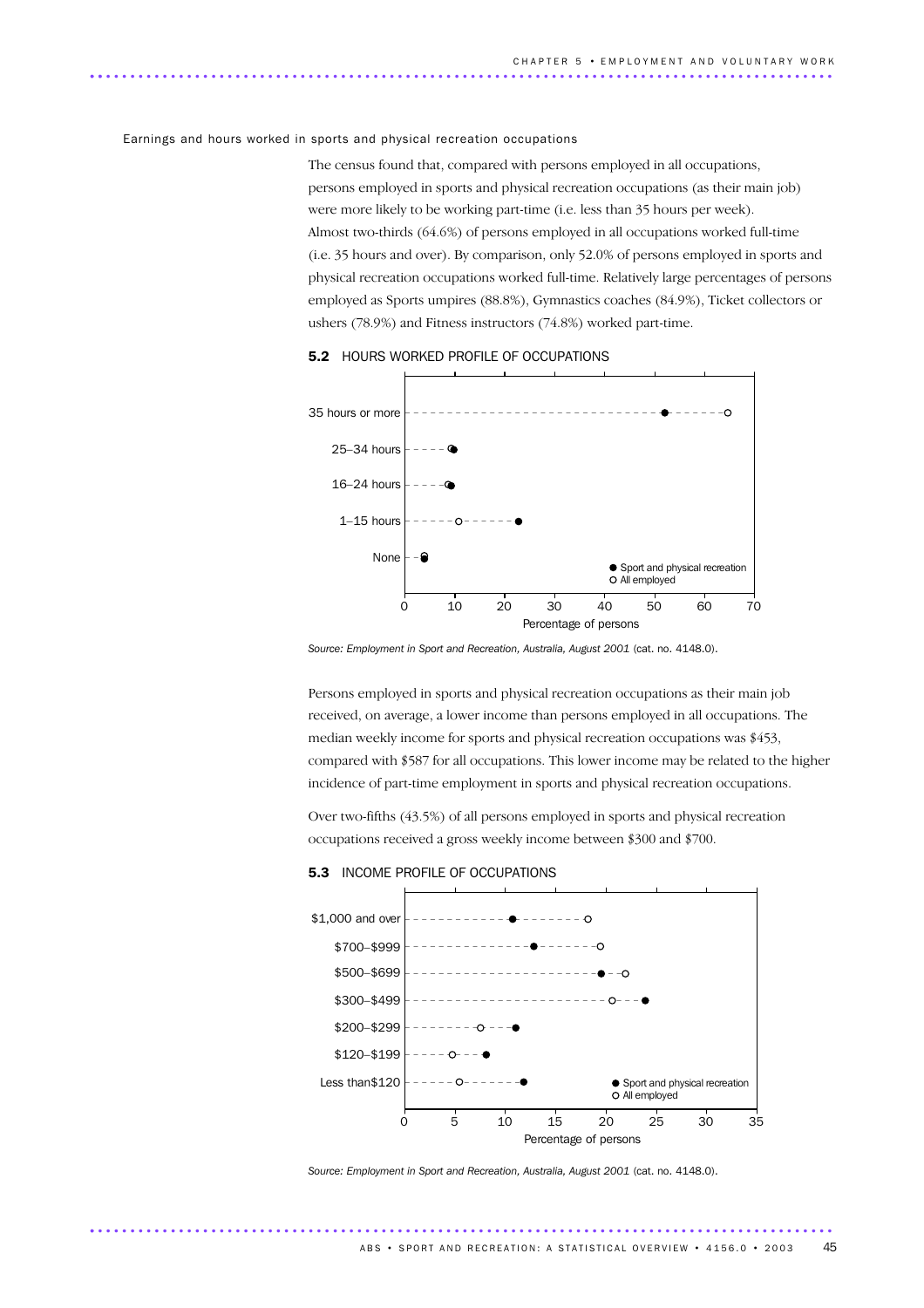### Earnings and hours worked in sports and physical recreation occupations

The census found that, compared with persons employed in all occupations, persons employed in sports and physical recreation occupations (as their main job) were more likely to be working part-time (i.e. less than 35 hours per week). Almost two-thirds (64.6%) of persons employed in all occupations worked full-time (i.e. 35 hours and over). By comparison, only 52.0% of persons employed in sports and physical recreation occupations worked full-time. Relatively large percentages of persons employed as Sports umpires (88.8%), Gymnastics coaches (84.9%), Ticket collectors or ushers (78.9%) and Fitness instructors (74.8%) worked part-time.

**5.2** HOURS WORKED PROFILE OF OCCUPATIONS

35 hours or more
25–34 hours
16–24 hours
1–15 hours
None

● Sport and physical recreation
○ All employed

0 10 20 30 40 50 60 70

Percentage of persons

*Source: Employment in Sport and Recreation, Australia, August 2001* (cat. no. 4148.0).

Persons employed in sports and physical recreation occupations as their main job received, on average, a lower income than persons employed in all occupations. The median weekly income for sports and physical recreation occupations was $453, compared with $587 for all occupations. This lower income may be related to the higher incidence of part-time employment in sports and physical recreation occupations.

Over two-fifths (43.5%) of all persons employed in sports and physical recreation occupations received a gross weekly income between $300 and $700.

**5.3** INCOME PROFILE OF OCCUPATIONS

$1,000 and over
$700–$999
$500–$699
$300–$499
$200–$299
$120–$199
Less than$120

● Sport and physical recreation
○ All employed

0 5 10 15 20 25 30 35

Percentage of persons

*Source: Employment in Sport and Recreation, Australia, August 2001* (cat. no. 4148.0).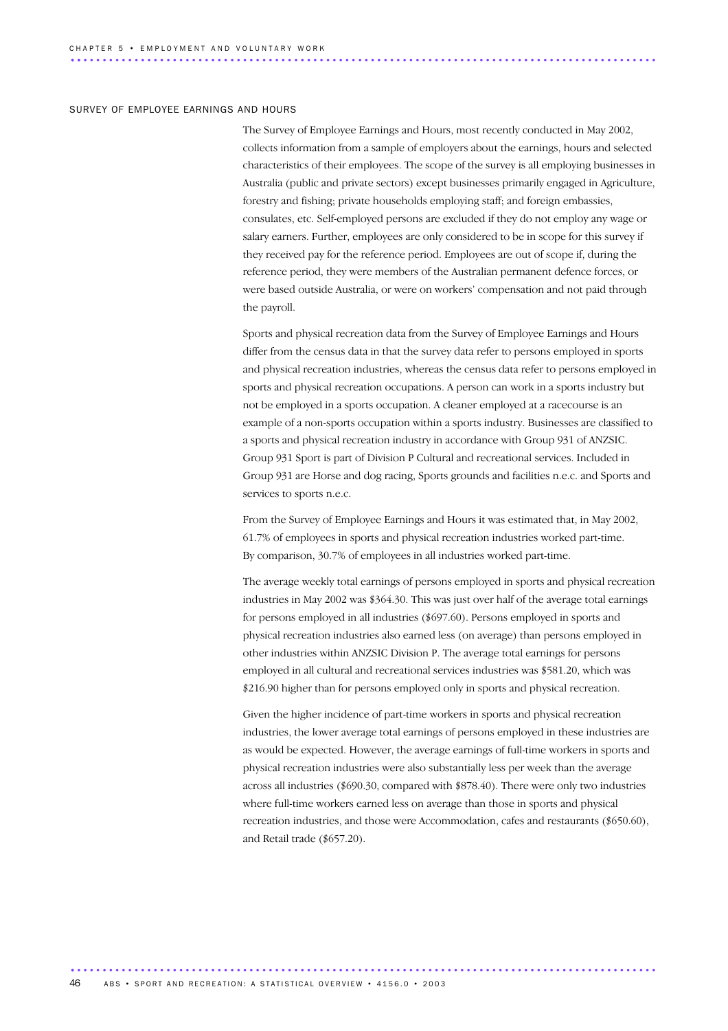## SURVEY OF EMPLOYEE EARNINGS AND HOURS

The Survey of Employee Earnings and Hours, most recently conducted in May 2002, collects information from a sample of employers about the earnings, hours and selected characteristics of their employees. The scope of the survey is all employing businesses in Australia (public and private sectors) except businesses primarily engaged in Agriculture, forestry and fishing; private households employing staff; and foreign embassies, consulates, etc. Self-employed persons are excluded if they do not employ any wage or salary earners. Further, employees are only considered to be in scope for this survey if they received pay for the reference period. Employees are out of scope if, during the reference period, they were members of the Australian permanent defence forces, or were based outside Australia, or were on workers' compensation and not paid through the payroll.

Sports and physical recreation data from the Survey of Employee Earnings and Hours differ from the census data in that the survey data refer to persons employed in sports and physical recreation industries, whereas the census data refer to persons employed in sports and physical recreation occupations. A person can work in a sports industry but not be employed in a sports occupation. A cleaner employed at a racecourse is an example of a non-sports occupation within a sports industry. Businesses are classified to a sports and physical recreation industry in accordance with Group 931 of ANZSIC. Group 931 Sport is part of Division P Cultural and recreational services. Included in Group 931 are Horse and dog racing, Sports grounds and facilities n.e.c. and Sports and services to sports n.e.c.

From the Survey of Employee Earnings and Hours it was estimated that, in May 2002, 61.7% of employees in sports and physical recreation industries worked part-time. By comparison, 30.7% of employees in all industries worked part-time.

The average weekly total earnings of persons employed in sports and physical recreation industries in May 2002 was $364.30. This was just over half of the average total earnings for persons employed in all industries ($697.60). Persons employed in sports and physical recreation industries also earned less (on average) than persons employed in other industries within ANZSIC Division P. The average total earnings for persons employed in all cultural and recreational services industries was $581.20, which was $216.90 higher than for persons employed only in sports and physical recreation.

Given the higher incidence of part-time workers in sports and physical recreation industries, the lower average total earnings of persons employed in these industries are as would be expected. However, the average earnings of full-time workers in sports and physical recreation industries were also substantially less per week than the average across all industries ($690.30, compared with $878.40). There were only two industries where full-time workers earned less on average than those in sports and physical recreation industries, and those were Accommodation, cafes and restaurants ($650.60), and Retail trade ($657.20).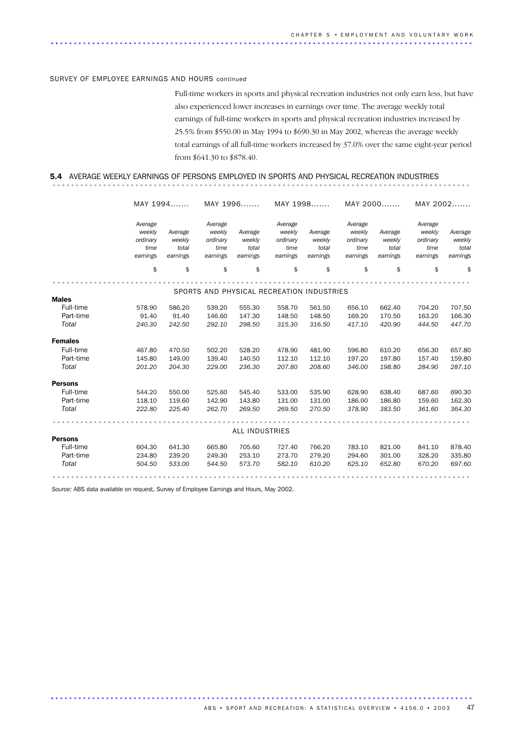SURVEY OF EMPLOYEE EARNINGS AND HOURS *continued*

Full-time workers in sports and physical recreation industries not only earn less, but have also experienced lower increases in earnings over time. The average weekly total earnings of full-time workers in sports and physical recreation industries increased by 25.5% from $550.00 in May 1994 to $690.30 in May 2002, whereas the average weekly total earnings of all full-time workers increased by 37.0% over the same eight-year period from $641.30 to $878.40.

**5.4** AVERAGE WEEKLY EARNINGS OF PERSONS EMPLOYED IN SPORTS AND PHYSICAL RECREATION INDUSTRIES

| | MAY 1994 | | MAY 1996 | | MAY 1998 | | MAY 2000 | | MAY 2002 | |
|---|---|---|---|---|---|---|---|---|---|---|
| | *Average weekly ordinary time earnings* | *Average weekly total earnings* | *Average weekly ordinary time earnings* | *Average weekly total earnings* | *Average weekly ordinary time earnings* | *Average weekly total earnings* | *Average weekly ordinary time earnings* | *Average weekly total earnings* | *Average weekly ordinary time earnings* | *Average weekly total earnings* |
| | $ | $ | $ | $ | $ | $ | $ | $ | $ | $ |
| **SPORTS AND PHYSICAL RECREATION INDUSTRIES** | | | | | | | | | | |
| **Males** | | | | | | | | | | |
| Full-time | 578.90 | 586.20 | 539.20 | 555.30 | 558.70 | 561.50 | 656.10 | 662.40 | 704.20 | 707.50 |
| Part-time | 91.40 | 91.40 | 146.60 | 147.30 | 148.50 | 148.50 | 169.20 | 170.50 | 163.20 | 166.30 |
| *Total* | *240.30* | *242.50* | *292.10* | *298.50* | *315.30* | *316.50* | *417.10* | *420.90* | *444.50* | *447.70* |
| **Females** | | | | | | | | | | |
| Full-time | 467.80 | 470.50 | 502.20 | 528.20 | 478.90 | 481.90 | 596.80 | 610.20 | 656.30 | 657.80 |
| Part-time | 145.80 | 149.00 | 139.40 | 140.50 | 112.10 | 112.10 | 197.20 | 197.80 | 157.40 | 159.80 |
| *Total* | *201.20* | *204.30* | *229.00* | *236.30* | *207.80* | *208.60* | *346.00* | *198.80* | *284.90* | *287.10* |
| **Persons** | | | | | | | | | | |
| Full-time | 544.20 | 550.00 | 525.60 | 545.40 | 533.00 | 535.90 | 628.90 | 638.40 | 687.60 | 690.30 |
| Part-time | 118.10 | 119.60 | 142.90 | 143.80 | 131.00 | 131.00 | 186.00 | 186.80 | 159.60 | 162.30 |
| *Total* | *222.80* | *225.40* | *262.70* | *269.50* | *269.50* | *270.50* | *378.90* | *383.50* | *361.60* | *364.30* |
| **ALL INDUSTRIES** | | | | | | | | | | |
| **Persons** | | | | | | | | | | |
| Full-time | 604.30 | 641.30 | 665.80 | 705.60 | 727.40 | 766.20 | 783.10 | 821.00 | 841.10 | 878.40 |
| Part-time | 234.80 | 239.20 | 249.30 | 253.10 | 273.70 | 279.20 | 294.60 | 301.00 | 328.20 | 335.80 |
| *Total* | *504.50* | *533.00* | *544.50* | *573.70* | *582.10* | *610.20* | *625.10* | *652.80* | *670.20* | *697.60* |

*Source:* ABS data available on request, Survey of Employee Earnings and Hours, May 2002.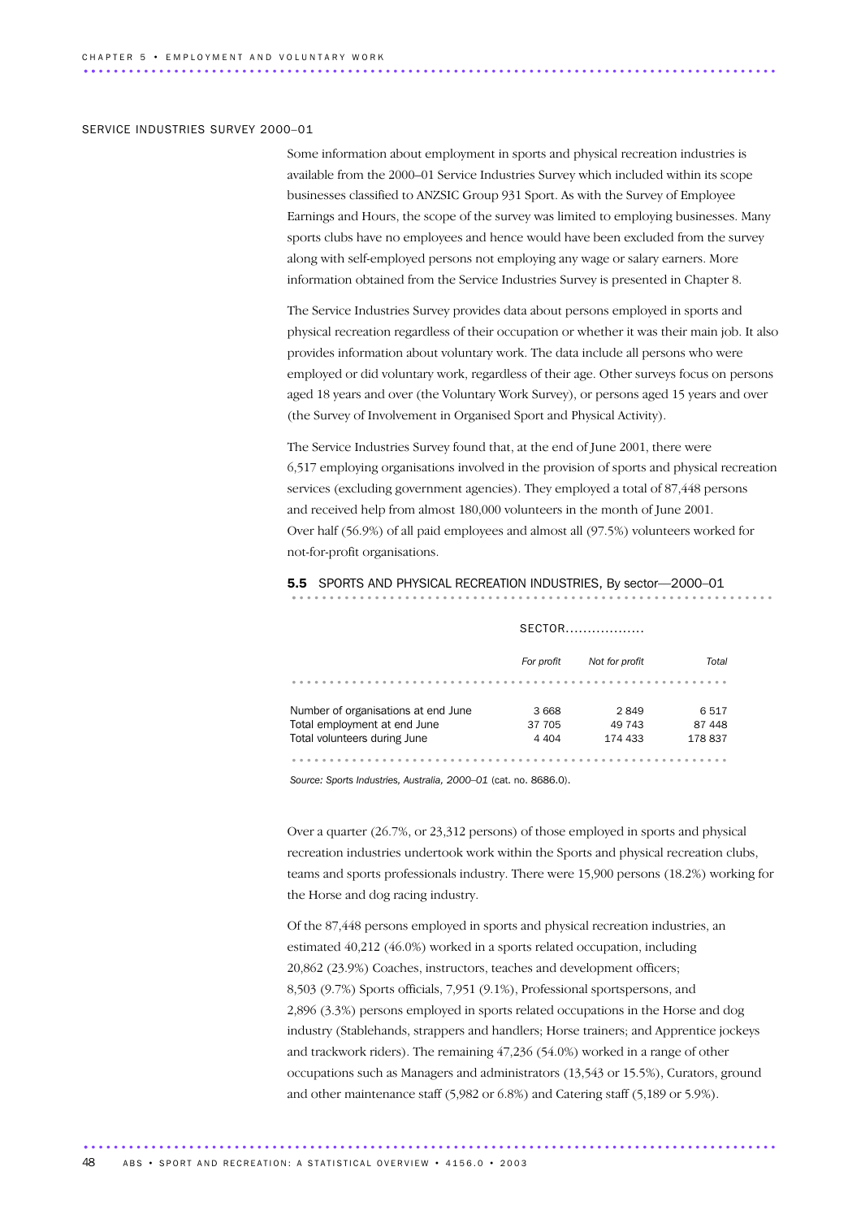## SERVICE INDUSTRIES SURVEY 2000–01

Some information about employment in sports and physical recreation industries is available from the 2000–01 Service Industries Survey which included within its scope businesses classified to ANZSIC Group 931 Sport. As with the Survey of Employee Earnings and Hours, the scope of the survey was limited to employing businesses. Many sports clubs have no employees and hence would have been excluded from the survey along with self-employed persons not employing any wage or salary earners. More information obtained from the Service Industries Survey is presented in Chapter 8.

The Service Industries Survey provides data about persons employed in sports and physical recreation regardless of their occupation or whether it was their main job. It also provides information about voluntary work. The data include all persons who were employed or did voluntary work, regardless of their age. Other surveys focus on persons aged 18 years and over (the Voluntary Work Survey), or persons aged 15 years and over (the Survey of Involvement in Organised Sport and Physical Activity).

The Service Industries Survey found that, at the end of June 2001, there were 6,517 employing organisations involved in the provision of sports and physical recreation services (excluding government agencies). They employed a total of 87,448 persons and received help from almost 180,000 volunteers in the month of June 2001. Over half (56.9%) of all paid employees and almost all (97.5%) volunteers worked for not-for-profit organisations.

**5.5** SPORTS AND PHYSICAL RECREATION INDUSTRIES, By sector—2000–01

| | SECTOR | | |
|---|---|---|---|
| | *For profit* | *Not for profit* | *Total* |
| Number of organisations at end June | 3 668 | 2 849 | 6 517 |
| Total employment at end June | 37 705 | 49 743 | 87 448 |
| Total volunteers during June | 4 404 | 174 433 | 178 837 |

*Source: Sports Industries, Australia, 2000–01* (cat. no. 8686.0).

Over a quarter (26.7%, or 23,312 persons) of those employed in sports and physical recreation industries undertook work within the Sports and physical recreation clubs, teams and sports professionals industry. There were 15,900 persons (18.2%) working for the Horse and dog racing industry.

Of the 87,448 persons employed in sports and physical recreation industries, an estimated 40,212 (46.0%) worked in a sports related occupation, including 20,862 (23.9%) Coaches, instructors, teaches and development officers; 8,503 (9.7%) Sports officials, 7,951 (9.1%), Professional sportspersons, and 2,896 (3.3%) persons employed in sports related occupations in the Horse and dog industry (Stablehands, strappers and handlers; Horse trainers; and Apprentice jockeys and trackwork riders). The remaining 47,236 (54.0%) worked in a range of other occupations such as Managers and administrators (13,543 or 15.5%), Curators, ground and other maintenance staff (5,982 or 6.8%) and Catering staff (5,189 or 5.9%).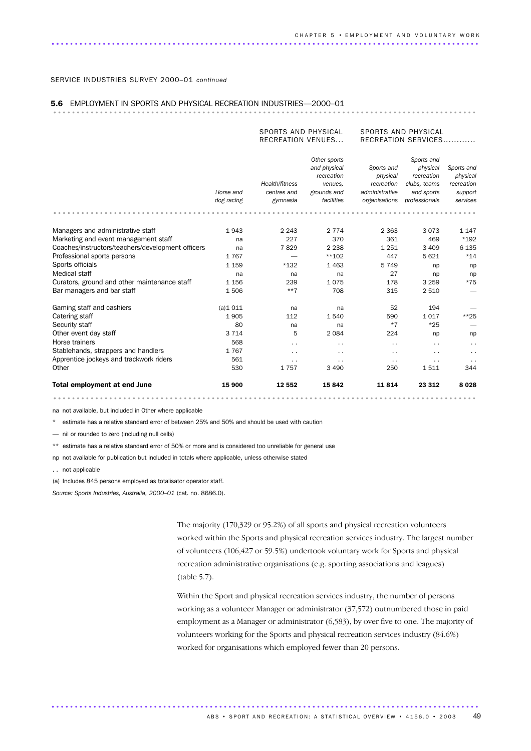SERVICE INDUSTRIES SURVEY 2000–01 *continued*

**5.6** EMPLOYMENT IN SPORTS AND PHYSICAL RECREATION INDUSTRIES—2000–01

| | | SPORTS AND PHYSICAL RECREATION VENUES... | | SPORTS AND PHYSICAL RECREATION SERVICES............ | | |
|---|---|---|---|---|---|---|
| | *Horse and dog racing* | *Health/fitness centres and gymnasia* | *Other sports and physical recreation venues, grounds and facilities* | *Sports and physical recreation administrative organisations* | *Sports and physical recreation clubs, teams and sports professionals* | *Sports and physical recreation support services* |
| Managers and administrative staff | 1 943 | 2 243 | 2 774 | 2 363 | 3 073 | 1 147 |
| Marketing and event management staff | na | 227 | 370 | 361 | 469 | *192 |
| Coaches/instructors/teachers/development officers | na | 7 829 | 2 238 | 1 251 | 3 409 | 6 135 |
| Professional sports persons | 1 767 | — | **102 | 447 | 5 621 | *14 |
| Sports officials | 1 159 | *132 | 1 463 | 5 749 | np | np |
| Medical staff | na | na | na | 27 | np | np |
| Curators, ground and other maintenance staff | 1 156 | 239 | 1 075 | 178 | 3 259 | *75 |
| Bar managers and bar staff | 1 506 | **7 | 708 | 315 | 2 510 | — |
| Gaming staff and cashiers | (a)1 011 | na | na | 52 | 194 | — |
| Catering staff | 1 905 | 112 | 1 540 | 590 | 1 017 | **25 |
| Security staff | 80 | na | na | *7 | *25 | — |
| Other event day staff | 3 714 | 5 | 2 084 | 224 | np | np |
| Horse trainers | 568 | . . | . . | . . | . . | . . |
| Stablehands, strappers and handlers | 1 767 | . . | . . | . . | . . | . . |
| Apprentice jockeys and trackwork riders | 561 | . . | . . | . . | . . | . . |
| Other | 530 | 1 757 | 3 490 | 250 | 1 511 | 344 |
| **Total employment at end June** | **15 900** | **12 552** | **15 842** | **11 814** | **23 312** | **8 028** |

na not available, but included in Other where applicable

\* estimate has a relative standard error of between 25% and 50% and should be used with caution

— nil or rounded to zero (including null cells)

** estimate has a relative standard error of 50% or more and is considered too unreliable for general use

np not available for publication but included in totals where applicable, unless otherwise stated

. . not applicable

(a) Includes 845 persons employed as totalisator operator staff.

*Source: Sports Industries, Australia, 2000–01* (cat. no. 8686.0).

The majority (170,329 or 95.2%) of all sports and physical recreation volunteers worked within the Sports and physical recreation services industry. The largest number of volunteers (106,427 or 59.5%) undertook voluntary work for Sports and physical recreation administrative organisations (e.g. sporting associations and leagues) (table 5.7).

Within the Sport and physical recreation services industry, the number of persons working as a volunteer Manager or administrator (37,572) outnumbered those in paid employment as a Manager or administrator (6,583), by over five to one. The majority of volunteers working for the Sports and physical recreation services industry (84.6%) worked for organisations which employed fewer than 20 persons.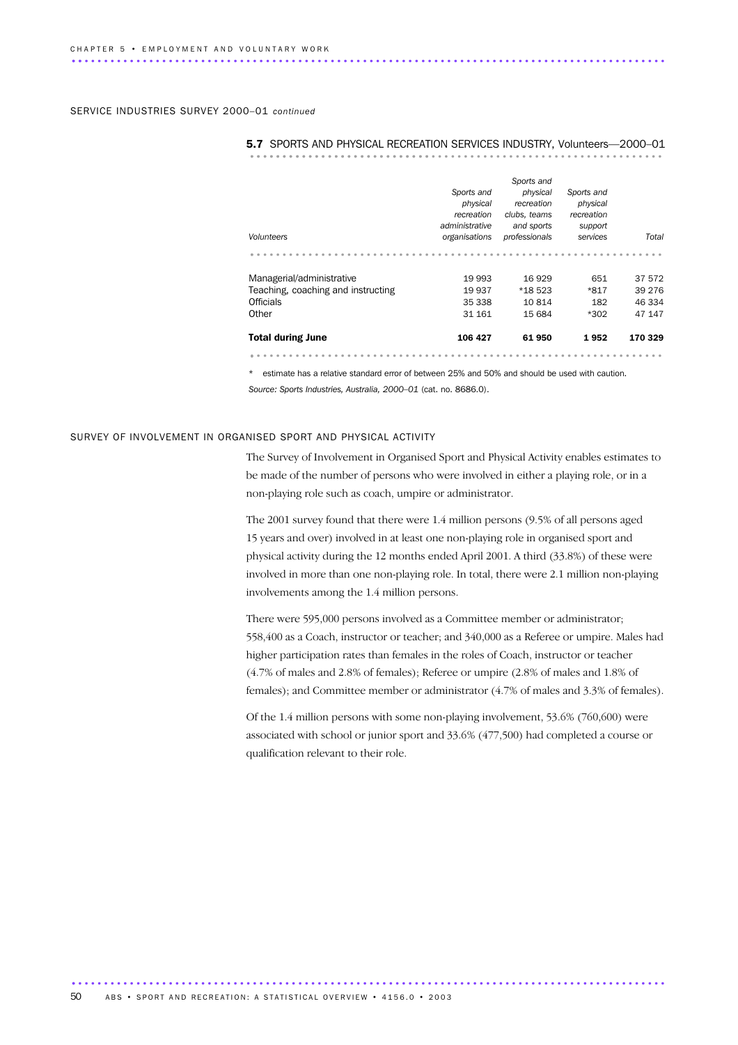SERVICE INDUSTRIES SURVEY 2000–01 *continued*

**5.7** SPORTS AND PHYSICAL RECREATION SERVICES INDUSTRY, Volunteers—2000–01

| *Volunteers* | *Sports and physical recreation administrative organisations* | *Sports and physical recreation clubs, teams and sports professionals* | *Sports and physical recreation support services* | *Total* |
|---|---|---|---|---|
| Managerial/administrative | 19 993 | 16 929 | 651 | 37 572 |
| Teaching, coaching and instructing | 19 937 | *18 523 | *817 | 39 276 |
| Officials | 35 338 | 10 814 | 182 | 46 334 |
| Other | 31 161 | 15 684 | *302 | 47 147 |
| **Total during June** | **106 427** | **61 950** | **1 952** | **170 329** |

* estimate has a relative standard error of between 25% and 50% and should be used with caution.

*Source: Sports Industries, Australia, 2000–01* (cat. no. 8686.0).

SURVEY OF INVOLVEMENT IN ORGANISED SPORT AND PHYSICAL ACTIVITY

The Survey of Involvement in Organised Sport and Physical Activity enables estimates to be made of the number of persons who were involved in either a playing role, or in a non-playing role such as coach, umpire or administrator.

The 2001 survey found that there were 1.4 million persons (9.5% of all persons aged 15 years and over) involved in at least one non-playing role in organised sport and physical activity during the 12 months ended April 2001. A third (33.8%) of these were involved in more than one non-playing role. In total, there were 2.1 million non-playing involvements among the 1.4 million persons.

There were 595,000 persons involved as a Committee member or administrator; 558,400 as a Coach, instructor or teacher; and 340,000 as a Referee or umpire. Males had higher participation rates than females in the roles of Coach, instructor or teacher (4.7% of males and 2.8% of females); Referee or umpire (2.8% of males and 1.8% of females); and Committee member or administrator (4.7% of males and 3.3% of females).

Of the 1.4 million persons with some non-playing involvement, 53.6% (760,600) were associated with school or junior sport and 33.6% (477,500) had completed a course or qualification relevant to their role.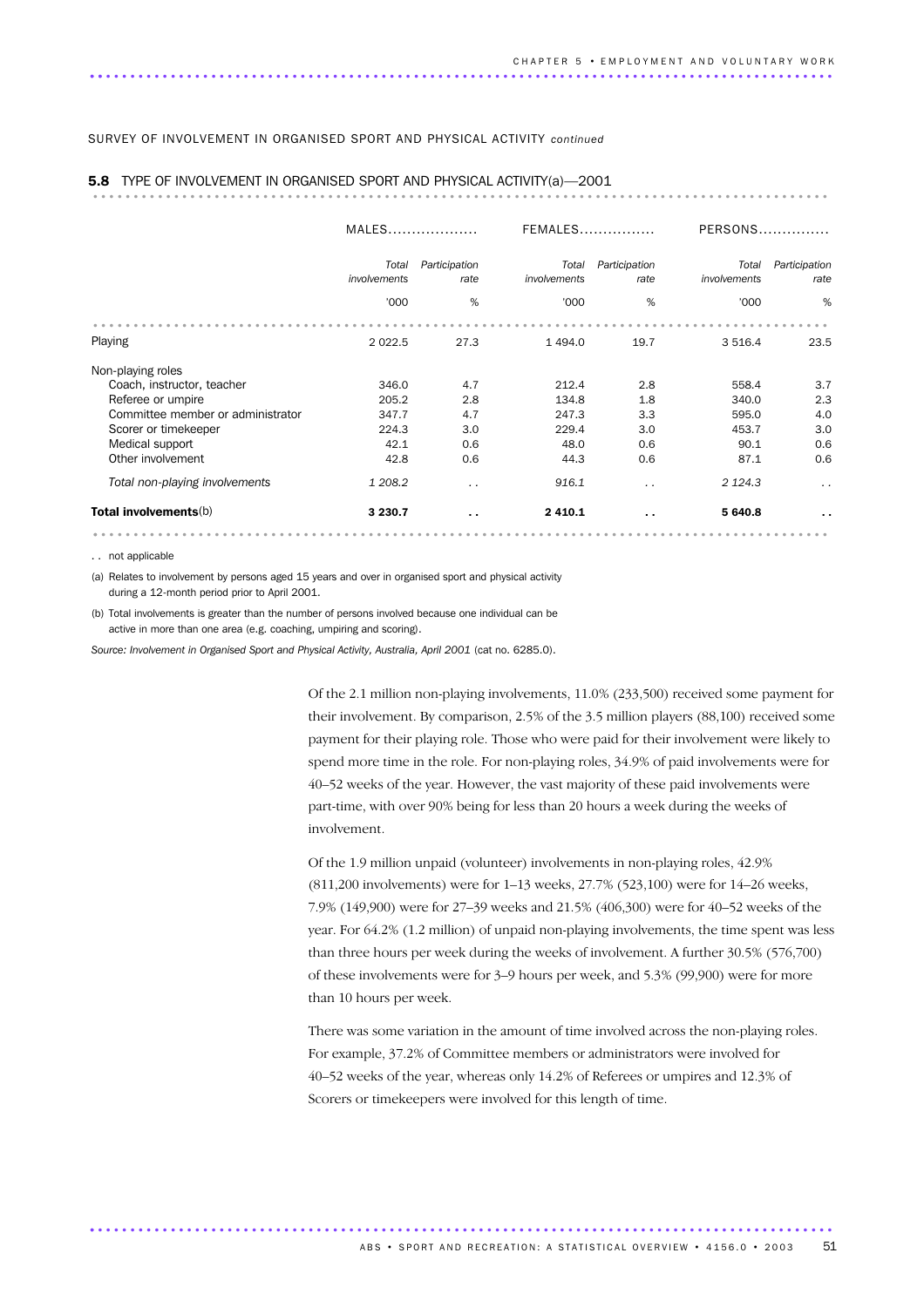SURVEY OF INVOLVEMENT IN ORGANISED SPORT AND PHYSICAL ACTIVITY *continued*

**5.8** TYPE OF INVOLVEMENT IN ORGANISED SPORT AND PHYSICAL ACTIVITY(a)—2001

| | MALES | | FEMALES | | PERSONS | |
|---|---|---|---|---|---|---|
| | *Total involvements* | *Participation rate* | *Total involvements* | *Participation rate* | *Total involvements* | *Participation rate* |
| | '000 | % | '000 | % | '000 | % |
| Playing | 2 022.5 | 27.3 | 1 494.0 | 19.7 | 3 516.4 | 23.5 |
| Non-playing roles | | | | | | |
| Coach, instructor, teacher | 346.0 | 4.7 | 212.4 | 2.8 | 558.4 | 3.7 |
| Referee or umpire | 205.2 | 2.8 | 134.8 | 1.8 | 340.0 | 2.3 |
| Committee member or administrator | 347.7 | 4.7 | 247.3 | 3.3 | 595.0 | 4.0 |
| Scorer or timekeeper | 224.3 | 3.0 | 229.4 | 3.0 | 453.7 | 3.0 |
| Medical support | 42.1 | 0.6 | 48.0 | 0.6 | 90.1 | 0.6 |
| Other involvement | 42.8 | 0.6 | 44.3 | 0.6 | 87.1 | 0.6 |
| *Total non-playing involvements* | *1 208.2* | . . | *916.1* | . . | *2 124.3* | . . |
| **Total involvements**(b) | **3 230.7** | **. .** | **2 410.1** | **. .** | **5 640.8** | **. .** |

. . not applicable

(a) Relates to involvement by persons aged 15 years and over in organised sport and physical activity during a 12-month period prior to April 2001.

(b) Total involvements is greater than the number of persons involved because one individual can be active in more than one area (e.g. coaching, umpiring and scoring).

*Source: Involvement in Organised Sport and Physical Activity, Australia, April 2001* (cat no. 6285.0).

Of the 2.1 million non-playing involvements, 11.0% (233,500) received some payment for their involvement. By comparison, 2.5% of the 3.5 million players (88,100) received some payment for their playing role. Those who were paid for their involvement were likely to spend more time in the role. For non-playing roles, 34.9% of paid involvements were for 40–52 weeks of the year. However, the vast majority of these paid involvements were part-time, with over 90% being for less than 20 hours a week during the weeks of involvement.

Of the 1.9 million unpaid (volunteer) involvements in non-playing roles, 42.9% (811,200 involvements) were for 1–13 weeks, 27.7% (523,100) were for 14–26 weeks, 7.9% (149,900) were for 27–39 weeks and 21.5% (406,300) were for 40–52 weeks of the year. For 64.2% (1.2 million) of unpaid non-playing involvements, the time spent was less than three hours per week during the weeks of involvement. A further 30.5% (576,700) of these involvements were for 3–9 hours per week, and 5.3% (99,900) were for more than 10 hours per week.

There was some variation in the amount of time involved across the non-playing roles. For example, 37.2% of Committee members or administrators were involved for 40–52 weeks of the year, whereas only 14.2% of Referees or umpires and 12.3% of Scorers or timekeepers were involved for this length of time.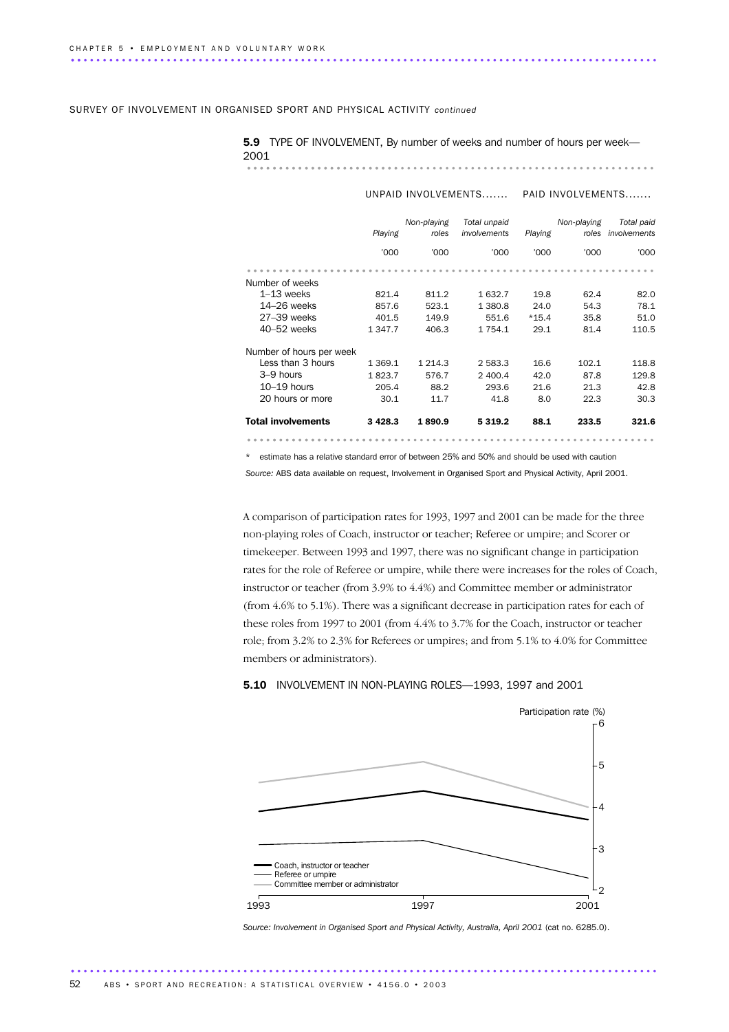SURVEY OF INVOLVEMENT IN ORGANISED SPORT AND PHYSICAL ACTIVITY *continued*

**5.9** TYPE OF INVOLVEMENT, By number of weeks and number of hours per week—2001

| | UNPAID INVOLVEMENTS | | | PAID INVOLVEMENTS | | |
|---|---|---|---|---|---|---|
| | *Playing* | *Non-playing roles* | *Total unpaid involvements* | *Playing* | *Non-playing roles* | *Total paid involvements* |
| | '000 | '000 | '000 | '000 | '000 | '000 |
| Number of weeks | | | | | | |
| 1–13 weeks | 821.4 | 811.2 | 1 632.7 | 19.8 | 62.4 | 82.0 |
| 14–26 weeks | 857.6 | 523.1 | 1 380.8 | 24.0 | 54.3 | 78.1 |
| 27–39 weeks | 401.5 | 149.9 | 551.6 | *15.4 | 35.8 | 51.0 |
| 40–52 weeks | 1 347.7 | 406.3 | 1 754.1 | 29.1 | 81.4 | 110.5 |
| Number of hours per week | | | | | | |
| Less than 3 hours | 1 369.1 | 1 214.3 | 2 583.3 | 16.6 | 102.1 | 118.8 |
| 3–9 hours | 1 823.7 | 576.7 | 2 400.4 | 42.0 | 87.8 | 129.8 |
| 10–19 hours | 205.4 | 88.2 | 293.6 | 21.6 | 21.3 | 42.8 |
| 20 hours or more | 30.1 | 11.7 | 41.8 | 8.0 | 22.3 | 30.3 |
| **Total involvements** | **3 428.3** | **1 890.9** | **5 319.2** | **88.1** | **233.5** | **321.6** |

\* estimate has a relative standard error of between 25% and 50% and should be used with caution

*Source:* ABS data available on request, Involvement in Organised Sport and Physical Activity, April 2001.

A comparison of participation rates for 1993, 1997 and 2001 can be made for the three non-playing roles of Coach, instructor or teacher; Referee or umpire; and Scorer or timekeeper. Between 1993 and 1997, there was no significant change in participation rates for the role of Referee or umpire, while there were increases for the roles of Coach, instructor or teacher (from 3.9% to 4.4%) and Committee member or administrator (from 4.6% to 5.1%). There was a significant decrease in participation rates for each of these roles from 1997 to 2001 (from 4.4% to 3.7% for the Coach, instructor or teacher role; from 3.2% to 2.3% for Referees or umpires; and from 5.1% to 4.0% for Committee members or administrators).

**5.10** INVOLVEMENT IN NON-PLAYING ROLES—1993, 1997 and 2001

Participation rate (%)
6
5
4
3
2
1993
1997
2001
Coach, instructor or teacher
Referee or umpire
Committee member or administrator

*Source: Involvement in Organised Sport and Physical Activity, Australia, April 2001* (cat no. 6285.0).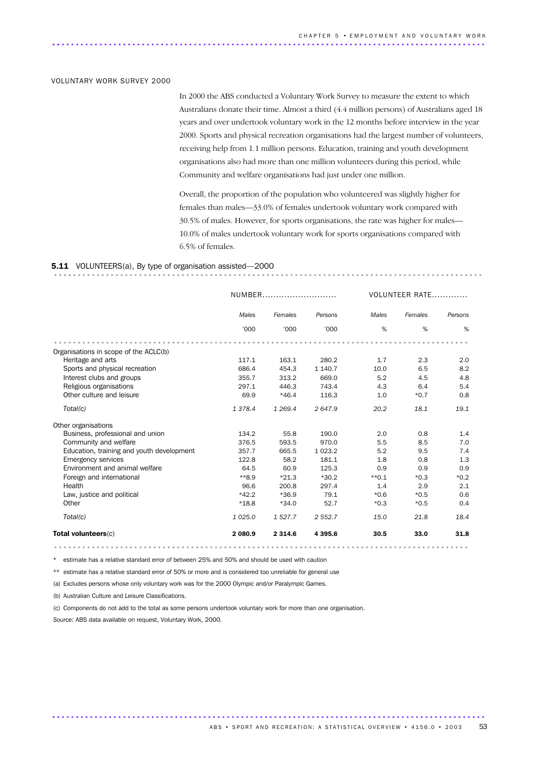## VOLUNTARY WORK SURVEY 2000

In 2000 the ABS conducted a Voluntary Work Survey to measure the extent to which Australians donate their time. Almost a third (4.4 million persons) of Australians aged 18 years and over undertook voluntary work in the 12 months before interview in the year 2000. Sports and physical recreation organisations had the largest number of volunteers, receiving help from 1.1 million persons. Education, training and youth development organisations also had more than one million volunteers during this period, while Community and welfare organisations had just under one million.

Overall, the proportion of the population who volunteered was slightly higher for females than males—33.0% of females undertook voluntary work compared with 30.5% of males. However, for sports organisations, the rate was higher for males—10.0% of males undertook voluntary work for sports organisations compared with 6.5% of females.

**5.11** VOLUNTEERS(a), By type of organisation assisted—2000

| | NUMBER | | | VOLUNTEER RATE | | |
|---|---|---|---|---|---|---|
| | *Males* | *Females* | *Persons* | *Males* | *Females* | *Persons* |
| | '000 | '000 | '000 | % | % | % |
| Organisations in scope of the ACLC(b) | | | | | | |
| Heritage and arts | 117.1 | 163.1 | 280.2 | 1.7 | 2.3 | 2.0 |
| Sports and physical recreation | 686.4 | 454.3 | 1 140.7 | 10.0 | 6.5 | 8.2 |
| Interest clubs and groups | 355.7 | 313.2 | 669.0 | 5.2 | 4.5 | 4.8 |
| Religious organisations | 297.1 | 446.3 | 743.4 | 4.3 | 6.4 | 5.4 |
| Other culture and leisure | 69.9 | *46.4 | 116.3 | 1.0 | *0.7 | 0.8 |
| *Total(c)* | *1 378.4* | *1 269.4* | *2 647.9* | *20.2* | *18.1* | *19.1* |
| Other organisations | | | | | | |
| Business, professional and union | 134.2 | 55.8 | 190.0 | 2.0 | 0.8 | 1.4 |
| Community and welfare | 376.5 | 593.5 | 970.0 | 5.5 | 8.5 | 7.0 |
| Education, training and youth development | 357.7 | 665.5 | 1 023.2 | 5.2 | 9.5 | 7.4 |
| Emergency services | 122.8 | 58.2 | 181.1 | 1.8 | 0.8 | 1.3 |
| Environment and animal welfare | 64.5 | 60.9 | 125.3 | 0.9 | 0.9 | 0.9 |
| Foreign and international | **8.9 | *21.3 | *30.2 | **0.1 | *0.3 | *0.2 |
| Health | 96.6 | 200.8 | 297.4 | 1.4 | 2.9 | 2.1 |
| Law, justice and political | *42.2 | *36.9 | 79.1 | *0.6 | *0.5 | 0.6 |
| Other | *18.8 | *34.0 | 52.7 | *0.3 | *0.5 | 0.4 |
| *Total(c)* | *1 025.0* | *1 527.7* | *2 552.7* | *15.0* | *21.8* | *18.4* |
| **Total volunteers**(c) | **2 080.9** | **2 314.6** | **4 395.6** | **30.5** | **33.0** | **31.8** |

\* estimate has a relative standard error of between 25% and 50% and should be used with caution

\*\* estimate has a relative standard error of 50% or more and is considered too unreliable for general use

(a) Excludes persons whose only voluntary work was for the 2000 Olympic and/or Paralympic Games.

(b) Australian Culture and Leisure Classifications.

(c) Components do not add to the total as some persons undertook voluntary work for more than one organisation.

*Source:* ABS data available on request, Voluntary Work, 2000.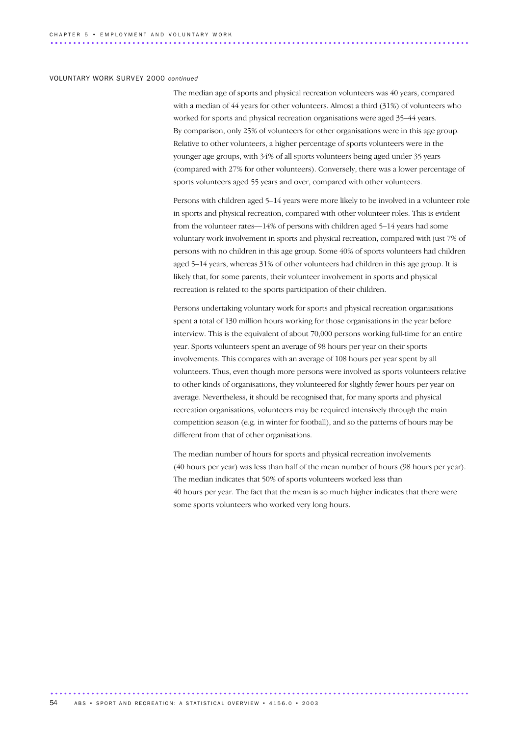VOLUNTARY WORK SURVEY 2000 *continued*

The median age of sports and physical recreation volunteers was 40 years, compared with a median of 44 years for other volunteers. Almost a third (31%) of volunteers who worked for sports and physical recreation organisations were aged 35–44 years. By comparison, only 25% of volunteers for other organisations were in this age group. Relative to other volunteers, a higher percentage of sports volunteers were in the younger age groups, with 34% of all sports volunteers being aged under 35 years (compared with 27% for other volunteers). Conversely, there was a lower percentage of sports volunteers aged 55 years and over, compared with other volunteers.

Persons with children aged 5–14 years were more likely to be involved in a volunteer role in sports and physical recreation, compared with other volunteer roles. This is evident from the volunteer rates—14% of persons with children aged 5–14 years had some voluntary work involvement in sports and physical recreation, compared with just 7% of persons with no children in this age group. Some 40% of sports volunteers had children aged 5–14 years, whereas 31% of other volunteers had children in this age group. It is likely that, for some parents, their volunteer involvement in sports and physical recreation is related to the sports participation of their children.

Persons undertaking voluntary work for sports and physical recreation organisations spent a total of 130 million hours working for those organisations in the year before interview. This is the equivalent of about 70,000 persons working full-time for an entire year. Sports volunteers spent an average of 98 hours per year on their sports involvements. This compares with an average of 108 hours per year spent by all volunteers. Thus, even though more persons were involved as sports volunteers relative to other kinds of organisations, they volunteered for slightly fewer hours per year on average. Nevertheless, it should be recognised that, for many sports and physical recreation organisations, volunteers may be required intensively through the main competition season (e.g. in winter for football), and so the patterns of hours may be different from that of other organisations.

The median number of hours for sports and physical recreation involvements (40 hours per year) was less than half of the mean number of hours (98 hours per year). The median indicates that 50% of sports volunteers worked less than 40 hours per year. The fact that the mean is so much higher indicates that there were some sports volunteers who worked very long hours.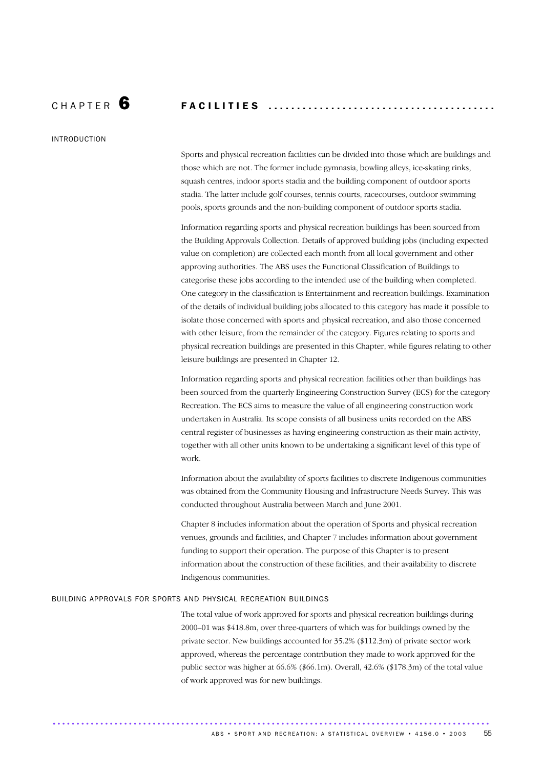# CHAPTER 6 FACILITIES

## INTRODUCTION

Sports and physical recreation facilities can be divided into those which are buildings and those which are not. The former include gymnasia, bowling alleys, ice-skating rinks, squash centres, indoor sports stadia and the building component of outdoor sports stadia. The latter include golf courses, tennis courts, racecourses, outdoor swimming pools, sports grounds and the non-building component of outdoor sports stadia.

Information regarding sports and physical recreation buildings has been sourced from the Building Approvals Collection. Details of approved building jobs (including expected value on completion) are collected each month from all local government and other approving authorities. The ABS uses the Functional Classification of Buildings to categorise these jobs according to the intended use of the building when completed. One category in the classification is Entertainment and recreation buildings. Examination of the details of individual building jobs allocated to this category has made it possible to isolate those concerned with sports and physical recreation, and also those concerned with other leisure, from the remainder of the category. Figures relating to sports and physical recreation buildings are presented in this Chapter, while figures relating to other leisure buildings are presented in Chapter 12.

Information regarding sports and physical recreation facilities other than buildings has been sourced from the quarterly Engineering Construction Survey (ECS) for the category Recreation. The ECS aims to measure the value of all engineering construction work undertaken in Australia. Its scope consists of all business units recorded on the ABS central register of businesses as having engineering construction as their main activity, together with all other units known to be undertaking a significant level of this type of work.

Information about the availability of sports facilities to discrete Indigenous communities was obtained from the Community Housing and Infrastructure Needs Survey. This was conducted throughout Australia between March and June 2001.

Chapter 8 includes information about the operation of Sports and physical recreation venues, grounds and facilities, and Chapter 7 includes information about government funding to support their operation. The purpose of this Chapter is to present information about the construction of these facilities, and their availability to discrete Indigenous communities.

## BUILDING APPROVALS FOR SPORTS AND PHYSICAL RECREATION BUILDINGS

The total value of work approved for sports and physical recreation buildings during 2000–01 was $418.8m, over three-quarters of which was for buildings owned by the private sector. New buildings accounted for 35.2% ($112.3m) of private sector work approved, whereas the percentage contribution they made to work approved for the public sector was higher at 66.6% ($66.1m). Overall, 42.6% ($178.3m) of the total value of work approved was for new buildings.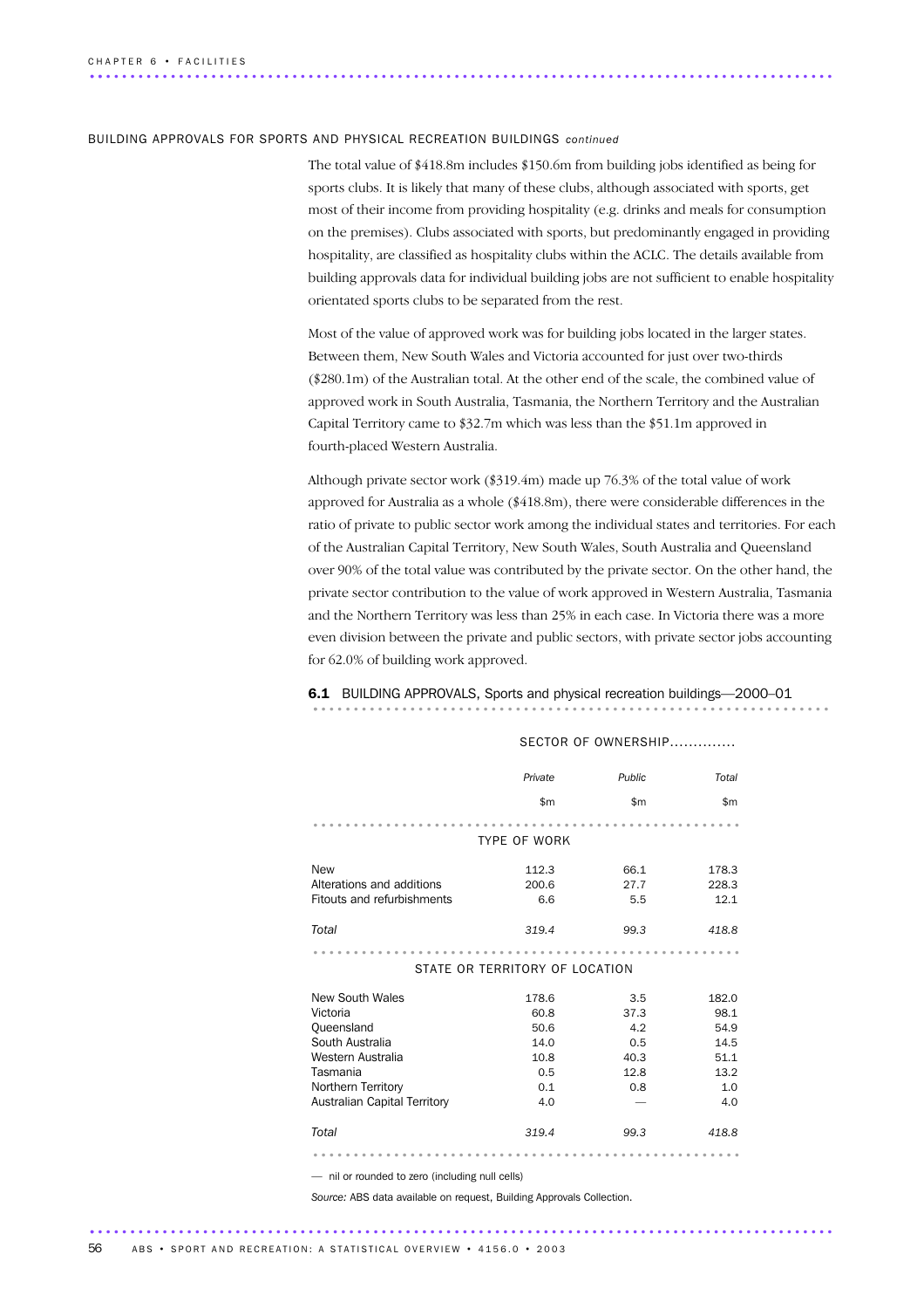## BUILDING APPROVALS FOR SPORTS AND PHYSICAL RECREATION BUILDINGS *continued*

The total value of $418.8m includes $150.6m from building jobs identified as being for sports clubs. It is likely that many of these clubs, although associated with sports, get most of their income from providing hospitality (e.g. drinks and meals for consumption on the premises). Clubs associated with sports, but predominantly engaged in providing hospitality, are classified as hospitality clubs within the ACLC. The details available from building approvals data for individual building jobs are not sufficient to enable hospitality orientated sports clubs to be separated from the rest.

Most of the value of approved work was for building jobs located in the larger states. Between them, New South Wales and Victoria accounted for just over two-thirds ($280.1m) of the Australian total. At the other end of the scale, the combined value of approved work in South Australia, Tasmania, the Northern Territory and the Australian Capital Territory came to $32.7m which was less than the $51.1m approved in fourth-placed Western Australia.

Although private sector work ($319.4m) made up 76.3% of the total value of work approved for Australia as a whole ($418.8m), there were considerable differences in the ratio of private to public sector work among the individual states and territories. For each of the Australian Capital Territory, New South Wales, South Australia and Queensland over 90% of the total value was contributed by the private sector. On the other hand, the private sector contribution to the value of work approved in Western Australia, Tasmania and the Northern Territory was less than 25% in each case. In Victoria there was a more even division between the private and public sectors, with private sector jobs accounting for 62.0% of building work approved.

**6.1** BUILDING APPROVALS, Sports and physical recreation buildings—2000–01

| | SECTOR OF OWNERSHIP | | |
|---|---|---|---|
| | *Private* | *Public* | *Total* |
| | $m | $m | $m |
| **TYPE OF WORK** | | | |
| New | 112.3 | 66.1 | 178.3 |
| Alterations and additions | 200.6 | 27.7 | 228.3 |
| Fitouts and refurbishments | 6.6 | 5.5 | 12.1 |
| *Total* | *319.4* | *99.3* | *418.8* |
| **STATE OR TERRITORY OF LOCATION** | | | |
| New South Wales | 178.6 | 3.5 | 182.0 |
| Victoria | 60.8 | 37.3 | 98.1 |
| Queensland | 50.6 | 4.2 | 54.9 |
| South Australia | 14.0 | 0.5 | 14.5 |
| Western Australia | 10.8 | 40.3 | 51.1 |
| Tasmania | 0.5 | 12.8 | 13.2 |
| Northern Territory | 0.1 | 0.8 | 1.0 |
| Australian Capital Territory | 4.0 | — | 4.0 |
| *Total* | *319.4* | *99.3* | *418.8* |

— nil or rounded to zero (including null cells)

*Source:* ABS data available on request, Building Approvals Collection.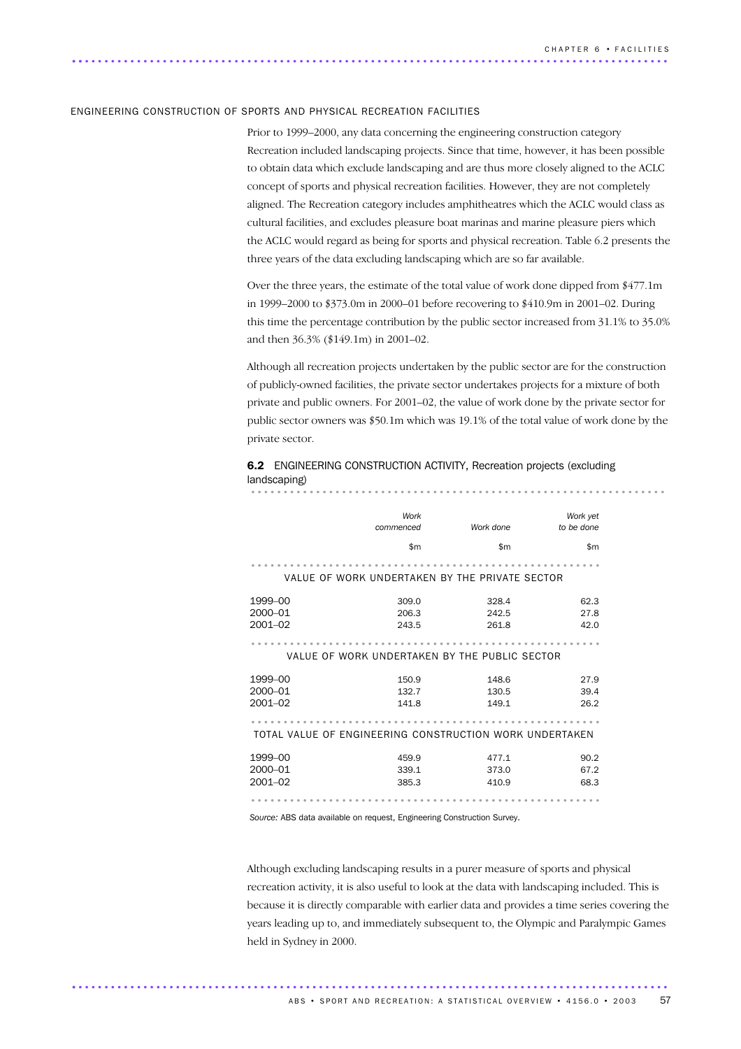## ENGINEERING CONSTRUCTION OF SPORTS AND PHYSICAL RECREATION FACILITIES

Prior to 1999–2000, any data concerning the engineering construction category Recreation included landscaping projects. Since that time, however, it has been possible to obtain data which exclude landscaping and are thus more closely aligned to the ACLC concept of sports and physical recreation facilities. However, they are not completely aligned. The Recreation category includes amphitheatres which the ACLC would class as cultural facilities, and excludes pleasure boat marinas and marine pleasure piers which the ACLC would regard as being for sports and physical recreation. Table 6.2 presents the three years of the data excluding landscaping which are so far available.

Over the three years, the estimate of the total value of work done dipped from $477.1m in 1999–2000 to $373.0m in 2000–01 before recovering to $410.9m in 2001–02. During this time the percentage contribution by the public sector increased from 31.1% to 35.0% and then 36.3% ($149.1m) in 2001–02.

Although all recreation projects undertaken by the public sector are for the construction of publicly-owned facilities, the private sector undertakes projects for a mixture of both private and public owners. For 2001–02, the value of work done by the private sector for public sector owners was $50.1m which was 19.1% of the total value of work done by the private sector.

**6.2** ENGINEERING CONSTRUCTION ACTIVITY, Recreation projects (excluding landscaping)

| | *Work commenced* | *Work done* | *Work yet to be done* |
|---|---|---|---|
| | $m | $m | $m |
| **VALUE OF WORK UNDERTAKEN BY THE PRIVATE SECTOR** | | | |
| 1999–00 | 309.0 | 328.4 | 62.3 |
| 2000–01 | 206.3 | 242.5 | 27.8 |
| 2001–02 | 243.5 | 261.8 | 42.0 |
| **VALUE OF WORK UNDERTAKEN BY THE PUBLIC SECTOR** | | | |
| 1999–00 | 150.9 | 148.6 | 27.9 |
| 2000–01 | 132.7 | 130.5 | 39.4 |
| 2001–02 | 141.8 | 149.1 | 26.2 |
| **TOTAL VALUE OF ENGINEERING CONSTRUCTION WORK UNDERTAKEN** | | | |
| 1999–00 | 459.9 | 477.1 | 90.2 |
| 2000–01 | 339.1 | 373.0 | 67.2 |
| 2001–02 | 385.3 | 410.9 | 68.3 |

*Source:* ABS data available on request, Engineering Construction Survey.

Although excluding landscaping results in a purer measure of sports and physical recreation activity, it is also useful to look at the data with landscaping included. This is because it is directly comparable with earlier data and provides a time series covering the years leading up to, and immediately subsequent to, the Olympic and Paralympic Games held in Sydney in 2000.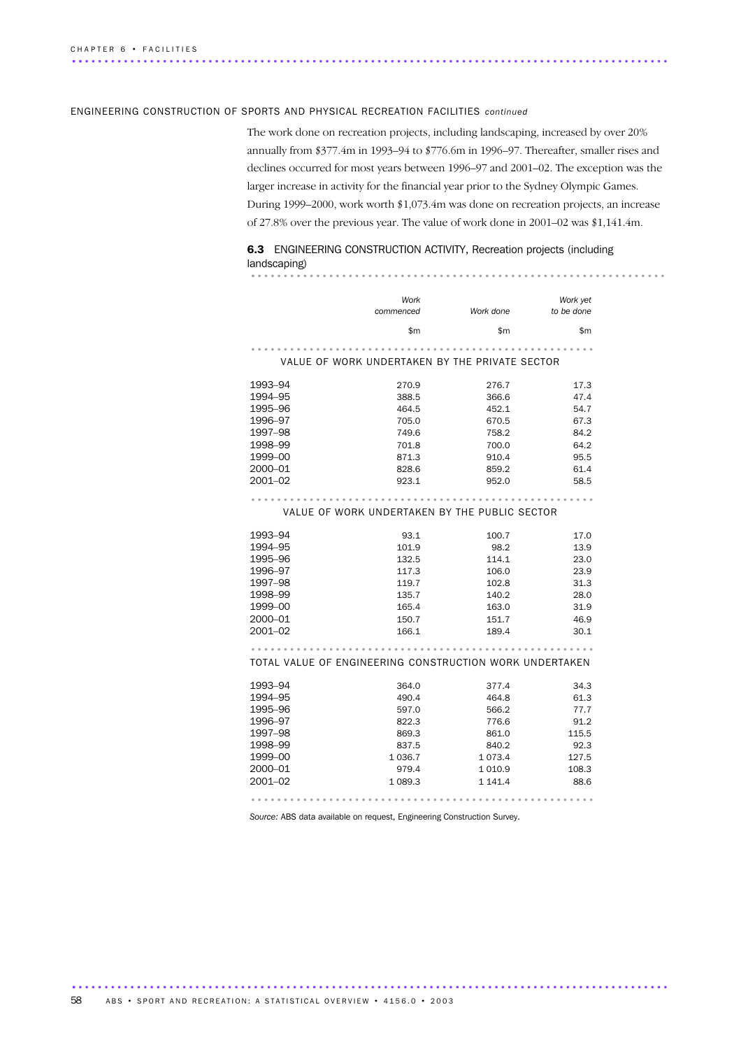## ENGINEERING CONSTRUCTION OF SPORTS AND PHYSICAL RECREATION FACILITIES *continued*

The work done on recreation projects, including landscaping, increased by over 20% annually from $377.4m in 1993–94 to $776.6m in 1996–97. Thereafter, smaller rises and declines occurred for most years between 1996–97 and 2001–02. The exception was the larger increase in activity for the financial year prior to the Sydney Olympic Games. During 1999–2000, work worth $1,073.4m was done on recreation projects, an increase of 27.8% over the previous year. The value of work done in 2001–02 was $1,141.4m.

**6.3** ENGINEERING CONSTRUCTION ACTIVITY, Recreation projects (including landscaping)

| | *Work commenced* | *Work done* | *Work yet to be done* |
|---|---|---|---|
| | $m | $m | $m |
| **VALUE OF WORK UNDERTAKEN BY THE PRIVATE SECTOR** | | | |
| 1993–94 | 270.9 | 276.7 | 17.3 |
| 1994–95 | 388.5 | 366.6 | 47.4 |
| 1995–96 | 464.5 | 452.1 | 54.7 |
| 1996–97 | 705.0 | 670.5 | 67.3 |
| 1997–98 | 749.6 | 758.2 | 84.2 |
| 1998–99 | 701.8 | 700.0 | 64.2 |
| 1999–00 | 871.3 | 910.4 | 95.5 |
| 2000–01 | 828.6 | 859.2 | 61.4 |
| 2001–02 | 923.1 | 952.0 | 58.5 |
| **VALUE OF WORK UNDERTAKEN BY THE PUBLIC SECTOR** | | | |
| 1993–94 | 93.1 | 100.7 | 17.0 |
| 1994–95 | 101.9 | 98.2 | 13.9 |
| 1995–96 | 132.5 | 114.1 | 23.0 |
| 1996–97 | 117.3 | 106.0 | 23.9 |
| 1997–98 | 119.7 | 102.8 | 31.3 |
| 1998–99 | 135.7 | 140.2 | 28.0 |
| 1999–00 | 165.4 | 163.0 | 31.9 |
| 2000–01 | 150.7 | 151.7 | 46.9 |
| 2001–02 | 166.1 | 189.4 | 30.1 |
| **TOTAL VALUE OF ENGINEERING CONSTRUCTION WORK UNDERTAKEN** | | | |
| 1993–94 | 364.0 | 377.4 | 34.3 |
| 1994–95 | 490.4 | 464.8 | 61.3 |
| 1995–96 | 597.0 | 566.2 | 77.7 |
| 1996–97 | 822.3 | 776.6 | 91.2 |
| 1997–98 | 869.3 | 861.0 | 115.5 |
| 1998–99 | 837.5 | 840.2 | 92.3 |
| 1999–00 | 1 036.7 | 1 073.4 | 127.5 |
| 2000–01 | 979.4 | 1 010.9 | 108.3 |
| 2001–02 | 1 089.3 | 1 141.4 | 88.6 |

*Source:* ABS data available on request, Engineering Construction Survey.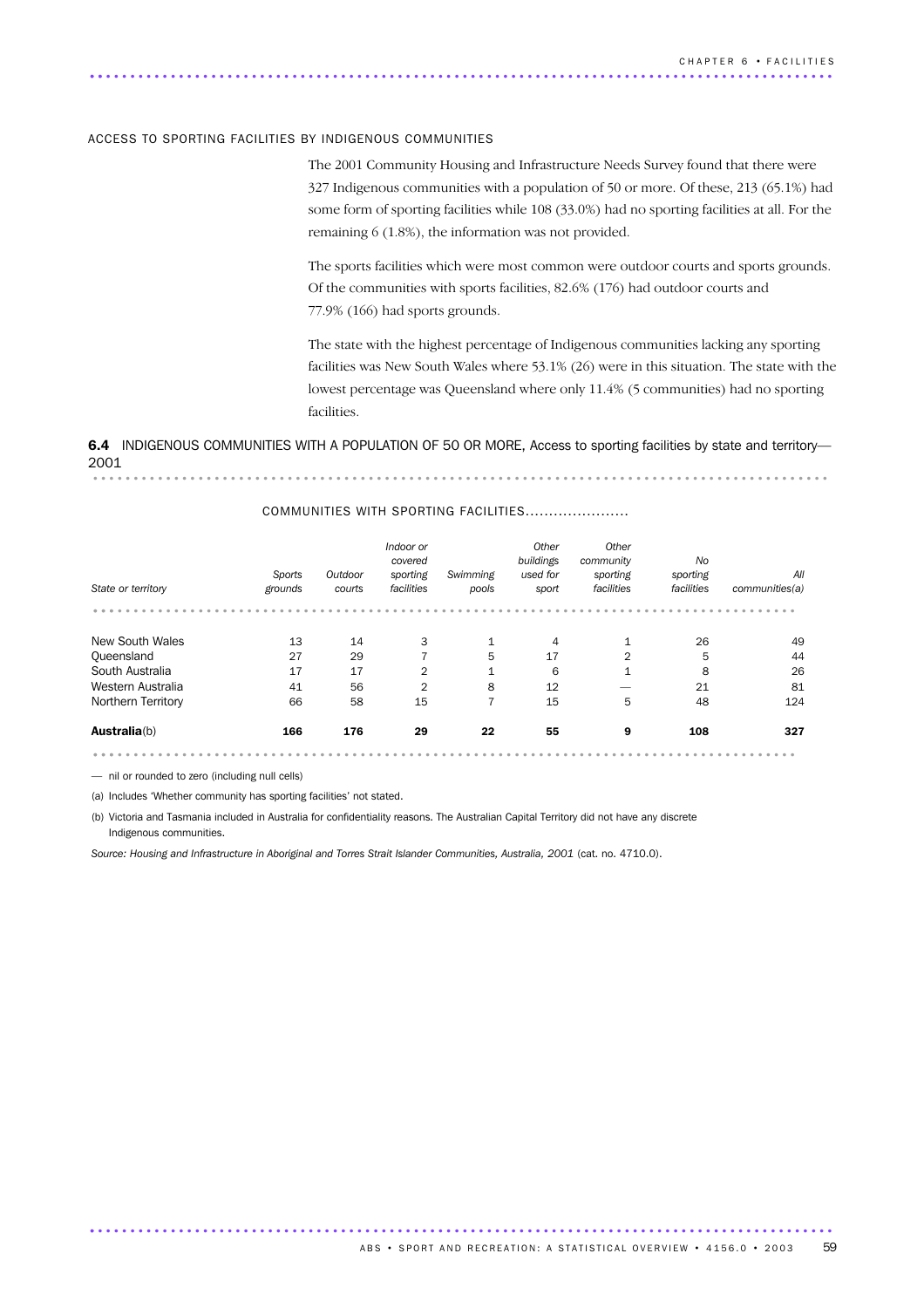## ACCESS TO SPORTING FACILITIES BY INDIGENOUS COMMUNITIES

The 2001 Community Housing and Infrastructure Needs Survey found that there were 327 Indigenous communities with a population of 50 or more. Of these, 213 (65.1%) had some form of sporting facilities while 108 (33.0%) had no sporting facilities at all. For the remaining 6 (1.8%), the information was not provided.

The sports facilities which were most common were outdoor courts and sports grounds. Of the communities with sports facilities, 82.6% (176) had outdoor courts and 77.9% (166) had sports grounds.

The state with the highest percentage of Indigenous communities lacking any sporting facilities was New South Wales where 53.1% (26) were in this situation. The state with the lowest percentage was Queensland where only 11.4% (5 communities) had no sporting facilities.

**6.4** INDIGENOUS COMMUNITIES WITH A POPULATION OF 50 OR MORE, Access to sporting facilities by state and territory—2001

| | COMMUNITIES WITH SPORTING FACILITIES | | | | | | | |
|---|---|---|---|---|---|---|---|---|
| *State or territory* | *Sports grounds* | *Outdoor courts* | *Indoor or covered sporting facilities* | *Swimming pools* | *Other buildings used for sport* | *Other community sporting facilities* | *No sporting facilities* | *All communities(a)* |
| New South Wales | 13 | 14 | 3 | 1 | 4 | 1 | 26 | 49 |
| Queensland | 27 | 29 | 7 | 5 | 17 | 2 | 5 | 44 |
| South Australia | 17 | 17 | 2 | 1 | 6 | 1 | 8 | 26 |
| Western Australia | 41 | 56 | 2 | 8 | 12 | — | 21 | 81 |
| Northern Territory | 66 | 58 | 15 | 7 | 15 | 5 | 48 | 124 |
| **Australia**(b) | **166** | **176** | **29** | **22** | **55** | **9** | **108** | **327** |

— nil or rounded to zero (including null cells)

(a) Includes 'Whether community has sporting facilities' not stated.

(b) Victoria and Tasmania included in Australia for confidentiality reasons. The Australian Capital Territory did not have any discrete Indigenous communities.

*Source: Housing and Infrastructure in Aboriginal and Torres Strait Islander Communities, Australia, 2001* (cat. no. 4710.0).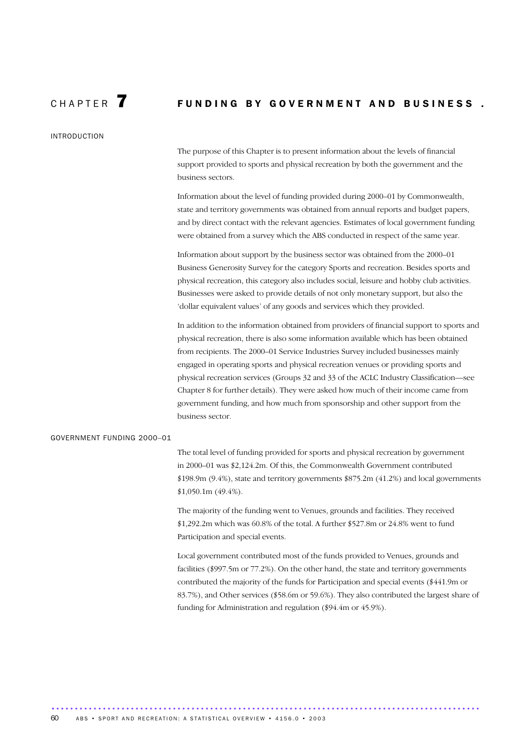# CHAPTER 7 FUNDING BY GOVERNMENT AND BUSINESS .

## INTRODUCTION

The purpose of this Chapter is to present information about the levels of financial support provided to sports and physical recreation by both the government and the business sectors.

Information about the level of funding provided during 2000–01 by Commonwealth, state and territory governments was obtained from annual reports and budget papers, and by direct contact with the relevant agencies. Estimates of local government funding were obtained from a survey which the ABS conducted in respect of the same year.

Information about support by the business sector was obtained from the 2000–01 Business Generosity Survey for the category Sports and recreation. Besides sports and physical recreation, this category also includes social, leisure and hobby club activities. Businesses were asked to provide details of not only monetary support, but also the 'dollar equivalent values' of any goods and services which they provided.

In addition to the information obtained from providers of financial support to sports and physical recreation, there is also some information available which has been obtained from recipients. The 2000–01 Service Industries Survey included businesses mainly engaged in operating sports and physical recreation venues or providing sports and physical recreation services (Groups 32 and 33 of the ACLC Industry Classification—see Chapter 8 for further details). They were asked how much of their income came from government funding, and how much from sponsorship and other support from the business sector.

## GOVERNMENT FUNDING 2000–01

The total level of funding provided for sports and physical recreation by government in 2000–01 was $2,124.2m. Of this, the Commonwealth Government contributed $198.9m (9.4%), state and territory governments $875.2m (41.2%) and local governments $1,050.1m (49.4%).

The majority of the funding went to Venues, grounds and facilities. They received $1,292.2m which was 60.8% of the total. A further $527.8m or 24.8% went to fund Participation and special events.

Local government contributed most of the funds provided to Venues, grounds and facilities ($997.5m or 77.2%). On the other hand, the state and territory governments contributed the majority of the funds for Participation and special events ($441.9m or 83.7%), and Other services ($58.6m or 59.6%). They also contributed the largest share of funding for Administration and regulation ($94.4m or 45.9%).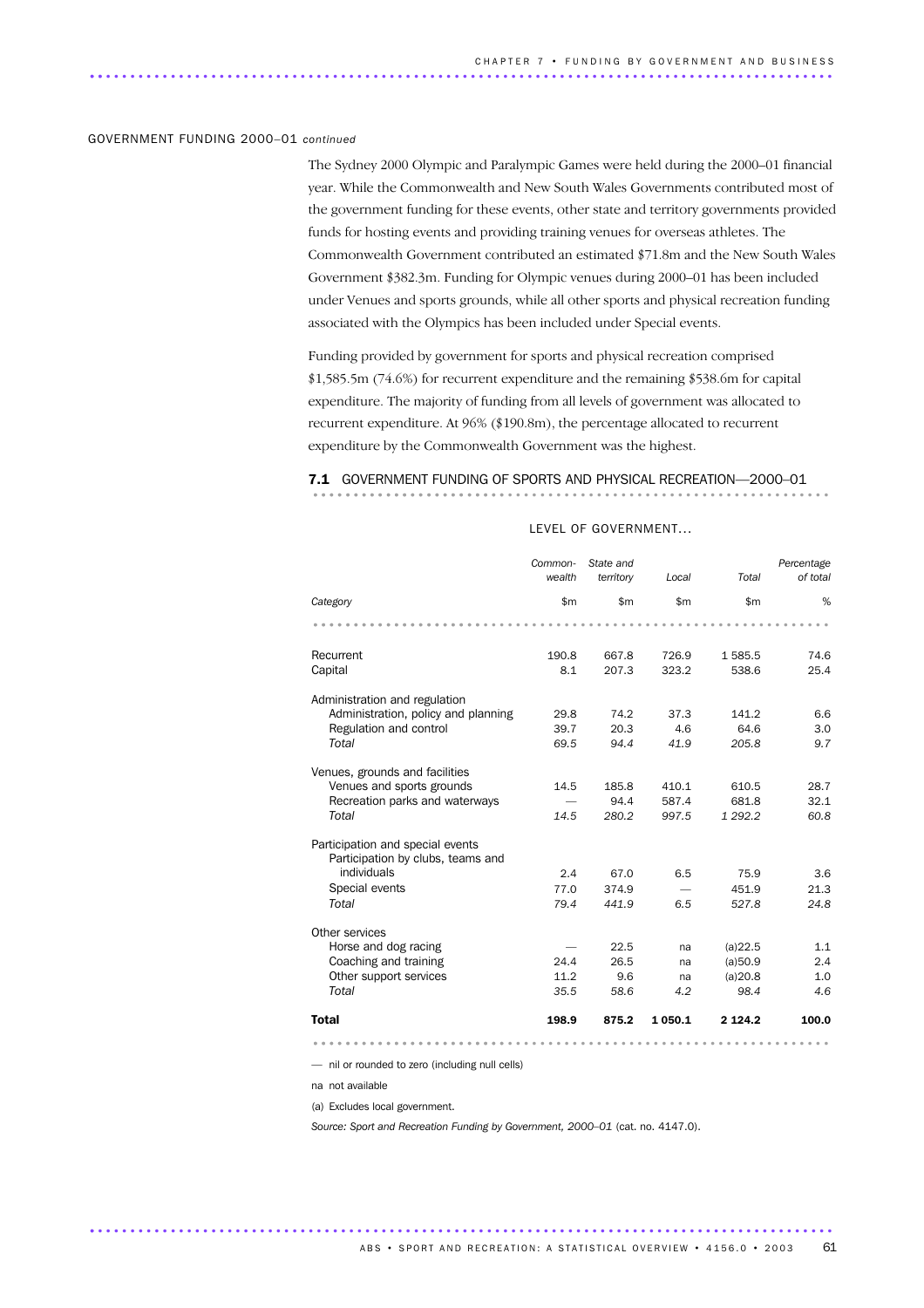GOVERNMENT FUNDING 2000–01 *continued*

The Sydney 2000 Olympic and Paralympic Games were held during the 2000–01 financial year. While the Commonwealth and New South Wales Governments contributed most of the government funding for these events, other state and territory governments provided funds for hosting events and providing training venues for overseas athletes. The Commonwealth Government contributed an estimated $71.8m and the New South Wales Government $382.3m. Funding for Olympic venues during 2000–01 has been included under Venues and sports grounds, while all other sports and physical recreation funding associated with the Olympics has been included under Special events.

Funding provided by government for sports and physical recreation comprised $1,585.5m (74.6%) for recurrent expenditure and the remaining $538.6m for capital expenditure. The majority of funding from all levels of government was allocated to recurrent expenditure. At 96% ($190.8m), the percentage allocated to recurrent expenditure by the Commonwealth Government was the highest.

**7.1** GOVERNMENT FUNDING OF SPORTS AND PHYSICAL RECREATION—2000–01

| | LEVEL OF GOVERNMENT... | | | | |
|---|---|---|---|---|---|
| | *Commonwealth* | *State and territory* | *Local* | *Total* | *Percentage of total* |
| *Category* | $m | $m | $m | $m | % |
| Recurrent | 190.8 | 667.8 | 726.9 | 1 585.5 | 74.6 |
| Capital | 8.1 | 207.3 | 323.2 | 538.6 | 25.4 |
| Administration and regulation | | | | | |
| Administration, policy and planning | 29.8 | 74.2 | 37.3 | 141.2 | 6.6 |
| Regulation and control | 39.7 | 20.3 | 4.6 | 64.6 | 3.0 |
| *Total* | *69.5* | *94.4* | *41.9* | *205.8* | *9.7* |
| Venues, grounds and facilities | | | | | |
| Venues and sports grounds | 14.5 | 185.8 | 410.1 | 610.5 | 28.7 |
| Recreation parks and waterways | — | 94.4 | 587.4 | 681.8 | 32.1 |
| *Total* | *14.5* | *280.2* | *997.5* | *1 292.2* | *60.8* |
| Participation and special events | | | | | |
| Participation by clubs, teams and individuals | 2.4 | 67.0 | 6.5 | 75.9 | 3.6 |
| Special events | 77.0 | 374.9 | — | 451.9 | 21.3 |
| *Total* | *79.4* | *441.9* | *6.5* | *527.8* | *24.8* |
| Other services | | | | | |
| Horse and dog racing | — | 22.5 | na | (a)22.5 | 1.1 |
| Coaching and training | 24.4 | 26.5 | na | (a)50.9 | 2.4 |
| Other support services | 11.2 | 9.6 | na | (a)20.8 | 1.0 |
| *Total* | *35.5* | *58.6* | *4.2* | *98.4* | *4.6* |
| **Total** | **198.9** | **875.2** | **1 050.1** | **2 124.2** | **100.0** |

— nil or rounded to zero (including null cells)

na not available

(a) Excludes local government.

*Source: Sport and Recreation Funding by Government, 2000–01* (cat. no. 4147.0).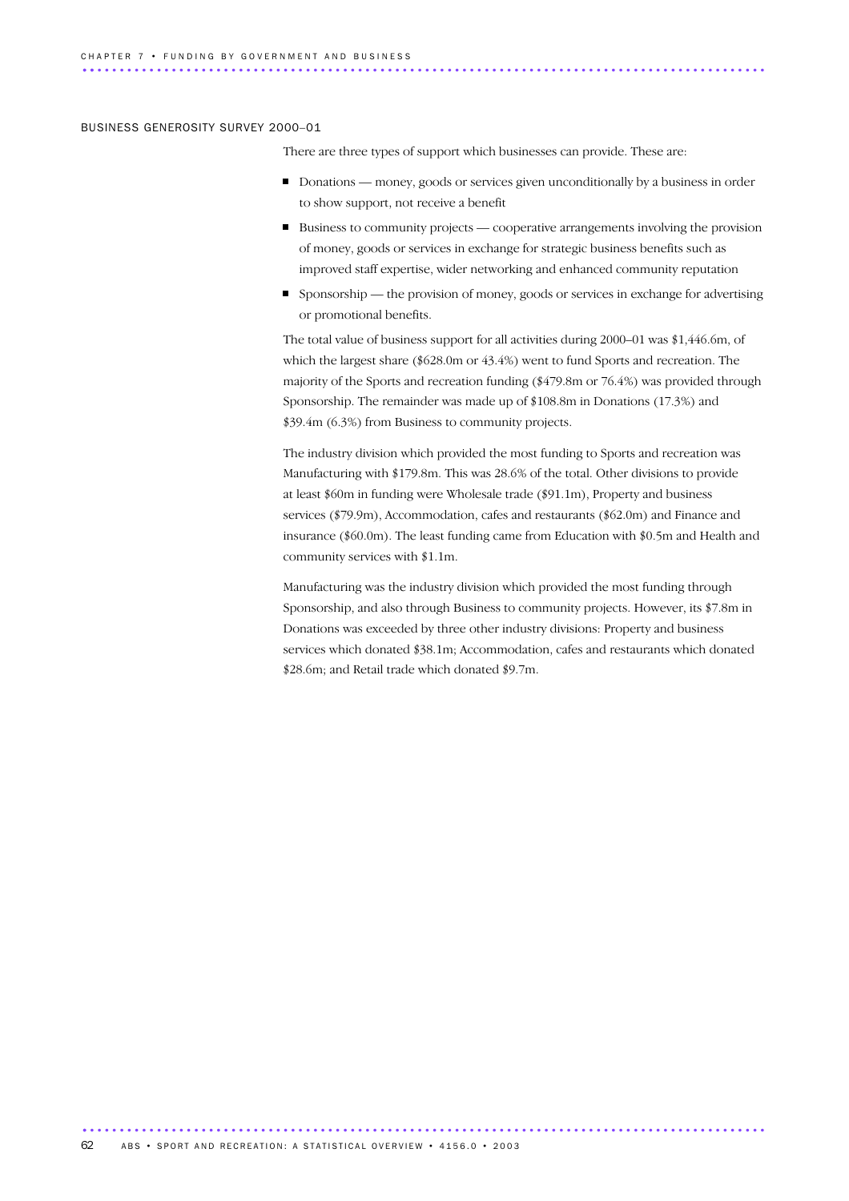## BUSINESS GENEROSITY SURVEY 2000–01

There are three types of support which businesses can provide. These are:

- Donations — money, goods or services given unconditionally by a business in order to show support, not receive a benefit
- Business to community projects — cooperative arrangements involving the provision of money, goods or services in exchange for strategic business benefits such as improved staff expertise, wider networking and enhanced community reputation
- Sponsorship — the provision of money, goods or services in exchange for advertising or promotional benefits.

The total value of business support for all activities during 2000–01 was $1,446.6m, of which the largest share ($628.0m or 43.4%) went to fund Sports and recreation. The majority of the Sports and recreation funding ($479.8m or 76.4%) was provided through Sponsorship. The remainder was made up of $108.8m in Donations (17.3%) and $39.4m (6.3%) from Business to community projects.

The industry division which provided the most funding to Sports and recreation was Manufacturing with $179.8m. This was 28.6% of the total. Other divisions to provide at least $60m in funding were Wholesale trade ($91.1m), Property and business services ($79.9m), Accommodation, cafes and restaurants ($62.0m) and Finance and insurance ($60.0m). The least funding came from Education with $0.5m and Health and community services with $1.1m.

Manufacturing was the industry division which provided the most funding through Sponsorship, and also through Business to community projects. However, its $7.8m in Donations was exceeded by three other industry divisions: Property and business services which donated $38.1m; Accommodation, cafes and restaurants which donated $28.6m; and Retail trade which donated $9.7m.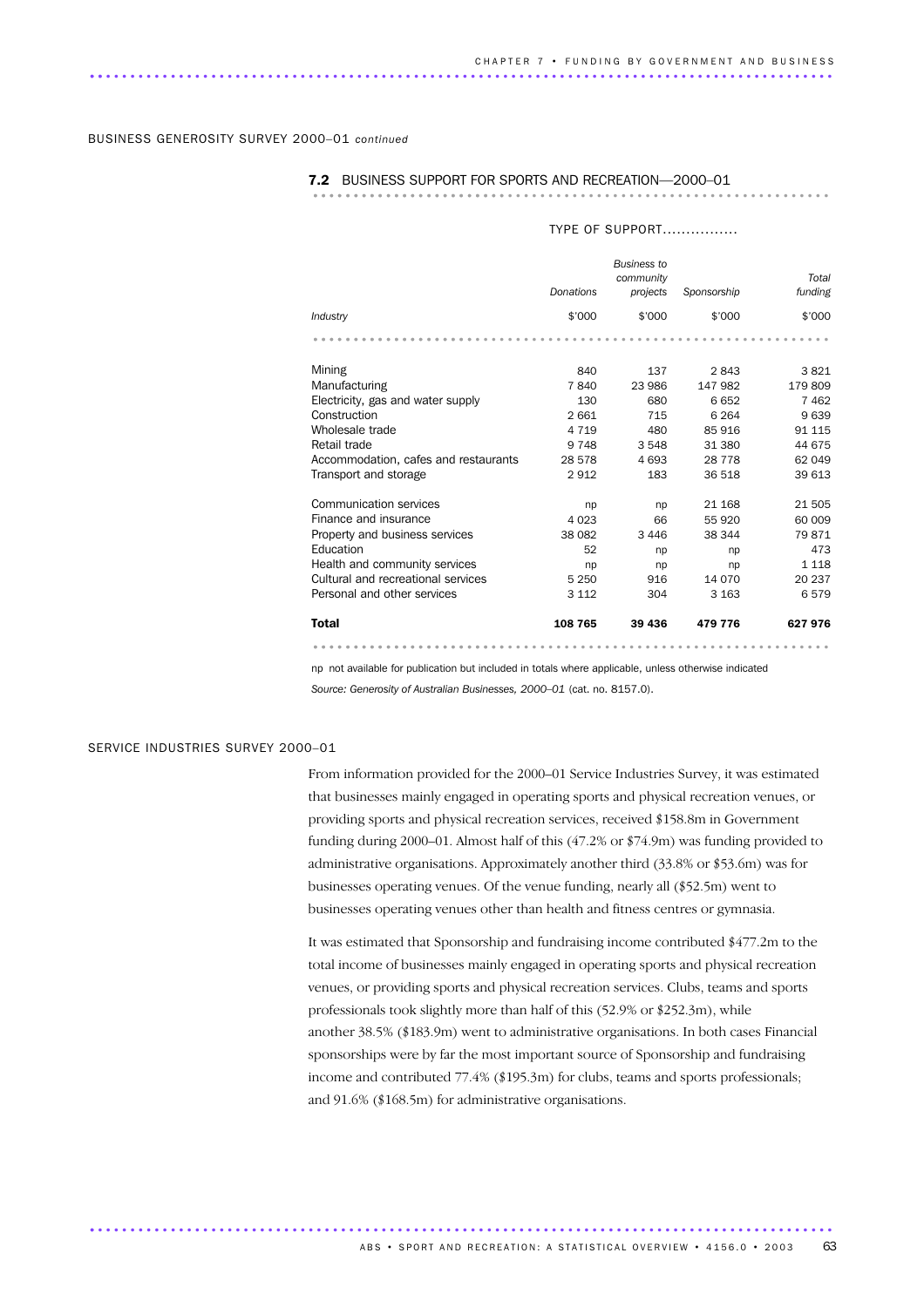BUSINESS GENEROSITY SURVEY 2000–01 *continued*

**7.2** BUSINESS SUPPORT FOR SPORTS AND RECREATION—2000–01

| | TYPE OF SUPPORT | | | |
|---|---|---|---|---|
| | *Donations* | *Business to community projects* | *Sponsorship* | *Total funding* |
| *Industry* | $'000 | $'000 | $'000 | $'000 |
| Mining | 840 | 137 | 2 843 | 3 821 |
| Manufacturing | 7 840 | 23 986 | 147 982 | 179 809 |
| Electricity, gas and water supply | 130 | 680 | 6 652 | 7 462 |
| Construction | 2 661 | 715 | 6 264 | 9 639 |
| Wholesale trade | 4 719 | 480 | 85 916 | 91 115 |
| Retail trade | 9 748 | 3 548 | 31 380 | 44 675 |
| Accommodation, cafes and restaurants | 28 578 | 4 693 | 28 778 | 62 049 |
| Transport and storage | 2 912 | 183 | 36 518 | 39 613 |
| Communication services | np | np | 21 168 | 21 505 |
| Finance and insurance | 4 023 | 66 | 55 920 | 60 009 |
| Property and business services | 38 082 | 3 446 | 38 344 | 79 871 |
| Education | 52 | np | np | 473 |
| Health and community services | np | np | np | 1 118 |
| Cultural and recreational services | 5 250 | 916 | 14 070 | 20 237 |
| Personal and other services | 3 112 | 304 | 3 163 | 6 579 |
| **Total** | **108 765** | **39 436** | **479 776** | **627 976** |

np not available for publication but included in totals where applicable, unless otherwise indicated

*Source: Generosity of Australian Businesses, 2000–01* (cat. no. 8157.0).

SERVICE INDUSTRIES SURVEY 2000–01

From information provided for the 2000–01 Service Industries Survey, it was estimated that businesses mainly engaged in operating sports and physical recreation venues, or providing sports and physical recreation services, received $158.8m in Government funding during 2000–01. Almost half of this (47.2% or $74.9m) was funding provided to administrative organisations. Approximately another third (33.8% or $53.6m) was for businesses operating venues. Of the venue funding, nearly all ($52.5m) went to businesses operating venues other than health and fitness centres or gymnasia.

It was estimated that Sponsorship and fundraising income contributed $477.2m to the total income of businesses mainly engaged in operating sports and physical recreation venues, or providing sports and physical recreation services. Clubs, teams and sports professionals took slightly more than half of this (52.9% or $252.3m), while another 38.5% ($183.9m) went to administrative organisations. In both cases Financial sponsorships were by far the most important source of Sponsorship and fundraising income and contributed 77.4% ($195.3m) for clubs, teams and sports professionals; and 91.6% ($168.5m) for administrative organisations.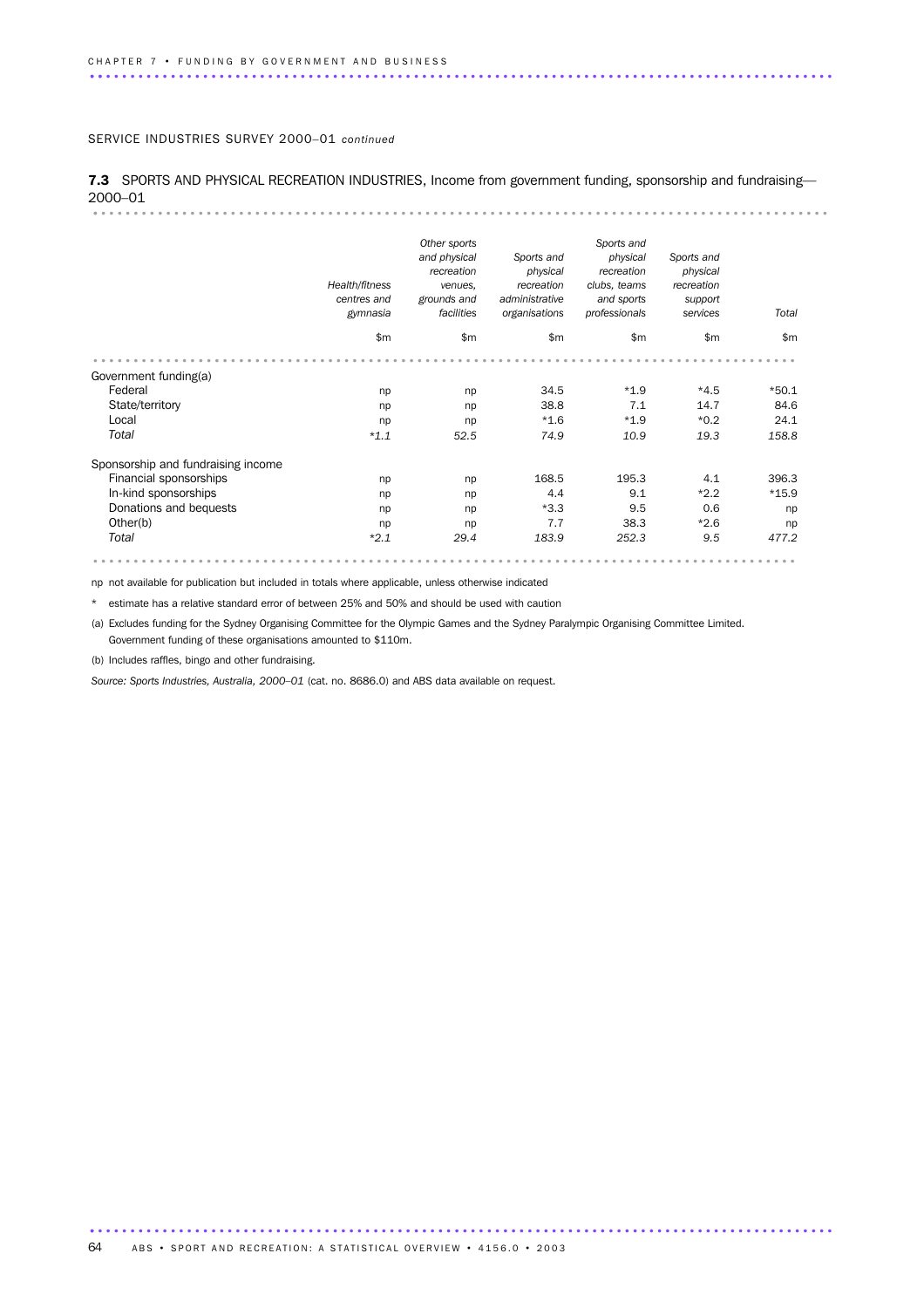SERVICE INDUSTRIES SURVEY 2000–01 *continued*

**7.3** SPORTS AND PHYSICAL RECREATION INDUSTRIES, Income from government funding, sponsorship and fundraising—2000–01

| | *Health/fitness centres and gymnasia* | *Other sports and physical recreation venues, grounds and facilities* | *Sports and physical recreation administrative organisations* | *Sports and physical recreation clubs, teams and sports professionals* | *Sports and physical recreation support services* | *Total* |
|---|---|---|---|---|---|---|
| | $m | $m | $m | $m | $m | $m |
| Government funding(a) | | | | | | |
| Federal | np | np | 34.5 | *1.9 | *4.5 | *50.1 |
| State/territory | np | np | 38.8 | 7.1 | 14.7 | 84.6 |
| Local | np | np | *1.6 | *1.9 | *0.2 | 24.1 |
| *Total* | **1.1* | *52.5* | *74.9* | *10.9* | *19.3* | *158.8* |
| Sponsorship and fundraising income | | | | | | |
| Financial sponsorships | np | np | 168.5 | 195.3 | 4.1 | 396.3 |
| In-kind sponsorships | np | np | 4.4 | 9.1 | *2.2 | *15.9 |
| Donations and bequests | np | np | *3.3 | 9.5 | 0.6 | np |
| Other(b) | np | np | 7.7 | 38.3 | *2.6 | np |
| *Total* | **2.1* | *29.4* | *183.9* | *252.3* | *9.5* | *477.2* |

np not available for publication but included in totals where applicable, unless otherwise indicated

\* estimate has a relative standard error of between 25% and 50% and should be used with caution

(a) Excludes funding for the Sydney Organising Committee for the Olympic Games and the Sydney Paralympic Organising Committee Limited. Government funding of these organisations amounted to $110m.

(b) Includes raffles, bingo and other fundraising.

*Source: Sports Industries, Australia, 2000–01* (cat. no. 8686.0) and ABS data available on request.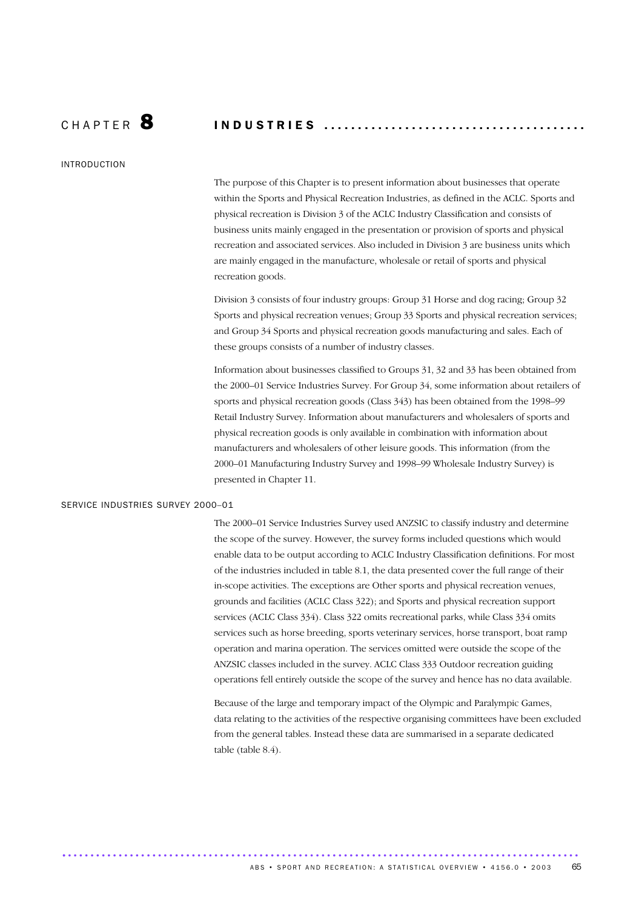# CHAPTER 8 INDUSTRIES

## INTRODUCTION

The purpose of this Chapter is to present information about businesses that operate within the Sports and Physical Recreation Industries, as defined in the ACLC. Sports and physical recreation is Division 3 of the ACLC Industry Classification and consists of business units mainly engaged in the presentation or provision of sports and physical recreation and associated services. Also included in Division 3 are business units which are mainly engaged in the manufacture, wholesale or retail of sports and physical recreation goods.

Division 3 consists of four industry groups: Group 31 Horse and dog racing; Group 32 Sports and physical recreation venues; Group 33 Sports and physical recreation services; and Group 34 Sports and physical recreation goods manufacturing and sales. Each of these groups consists of a number of industry classes.

Information about businesses classified to Groups 31, 32 and 33 has been obtained from the 2000–01 Service Industries Survey. For Group 34, some information about retailers of sports and physical recreation goods (Class 343) has been obtained from the 1998–99 Retail Industry Survey. Information about manufacturers and wholesalers of sports and physical recreation goods is only available in combination with information about manufacturers and wholesalers of other leisure goods. This information (from the 2000–01 Manufacturing Industry Survey and 1998–99 Wholesale Industry Survey) is presented in Chapter 11.

## SERVICE INDUSTRIES SURVEY 2000–01

The 2000–01 Service Industries Survey used ANZSIC to classify industry and determine the scope of the survey. However, the survey forms included questions which would enable data to be output according to ACLC Industry Classification definitions. For most of the industries included in table 8.1, the data presented cover the full range of their in-scope activities. The exceptions are Other sports and physical recreation venues, grounds and facilities (ACLC Class 322); and Sports and physical recreation support services (ACLC Class 334). Class 322 omits recreational parks, while Class 334 omits services such as horse breeding, sports veterinary services, horse transport, boat ramp operation and marina operation. The services omitted were outside the scope of the ANZSIC classes included in the survey. ACLC Class 333 Outdoor recreation guiding operations fell entirely outside the scope of the survey and hence has no data available.

Because of the large and temporary impact of the Olympic and Paralympic Games, data relating to the activities of the respective organising committees have been excluded from the general tables. Instead these data are summarised in a separate dedicated table (table 8.4).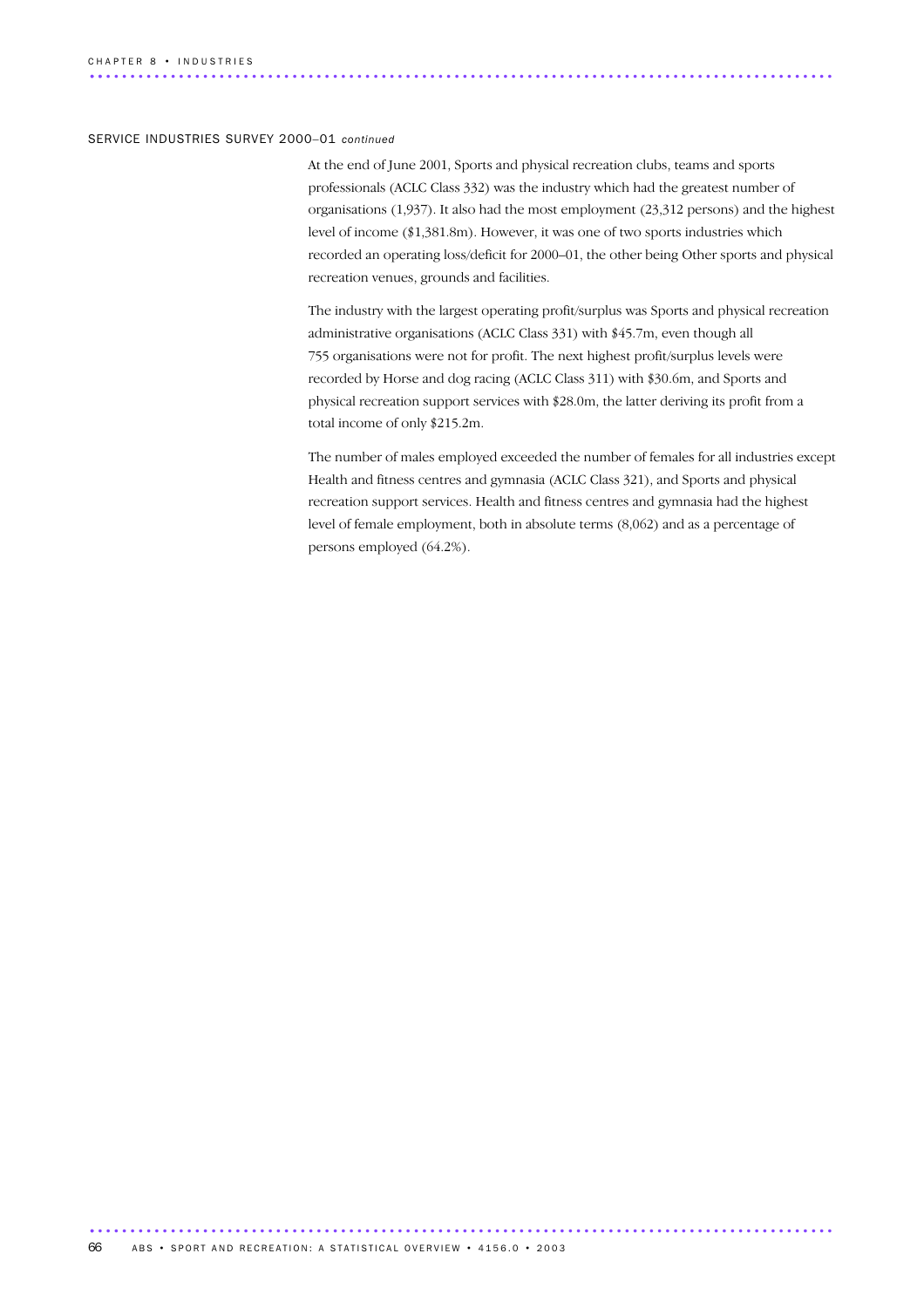SERVICE INDUSTRIES SURVEY 2000–01 *continued*

At the end of June 2001, Sports and physical recreation clubs, teams and sports professionals (ACLC Class 332) was the industry which had the greatest number of organisations (1,937). It also had the most employment (23,312 persons) and the highest level of income ($1,381.8m). However, it was one of two sports industries which recorded an operating loss/deficit for 2000–01, the other being Other sports and physical recreation venues, grounds and facilities.

The industry with the largest operating profit/surplus was Sports and physical recreation administrative organisations (ACLC Class 331) with $45.7m, even though all 755 organisations were not for profit. The next highest profit/surplus levels were recorded by Horse and dog racing (ACLC Class 311) with $30.6m, and Sports and physical recreation support services with $28.0m, the latter deriving its profit from a total income of only $215.2m.

The number of males employed exceeded the number of females for all industries except Health and fitness centres and gymnasia (ACLC Class 321), and Sports and physical recreation support services. Health and fitness centres and gymnasia had the highest level of female employment, both in absolute terms (8,062) and as a percentage of persons employed (64.2%).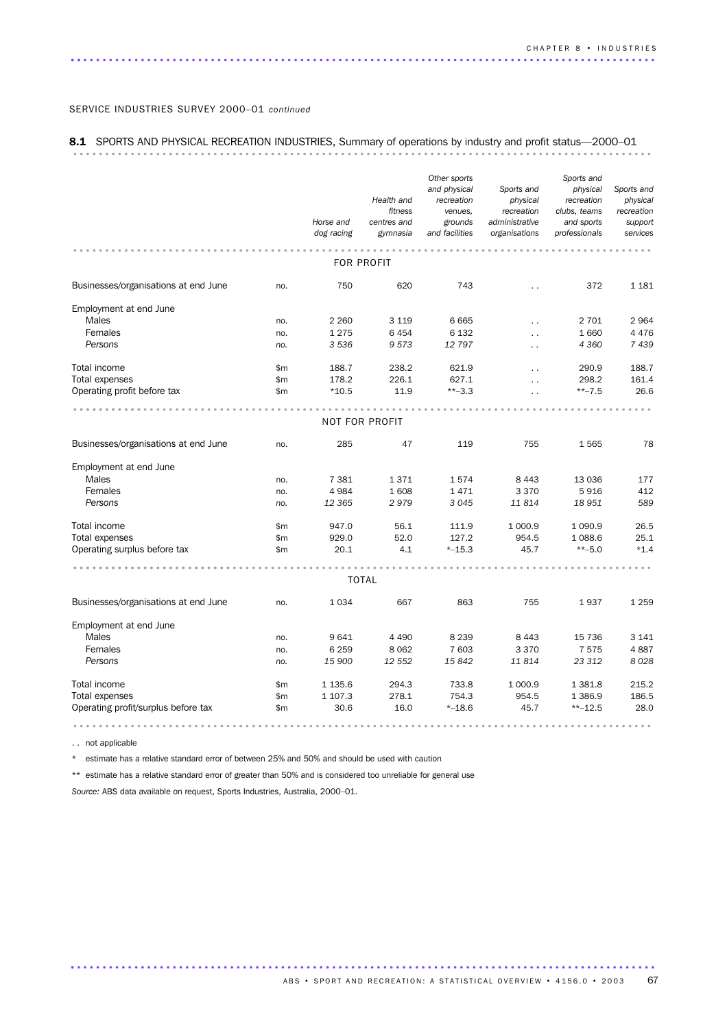SERVICE INDUSTRIES SURVEY 2000–01 *continued*

**8.1** SPORTS AND PHYSICAL RECREATION INDUSTRIES, Summary of operations by industry and profit status—2000–01

| | | Horse and dog racing | Health and fitness centres and gymnasia | Other sports and physical recreation venues, grounds and facilities | Sports and physical recreation administrative organisations | Sports and physical recreation clubs, teams and sports professionals | Sports and physical recreation support services |
|---|---|---|---|---|---|---|---|
| **FOR PROFIT** | | | | | | | |
| Businesses/organisations at end June | no. | 750 | 620 | 743 | . . | 372 | 1 181 |
| Employment at end June | | | | | | | |
| Males | no. | 2 260 | 3 119 | 6 665 | . . | 2 701 | 2 964 |
| Females | no. | 1 275 | 6 454 | 6 132 | . . | 1 660 | 4 476 |
| *Persons* | *no.* | *3 536* | *9 573* | *12 797* | . . | *4 360* | *7 439* |
| Total income | $m | 188.7 | 238.2 | 621.9 | . . | 290.9 | 188.7 |
| Total expenses | $m | 178.2 | 226.1 | 627.1 | . . | 298.2 | 161.4 |
| Operating profit before tax | $m | *10.5 | 11.9 | **–3.3 | . . | **–7.5 | 26.6 |
| **NOT FOR PROFIT** | | | | | | | |
| Businesses/organisations at end June | no. | 285 | 47 | 119 | 755 | 1 565 | 78 |
| Employment at end June | | | | | | | |
| Males | no. | 7 381 | 1 371 | 1 574 | 8 443 | 13 036 | 177 |
| Females | no. | 4 984 | 1 608 | 1 471 | 3 370 | 5 916 | 412 |
| *Persons* | *no.* | *12 365* | *2 979* | *3 045* | *11 814* | *18 951* | *589* |
| Total income | $m | 947.0 | 56.1 | 111.9 | 1 000.9 | 1 090.9 | 26.5 |
| Total expenses | $m | 929.0 | 52.0 | 127.2 | 954.5 | 1 088.6 | 25.1 |
| Operating surplus before tax | $m | 20.1 | 4.1 | *–15.3 | 45.7 | **–5.0 | *1.4 |
| **TOTAL** | | | | | | | |
| Businesses/organisations at end June | no. | 1 034 | 667 | 863 | 755 | 1 937 | 1 259 |
| Employment at end June | | | | | | | |
| Males | no. | 9 641 | 4 490 | 8 239 | 8 443 | 15 736 | 3 141 |
| Females | no. | 6 259 | 8 062 | 7 603 | 3 370 | 7 575 | 4 887 |
| *Persons* | *no.* | *15 900* | *12 552* | *15 842* | *11 814* | *23 312* | *8 028* |
| Total income | $m | 1 135.6 | 294.3 | 733.8 | 1 000.9 | 1 381.8 | 215.2 |
| Total expenses | $m | 1 107.3 | 278.1 | 754.3 | 954.5 | 1 386.9 | 186.5 |
| Operating profit/surplus before tax | $m | 30.6 | 16.0 | *–18.6 | 45.7 | **–12.5 | 28.0 |

. . not applicable

\* estimate has a relative standard error of between 25% and 50% and should be used with caution

\** estimate has a relative standard error of greater than 50% and is considered too unreliable for general use

*Source:* ABS data available on request, Sports Industries, Australia, 2000–01.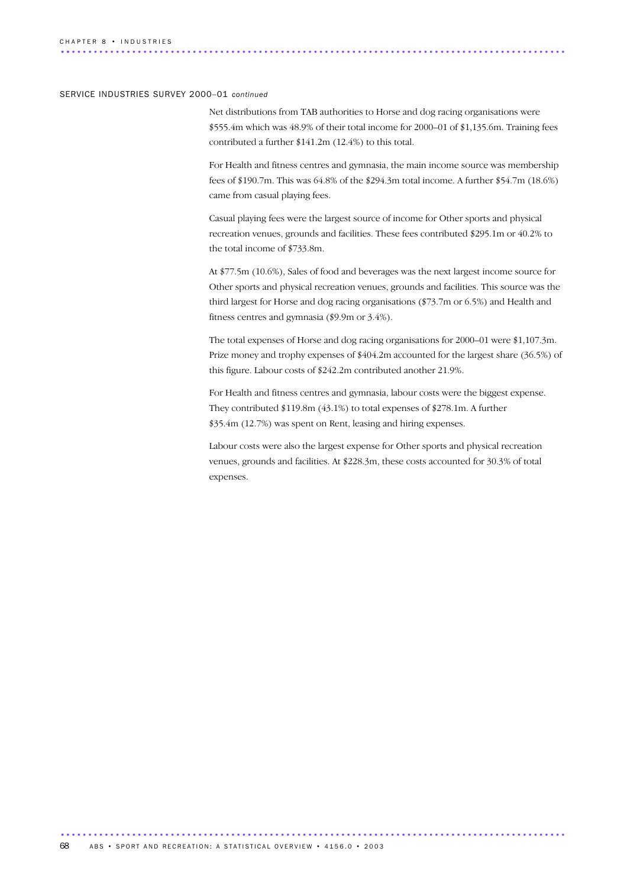## SERVICE INDUSTRIES SURVEY 2000–01 *continued*

Net distributions from TAB authorities to Horse and dog racing organisations were $555.4m which was 48.9% of their total income for 2000–01 of $1,135.6m. Training fees contributed a further $141.2m (12.4%) to this total.

For Health and fitness centres and gymnasia, the main income source was membership fees of $190.7m. This was 64.8% of the $294.3m total income. A further $54.7m (18.6%) came from casual playing fees.

Casual playing fees were the largest source of income for Other sports and physical recreation venues, grounds and facilities. These fees contributed $295.1m or 40.2% to the total income of $733.8m.

At $77.5m (10.6%), Sales of food and beverages was the next largest income source for Other sports and physical recreation venues, grounds and facilities. This source was the third largest for Horse and dog racing organisations ($73.7m or 6.5%) and Health and fitness centres and gymnasia ($9.9m or 3.4%).

The total expenses of Horse and dog racing organisations for 2000–01 were $1,107.3m. Prize money and trophy expenses of $404.2m accounted for the largest share (36.5%) of this figure. Labour costs of $242.2m contributed another 21.9%.

For Health and fitness centres and gymnasia, labour costs were the biggest expense. They contributed $119.8m (43.1%) to total expenses of $278.1m. A further $35.4m (12.7%) was spent on Rent, leasing and hiring expenses.

Labour costs were also the largest expense for Other sports and physical recreation venues, grounds and facilities. At $228.3m, these costs accounted for 30.3% of total expenses.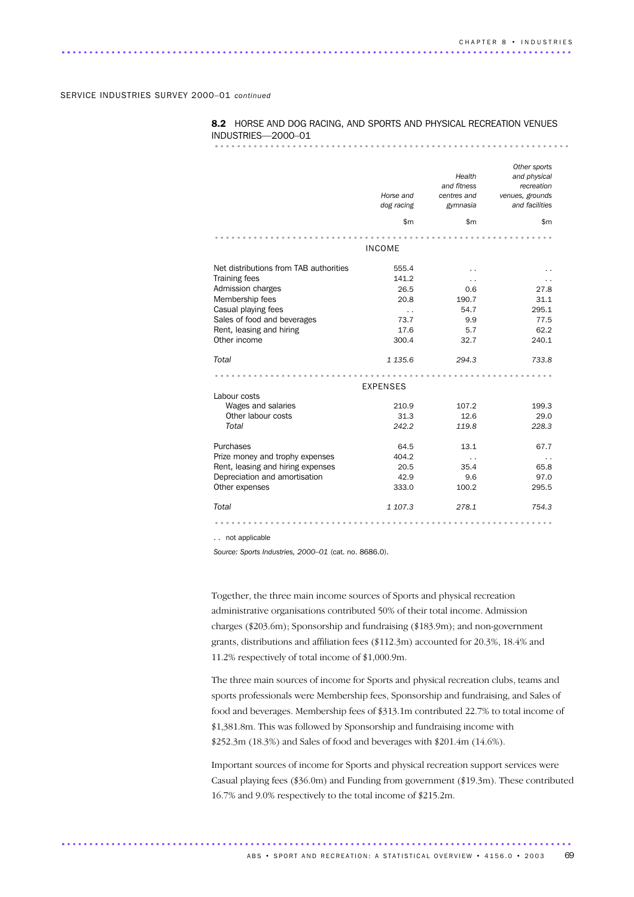SERVICE INDUSTRIES SURVEY 2000–01 *continued*

**8.2** HORSE AND DOG RACING, AND SPORTS AND PHYSICAL RECREATION VENUES INDUSTRIES—2000–01

| | *Horse and dog racing* | *Health and fitness centres and gymnasia* | *Other sports and physical recreation venues, grounds and facilities* |
|---|---|---|---|
| | $m | $m | $m |
| **INCOME** | | | |
| Net distributions from TAB authorities | 555.4 | . . | . . |
| Training fees | 141.2 | . . | . . |
| Admission charges | 26.5 | 0.6 | 27.8 |
| Membership fees | 20.8 | 190.7 | 31.1 |
| Casual playing fees | . . | 54.7 | 295.1 |
| Sales of food and beverages | 73.7 | 9.9 | 77.5 |
| Rent, leasing and hiring | 17.6 | 5.7 | 62.2 |
| Other income | 300.4 | 32.7 | 240.1 |
| *Total* | *1 135.6* | *294.3* | *733.8* |
| **EXPENSES** | | | |
| Labour costs | | | |
| Wages and salaries | 210.9 | 107.2 | 199.3 |
| Other labour costs | 31.3 | 12.6 | 29.0 |
| *Total* | *242.2* | *119.8* | *228.3* |
| Purchases | 64.5 | 13.1 | 67.7 |
| Prize money and trophy expenses | 404.2 | . . | . . |
| Rent, leasing and hiring expenses | 20.5 | 35.4 | 65.8 |
| Depreciation and amortisation | 42.9 | 9.6 | 97.0 |
| Other expenses | 333.0 | 100.2 | 295.5 |
| *Total* | *1 107.3* | *278.1* | *754.3* |

. . not applicable

*Source: Sports Industries, 2000–01* (cat. no. 8686.0).

Together, the three main income sources of Sports and physical recreation administrative organisations contributed 50% of their total income. Admission charges ($203.6m); Sponsorship and fundraising ($183.9m); and non-government grants, distributions and affiliation fees ($112.3m) accounted for 20.3%, 18.4% and 11.2% respectively of total income of $1,000.9m.

The three main sources of income for Sports and physical recreation clubs, teams and sports professionals were Membership fees, Sponsorship and fundraising, and Sales of food and beverages. Membership fees of $313.1m contributed 22.7% to total income of $1,381.8m. This was followed by Sponsorship and fundraising income with $252.3m (18.3%) and Sales of food and beverages with $201.4m (14.6%).

Important sources of income for Sports and physical recreation support services were Casual playing fees ($36.0m) and Funding from government ($19.3m). These contributed 16.7% and 9.0% respectively to the total income of $215.2m.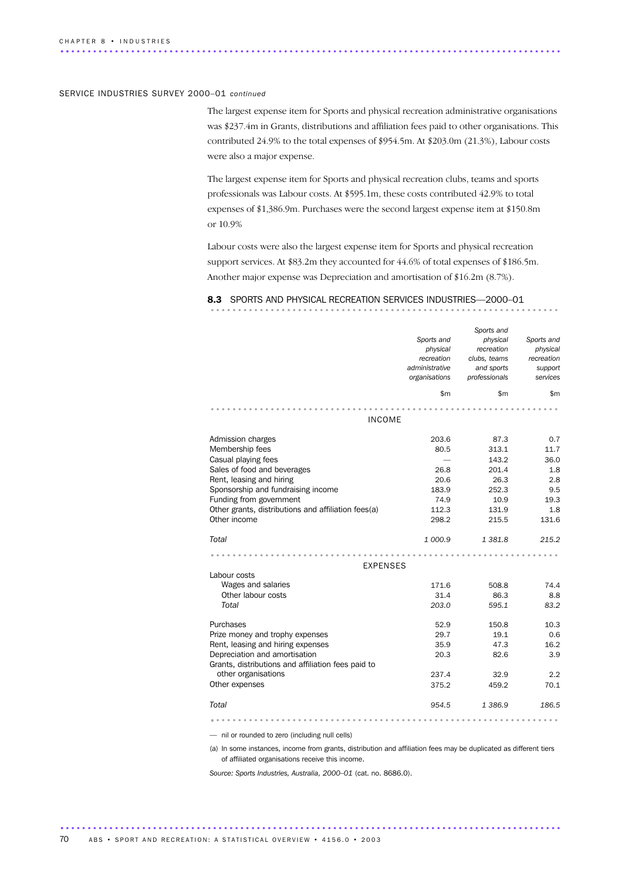SERVICE INDUSTRIES SURVEY 2000–01 *continued*

The largest expense item for Sports and physical recreation administrative organisations was $237.4m in Grants, distributions and affiliation fees paid to other organisations. This contributed 24.9% to the total expenses of $954.5m. At $203.0m (21.3%), Labour costs were also a major expense.

The largest expense item for Sports and physical recreation clubs, teams and sports professionals was Labour costs. At $595.1m, these costs contributed 42.9% to total expenses of $1,386.9m. Purchases were the second largest expense item at $150.8m or 10.9%

Labour costs were also the largest expense item for Sports and physical recreation support services. At $83.2m they accounted for 44.6% of total expenses of $186.5m. Another major expense was Depreciation and amortisation of $16.2m (8.7%).

**8.3** SPORTS AND PHYSICAL RECREATION SERVICES INDUSTRIES—2000–01

| | *Sports and physical recreation administrative organisations* | *Sports and physical recreation clubs, teams and sports professionals* | *Sports and physical recreation support services* |
|---|---|---|---|
| | $m | $m | $m |
| INCOME | | | |
| Admission charges | 203.6 | 87.3 | 0.7 |
| Membership fees | 80.5 | 313.1 | 11.7 |
| Casual playing fees | — | 143.2 | 36.0 |
| Sales of food and beverages | 26.8 | 201.4 | 1.8 |
| Rent, leasing and hiring | 20.6 | 26.3 | 2.8 |
| Sponsorship and fundraising income | 183.9 | 252.3 | 9.5 |
| Funding from government | 74.9 | 10.9 | 19.3 |
| Other grants, distributions and affiliation fees(a) | 112.3 | 131.9 | 1.8 |
| Other income | 298.2 | 215.5 | 131.6 |
| *Total* | *1 000.9* | *1 381.8* | *215.2* |
| EXPENSES | | | |
| Labour costs | | | |
| Wages and salaries | 171.6 | 508.8 | 74.4 |
| Other labour costs | 31.4 | 86.3 | 8.8 |
| *Total* | *203.0* | *595.1* | *83.2* |
| Purchases | 52.9 | 150.8 | 10.3 |
| Prize money and trophy expenses | 29.7 | 19.1 | 0.6 |
| Rent, leasing and hiring expenses | 35.9 | 47.3 | 16.2 |
| Depreciation and amortisation | 20.3 | 82.6 | 3.9 |
| Grants, distributions and affiliation fees paid to other organisations | 237.4 | 32.9 | 2.2 |
| Other expenses | 375.2 | 459.2 | 70.1 |
| *Total* | *954.5* | *1 386.9* | *186.5* |

— nil or rounded to zero (including null cells)

(a) In some instances, income from grants, distribution and affiliation fees may be duplicated as different tiers of affiliated organisations receive this income.

*Source: Sports Industries, Australia, 2000–01* (cat. no. 8686.0).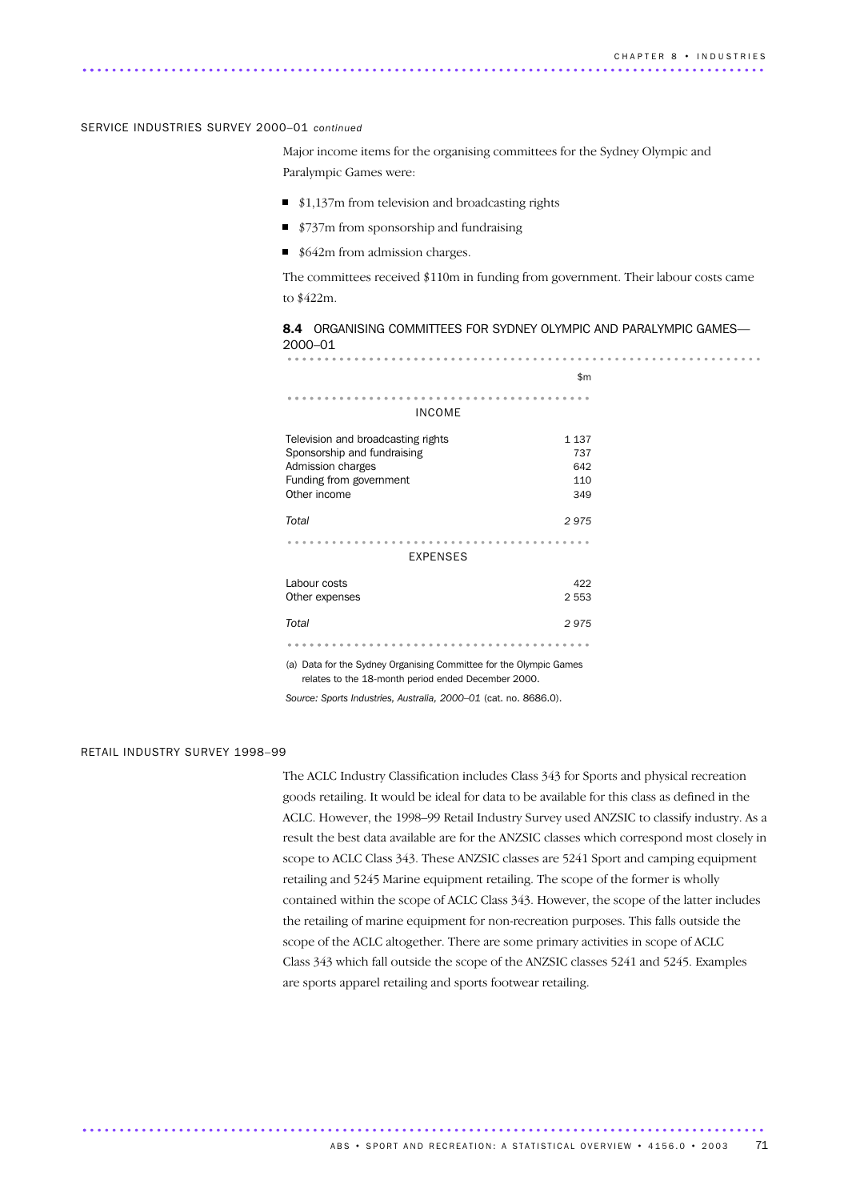## SERVICE INDUSTRIES SURVEY 2000–01 *continued*

Major income items for the organising committees for the Sydney Olympic and Paralympic Games were:

- $1,137m from television and broadcasting rights
- $737m from sponsorship and fundraising
- $642m from admission charges.

The committees received $110m in funding from government. Their labour costs came to $422m.

**8.4** ORGANISING COMMITTEES FOR SYDNEY OLYMPIC AND PARALYMPIC GAMES—2000–01

| | $m |
|---|---|
| **INCOME** | |
| Television and broadcasting rights | 1 137 |
| Sponsorship and fundraising | 737 |
| Admission charges | 642 |
| Funding from government | 110 |
| Other income | 349 |
| *Total* | *2 975* |
| **EXPENSES** | |
| Labour costs | 422 |
| Other expenses | 2 553 |
| *Total* | *2 975* |

(a) Data for the Sydney Organising Committee for the Olympic Games relates to the 18-month period ended December 2000.

*Source: Sports Industries, Australia, 2000–01* (cat. no. 8686.0).

## RETAIL INDUSTRY SURVEY 1998–99

The ACLC Industry Classification includes Class 343 for Sports and physical recreation goods retailing. It would be ideal for data to be available for this class as defined in the ACLC. However, the 1998–99 Retail Industry Survey used ANZSIC to classify industry. As a result the best data available are for the ANZSIC classes which correspond most closely in scope to ACLC Class 343. These ANZSIC classes are 5241 Sport and camping equipment retailing and 5245 Marine equipment retailing. The scope of the former is wholly contained within the scope of ACLC Class 343. However, the scope of the latter includes the retailing of marine equipment for non-recreation purposes. This falls outside the scope of the ACLC altogether. There are some primary activities in scope of ACLC Class 343 which fall outside the scope of the ANZSIC classes 5241 and 5245. Examples are sports apparel retailing and sports footwear retailing.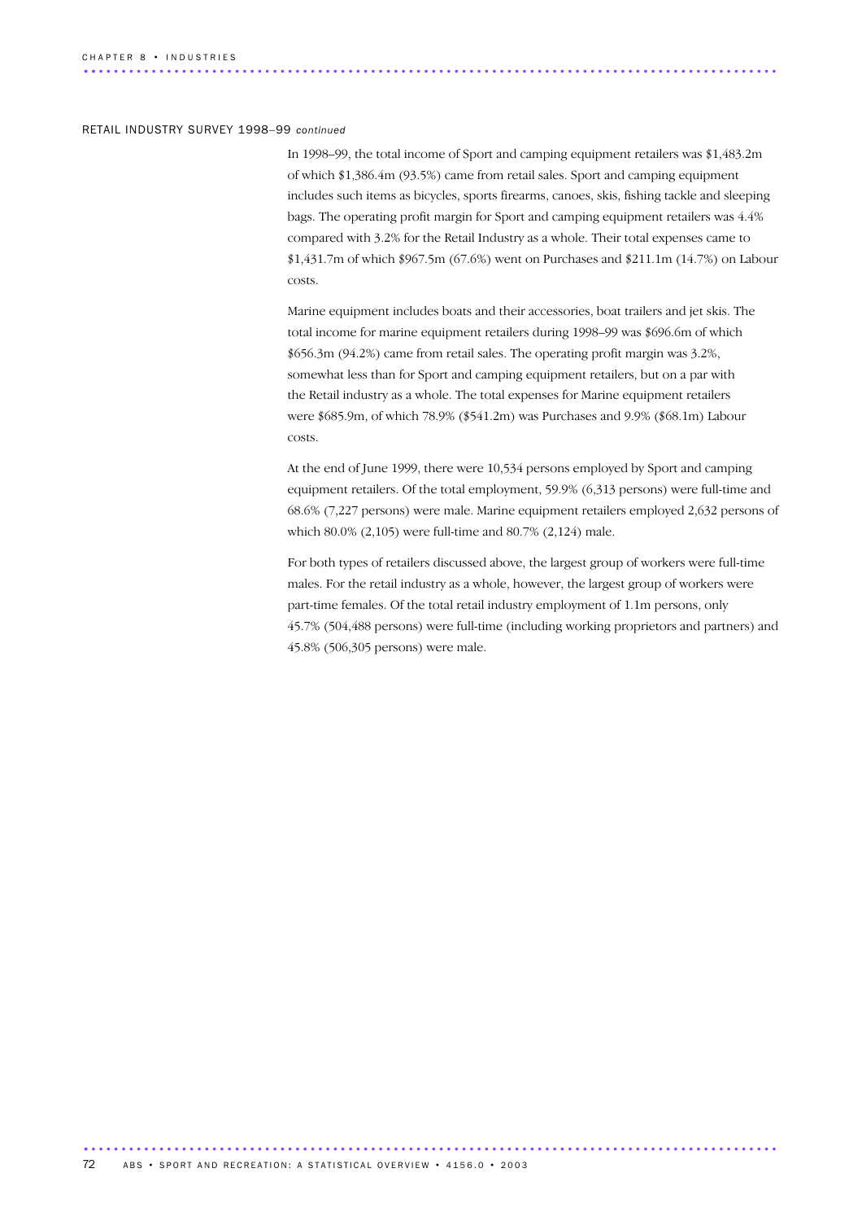RETAIL INDUSTRY SURVEY 1998–99 *continued*

In 1998–99, the total income of Sport and camping equipment retailers was $1,483.2m of which $1,386.4m (93.5%) came from retail sales. Sport and camping equipment includes such items as bicycles, sports firearms, canoes, skis, fishing tackle and sleeping bags. The operating profit margin for Sport and camping equipment retailers was 4.4% compared with 3.2% for the Retail Industry as a whole. Their total expenses came to $1,431.7m of which $967.5m (67.6%) went on Purchases and $211.1m (14.7%) on Labour costs.

Marine equipment includes boats and their accessories, boat trailers and jet skis. The total income for marine equipment retailers during 1998–99 was $696.6m of which $656.3m (94.2%) came from retail sales. The operating profit margin was 3.2%, somewhat less than for Sport and camping equipment retailers, but on a par with the Retail industry as a whole. The total expenses for Marine equipment retailers were $685.9m, of which 78.9% ($541.2m) was Purchases and 9.9% ($68.1m) Labour costs.

At the end of June 1999, there were 10,534 persons employed by Sport and camping equipment retailers. Of the total employment, 59.9% (6,313 persons) were full-time and 68.6% (7,227 persons) were male. Marine equipment retailers employed 2,632 persons of which 80.0% (2,105) were full-time and 80.7% (2,124) male.

For both types of retailers discussed above, the largest group of workers were full-time males. For the retail industry as a whole, however, the largest group of workers were part-time females. Of the total retail industry employment of 1.1m persons, only 45.7% (504,488 persons) were full-time (including working proprietors and partners) and 45.8% (506,305 persons) were male.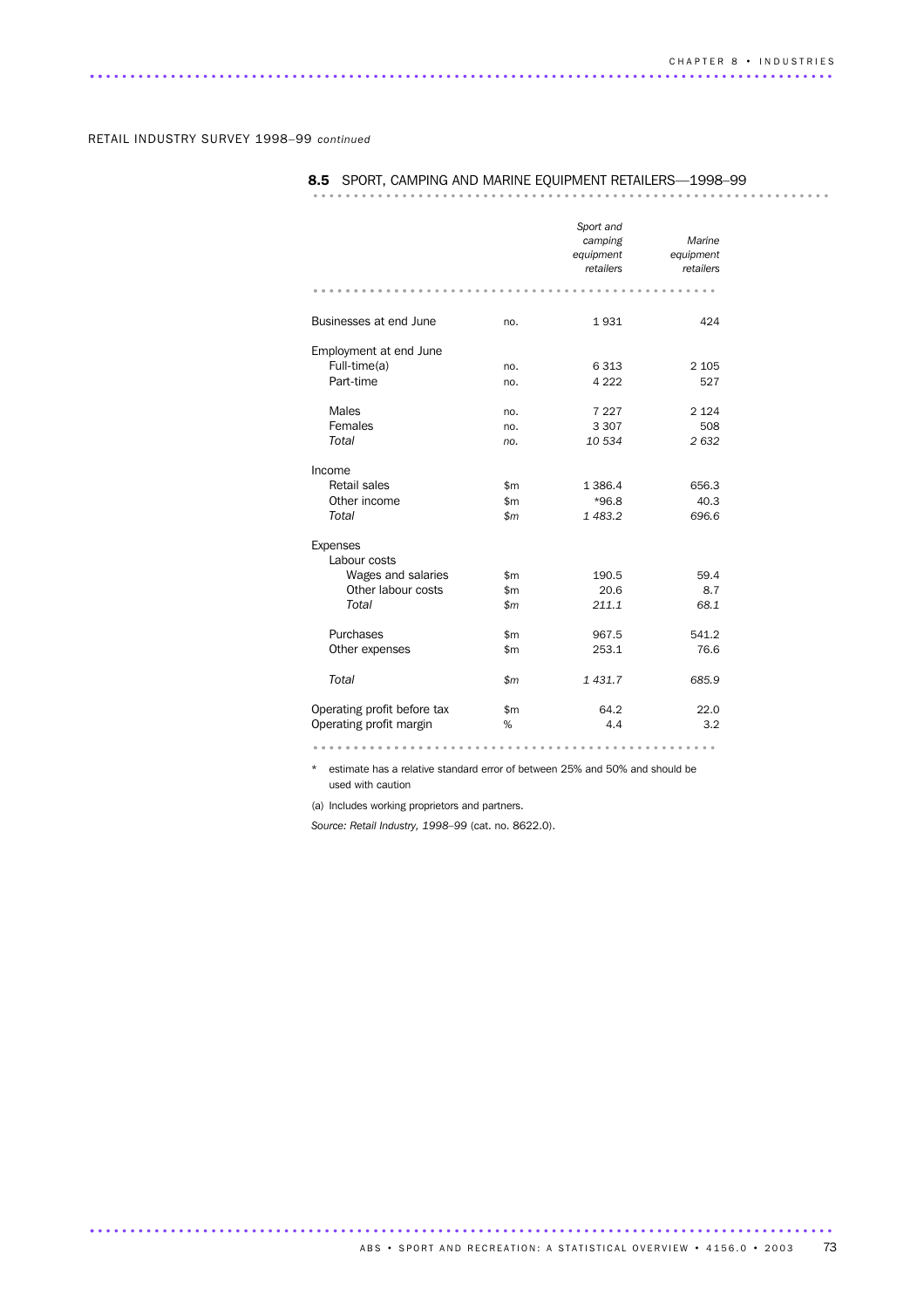RETAIL INDUSTRY SURVEY 1998–99 *continued*

**8.5** SPORT, CAMPING AND MARINE EQUIPMENT RETAILERS—1998–99

| | | *Sport and camping equipment retailers* | *Marine equipment retailers* |
|---|---|---|---|
| Businesses at end June | no. | 1 931 | 424 |
| Employment at end June | | | |
| Full-time(a) | no. | 6 313 | 2 105 |
| Part-time | no. | 4 222 | 527 |
| Males | no. | 7 227 | 2 124 |
| Females | no. | 3 307 | 508 |
| *Total* | *no.* | *10 534* | *2 632* |
| Income | | | |
| Retail sales | $m | 1 386.4 | 656.3 |
| Other income | $m | *96.8 | 40.3 |
| *Total* | *$m* | *1 483.2* | *696.6* |
| Expenses | | | |
| Labour costs | | | |
| Wages and salaries | $m | 190.5 | 59.4 |
| Other labour costs | $m | 20.6 | 8.7 |
| *Total* | *$m* | *211.1* | *68.1* |
| Purchases | $m | 967.5 | 541.2 |
| Other expenses | $m | 253.1 | 76.6 |
| *Total* | *$m* | *1 431.7* | *685.9* |
| Operating profit before tax | $m | 64.2 | 22.0 |
| Operating profit margin | % | 4.4 | 3.2 |

\* estimate has a relative standard error of between 25% and 50% and should be used with caution

(a) Includes working proprietors and partners.

*Source: Retail Industry, 1998–99* (cat. no. 8622.0).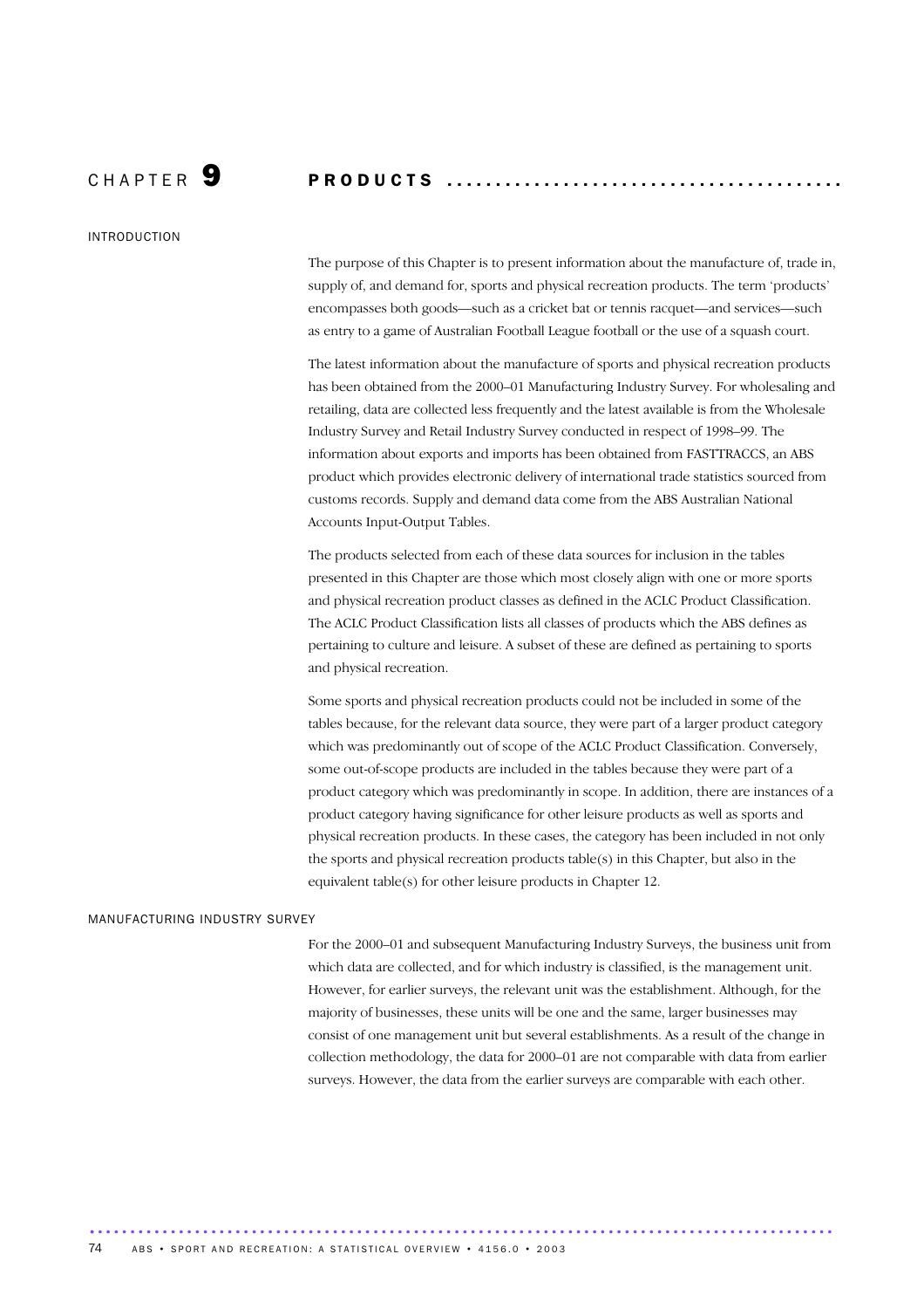# CHAPTER 9 PRODUCTS

## INTRODUCTION

The purpose of this Chapter is to present information about the manufacture of, trade in, supply of, and demand for, sports and physical recreation products. The term 'products' encompasses both goods—such as a cricket bat or tennis racquet—and services—such as entry to a game of Australian Football League football or the use of a squash court.

The latest information about the manufacture of sports and physical recreation products has been obtained from the 2000–01 Manufacturing Industry Survey. For wholesaling and retailing, data are collected less frequently and the latest available is from the Wholesale Industry Survey and Retail Industry Survey conducted in respect of 1998–99. The information about exports and imports has been obtained from FASTTRACCS, an ABS product which provides electronic delivery of international trade statistics sourced from customs records. Supply and demand data come from the ABS Australian National Accounts Input-Output Tables.

The products selected from each of these data sources for inclusion in the tables presented in this Chapter are those which most closely align with one or more sports and physical recreation product classes as defined in the ACLC Product Classification. The ACLC Product Classification lists all classes of products which the ABS defines as pertaining to culture and leisure. A subset of these are defined as pertaining to sports and physical recreation.

Some sports and physical recreation products could not be included in some of the tables because, for the relevant data source, they were part of a larger product category which was predominantly out of scope of the ACLC Product Classification. Conversely, some out-of-scope products are included in the tables because they were part of a product category which was predominantly in scope. In addition, there are instances of a product category having significance for other leisure products as well as sports and physical recreation products. In these cases, the category has been included in not only the sports and physical recreation products table(s) in this Chapter, but also in the equivalent table(s) for other leisure products in Chapter 12.

## MANUFACTURING INDUSTRY SURVEY

For the 2000–01 and subsequent Manufacturing Industry Surveys, the business unit from which data are collected, and for which industry is classified, is the management unit. However, for earlier surveys, the relevant unit was the establishment. Although, for the majority of businesses, these units will be one and the same, larger businesses may consist of one management unit but several establishments. As a result of the change in collection methodology, the data for 2000–01 are not comparable with data from earlier surveys. However, the data from the earlier surveys are comparable with each other.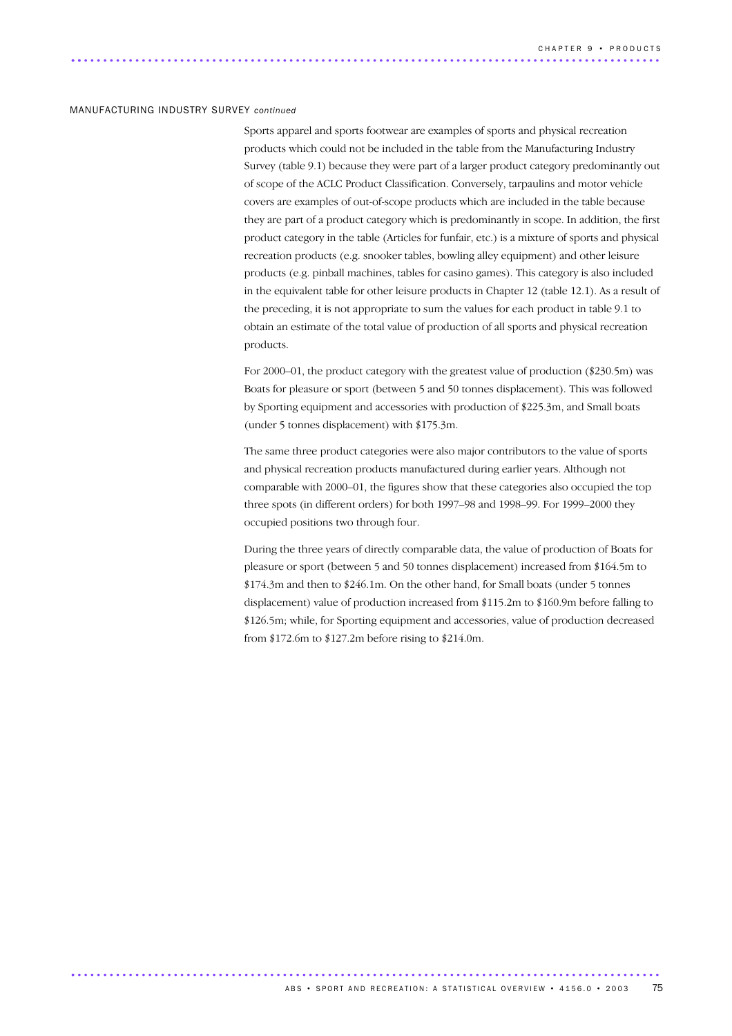MANUFACTURING INDUSTRY SURVEY *continued*

Sports apparel and sports footwear are examples of sports and physical recreation products which could not be included in the table from the Manufacturing Industry Survey (table 9.1) because they were part of a larger product category predominantly out of scope of the ACLC Product Classification. Conversely, tarpaulins and motor vehicle covers are examples of out-of-scope products which are included in the table because they are part of a product category which is predominantly in scope. In addition, the first product category in the table (Articles for funfair, etc.) is a mixture of sports and physical recreation products (e.g. snooker tables, bowling alley equipment) and other leisure products (e.g. pinball machines, tables for casino games). This category is also included in the equivalent table for other leisure products in Chapter 12 (table 12.1). As a result of the preceding, it is not appropriate to sum the values for each product in table 9.1 to obtain an estimate of the total value of production of all sports and physical recreation products.

For 2000–01, the product category with the greatest value of production ($230.5m) was Boats for pleasure or sport (between 5 and 50 tonnes displacement). This was followed by Sporting equipment and accessories with production of $225.3m, and Small boats (under 5 tonnes displacement) with $175.3m.

The same three product categories were also major contributors to the value of sports and physical recreation products manufactured during earlier years. Although not comparable with 2000–01, the figures show that these categories also occupied the top three spots (in different orders) for both 1997–98 and 1998–99. For 1999–2000 they occupied positions two through four.

During the three years of directly comparable data, the value of production of Boats for pleasure or sport (between 5 and 50 tonnes displacement) increased from $164.5m to $174.3m and then to $246.1m. On the other hand, for Small boats (under 5 tonnes displacement) value of production increased from $115.2m to $160.9m before falling to $126.5m; while, for Sporting equipment and accessories, value of production decreased from $172.6m to $127.2m before rising to $214.0m.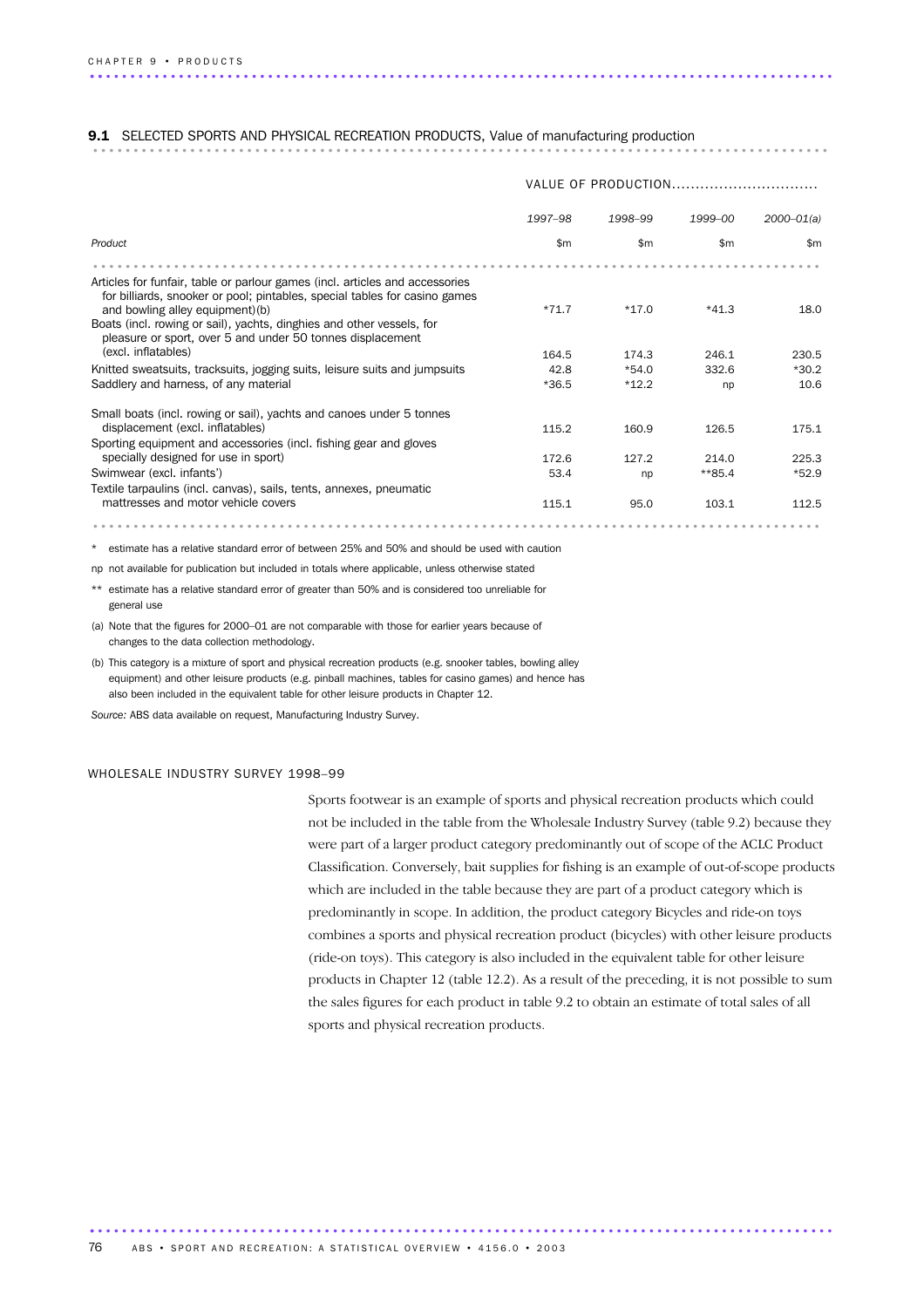**9.1** SELECTED SPORTS AND PHYSICAL RECREATION PRODUCTS, Value of manufacturing production

| | VALUE OF PRODUCTION | | | |
|---|---|---|---|---|
| | *1997–98* | *1998–99* | *1999–00* | *2000–01(a)* |
| *Product* | $m | $m | $m | $m |
| Articles for funfair, table or parlour games (incl. articles and accessories for billiards, snooker or pool; pintables, special tables for casino games and bowling alley equipment)(b) | *71.7 | *17.0 | *41.3 | 18.0 |
| Boats (incl. rowing or sail), yachts, dinghies and other vessels, for pleasure or sport, over 5 and under 50 tonnes displacement (excl. inflatables) | 164.5 | 174.3 | 246.1 | 230.5 |
| Knitted sweatsuits, tracksuits, jogging suits, leisure suits and jumpsuits | 42.8 | *54.0 | 332.6 | *30.2 |
| Saddlery and harness, of any material | *36.5 | *12.2 | np | 10.6 |
| Small boats (incl. rowing or sail), yachts and canoes under 5 tonnes displacement (excl. inflatables) | 115.2 | 160.9 | 126.5 | 175.1 |
| Sporting equipment and accessories (incl. fishing gear and gloves specially designed for use in sport) | 172.6 | 127.2 | 214.0 | 225.3 |
| Swimwear (excl. infants') | 53.4 | np | **85.4 | *52.9 |
| Textile tarpaulins (incl. canvas), sails, tents, annexes, pneumatic mattresses and motor vehicle covers | 115.1 | 95.0 | 103.1 | 112.5 |

\* estimate has a relative standard error of between 25% and 50% and should be used with caution

np not available for publication but included in totals where applicable, unless otherwise stated

** estimate has a relative standard error of greater than 50% and is considered too unreliable for general use

(a) Note that the figures for 2000–01 are not comparable with those for earlier years because of changes to the data collection methodology.

(b) This category is a mixture of sport and physical recreation products (e.g. snooker tables, bowling alley equipment) and other leisure products (e.g. pinball machines, tables for casino games) and hence has also been included in the equivalent table for other leisure products in Chapter 12.

*Source:* ABS data available on request, Manufacturing Industry Survey.

## WHOLESALE INDUSTRY SURVEY 1998–99

Sports footwear is an example of sports and physical recreation products which could not be included in the table from the Wholesale Industry Survey (table 9.2) because they were part of a larger product category predominantly out of scope of the ACLC Product Classification. Conversely, bait supplies for fishing is an example of out-of-scope products which are included in the table because they are part of a product category which is predominantly in scope. In addition, the product category Bicycles and ride-on toys combines a sports and physical recreation product (bicycles) with other leisure products (ride-on toys). This category is also included in the equivalent table for other leisure products in Chapter 12 (table 12.2). As a result of the preceding, it is not possible to sum the sales figures for each product in table 9.2 to obtain an estimate of total sales of all sports and physical recreation products.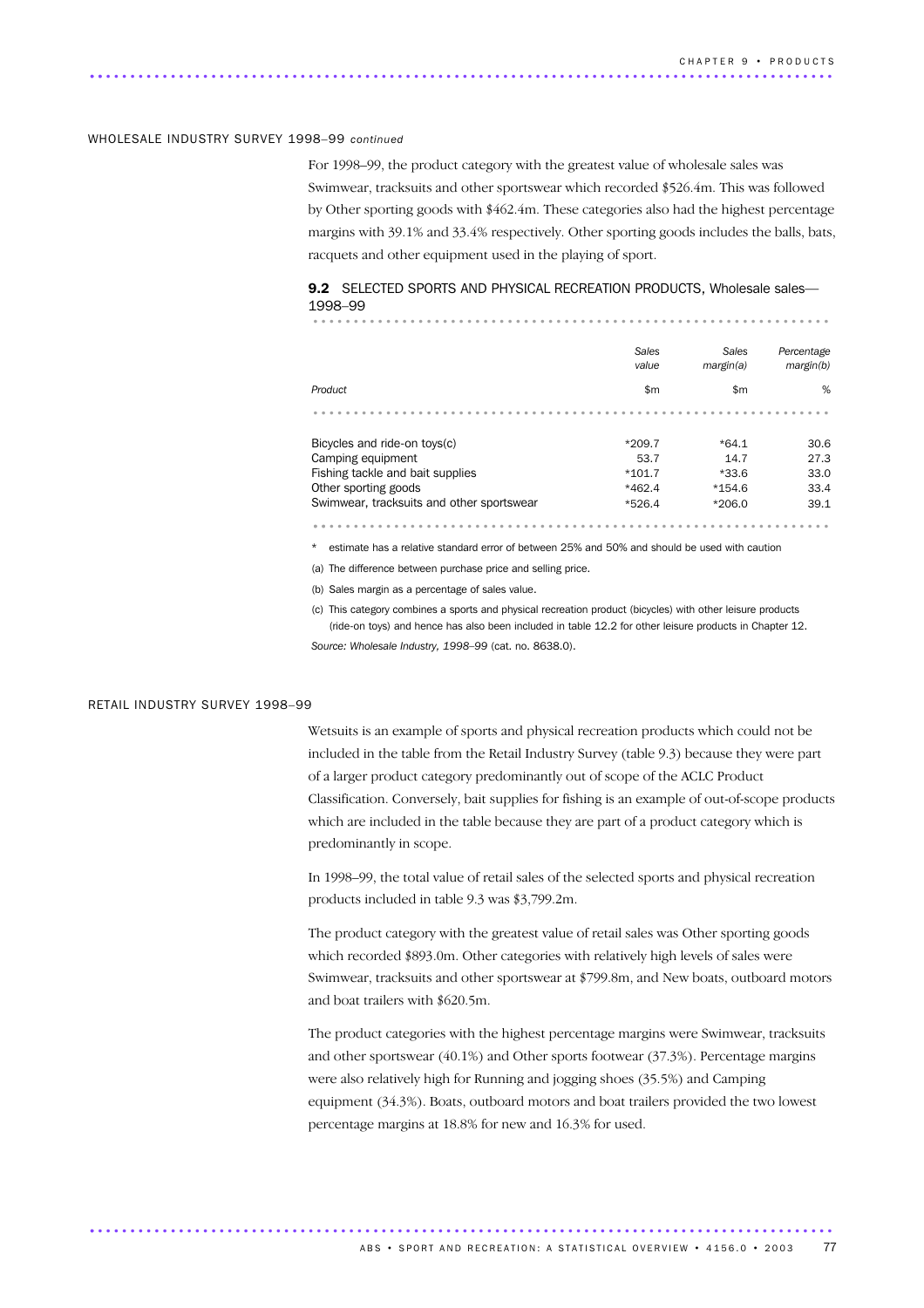## WHOLESALE INDUSTRY SURVEY 1998–99 *continued*

For 1998–99, the product category with the greatest value of wholesale sales was Swimwear, tracksuits and other sportswear which recorded $526.4m. This was followed by Other sporting goods with $462.4m. These categories also had the highest percentage margins with 39.1% and 33.4% respectively. Other sporting goods includes the balls, bats, racquets and other equipment used in the playing of sport.

**9.2** SELECTED SPORTS AND PHYSICAL RECREATION PRODUCTS, Wholesale sales—1998–99

| Product | *Sales value* $m | *Sales margin(a)* $m | *Percentage margin(b)* % |
|---|---|---|---|
| Bicycles and ride-on toys(c) | *209.7 | *64.1 | 30.6 |
| Camping equipment | 53.7 | 14.7 | 27.3 |
| Fishing tackle and bait supplies | *101.7 | *33.6 | 33.0 |
| Other sporting goods | *462.4 | *154.6 | 33.4 |
| Swimwear, tracksuits and other sportswear | *526.4 | *206.0 | 39.1 |

\* estimate has a relative standard error of between 25% and 50% and should be used with caution

(a) The difference between purchase price and selling price.

(b) Sales margin as a percentage of sales value.

(c) This category combines a sports and physical recreation product (bicycles) with other leisure products (ride-on toys) and hence has also been included in table 12.2 for other leisure products in Chapter 12.

*Source: Wholesale Industry, 1998–99* (cat. no. 8638.0).

## RETAIL INDUSTRY SURVEY 1998–99

Wetsuits is an example of sports and physical recreation products which could not be included in the table from the Retail Industry Survey (table 9.3) because they were part of a larger product category predominantly out of scope of the ACLC Product Classification. Conversely, bait supplies for fishing is an example of out-of-scope products which are included in the table because they are part of a product category which is predominantly in scope.

In 1998–99, the total value of retail sales of the selected sports and physical recreation products included in table 9.3 was $3,799.2m.

The product category with the greatest value of retail sales was Other sporting goods which recorded $893.0m. Other categories with relatively high levels of sales were Swimwear, tracksuits and other sportswear at $799.8m, and New boats, outboard motors and boat trailers with $620.5m.

The product categories with the highest percentage margins were Swimwear, tracksuits and other sportswear (40.1%) and Other sports footwear (37.3%). Percentage margins were also relatively high for Running and jogging shoes (35.5%) and Camping equipment (34.3%). Boats, outboard motors and boat trailers provided the two lowest percentage margins at 18.8% for new and 16.3% for used.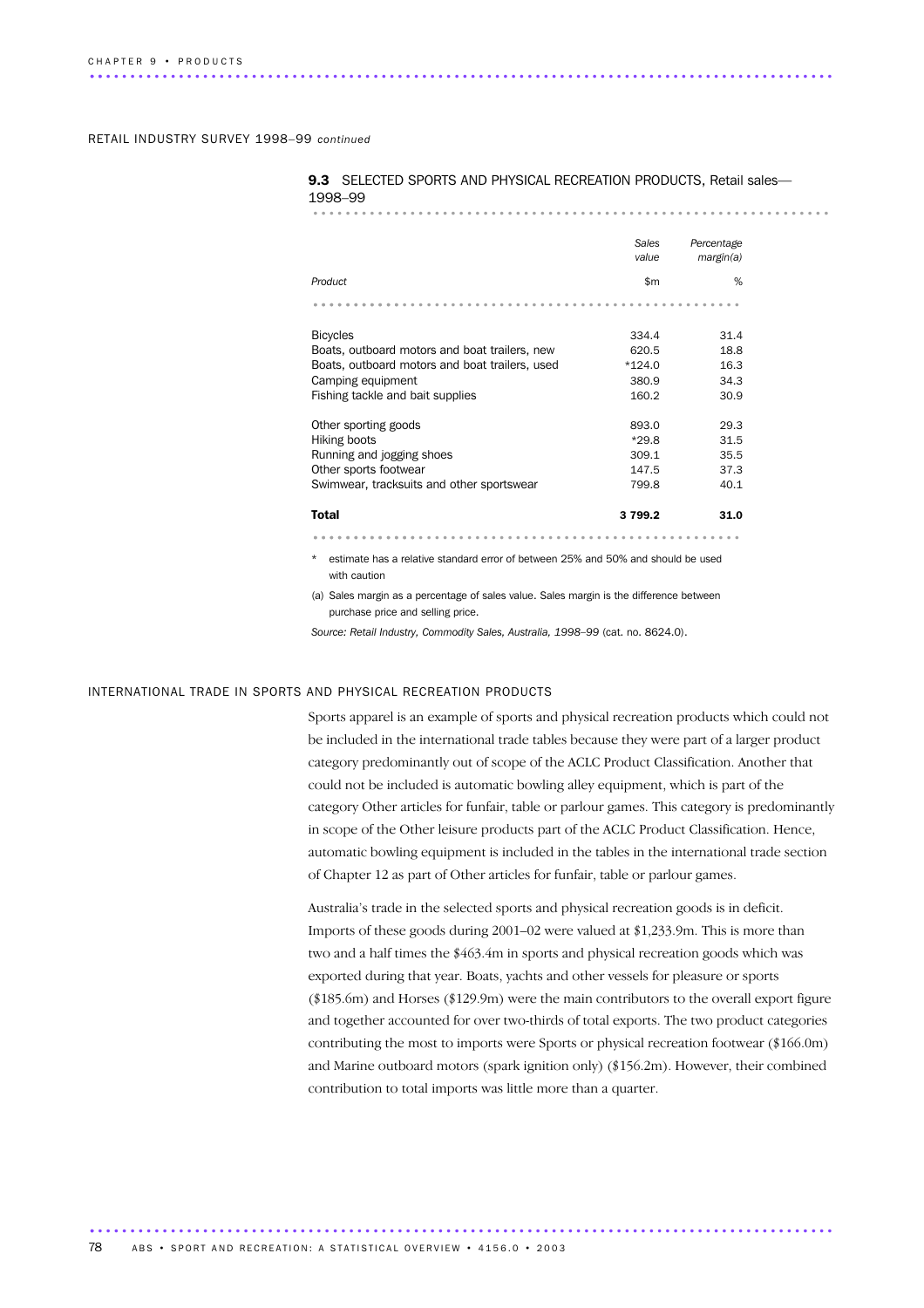RETAIL INDUSTRY SURVEY 1998–99 *continued*

**9.3** SELECTED SPORTS AND PHYSICAL RECREATION PRODUCTS, Retail sales—1998–99

| Product | Sales value | Percentage margin(a) |
|---|---|---|
| | $m | % |
| Bicycles | 334.4 | 31.4 |
| Boats, outboard motors and boat trailers, new | 620.5 | 18.8 |
| Boats, outboard motors and boat trailers, used | *124.0 | 16.3 |
| Camping equipment | 380.9 | 34.3 |
| Fishing tackle and bait supplies | 160.2 | 30.9 |
| Other sporting goods | 893.0 | 29.3 |
| Hiking boots | *29.8 | 31.5 |
| Running and jogging shoes | 309.1 | 35.5 |
| Other sports footwear | 147.5 | 37.3 |
| Swimwear, tracksuits and other sportswear | 799.8 | 40.1 |
| **Total** | **3 799.2** | **31.0** |

\* estimate has a relative standard error of between 25% and 50% and should be used with caution

(a) Sales margin as a percentage of sales value. Sales margin is the difference between purchase price and selling price.

*Source: Retail Industry, Commodity Sales, Australia, 1998–99* (cat. no. 8624.0).

## INTERNATIONAL TRADE IN SPORTS AND PHYSICAL RECREATION PRODUCTS

Sports apparel is an example of sports and physical recreation products which could not be included in the international trade tables because they were part of a larger product category predominantly out of scope of the ACLC Product Classification. Another that could not be included is automatic bowling alley equipment, which is part of the category Other articles for funfair, table or parlour games. This category is predominantly in scope of the Other leisure products part of the ACLC Product Classification. Hence, automatic bowling equipment is included in the tables in the international trade section of Chapter 12 as part of Other articles for funfair, table or parlour games.

Australia's trade in the selected sports and physical recreation goods is in deficit. Imports of these goods during 2001–02 were valued at $1,233.9m. This is more than two and a half times the $463.4m in sports and physical recreation goods which was exported during that year. Boats, yachts and other vessels for pleasure or sports ($185.6m) and Horses ($129.9m) were the main contributors to the overall export figure and together accounted for over two-thirds of total exports. The two product categories contributing the most to imports were Sports or physical recreation footwear ($166.0m) and Marine outboard motors (spark ignition only) ($156.2m). However, their combined contribution to total imports was little more than a quarter.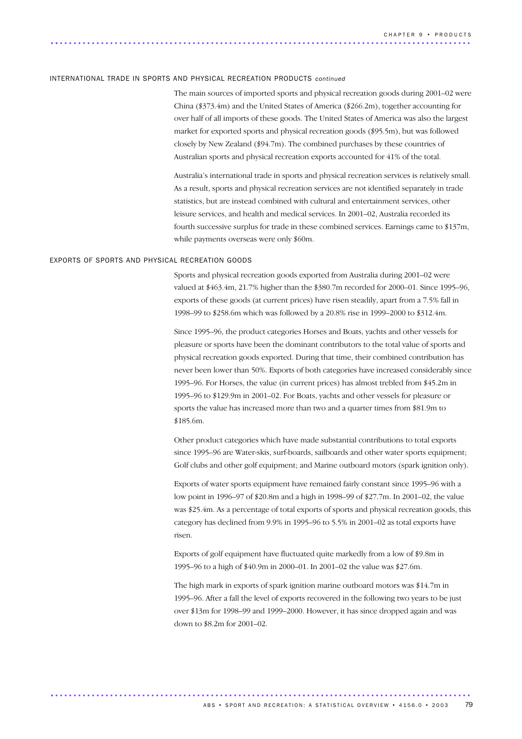## INTERNATIONAL TRADE IN SPORTS AND PHYSICAL RECREATION PRODUCTS *continued*

The main sources of imported sports and physical recreation goods during 2001–02 were China ($373.4m) and the United States of America ($266.2m), together accounting for over half of all imports of these goods. The United States of America was also the largest market for exported sports and physical recreation goods ($95.5m), but was followed closely by New Zealand ($94.7m). The combined purchases by these countries of Australian sports and physical recreation exports accounted for 41% of the total.

Australia's international trade in sports and physical recreation services is relatively small. As a result, sports and physical recreation services are not identified separately in trade statistics, but are instead combined with cultural and entertainment services, other leisure services, and health and medical services. In 2001–02, Australia recorded its fourth successive surplus for trade in these combined services. Earnings came to $137m, while payments overseas were only $60m.

## EXPORTS OF SPORTS AND PHYSICAL RECREATION GOODS

Sports and physical recreation goods exported from Australia during 2001–02 were valued at $463.4m, 21.7% higher than the $380.7m recorded for 2000–01. Since 1995–96, exports of these goods (at current prices) have risen steadily, apart from a 7.5% fall in 1998–99 to $258.6m which was followed by a 20.8% rise in 1999–2000 to $312.4m.

Since 1995–96, the product categories Horses and Boats, yachts and other vessels for pleasure or sports have been the dominant contributors to the total value of sports and physical recreation goods exported. During that time, their combined contribution has never been lower than 50%. Exports of both categories have increased considerably since 1995–96. For Horses, the value (in current prices) has almost trebled from $45.2m in 1995–96 to $129.9m in 2001–02. For Boats, yachts and other vessels for pleasure or sports the value has increased more than two and a quarter times from $81.9m to $185.6m.

Other product categories which have made substantial contributions to total exports since 1995–96 are Water-skis, surf-boards, sailboards and other water sports equipment; Golf clubs and other golf equipment; and Marine outboard motors (spark ignition only).

Exports of water sports equipment have remained fairly constant since 1995–96 with a low point in 1996–97 of $20.8m and a high in 1998–99 of $27.7m. In 2001–02, the value was $25.4m. As a percentage of total exports of sports and physical recreation goods, this category has declined from 9.9% in 1995–96 to 5.5% in 2001–02 as total exports have risen.

Exports of golf equipment have fluctuated quite markedly from a low of $9.8m in 1995–96 to a high of $40.9m in 2000–01. In 2001–02 the value was $27.6m.

The high mark in exports of spark ignition marine outboard motors was $14.7m in 1995–96. After a fall the level of exports recovered in the following two years to be just over $13m for 1998–99 and 1999–2000. However, it has since dropped again and was down to $8.2m for 2001–02.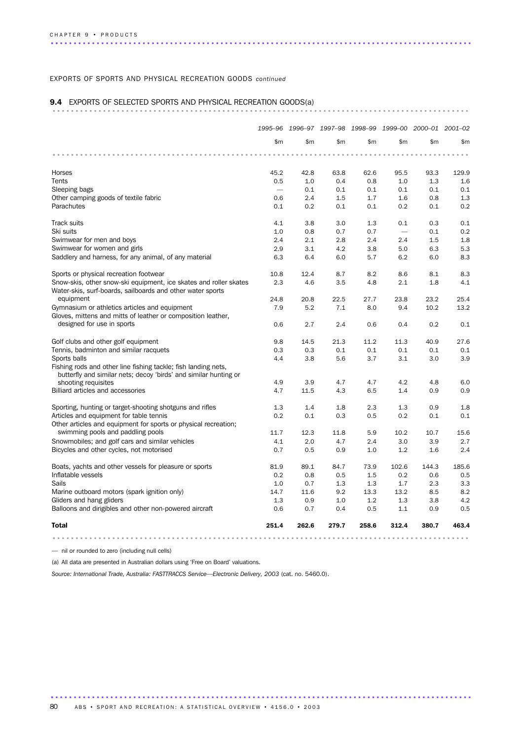EXPORTS OF SPORTS AND PHYSICAL RECREATION GOODS *continued*

**9.4** EXPORTS OF SELECTED SPORTS AND PHYSICAL RECREATION GOODS(a)

| | 1995–96 | 1996–97 | 1997–98 | 1998–99 | 1999–00 | 2000–01 | 2001–02 |
|---|---|---|---|---|---|---|---|
| | $m | $m | $m | $m | $m | $m | $m |
| Horses | 45.2 | 42.8 | 63.8 | 62.6 | 95.5 | 93.3 | 129.9 |
| Tents | 0.5 | 1.0 | 0.4 | 0.8 | 1.0 | 1.3 | 1.6 |
| Sleeping bags | — | 0.1 | 0.1 | 0.1 | 0.1 | 0.1 | 0.1 |
| Other camping goods of textile fabric | 0.6 | 2.4 | 1.5 | 1.7 | 1.6 | 0.8 | 1.3 |
| Parachutes | 0.1 | 0.2 | 0.1 | 0.1 | 0.2 | 0.1 | 0.2 |
| Track suits | 4.1 | 3.8 | 3.0 | 1.3 | 0.1 | 0.3 | 0.1 |
| Ski suits | 1.0 | 0.8 | 0.7 | 0.7 | — | 0.1 | 0.2 |
| Swimwear for men and boys | 2.4 | 2.1 | 2.8 | 2.4 | 2.4 | 1.5 | 1.8 |
| Swimwear for women and girls | 2.9 | 3.1 | 4.2 | 3.8 | 5.0 | 6.3 | 5.3 |
| Saddlery and harness, for any animal, of any material | 6.3 | 6.4 | 6.0 | 5.7 | 6.2 | 6.0 | 8.3 |
| Sports or physical recreation footwear | 10.8 | 12.4 | 8.7 | 8.2 | 8.6 | 8.1 | 8.3 |
| Snow-skis, other snow-ski equipment, ice skates and roller skates | 2.3 | 4.6 | 3.5 | 4.8 | 2.1 | 1.8 | 4.1 |
| Water-skis, surf-boards, sailboards and other water sports equipment | 24.8 | 20.8 | 22.5 | 27.7 | 23.8 | 23.2 | 25.4 |
| Gymnasium or athletics articles and equipment | 7.9 | 5.2 | 7.1 | 8.0 | 9.4 | 10.2 | 13.2 |
| Gloves, mittens and mitts of leather or composition leather, designed for use in sports | 0.6 | 2.7 | 2.4 | 0.6 | 0.4 | 0.2 | 0.1 |
| Golf clubs and other golf equipment | 9.8 | 14.5 | 21.3 | 11.2 | 11.3 | 40.9 | 27.6 |
| Tennis, badminton and similar racquets | 0.3 | 0.3 | 0.1 | 0.1 | 0.1 | 0.1 | 0.1 |
| Sports balls | 4.4 | 3.8 | 5.6 | 3.7 | 3.1 | 3.0 | 3.9 |
| Fishing rods and other line fishing tackle; fish landing nets, butterfly and similar nets; decoy 'birds' and similar hunting or shooting requisites | 4.9 | 3.9 | 4.7 | 4.7 | 4.2 | 4.8 | 6.0 |
| Billiard articles and accessories | 4.7 | 11.5 | 4.3 | 6.5 | 1.4 | 0.9 | 0.9 |
| Sporting, hunting or target-shooting shotguns and rifles | 1.3 | 1.4 | 1.8 | 2.3 | 1.3 | 0.9 | 1.8 |
| Articles and equipment for table tennis | 0.2 | 0.1 | 0.3 | 0.5 | 0.2 | 0.1 | 0.1 |
| Other articles and equipment for sports or physical recreation; swimming pools and paddling pools | 11.7 | 12.3 | 11.8 | 5.9 | 10.2 | 10.7 | 15.6 |
| Snowmobiles; and golf cars and similar vehicles | 4.1 | 2.0 | 4.7 | 2.4 | 3.0 | 3.9 | 2.7 |
| Bicycles and other cycles, not motorised | 0.7 | 0.5 | 0.9 | 1.0 | 1.2 | 1.6 | 2.4 |
| Boats, yachts and other vessels for pleasure or sports | 81.9 | 89.1 | 84.7 | 73.9 | 102.6 | 144.3 | 185.6 |
| Inflatable vessels | 0.2 | 0.8 | 0.5 | 1.5 | 0.2 | 0.6 | 0.5 |
| Sails | 1.0 | 0.7 | 1.3 | 1.3 | 1.7 | 2.3 | 3.3 |
| Marine outboard motors (spark ignition only) | 14.7 | 11.6 | 9.2 | 13.3 | 13.2 | 8.5 | 8.2 |
| Gliders and hang gliders | 1.3 | 0.9 | 1.0 | 1.2 | 1.3 | 3.8 | 4.2 |
| Balloons and dirigibles and other non-powered aircraft | 0.6 | 0.7 | 0.4 | 0.5 | 1.1 | 0.9 | 0.5 |
| **Total** | **251.4** | **262.6** | **279.7** | **258.6** | **312.4** | **380.7** | **463.4** |

— nil or rounded to zero (including null cells)

(a) All data are presented in Australian dollars using 'Free on Board' valuations.

*Source: International Trade, Australia: FASTTRACCS Service—Electronic Delivery, 2003* (cat. no. 5460.0).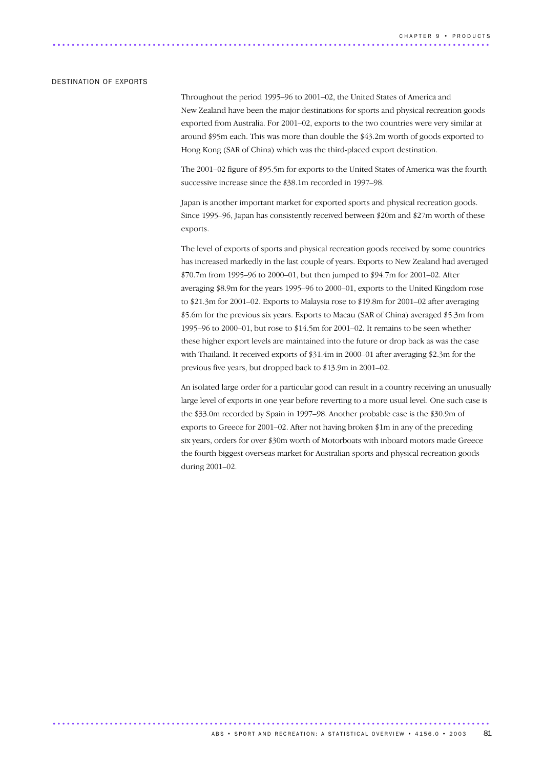## DESTINATION OF EXPORTS

Throughout the period 1995–96 to 2001–02, the United States of America and New Zealand have been the major destinations for sports and physical recreation goods exported from Australia. For 2001–02, exports to the two countries were very similar at around \$95m each. This was more than double the \$43.2m worth of goods exported to Hong Kong (SAR of China) which was the third-placed export destination.

The 2001–02 figure of \$95.5m for exports to the United States of America was the fourth successive increase since the \$38.1m recorded in 1997–98.

Japan is another important market for exported sports and physical recreation goods. Since 1995–96, Japan has consistently received between \$20m and \$27m worth of these exports.

The level of exports of sports and physical recreation goods received by some countries has increased markedly in the last couple of years. Exports to New Zealand had averaged \$70.7m from 1995–96 to 2000–01, but then jumped to \$94.7m for 2001–02. After averaging \$8.9m for the years 1995–96 to 2000–01, exports to the United Kingdom rose to \$21.3m for 2001–02. Exports to Malaysia rose to \$19.8m for 2001–02 after averaging \$5.6m for the previous six years. Exports to Macau (SAR of China) averaged \$5.3m from 1995–96 to 2000–01, but rose to \$14.5m for 2001–02. It remains to be seen whether these higher export levels are maintained into the future or drop back as was the case with Thailand. It received exports of \$31.4m in 2000–01 after averaging \$2.3m for the previous five years, but dropped back to \$13.9m in 2001–02.

An isolated large order for a particular good can result in a country receiving an unusually large level of exports in one year before reverting to a more usual level. One such case is the \$33.0m recorded by Spain in 1997–98. Another probable case is the \$30.9m of exports to Greece for 2001–02. After not having broken \$1m in any of the preceding six years, orders for over \$30m worth of Motorboats with inboard motors made Greece the fourth biggest overseas market for Australian sports and physical recreation goods during 2001–02.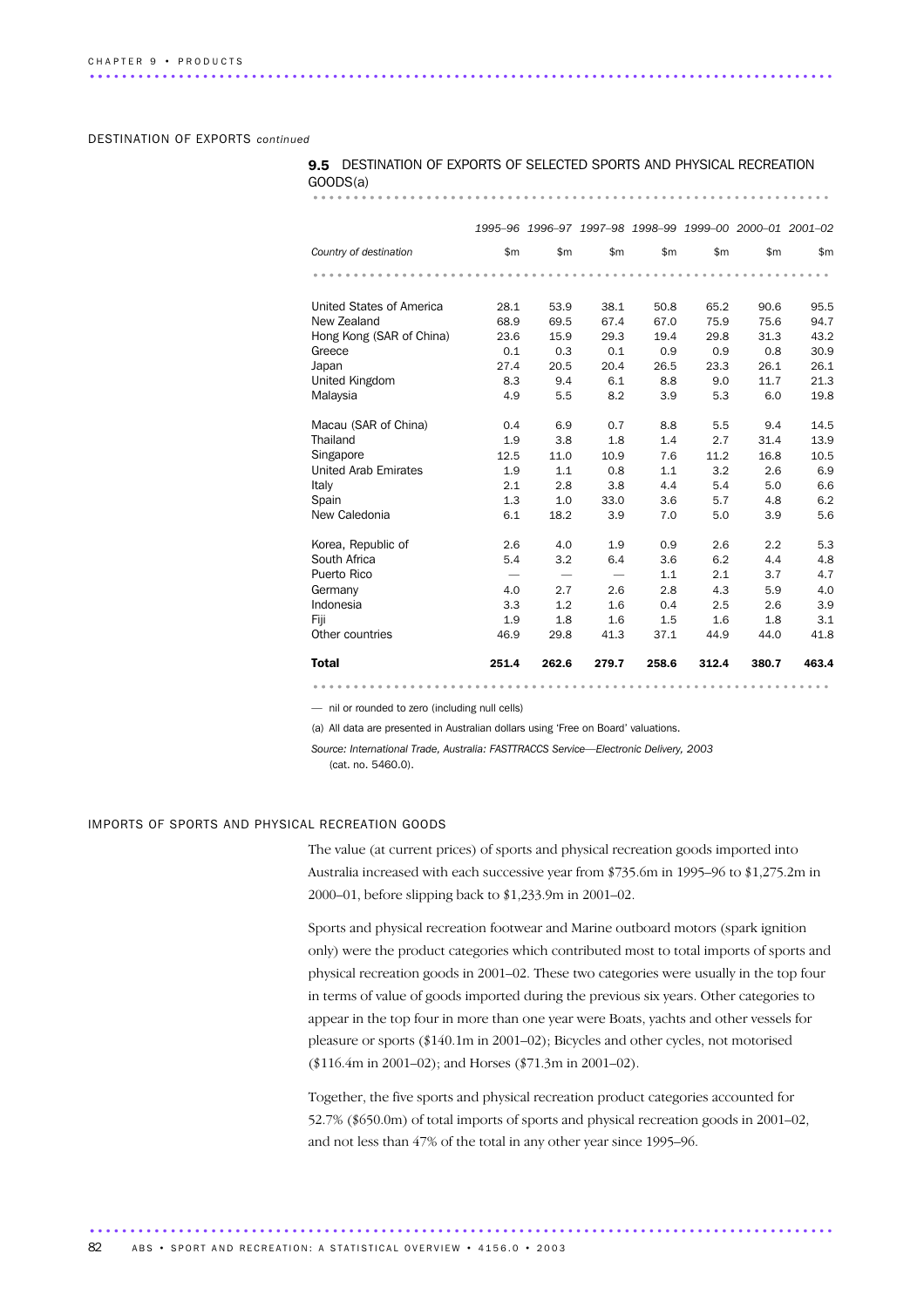DESTINATION OF EXPORTS *continued*

**9.5** DESTINATION OF EXPORTS OF SELECTED SPORTS AND PHYSICAL RECREATION GOODS(a)

| | 1995–96 | 1996–97 | 1997–98 | 1998–99 | 1999–00 | 2000–01 | 2001–02 |
|---|---|---|---|---|---|---|---|
| *Country of destination* | $m | $m | $m | $m | $m | $m | $m |
| United States of America | 28.1 | 53.9 | 38.1 | 50.8 | 65.2 | 90.6 | 95.5 |
| New Zealand | 68.9 | 69.5 | 67.4 | 67.0 | 75.9 | 75.6 | 94.7 |
| Hong Kong (SAR of China) | 23.6 | 15.9 | 29.3 | 19.4 | 29.8 | 31.3 | 43.2 |
| Greece | 0.1 | 0.3 | 0.1 | 0.9 | 0.9 | 0.8 | 30.9 |
| Japan | 27.4 | 20.5 | 20.4 | 26.5 | 23.3 | 26.1 | 26.1 |
| United Kingdom | 8.3 | 9.4 | 6.1 | 8.8 | 9.0 | 11.7 | 21.3 |
| Malaysia | 4.9 | 5.5 | 8.2 | 3.9 | 5.3 | 6.0 | 19.8 |
| Macau (SAR of China) | 0.4 | 6.9 | 0.7 | 8.8 | 5.5 | 9.4 | 14.5 |
| Thailand | 1.9 | 3.8 | 1.8 | 1.4 | 2.7 | 31.4 | 13.9 |
| Singapore | 12.5 | 11.0 | 10.9 | 7.6 | 11.2 | 16.8 | 10.5 |
| United Arab Emirates | 1.9 | 1.1 | 0.8 | 1.1 | 3.2 | 2.6 | 6.9 |
| Italy | 2.1 | 2.8 | 3.8 | 4.4 | 5.4 | 5.0 | 6.6 |
| Spain | 1.3 | 1.0 | 33.0 | 3.6 | 5.7 | 4.8 | 6.2 |
| New Caledonia | 6.1 | 18.2 | 3.9 | 7.0 | 5.0 | 3.9 | 5.6 |
| Korea, Republic of | 2.6 | 4.0 | 1.9 | 0.9 | 2.6 | 2.2 | 5.3 |
| South Africa | 5.4 | 3.2 | 6.4 | 3.6 | 6.2 | 4.4 | 4.8 |
| Puerto Rico | — | — | — | 1.1 | 2.1 | 3.7 | 4.7 |
| Germany | 4.0 | 2.7 | 2.6 | 2.8 | 4.3 | 5.9 | 4.0 |
| Indonesia | 3.3 | 1.2 | 1.6 | 0.4 | 2.5 | 2.6 | 3.9 |
| Fiji | 1.9 | 1.8 | 1.6 | 1.5 | 1.6 | 1.8 | 3.1 |
| Other countries | 46.9 | 29.8 | 41.3 | 37.1 | 44.9 | 44.0 | 41.8 |
| **Total** | **251.4** | **262.6** | **279.7** | **258.6** | **312.4** | **380.7** | **463.4** |

— nil or rounded to zero (including null cells)

(a) All data are presented in Australian dollars using 'Free on Board' valuations.

*Source: International Trade, Australia: FASTTRACCS Service—Electronic Delivery, 2003* (cat. no. 5460.0).

## IMPORTS OF SPORTS AND PHYSICAL RECREATION GOODS

The value (at current prices) of sports and physical recreation goods imported into Australia increased with each successive year from $735.6m in 1995–96 to $1,275.2m in 2000–01, before slipping back to $1,233.9m in 2001–02.

Sports and physical recreation footwear and Marine outboard motors (spark ignition only) were the product categories which contributed most to total imports of sports and physical recreation goods in 2001–02. These two categories were usually in the top four in terms of value of goods imported during the previous six years. Other categories to appear in the top four in more than one year were Boats, yachts and other vessels for pleasure or sports ($140.1m in 2001–02); Bicycles and other cycles, not motorised ($116.4m in 2001–02); and Horses ($71.3m in 2001–02).

Together, the five sports and physical recreation product categories accounted for 52.7% ($650.0m) of total imports of sports and physical recreation goods in 2001–02, and not less than 47% of the total in any other year since 1995–96.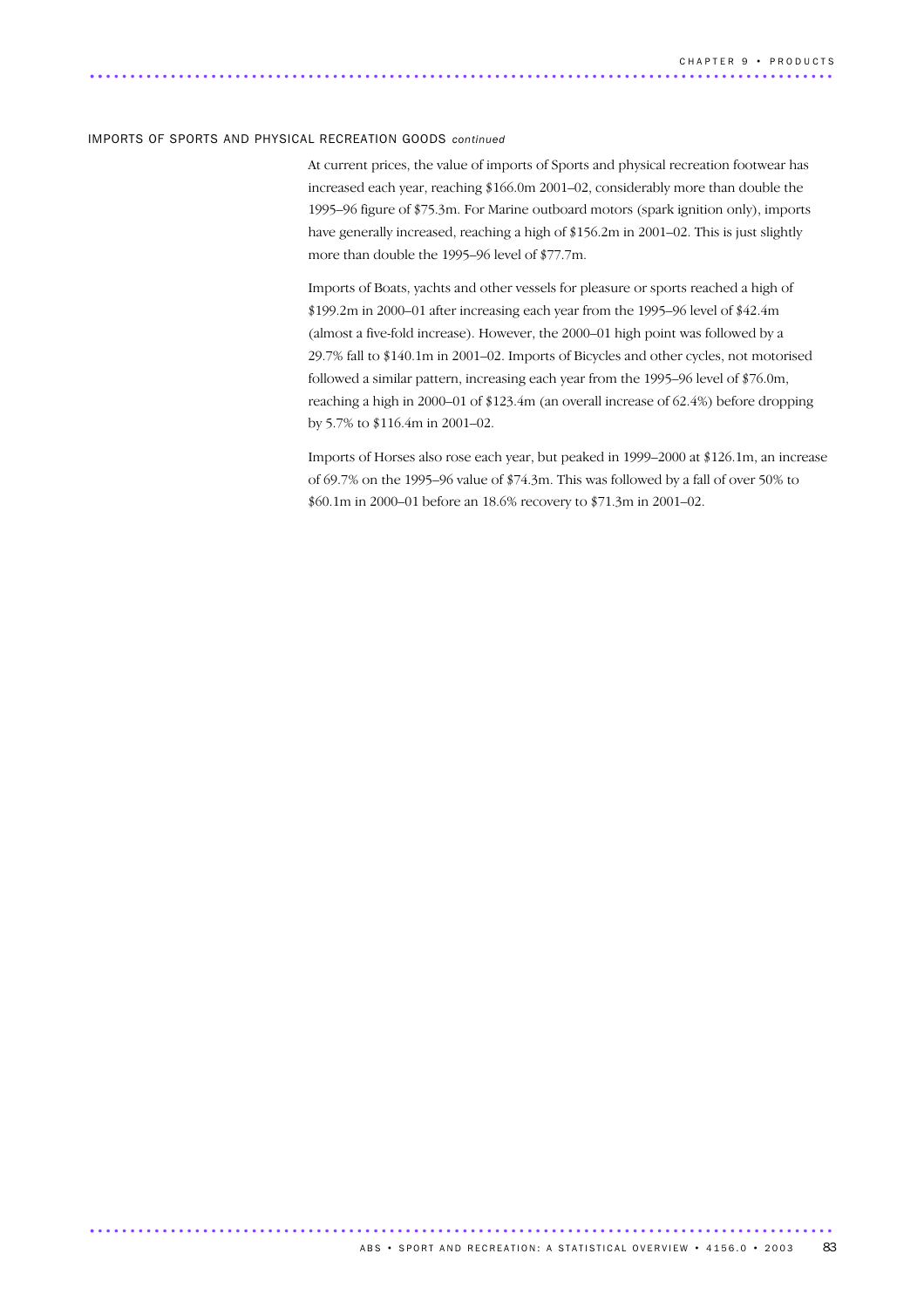## IMPORTS OF SPORTS AND PHYSICAL RECREATION GOODS *continued*

At current prices, the value of imports of Sports and physical recreation footwear has increased each year, reaching $166.0m 2001–02, considerably more than double the 1995–96 figure of $75.3m. For Marine outboard motors (spark ignition only), imports have generally increased, reaching a high of $156.2m in 2001–02. This is just slightly more than double the 1995–96 level of $77.7m.

Imports of Boats, yachts and other vessels for pleasure or sports reached a high of $199.2m in 2000–01 after increasing each year from the 1995–96 level of $42.4m (almost a five-fold increase). However, the 2000–01 high point was followed by a 29.7% fall to $140.1m in 2001–02. Imports of Bicycles and other cycles, not motorised followed a similar pattern, increasing each year from the 1995–96 level of $76.0m, reaching a high in 2000–01 of $123.4m (an overall increase of 62.4%) before dropping by 5.7% to $116.4m in 2001–02.

Imports of Horses also rose each year, but peaked in 1999–2000 at $126.1m, an increase of 69.7% on the 1995–96 value of $74.3m. This was followed by a fall of over 50% to $60.1m in 2000–01 before an 18.6% recovery to $71.3m in 2001–02.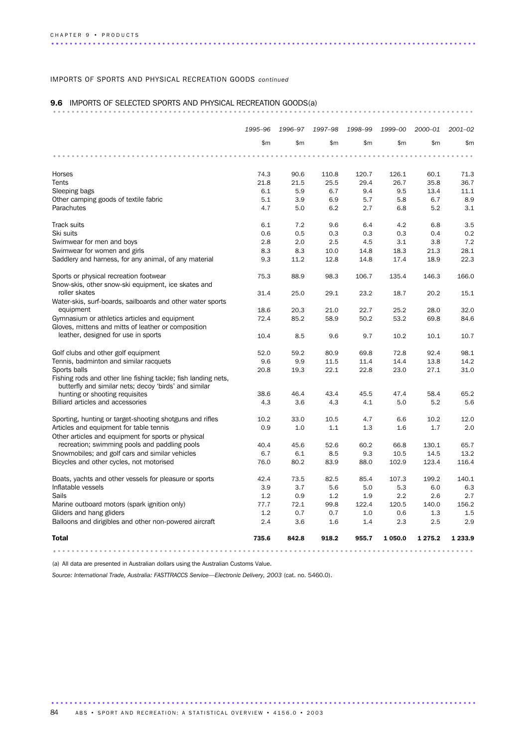IMPORTS OF SPORTS AND PHYSICAL RECREATION GOODS *continued*

## 9.6 IMPORTS OF SELECTED SPORTS AND PHYSICAL RECREATION GOODS(a)

| | 1995–96 | 1996–97 | 1997–98 | 1998–99 | 1999–00 | 2000–01 | 2001–02 |
|---|---|---|---|---|---|---|---|
| | $m | $m | $m | $m | $m | $m | $m |
| Horses | 74.3 | 90.6 | 110.8 | 120.7 | 126.1 | 60.1 | 71.3 |
| Tents | 21.8 | 21.5 | 25.5 | 29.4 | 26.7 | 35.8 | 36.7 |
| Sleeping bags | 6.1 | 5.9 | 6.7 | 9.4 | 9.5 | 13.4 | 11.1 |
| Other camping goods of textile fabric | 5.1 | 3.9 | 6.9 | 5.7 | 5.8 | 6.7 | 8.9 |
| Parachutes | 4.7 | 5.0 | 6.2 | 2.7 | 6.8 | 5.2 | 3.1 |
| Track suits | 6.1 | 7.2 | 9.6 | 6.4 | 4.2 | 6.8 | 3.5 |
| Ski suits | 0.6 | 0.5 | 0.3 | 0.3 | 0.3 | 0.4 | 0.2 |
| Swimwear for men and boys | 2.8 | 2.0 | 2.5 | 4.5 | 3.1 | 3.8 | 7.2 |
| Swimwear for women and girls | 8.3 | 8.3 | 10.0 | 14.8 | 18.3 | 21.3 | 28.1 |
| Saddlery and harness, for any animal, of any material | 9.3 | 11.2 | 12.8 | 14.8 | 17.4 | 18.9 | 22.3 |
| Sports or physical recreation footwear | 75.3 | 88.9 | 98.3 | 106.7 | 135.4 | 146.3 | 166.0 |
| Snow-skis, other snow-ski equipment, ice skates and roller skates | 31.4 | 25.0 | 29.1 | 23.2 | 18.7 | 20.2 | 15.1 |
| Water-skis, surf-boards, sailboards and other water sports equipment | 18.6 | 20.3 | 21.0 | 22.7 | 25.2 | 28.0 | 32.0 |
| Gymnasium or athletics articles and equipment | 72.4 | 85.2 | 58.9 | 50.2 | 53.2 | 69.8 | 84.6 |
| Gloves, mittens and mitts of leather or composition leather, designed for use in sports | 10.4 | 8.5 | 9.6 | 9.7 | 10.2 | 10.1 | 10.7 |
| Golf clubs and other golf equipment | 52.0 | 59.2 | 80.9 | 69.8 | 72.8 | 92.4 | 98.1 |
| Tennis, badminton and similar racquets | 9.6 | 9.9 | 11.5 | 11.4 | 14.4 | 13.8 | 14.2 |
| Sports balls | 20.8 | 19.3 | 22.1 | 22.8 | 23.0 | 27.1 | 31.0 |
| Fishing rods and other line fishing tackle; fish landing nets, butterfly and similar nets; decoy 'birds' and similar hunting or shooting requisites | 38.6 | 46.4 | 43.4 | 45.5 | 47.4 | 58.4 | 65.2 |
| Billiard articles and accessories | 4.3 | 3.6 | 4.3 | 4.1 | 5.0 | 5.2 | 5.6 |
| Sporting, hunting or target-shooting shotguns and rifles | 10.2 | 33.0 | 10.5 | 4.7 | 6.6 | 10.2 | 12.0 |
| Articles and equipment for table tennis | 0.9 | 1.0 | 1.1 | 1.3 | 1.6 | 1.7 | 2.0 |
| Other articles and equipment for sports or physical recreation; swimming pools and paddling pools | 40.4 | 45.6 | 52.6 | 60.2 | 66.8 | 130.1 | 65.7 |
| Snowmobiles; and golf cars and similar vehicles | 6.7 | 6.1 | 8.5 | 9.3 | 10.5 | 14.5 | 13.2 |
| Bicycles and other cycles, not motorised | 76.0 | 80.2 | 83.9 | 88.0 | 102.9 | 123.4 | 116.4 |
| Boats, yachts and other vessels for pleasure or sports | 42.4 | 73.5 | 82.5 | 85.4 | 107.3 | 199.2 | 140.1 |
| Inflatable vessels | 3.9 | 3.7 | 5.6 | 5.0 | 5.3 | 6.0 | 6.3 |
| Sails | 1.2 | 0.9 | 1.2 | 1.9 | 2.2 | 2.6 | 2.7 |
| Marine outboard motors (spark ignition only) | 77.7 | 72.1 | 99.8 | 122.4 | 120.5 | 140.0 | 156.2 |
| Gliders and hang gliders | 1.2 | 0.7 | 0.7 | 1.0 | 0.6 | 1.3 | 1.5 |
| Balloons and dirigibles and other non-powered aircraft | 2.4 | 3.6 | 1.6 | 1.4 | 2.3 | 2.5 | 2.9 |
| **Total** | **735.6** | **842.8** | **918.2** | **955.7** | **1 050.0** | **1 275.2** | **1 233.9** |

(a) All data are presented in Australian dollars using the Australian Customs Value.

*Source: International Trade, Australia: FASTTRACCS Service—Electronic Delivery, 2003* (cat. no. 5460.0).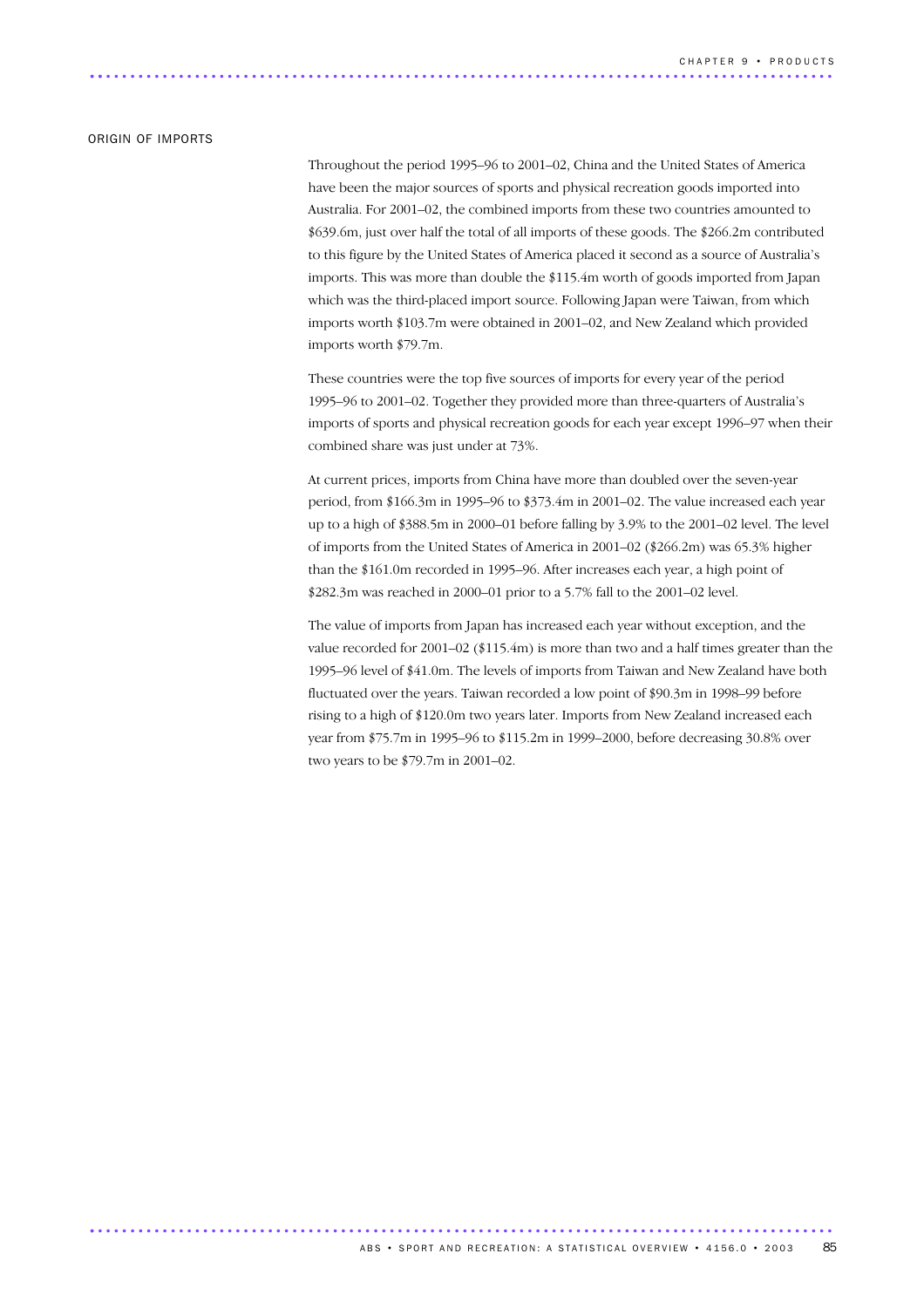## ORIGIN OF IMPORTS

Throughout the period 1995–96 to 2001–02, China and the United States of America have been the major sources of sports and physical recreation goods imported into Australia. For 2001–02, the combined imports from these two countries amounted to $639.6m, just over half the total of all imports of these goods. The $266.2m contributed to this figure by the United States of America placed it second as a source of Australia's imports. This was more than double the $115.4m worth of goods imported from Japan which was the third-placed import source. Following Japan were Taiwan, from which imports worth $103.7m were obtained in 2001–02, and New Zealand which provided imports worth $79.7m.

These countries were the top five sources of imports for every year of the period 1995–96 to 2001–02. Together they provided more than three-quarters of Australia's imports of sports and physical recreation goods for each year except 1996–97 when their combined share was just under at 73%.

At current prices, imports from China have more than doubled over the seven-year period, from $166.3m in 1995–96 to $373.4m in 2001–02. The value increased each year up to a high of $388.5m in 2000–01 before falling by 3.9% to the 2001–02 level. The level of imports from the United States of America in 2001–02 ($266.2m) was 65.3% higher than the $161.0m recorded in 1995–96. After increases each year, a high point of $282.3m was reached in 2000–01 prior to a 5.7% fall to the 2001–02 level.

The value of imports from Japan has increased each year without exception, and the value recorded for 2001–02 ($115.4m) is more than two and a half times greater than the 1995–96 level of $41.0m. The levels of imports from Taiwan and New Zealand have both fluctuated over the years. Taiwan recorded a low point of $90.3m in 1998–99 before rising to a high of $120.0m two years later. Imports from New Zealand increased each year from $75.7m in 1995–96 to $115.2m in 1999–2000, before decreasing 30.8% over two years to be $79.7m in 2001–02.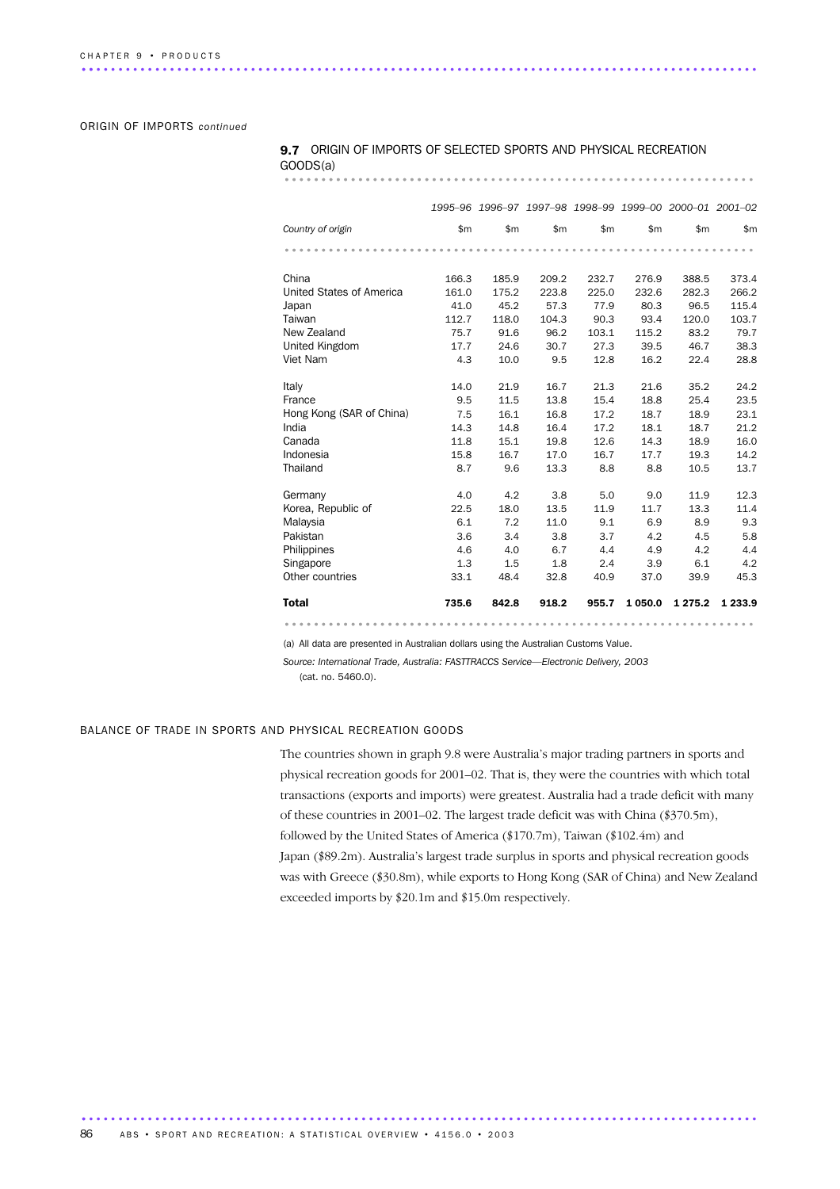## ORIGIN OF IMPORTS *continued*

**9.7** ORIGIN OF IMPORTS OF SELECTED SPORTS AND PHYSICAL RECREATION GOODS(a)

| Country of origin | 1995–96 | 1996–97 | 1997–98 | 1998–99 | 1999–00 | 2000–01 | 2001–02 |
|---|---|---|---|---|---|---|---|
| | $m | $m | $m | $m | $m | $m | $m |
| China | 166.3 | 185.9 | 209.2 | 232.7 | 276.9 | 388.5 | 373.4 |
| United States of America | 161.0 | 175.2 | 223.8 | 225.0 | 232.6 | 282.3 | 266.2 |
| Japan | 41.0 | 45.2 | 57.3 | 77.9 | 80.3 | 96.5 | 115.4 |
| Taiwan | 112.7 | 118.0 | 104.3 | 90.3 | 93.4 | 120.0 | 103.7 |
| New Zealand | 75.7 | 91.6 | 96.2 | 103.1 | 115.2 | 83.2 | 79.7 |
| United Kingdom | 17.7 | 24.6 | 30.7 | 27.3 | 39.5 | 46.7 | 38.3 |
| Viet Nam | 4.3 | 10.0 | 9.5 | 12.8 | 16.2 | 22.4 | 28.8 |
| Italy | 14.0 | 21.9 | 16.7 | 21.3 | 21.6 | 35.2 | 24.2 |
| France | 9.5 | 11.5 | 13.8 | 15.4 | 18.8 | 25.4 | 23.5 |
| Hong Kong (SAR of China) | 7.5 | 16.1 | 16.8 | 17.2 | 18.7 | 18.9 | 23.1 |
| India | 14.3 | 14.8 | 16.4 | 17.2 | 18.1 | 18.7 | 21.2 |
| Canada | 11.8 | 15.1 | 19.8 | 12.6 | 14.3 | 18.9 | 16.0 |
| Indonesia | 15.8 | 16.7 | 17.0 | 16.7 | 17.7 | 19.3 | 14.2 |
| Thailand | 8.7 | 9.6 | 13.3 | 8.8 | 8.8 | 10.5 | 13.7 |
| Germany | 4.0 | 4.2 | 3.8 | 5.0 | 9.0 | 11.9 | 12.3 |
| Korea, Republic of | 22.5 | 18.0 | 13.5 | 11.9 | 11.7 | 13.3 | 11.4 |
| Malaysia | 6.1 | 7.2 | 11.0 | 9.1 | 6.9 | 8.9 | 9.3 |
| Pakistan | 3.6 | 3.4 | 3.8 | 3.7 | 4.2 | 4.5 | 5.8 |
| Philippines | 4.6 | 4.0 | 6.7 | 4.4 | 4.9 | 4.2 | 4.4 |
| Singapore | 1.3 | 1.5 | 1.8 | 2.4 | 3.9 | 6.1 | 4.2 |
| Other countries | 33.1 | 48.4 | 32.8 | 40.9 | 37.0 | 39.9 | 45.3 |
| **Total** | **735.6** | **842.8** | **918.2** | **955.7** | **1 050.0** | **1 275.2** | **1 233.9** |

(a) All data are presented in Australian dollars using the Australian Customs Value.

*Source: International Trade, Australia: FASTTRACCS Service—Electronic Delivery, 2003* (cat. no. 5460.0).

## BALANCE OF TRADE IN SPORTS AND PHYSICAL RECREATION GOODS

The countries shown in graph 9.8 were Australia's major trading partners in sports and physical recreation goods for 2001–02. That is, they were the countries with which total transactions (exports and imports) were greatest. Australia had a trade deficit with many of these countries in 2001–02. The largest trade deficit was with China ($370.5m), followed by the United States of America ($170.7m), Taiwan ($102.4m) and Japan ($89.2m). Australia's largest trade surplus in sports and physical recreation goods was with Greece ($30.8m), while exports to Hong Kong (SAR of China) and New Zealand exceeded imports by $20.1m and $15.0m respectively.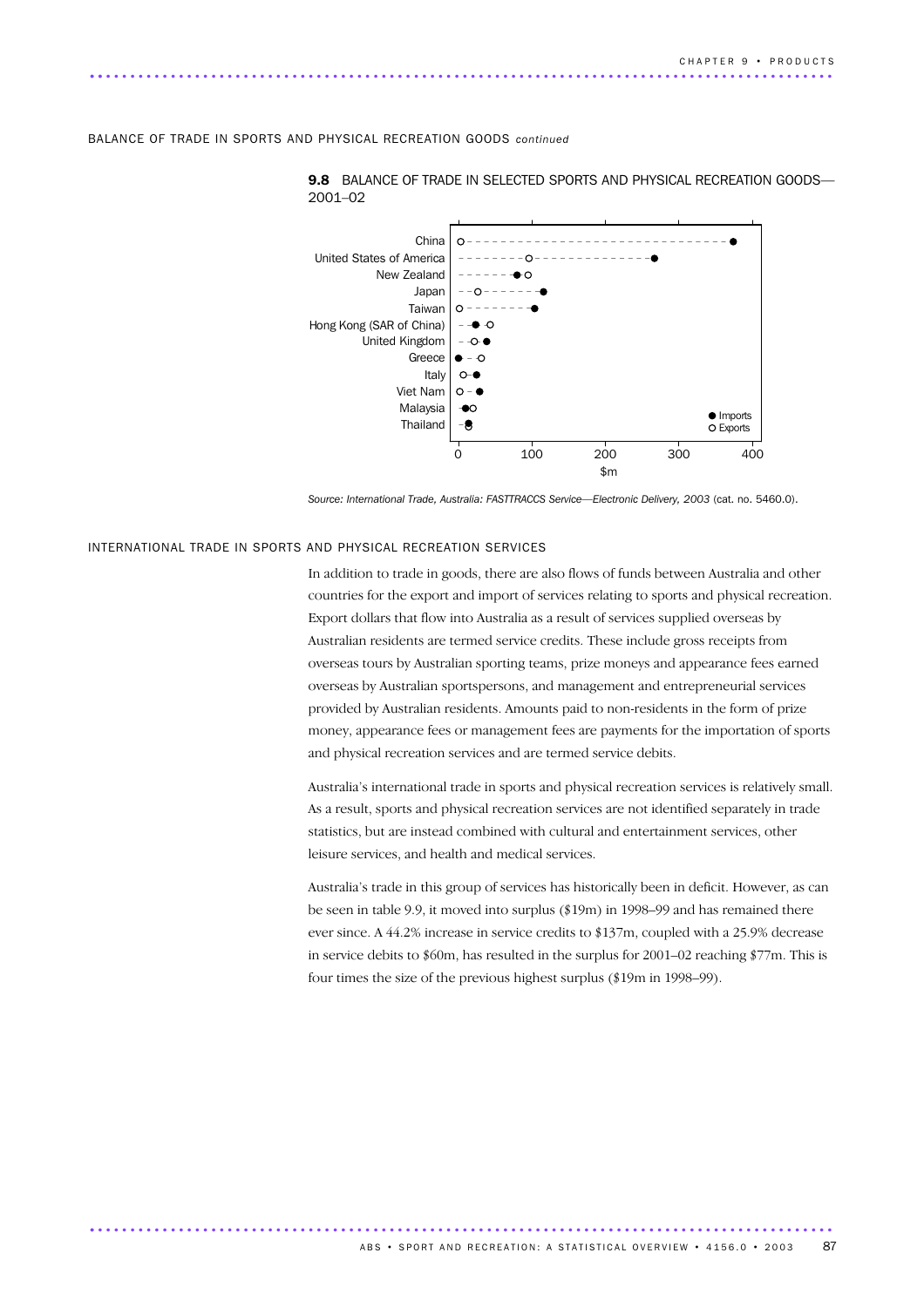BALANCE OF TRADE IN SPORTS AND PHYSICAL RECREATION GOODS *continued*

**9.8** BALANCE OF TRADE IN SELECTED SPORTS AND PHYSICAL RECREATION GOODS—2001–02

China
United States of America
New Zealand
Japan
Taiwan
Hong Kong (SAR of China)
United Kingdom
Greece
Italy
Viet Nam
Malaysia
Thailand

● Imports
○ Exports

0 100 200 300 400
$m

*Source: International Trade, Australia: FASTTRACCS Service—Electronic Delivery, 2003* (cat. no. 5460.0).

## INTERNATIONAL TRADE IN SPORTS AND PHYSICAL RECREATION SERVICES

In addition to trade in goods, there are also flows of funds between Australia and other countries for the export and import of services relating to sports and physical recreation. Export dollars that flow into Australia as a result of services supplied overseas by Australian residents are termed service credits. These include gross receipts from overseas tours by Australian sporting teams, prize moneys and appearance fees earned overseas by Australian sportspersons, and management and entrepreneurial services provided by Australian residents. Amounts paid to non-residents in the form of prize money, appearance fees or management fees are payments for the importation of sports and physical recreation services and are termed service debits.

Australia's international trade in sports and physical recreation services is relatively small. As a result, sports and physical recreation services are not identified separately in trade statistics, but are instead combined with cultural and entertainment services, other leisure services, and health and medical services.

Australia's trade in this group of services has historically been in deficit. However, as can be seen in table 9.9, it moved into surplus ($19m) in 1998–99 and has remained there ever since. A 44.2% increase in service credits to $137m, coupled with a 25.9% decrease in service debits to $60m, has resulted in the surplus for 2001–02 reaching $77m. This is four times the size of the previous highest surplus ($19m in 1998–99).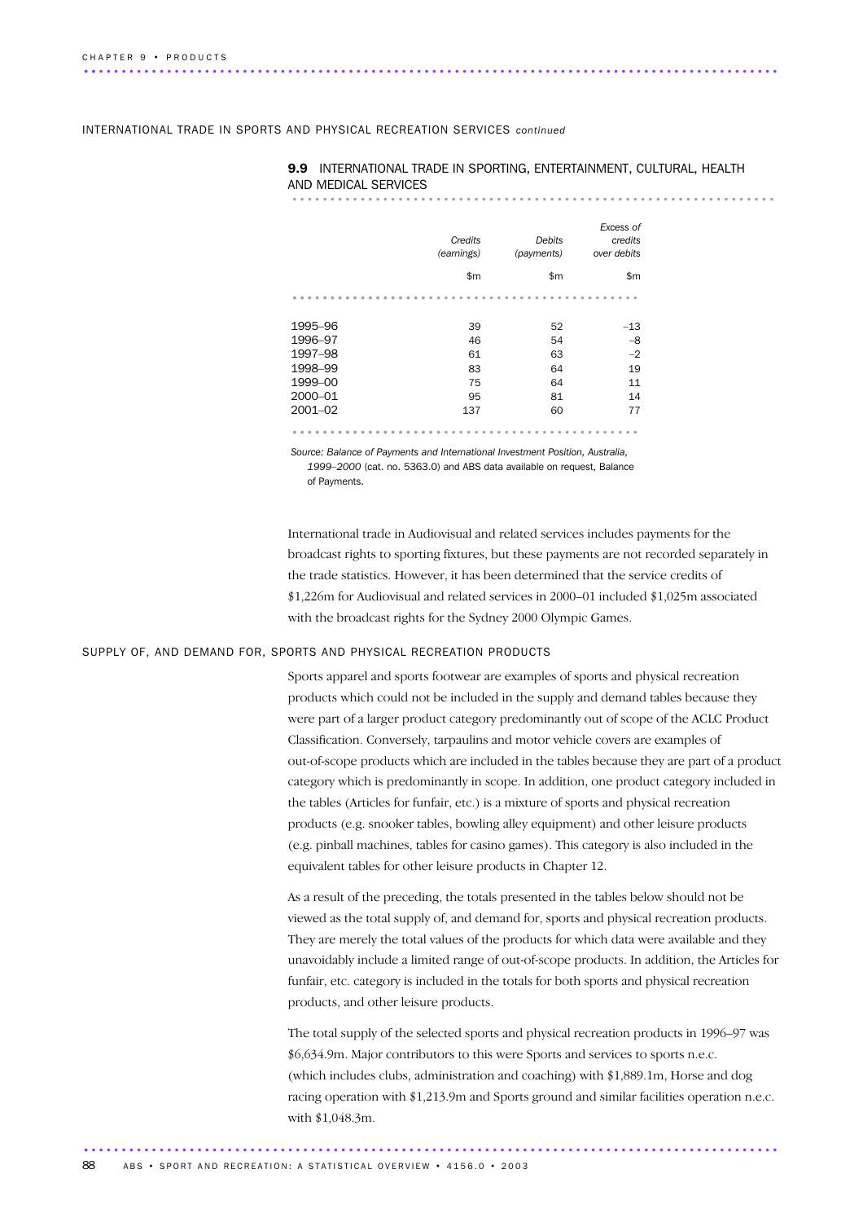INTERNATIONAL TRADE IN SPORTS AND PHYSICAL RECREATION SERVICES *continued*

**9.9** INTERNATIONAL TRADE IN SPORTING, ENTERTAINMENT, CULTURAL, HEALTH AND MEDICAL SERVICES

| | *Credits (earnings)* | *Debits (payments)* | *Excess of credits over debits* |
|---|---|---|---|
| | $m | $m | $m |
| 1995–96 | 39 | 52 | –13 |
| 1996–97 | 46 | 54 | –8 |
| 1997–98 | 61 | 63 | –2 |
| 1998–99 | 83 | 64 | 19 |
| 1999–00 | 75 | 64 | 11 |
| 2000–01 | 95 | 81 | 14 |
| 2001–02 | 137 | 60 | 77 |

*Source: Balance of Payments and International Investment Position, Australia, 1999–2000* (cat. no. 5363.0) and ABS data available on request, Balance of Payments.

International trade in Audiovisual and related services includes payments for the broadcast rights to sporting fixtures, but these payments are not recorded separately in the trade statistics. However, it has been determined that the service credits of $1,226m for Audiovisual and related services in 2000–01 included $1,025m associated with the broadcast rights for the Sydney 2000 Olympic Games.

## SUPPLY OF, AND DEMAND FOR, SPORTS AND PHYSICAL RECREATION PRODUCTS

Sports apparel and sports footwear are examples of sports and physical recreation products which could not be included in the supply and demand tables because they were part of a larger product category predominantly out of scope of the ACLC Product Classification. Conversely, tarpaulins and motor vehicle covers are examples of out-of-scope products which are included in the tables because they are part of a product category which is predominantly in scope. In addition, one product category included in the tables (Articles for funfair, etc.) is a mixture of sports and physical recreation products (e.g. snooker tables, bowling alley equipment) and other leisure products (e.g. pinball machines, tables for casino games). This category is also included in the equivalent tables for other leisure products in Chapter 12.

As a result of the preceding, the totals presented in the tables below should not be viewed as the total supply of, and demand for, sports and physical recreation products. They are merely the total values of the products for which data were available and they unavoidably include a limited range of out-of-scope products. In addition, the Articles for funfair, etc. category is included in the totals for both sports and physical recreation products, and other leisure products.

The total supply of the selected sports and physical recreation products in 1996–97 was $6,634.9m. Major contributors to this were Sports and services to sports n.e.c. (which includes clubs, administration and coaching) with $1,889.1m, Horse and dog racing operation with $1,213.9m and Sports ground and similar facilities operation n.e.c. with $1,048.3m.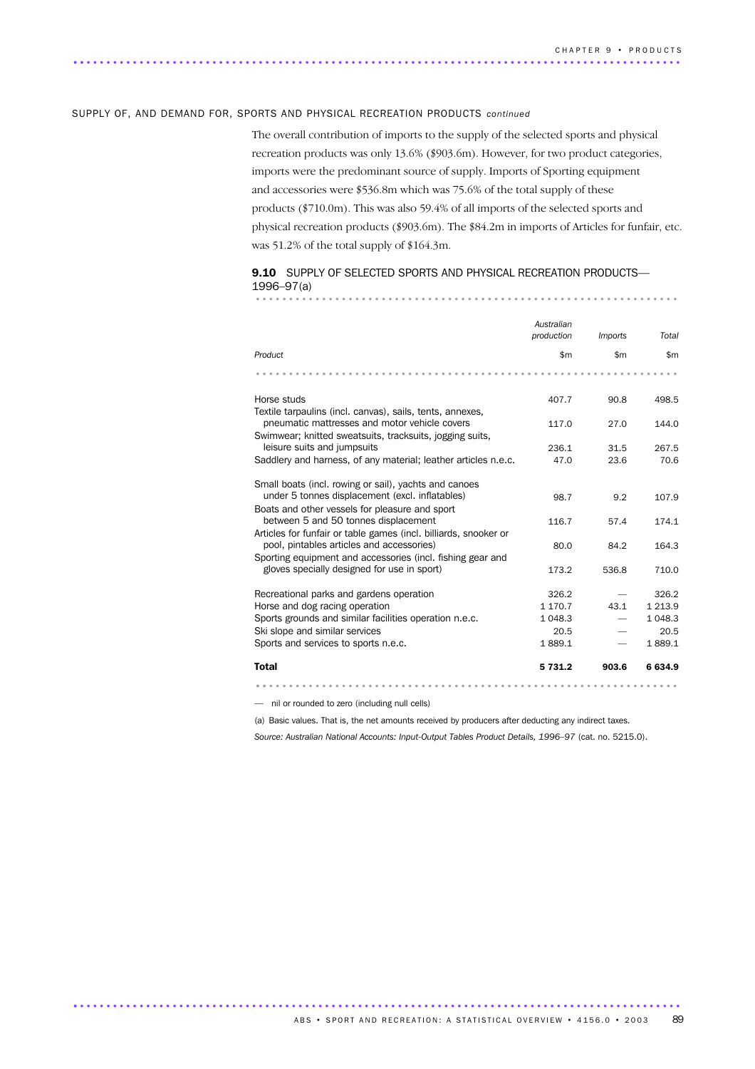## SUPPLY OF, AND DEMAND FOR, SPORTS AND PHYSICAL RECREATION PRODUCTS *continued*

The overall contribution of imports to the supply of the selected sports and physical recreation products was only 13.6% ($903.6m). However, for two product categories, imports were the predominant source of supply. Imports of Sporting equipment and accessories were $536.8m which was 75.6% of the total supply of these products ($710.0m). This was also 59.4% of all imports of the selected sports and physical recreation products ($903.6m). The $84.2m in imports of Articles for funfair, etc. was 51.2% of the total supply of $164.3m.

**9.10** SUPPLY OF SELECTED SPORTS AND PHYSICAL RECREATION PRODUCTS—1996–97(a)

| *Product* | *Australian production* $m | *Imports* $m | *Total* $m |
|---|---|---|---|
| Horse studs | 407.7 | 90.8 | 498.5 |
| Textile tarpaulins (incl. canvas), sails, tents, annexes, pneumatic mattresses and motor vehicle covers | 117.0 | 27.0 | 144.0 |
| Swimwear; knitted sweatsuits, tracksuits, jogging suits, leisure suits and jumpsuits | 236.1 | 31.5 | 267.5 |
| Saddlery and harness, of any material; leather articles n.e.c. | 47.0 | 23.6 | 70.6 |
| Small boats (incl. rowing or sail), yachts and canoes under 5 tonnes displacement (excl. inflatables) | 98.7 | 9.2 | 107.9 |
| Boats and other vessels for pleasure and sport between 5 and 50 tonnes displacement | 116.7 | 57.4 | 174.1 |
| Articles for funfair or table games (incl. billiards, snooker or pool, pintables articles and accessories) | 80.0 | 84.2 | 164.3 |
| Sporting equipment and accessories (incl. fishing gear and gloves specially designed for use in sport) | 173.2 | 536.8 | 710.0 |
| Recreational parks and gardens operation | 326.2 | — | 326.2 |
| Horse and dog racing operation | 1 170.7 | 43.1 | 1 213.9 |
| Sports grounds and similar facilities operation n.e.c. | 1 048.3 | — | 1 048.3 |
| Ski slope and similar services | 20.5 | — | 20.5 |
| Sports and services to sports n.e.c. | 1 889.1 | — | 1 889.1 |
| **Total** | **5 731.2** | **903.6** | **6 634.9** |

— nil or rounded to zero (including null cells)

(a) Basic values. That is, the net amounts received by producers after deducting any indirect taxes.

*Source: Australian National Accounts: Input-Output Tables Product Details, 1996–97* (cat. no. 5215.0).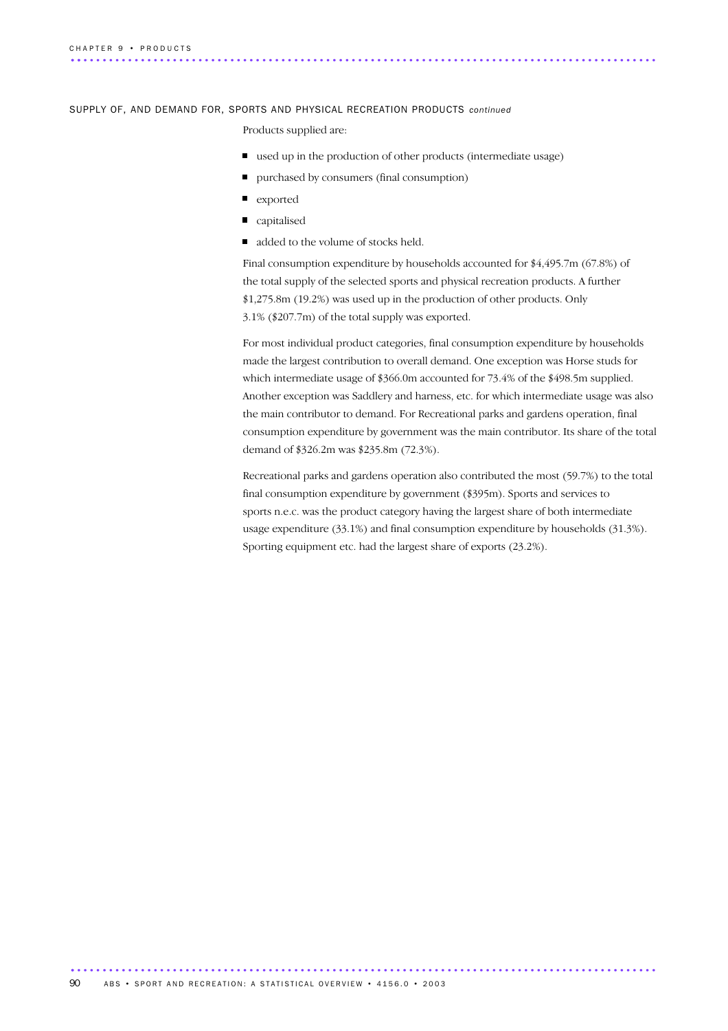## SUPPLY OF, AND DEMAND FOR, SPORTS AND PHYSICAL RECREATION PRODUCTS *continued*

Products supplied are:

- used up in the production of other products (intermediate usage)
- purchased by consumers (final consumption)
- exported
- capitalised
- added to the volume of stocks held.

Final consumption expenditure by households accounted for $4,495.7m (67.8%) of the total supply of the selected sports and physical recreation products. A further $1,275.8m (19.2%) was used up in the production of other products. Only 3.1% ($207.7m) of the total supply was exported.

For most individual product categories, final consumption expenditure by households made the largest contribution to overall demand. One exception was Horse studs for which intermediate usage of $366.0m accounted for 73.4% of the $498.5m supplied. Another exception was Saddlery and harness, etc. for which intermediate usage was also the main contributor to demand. For Recreational parks and gardens operation, final consumption expenditure by government was the main contributor. Its share of the total demand of $326.2m was $235.8m (72.3%).

Recreational parks and gardens operation also contributed the most (59.7%) to the total final consumption expenditure by government ($395m). Sports and services to sports n.e.c. was the product category having the largest share of both intermediate usage expenditure (33.1%) and final consumption expenditure by households (31.3%). Sporting equipment etc. had the largest share of exports (23.2%).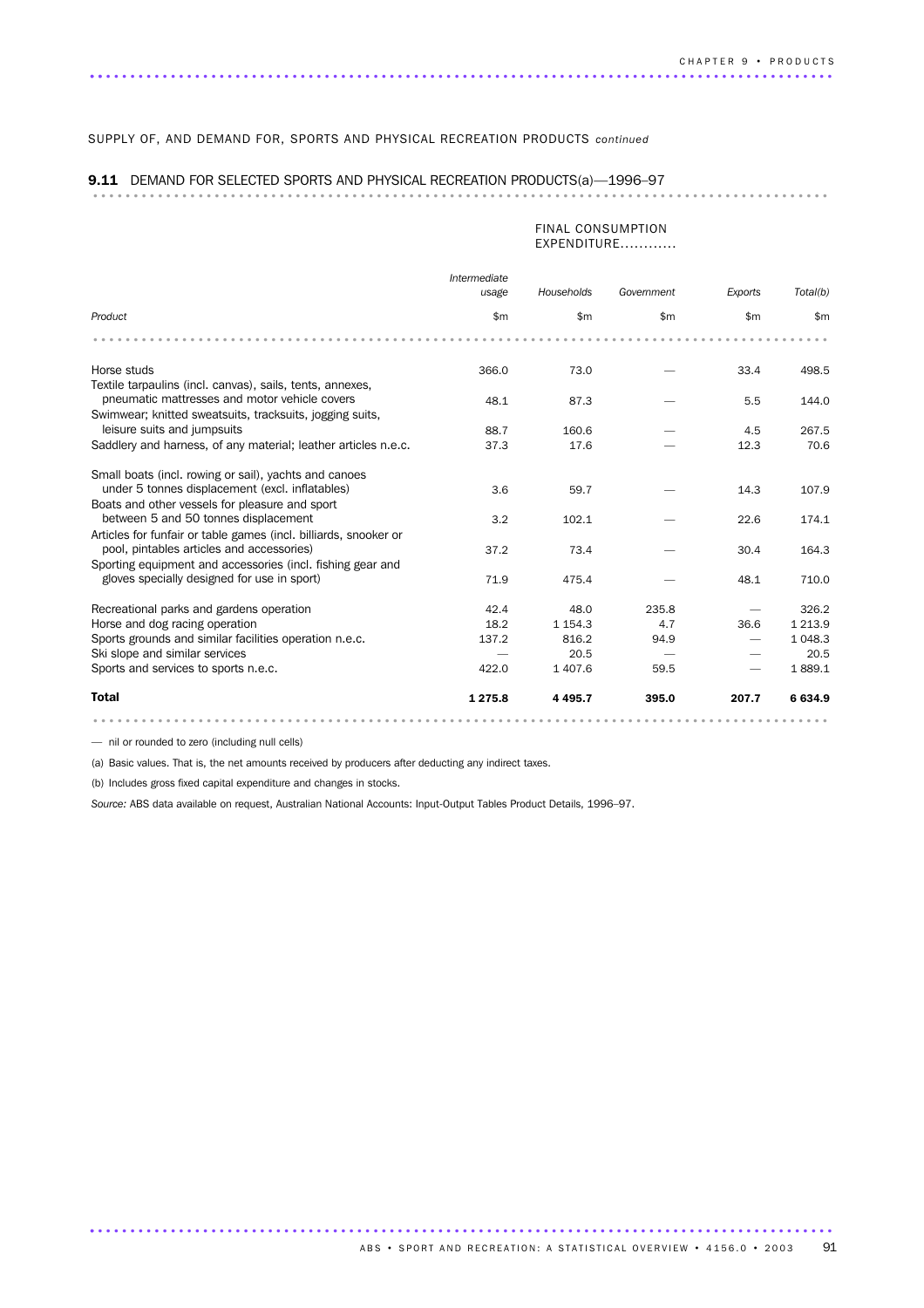SUPPLY OF, AND DEMAND FOR, SPORTS AND PHYSICAL RECREATION PRODUCTS *continued*

## 9.11 DEMAND FOR SELECTED SPORTS AND PHYSICAL RECREATION PRODUCTS(a)—1996–97

| | | FINAL CONSUMPTION EXPENDITURE | | | |
|---|---|---|---|---|---|
| | *Intermediate usage* | *Households* | *Government* | *Exports* | *Total(b)* |
| *Product* | $m | $m | $m | $m | $m |
| Horse studs | 366.0 | 73.0 | — | 33.4 | 498.5 |
| Textile tarpaulins (incl. canvas), sails, tents, annexes, pneumatic mattresses and motor vehicle covers | 48.1 | 87.3 | — | 5.5 | 144.0 |
| Swimwear; knitted sweatsuits, tracksuits, jogging suits, leisure suits and jumpsuits | 88.7 | 160.6 | — | 4.5 | 267.5 |
| Saddlery and harness, of any material; leather articles n.e.c. | 37.3 | 17.6 | — | 12.3 | 70.6 |
| Small boats (incl. rowing or sail), yachts and canoes under 5 tonnes displacement (excl. inflatables) | 3.6 | 59.7 | — | 14.3 | 107.9 |
| Boats and other vessels for pleasure and sport between 5 and 50 tonnes displacement | 3.2 | 102.1 | — | 22.6 | 174.1 |
| Articles for funfair or table games (incl. billiards, snooker or pool, pintables articles and accessories) | 37.2 | 73.4 | — | 30.4 | 164.3 |
| Sporting equipment and accessories (incl. fishing gear and gloves specially designed for use in sport) | 71.9 | 475.4 | — | 48.1 | 710.0 |
| Recreational parks and gardens operation | 42.4 | 48.0 | 235.8 | — | 326.2 |
| Horse and dog racing operation | 18.2 | 1 154.3 | 4.7 | 36.6 | 1 213.9 |
| Sports grounds and similar facilities operation n.e.c. | 137.2 | 816.2 | 94.9 | — | 1 048.3 |
| Ski slope and similar services | — | 20.5 | — | — | 20.5 |
| Sports and services to sports n.e.c. | 422.0 | 1 407.6 | 59.5 | — | 1 889.1 |
| **Total** | **1 275.8** | **4 495.7** | **395.0** | **207.7** | **6 634.9** |

— nil or rounded to zero (including null cells)

(a) Basic values. That is, the net amounts received by producers after deducting any indirect taxes.

(b) Includes gross fixed capital expenditure and changes in stocks.

*Source:* ABS data available on request, Australian National Accounts: Input-Output Tables Product Details, 1996–97.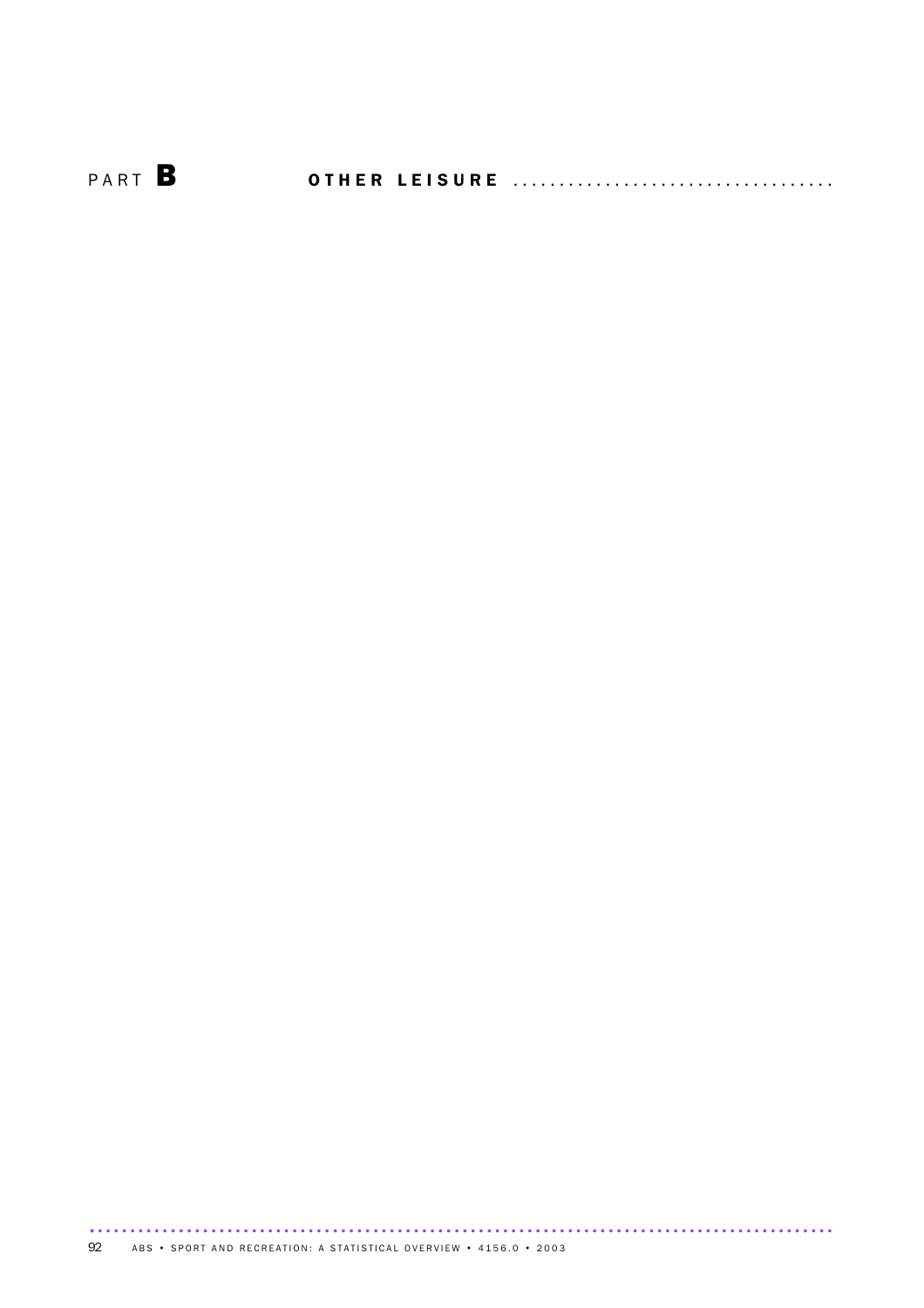# PART B OTHER LEISURE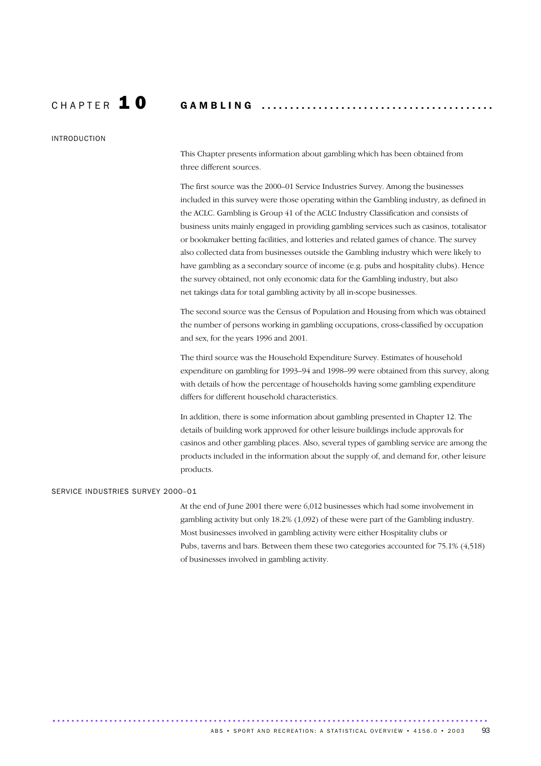# CHAPTER 10 GAMBLING

## INTRODUCTION

This Chapter presents information about gambling which has been obtained from three different sources.

The first source was the 2000–01 Service Industries Survey. Among the businesses included in this survey were those operating within the Gambling industry, as defined in the ACLC. Gambling is Group 41 of the ACLC Industry Classification and consists of business units mainly engaged in providing gambling services such as casinos, totalisator or bookmaker betting facilities, and lotteries and related games of chance. The survey also collected data from businesses outside the Gambling industry which were likely to have gambling as a secondary source of income (e.g. pubs and hospitality clubs). Hence the survey obtained, not only economic data for the Gambling industry, but also net takings data for total gambling activity by all in-scope businesses.

The second source was the Census of Population and Housing from which was obtained the number of persons working in gambling occupations, cross-classified by occupation and sex, for the years 1996 and 2001.

The third source was the Household Expenditure Survey. Estimates of household expenditure on gambling for 1993–94 and 1998–99 were obtained from this survey, along with details of how the percentage of households having some gambling expenditure differs for different household characteristics.

In addition, there is some information about gambling presented in Chapter 12. The details of building work approved for other leisure buildings include approvals for casinos and other gambling places. Also, several types of gambling service are among the products included in the information about the supply of, and demand for, other leisure products.

## SERVICE INDUSTRIES SURVEY 2000–01

At the end of June 2001 there were 6,012 businesses which had some involvement in gambling activity but only 18.2% (1,092) of these were part of the Gambling industry. Most businesses involved in gambling activity were either Hospitality clubs or Pubs, taverns and bars. Between them these two categories accounted for 75.1% (4,518) of businesses involved in gambling activity.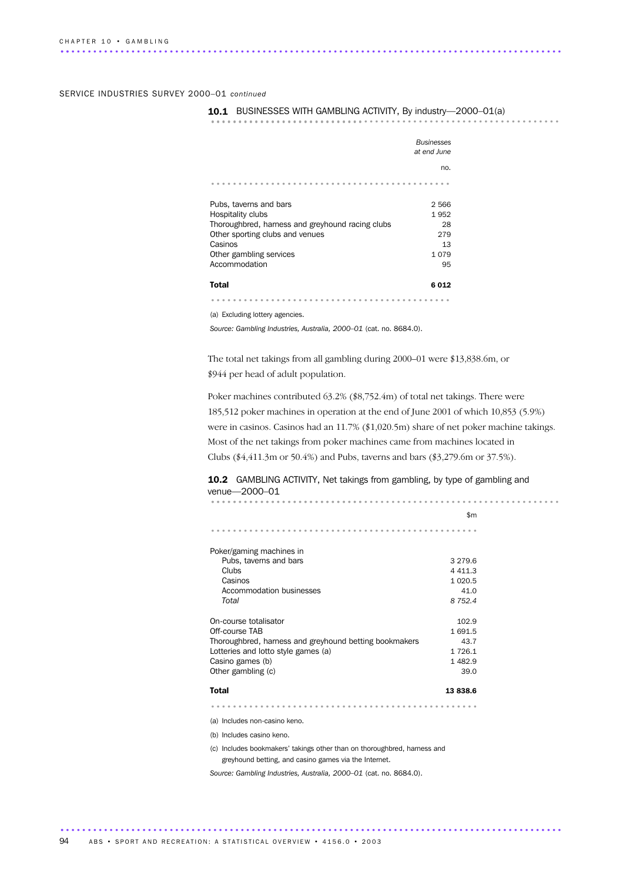SERVICE INDUSTRIES SURVEY 2000–01 *continued*

**10.1** BUSINESSES WITH GAMBLING ACTIVITY, By industry—2000–01(a)

| | *Businesses at end June* |
|---|---|
| | no. |
| Pubs, taverns and bars | 2 566 |
| Hospitality clubs | 1 952 |
| Thoroughbred, harness and greyhound racing clubs | 28 |
| Other sporting clubs and venues | 279 |
| Casinos | 13 |
| Other gambling services | 1 079 |
| Accommodation | 95 |
| **Total** | **6 012** |

(a) Excluding lottery agencies.

*Source: Gambling Industries, Australia, 2000–01* (cat. no. 8684.0).

The total net takings from all gambling during 2000–01 were $13,838.6m, or $944 per head of adult population.

Poker machines contributed 63.2% ($8,752.4m) of total net takings. There were 185,512 poker machines in operation at the end of June 2001 of which 10,853 (5.9%) were in casinos. Casinos had an 11.7% ($1,020.5m) share of net poker machine takings. Most of the net takings from poker machines came from machines located in Clubs ($4,411.3m or 50.4%) and Pubs, taverns and bars ($3,279.6m or 37.5%).

**10.2** GAMBLING ACTIVITY, Net takings from gambling, by type of gambling and venue—2000–01

| | $m |
|---|---|
| Poker/gaming machines in | |
| Pubs, taverns and bars | 3 279.6 |
| Clubs | 4 411.3 |
| Casinos | 1 020.5 |
| Accommodation businesses | 41.0 |
| *Total* | *8 752.4* |
| On-course totalisator | 102.9 |
| Off-course TAB | 1 691.5 |
| Thoroughbred, harness and greyhound betting bookmakers | 43.7 |
| Lotteries and lotto style games (a) | 1 726.1 |
| Casino games (b) | 1 482.9 |
| Other gambling (c) | 39.0 |
| **Total** | **13 838.6** |

(a) Includes non-casino keno.

(b) Includes casino keno.

(c) Includes bookmakers' takings other than on thoroughbred, harness and greyhound betting, and casino games via the Internet.

*Source: Gambling Industries, Australia, 2000–01* (cat. no. 8684.0).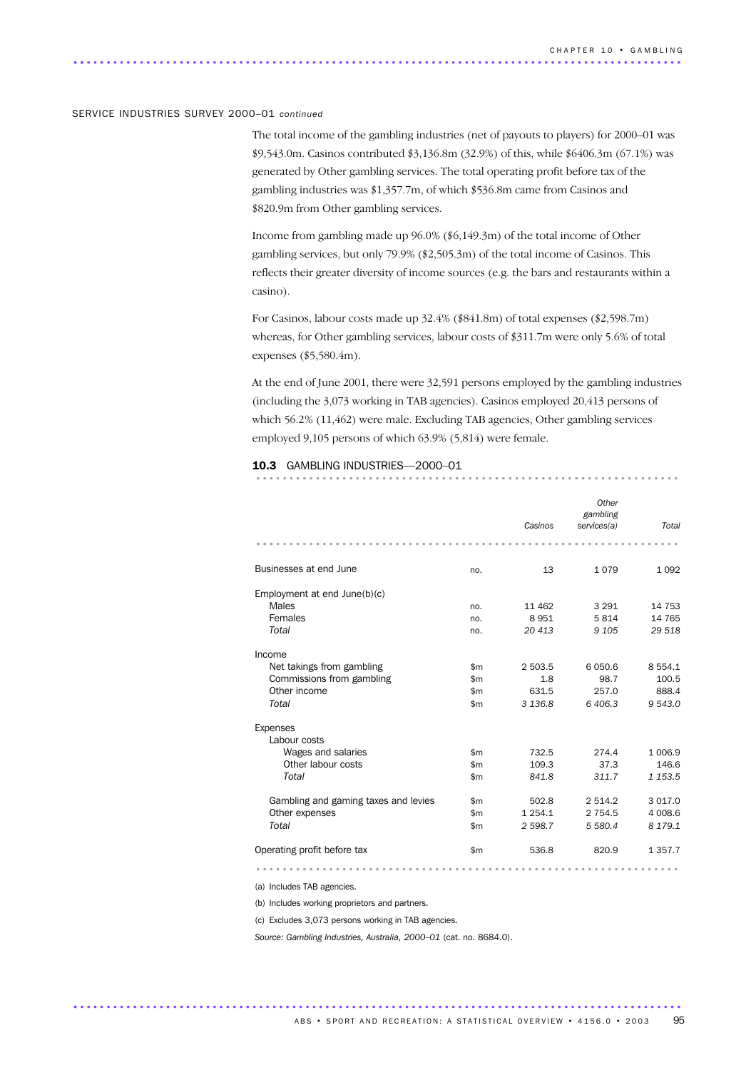## SERVICE INDUSTRIES SURVEY 2000–01 *continued*

The total income of the gambling industries (net of payouts to players) for 2000–01 was $9,543.0m. Casinos contributed $3,136.8m (32.9%) of this, while $6406.3m (67.1%) was generated by Other gambling services. The total operating profit before tax of the gambling industries was $1,357.7m, of which $536.8m came from Casinos and $820.9m from Other gambling services.

Income from gambling made up 96.0% ($6,149.3m) of the total income of Other gambling services, but only 79.9% ($2,505.3m) of the total income of Casinos. This reflects their greater diversity of income sources (e.g. the bars and restaurants within a casino).

For Casinos, labour costs made up 32.4% ($841.8m) of total expenses ($2,598.7m) whereas, for Other gambling services, labour costs of $311.7m were only 5.6% of total expenses ($5,580.4m).

At the end of June 2001, there were 32,591 persons employed by the gambling industries (including the 3,073 working in TAB agencies). Casinos employed 20,413 persons of which 56.2% (11,462) were male. Excluding TAB agencies, Other gambling services employed 9,105 persons of which 63.9% (5,814) were female.

**10.3** GAMBLING INDUSTRIES—2000–01

| | | *Casinos* | *Other gambling services(a)* | *Total* |
|---|---|---|---|---|
| Businesses at end June | no. | 13 | 1 079 | 1 092 |
| Employment at end June(b)(c) | | | | |
| Males | no. | 11 462 | 3 291 | 14 753 |
| Females | no. | 8 951 | 5 814 | 14 765 |
| *Total* | no. | *20 413* | *9 105* | *29 518* |
| Income | | | | |
| Net takings from gambling | $m | 2 503.5 | 6 050.6 | 8 554.1 |
| Commissions from gambling | $m | 1.8 | 98.7 | 100.5 |
| Other income | $m | 631.5 | 257.0 | 888.4 |
| *Total* | $m | *3 136.8* | *6 406.3* | *9 543.0* |
| Expenses | | | | |
| Labour costs | | | | |
| Wages and salaries | $m | 732.5 | 274.4 | 1 006.9 |
| Other labour costs | $m | 109.3 | 37.3 | 146.6 |
| *Total* | $m | *841.8* | *311.7* | *1 153.5* |
| Gambling and gaming taxes and levies | $m | 502.8 | 2 514.2 | 3 017.0 |
| Other expenses | $m | 1 254.1 | 2 754.5 | 4 008.6 |
| *Total* | $m | *2 598.7* | *5 580.4* | *8 179.1* |
| Operating profit before tax | $m | 536.8 | 820.9 | 1 357.7 |

(a) Includes TAB agencies.

(b) Includes working proprietors and partners.

(c) Excludes 3,073 persons working in TAB agencies.

*Source: Gambling Industries, Australia, 2000–01* (cat. no. 8684.0).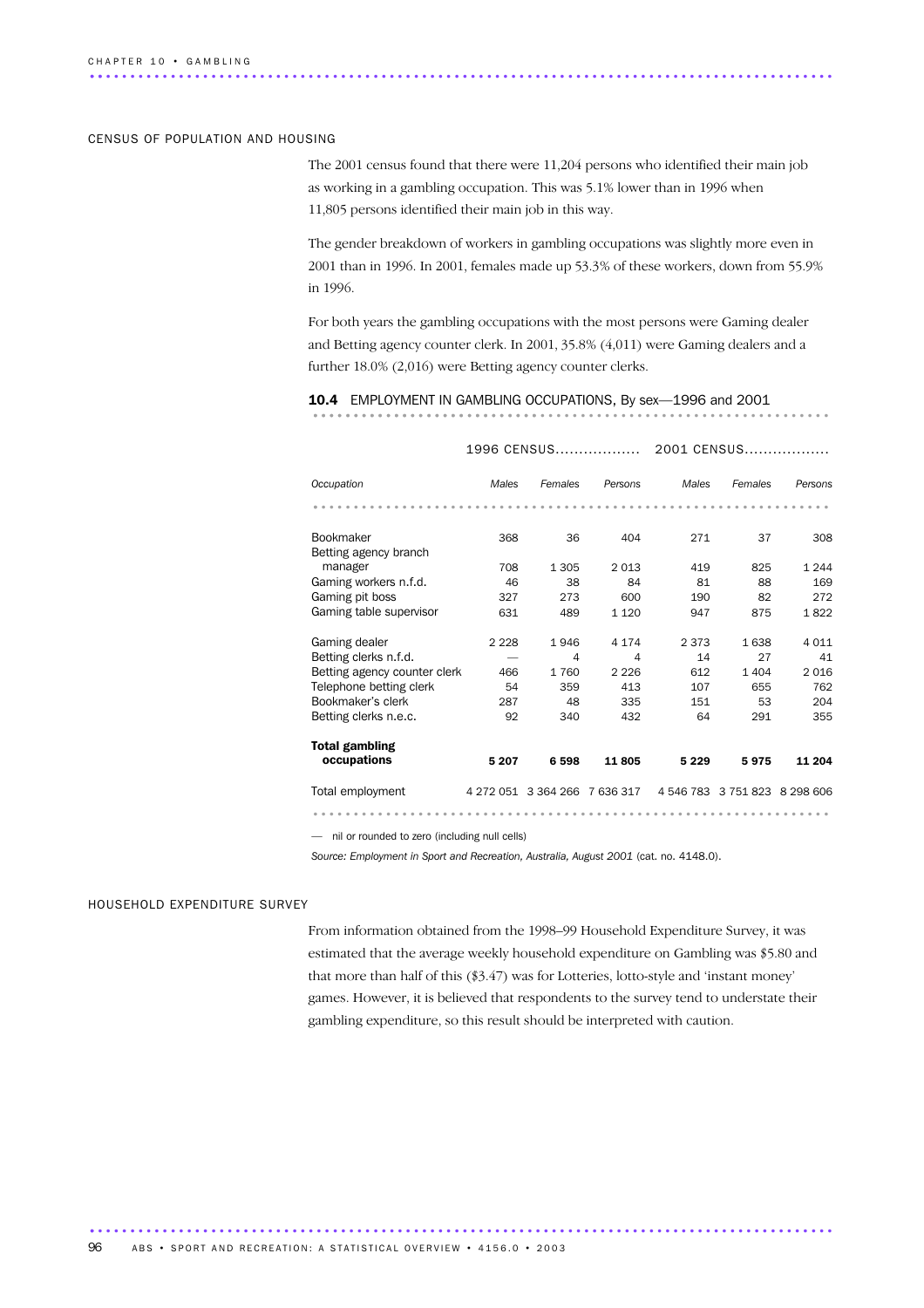## CENSUS OF POPULATION AND HOUSING

The 2001 census found that there were 11,204 persons who identified their main job as working in a gambling occupation. This was 5.1% lower than in 1996 when 11,805 persons identified their main job in this way.

The gender breakdown of workers in gambling occupations was slightly more even in 2001 than in 1996. In 2001, females made up 53.3% of these workers, down from 55.9% in 1996.

For both years the gambling occupations with the most persons were Gaming dealer and Betting agency counter clerk. In 2001, 35.8% (4,011) were Gaming dealers and a further 18.0% (2,016) were Betting agency counter clerks.

**10.4** EMPLOYMENT IN GAMBLING OCCUPATIONS, By sex—1996 and 2001

| | 1996 CENSUS | | | 2001 CENSUS | | |
|---|---|---|---|---|---|---|
| *Occupation* | *Males* | *Females* | *Persons* | *Males* | *Females* | *Persons* |
| Bookmaker | 368 | 36 | 404 | 271 | 37 | 308 |
| Betting agency branch manager | 708 | 1 305 | 2 013 | 419 | 825 | 1 244 |
| Gaming workers n.f.d. | 46 | 38 | 84 | 81 | 88 | 169 |
| Gaming pit boss | 327 | 273 | 600 | 190 | 82 | 272 |
| Gaming table supervisor | 631 | 489 | 1 120 | 947 | 875 | 1 822 |
| Gaming dealer | 2 228 | 1 946 | 4 174 | 2 373 | 1 638 | 4 011 |
| Betting clerks n.f.d. | — | 4 | 4 | 14 | 27 | 41 |
| Betting agency counter clerk | 466 | 1 760 | 2 226 | 612 | 1 404 | 2 016 |
| Telephone betting clerk | 54 | 359 | 413 | 107 | 655 | 762 |
| Bookmaker's clerk | 287 | 48 | 335 | 151 | 53 | 204 |
| Betting clerks n.e.c. | 92 | 340 | 432 | 64 | 291 | 355 |
| **Total gambling occupations** | **5 207** | **6 598** | **11 805** | **5 229** | **5 975** | **11 204** |
| Total employment | 4 272 051 | 3 364 266 | 7 636 317 | 4 546 783 | 3 751 823 | 8 298 606 |

— nil or rounded to zero (including null cells)

*Source: Employment in Sport and Recreation, Australia, August 2001* (cat. no. 4148.0).

## HOUSEHOLD EXPENDITURE SURVEY

From information obtained from the 1998–99 Household Expenditure Survey, it was estimated that the average weekly household expenditure on Gambling was $5.80 and that more than half of this ($3.47) was for Lotteries, lotto-style and 'instant money' games. However, it is believed that respondents to the survey tend to understate their gambling expenditure, so this result should be interpreted with caution.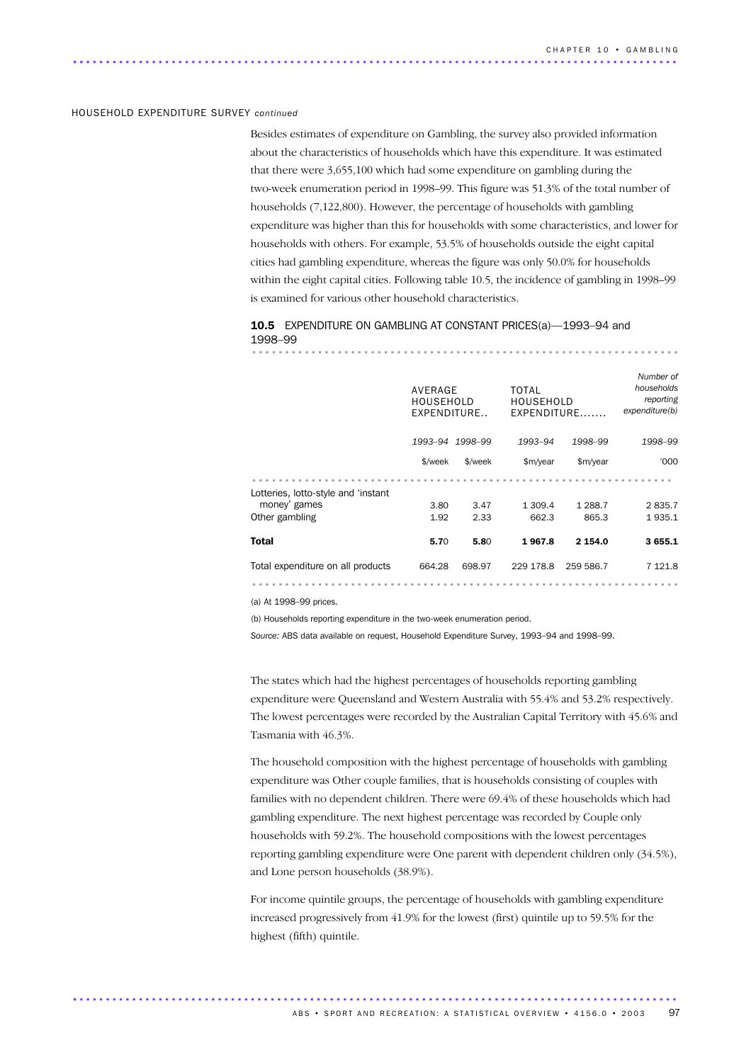HOUSEHOLD EXPENDITURE SURVEY *continued*

Besides estimates of expenditure on Gambling, the survey also provided information about the characteristics of households which have this expenditure. It was estimated that there were 3,655,100 which had some expenditure on gambling during the two-week enumeration period in 1998–99. This figure was 51.3% of the total number of households (7,122,800). However, the percentage of households with gambling expenditure was higher than this for households with some characteristics, and lower for households with others. For example, 53.5% of households outside the eight capital cities had gambling expenditure, whereas the figure was only 50.0% for households within the eight capital cities. Following table 10.5, the incidence of gambling in 1998–99 is examined for various other household characteristics.

**10.5** EXPENDITURE ON GAMBLING AT CONSTANT PRICES(a)—1993–94 and 1998–99

| | AVERAGE HOUSEHOLD EXPENDITURE | | TOTAL HOUSEHOLD EXPENDITURE | | *Number of households reporting expenditure(b)* |
|---|---|---|---|---|---|
| | *1993–94* | *1998–99* | *1993–94* | *1998–99* | *1998–99* |
| | $/week | $/week | $m/year | $m/year | '000 |
| Lotteries, lotto-style and 'instant money' games | 3.80 | 3.47 | 1 309.4 | 1 288.7 | 2 835.7 |
| Other gambling | 1.92 | 2.33 | 662.3 | 865.3 | 1 935.1 |
| **Total** | **5.70** | **5.80** | **1 967.8** | **2 154.0** | **3 655.1** |
| Total expenditure on all products | 664.28 | 698.97 | 229 178.8 | 259 586.7 | 7 121.8 |

(a) At 1998–99 prices.

(b) Households reporting expenditure in the two-week enumeration period.

*Source:* ABS data available on request, Household Expenditure Survey, 1993–94 and 1998–99.

The states which had the highest percentages of households reporting gambling expenditure were Queensland and Western Australia with 55.4% and 53.2% respectively. The lowest percentages were recorded by the Australian Capital Territory with 45.6% and Tasmania with 46.3%.

The household composition with the highest percentage of households with gambling expenditure was Other couple families, that is households consisting of couples with families with no dependent children. There were 69.4% of these households which had gambling expenditure. The next highest percentage was recorded by Couple only households with 59.2%. The household compositions with the lowest percentages reporting gambling expenditure were One parent with dependent children only (34.5%), and Lone person households (38.9%).

For income quintile groups, the percentage of households with gambling expenditure increased progressively from 41.9% for the lowest (first) quintile up to 59.5% for the highest (fifth) quintile.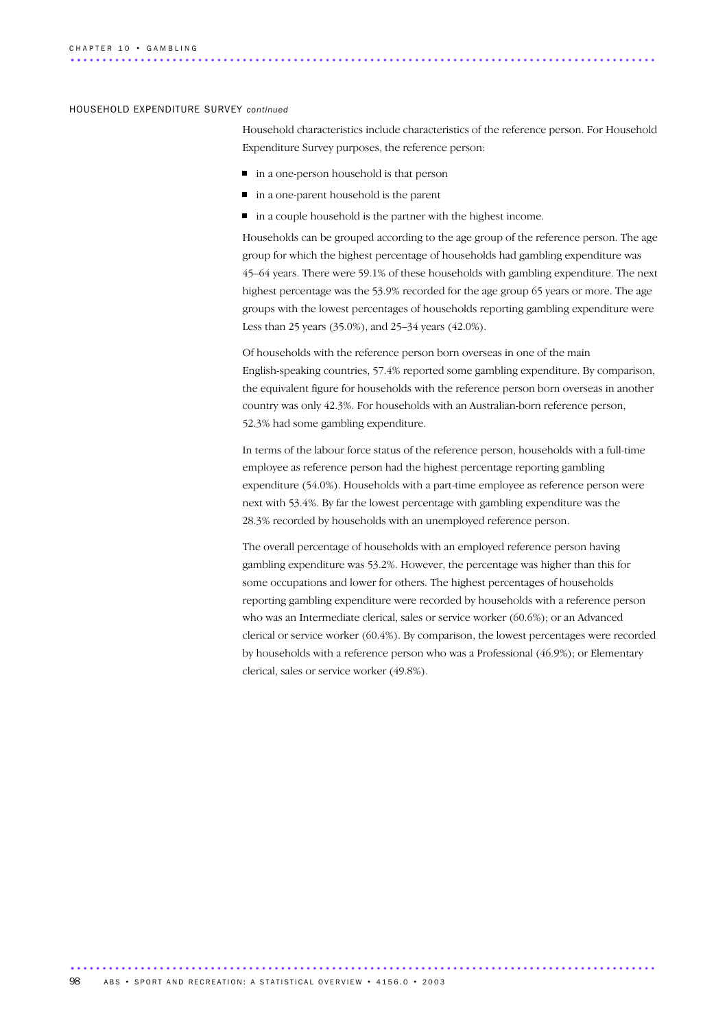HOUSEHOLD EXPENDITURE SURVEY *continued*

Household characteristics include characteristics of the reference person. For Household Expenditure Survey purposes, the reference person:

- in a one-person household is that person
- in a one-parent household is the parent
- in a couple household is the partner with the highest income.

Households can be grouped according to the age group of the reference person. The age group for which the highest percentage of households had gambling expenditure was 45–64 years. There were 59.1% of these households with gambling expenditure. The next highest percentage was the 53.9% recorded for the age group 65 years or more. The age groups with the lowest percentages of households reporting gambling expenditure were Less than 25 years (35.0%), and 25–34 years (42.0%).

Of households with the reference person born overseas in one of the main English-speaking countries, 57.4% reported some gambling expenditure. By comparison, the equivalent figure for households with the reference person born overseas in another country was only 42.3%. For households with an Australian-born reference person, 52.3% had some gambling expenditure.

In terms of the labour force status of the reference person, households with a full-time employee as reference person had the highest percentage reporting gambling expenditure (54.0%). Households with a part-time employee as reference person were next with 53.4%. By far the lowest percentage with gambling expenditure was the 28.3% recorded by households with an unemployed reference person.

The overall percentage of households with an employed reference person having gambling expenditure was 53.2%. However, the percentage was higher than this for some occupations and lower for others. The highest percentages of households reporting gambling expenditure were recorded by households with a reference person who was an Intermediate clerical, sales or service worker (60.6%); or an Advanced clerical or service worker (60.4%). By comparison, the lowest percentages were recorded by households with a reference person who was a Professional (46.9%); or Elementary clerical, sales or service worker (49.8%).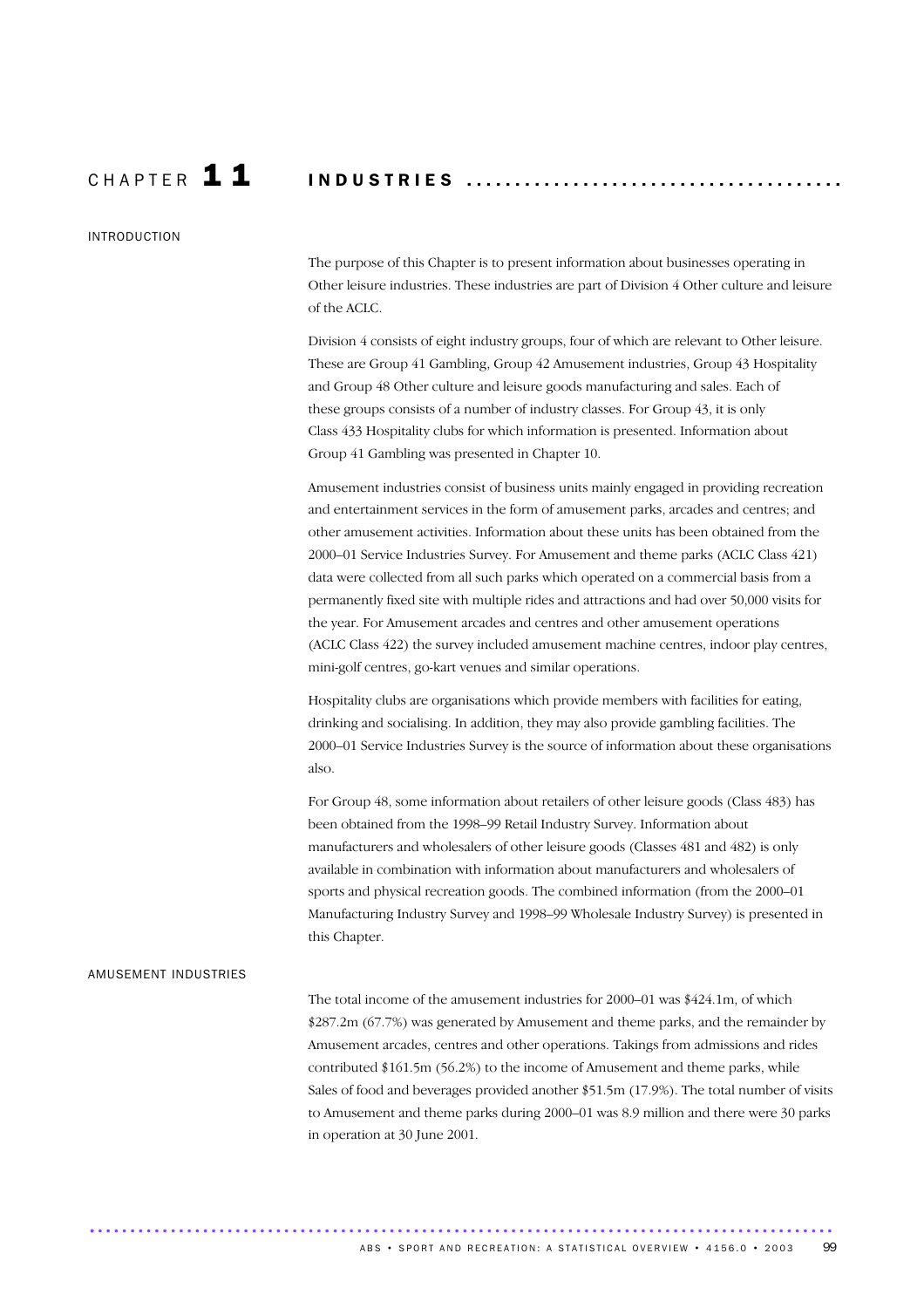# CHAPTER 11 INDUSTRIES

## INTRODUCTION

The purpose of this Chapter is to present information about businesses operating in Other leisure industries. These industries are part of Division 4 Other culture and leisure of the ACLC.

Division 4 consists of eight industry groups, four of which are relevant to Other leisure. These are Group 41 Gambling, Group 42 Amusement industries, Group 43 Hospitality and Group 48 Other culture and leisure goods manufacturing and sales. Each of these groups consists of a number of industry classes. For Group 43, it is only Class 433 Hospitality clubs for which information is presented. Information about Group 41 Gambling was presented in Chapter 10.

Amusement industries consist of business units mainly engaged in providing recreation and entertainment services in the form of amusement parks, arcades and centres; and other amusement activities. Information about these units has been obtained from the 2000–01 Service Industries Survey. For Amusement and theme parks (ACLC Class 421) data were collected from all such parks which operated on a commercial basis from a permanently fixed site with multiple rides and attractions and had over 50,000 visits for the year. For Amusement arcades and centres and other amusement operations (ACLC Class 422) the survey included amusement machine centres, indoor play centres, mini-golf centres, go-kart venues and similar operations.

Hospitality clubs are organisations which provide members with facilities for eating, drinking and socialising. In addition, they may also provide gambling facilities. The 2000–01 Service Industries Survey is the source of information about these organisations also.

For Group 48, some information about retailers of other leisure goods (Class 483) has been obtained from the 1998–99 Retail Industry Survey. Information about manufacturers and wholesalers of other leisure goods (Classes 481 and 482) is only available in combination with information about manufacturers and wholesalers of sports and physical recreation goods. The combined information (from the 2000–01 Manufacturing Industry Survey and 1998–99 Wholesale Industry Survey) is presented in this Chapter.

## AMUSEMENT INDUSTRIES

The total income of the amusement industries for 2000–01 was $424.1m, of which $287.2m (67.7%) was generated by Amusement and theme parks, and the remainder by Amusement arcades, centres and other operations. Takings from admissions and rides contributed $161.5m (56.2%) to the income of Amusement and theme parks, while Sales of food and beverages provided another $51.5m (17.9%). The total number of visits to Amusement and theme parks during 2000–01 was 8.9 million and there were 30 parks in operation at 30 June 2001.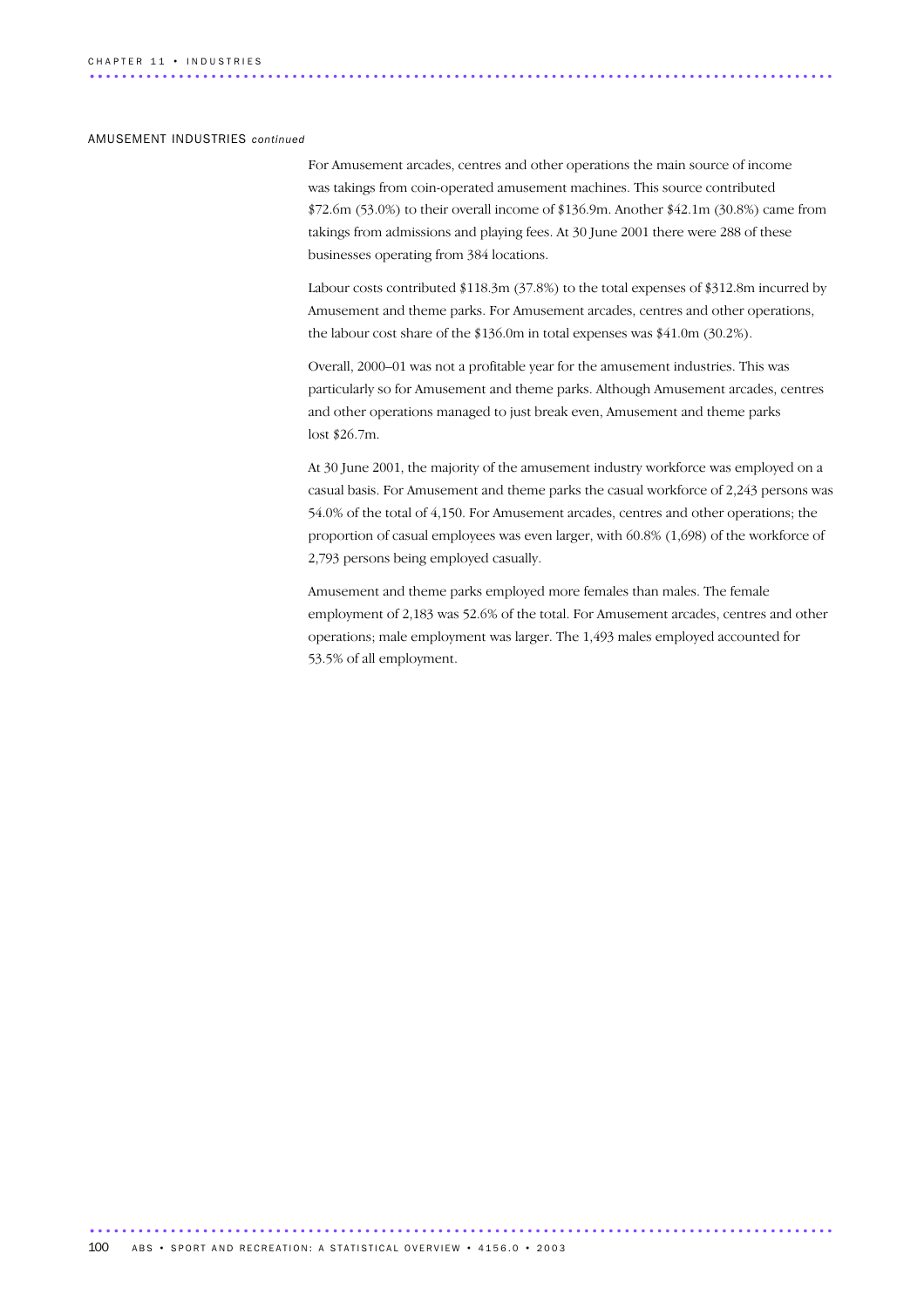AMUSEMENT INDUSTRIES *continued*

For Amusement arcades, centres and other operations the main source of income was takings from coin-operated amusement machines. This source contributed $72.6m (53.0%) to their overall income of $136.9m. Another $42.1m (30.8%) came from takings from admissions and playing fees. At 30 June 2001 there were 288 of these businesses operating from 384 locations.

Labour costs contributed $118.3m (37.8%) to the total expenses of $312.8m incurred by Amusement and theme parks. For Amusement arcades, centres and other operations, the labour cost share of the $136.0m in total expenses was $41.0m (30.2%).

Overall, 2000–01 was not a profitable year for the amusement industries. This was particularly so for Amusement and theme parks. Although Amusement arcades, centres and other operations managed to just break even, Amusement and theme parks lost $26.7m.

At 30 June 2001, the majority of the amusement industry workforce was employed on a casual basis. For Amusement and theme parks the casual workforce of 2,243 persons was 54.0% of the total of 4,150. For Amusement arcades, centres and other operations; the proportion of casual employees was even larger, with 60.8% (1,698) of the workforce of 2,793 persons being employed casually.

Amusement and theme parks employed more females than males. The female employment of 2,183 was 52.6% of the total. For Amusement arcades, centres and other operations; male employment was larger. The 1,493 males employed accounted for 53.5% of all employment.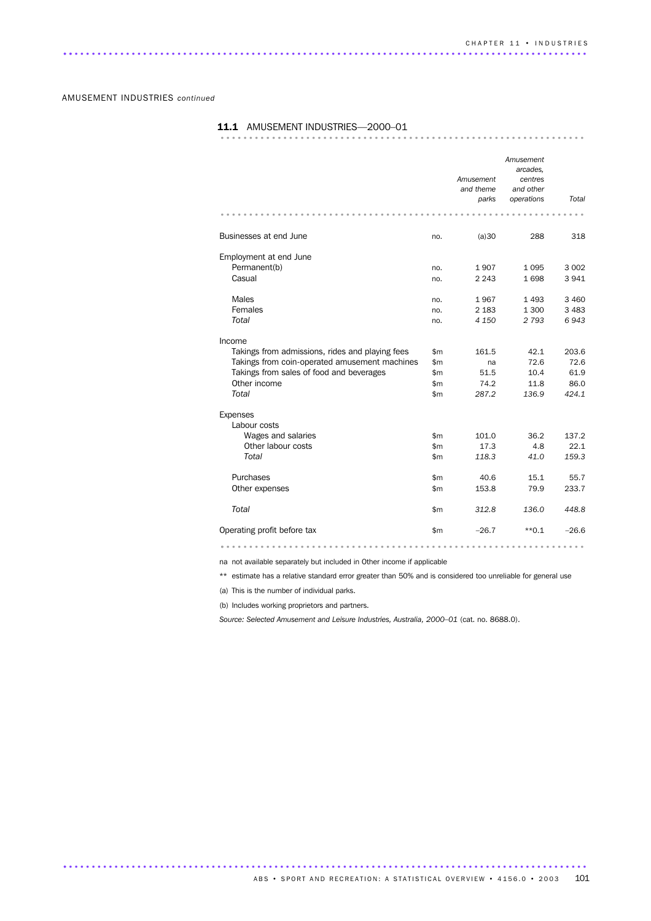AMUSEMENT INDUSTRIES *continued*

## 11.1 AMUSEMENT INDUSTRIES—2000–01

| | | *Amusement and theme parks* | *Amusement arcades, centres and other operations* | *Total* |
|---|---|---|---|---|
| Businesses at end June | no. | (a)30 | 288 | 318 |
| Employment at end June | | | | |
| Permanent(b) | no. | 1 907 | 1 095 | 3 002 |
| Casual | no. | 2 243 | 1 698 | 3 941 |
| Males | no. | 1 967 | 1 493 | 3 460 |
| Females | no. | 2 183 | 1 300 | 3 483 |
| *Total* | no. | *4 150* | *2 793* | *6 943* |
| Income | | | | |
| Takings from admissions, rides and playing fees | $m | 161.5 | 42.1 | 203.6 |
| Takings from coin-operated amusement machines | $m | na | 72.6 | 72.6 |
| Takings from sales of food and beverages | $m | 51.5 | 10.4 | 61.9 |
| Other income | $m | 74.2 | 11.8 | 86.0 |
| *Total* | $m | *287.2* | *136.9* | *424.1* |
| Expenses | | | | |
| Labour costs | | | | |
| Wages and salaries | $m | 101.0 | 36.2 | 137.2 |
| Other labour costs | $m | 17.3 | 4.8 | 22.1 |
| *Total* | $m | *118.3* | *41.0* | *159.3* |
| Purchases | $m | 40.6 | 15.1 | 55.7 |
| Other expenses | $m | 153.8 | 79.9 | 233.7 |
| *Total* | $m | *312.8* | *136.0* | *448.8* |
| Operating profit before tax | $m | –26.7 | **0.1 | –26.6 |

na not available separately but included in Other income if applicable

** estimate has a relative standard error greater than 50% and is considered too unreliable for general use

(a) This is the number of individual parks.

(b) Includes working proprietors and partners.

*Source: Selected Amusement and Leisure Industries, Australia, 2000–01* (cat. no. 8688.0).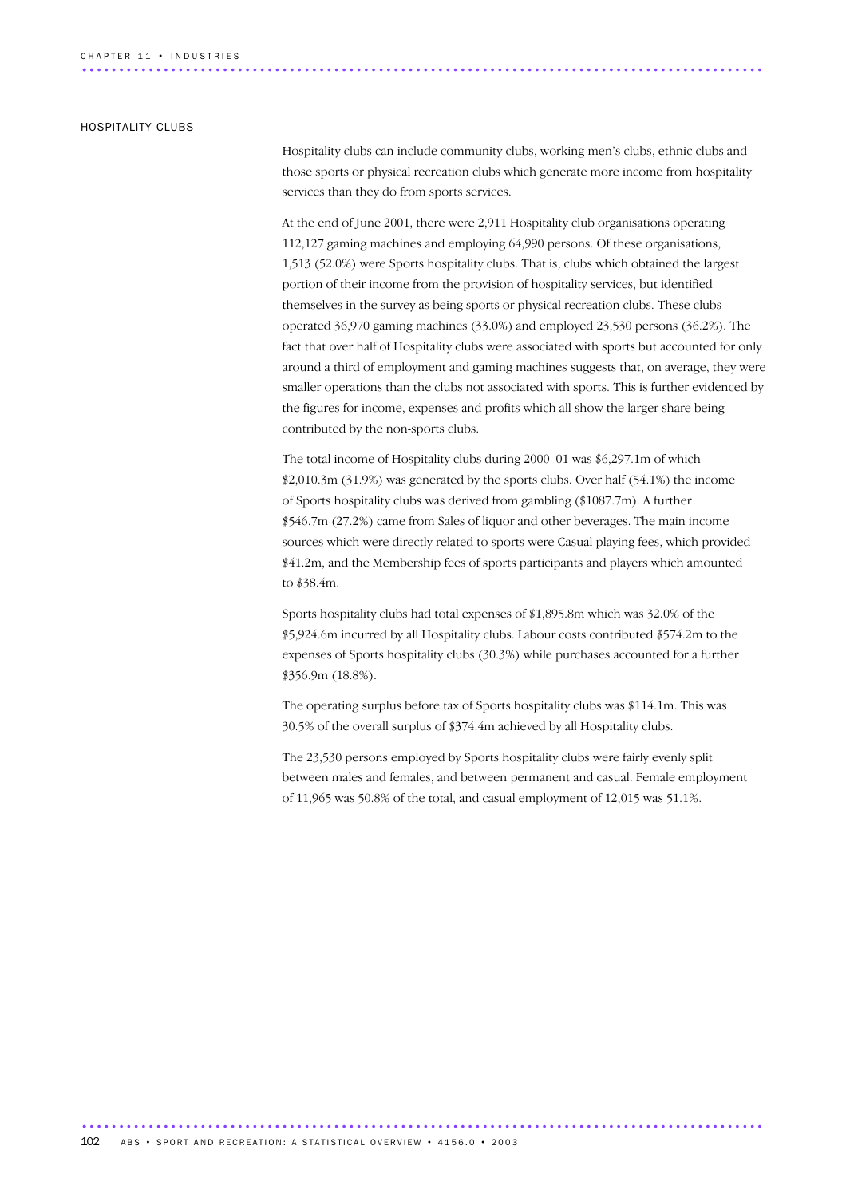## HOSPITALITY CLUBS

Hospitality clubs can include community clubs, working men's clubs, ethnic clubs and those sports or physical recreation clubs which generate more income from hospitality services than they do from sports services.

At the end of June 2001, there were 2,911 Hospitality club organisations operating 112,127 gaming machines and employing 64,990 persons. Of these organisations, 1,513 (52.0%) were Sports hospitality clubs. That is, clubs which obtained the largest portion of their income from the provision of hospitality services, but identified themselves in the survey as being sports or physical recreation clubs. These clubs operated 36,970 gaming machines (33.0%) and employed 23,530 persons (36.2%). The fact that over half of Hospitality clubs were associated with sports but accounted for only around a third of employment and gaming machines suggests that, on average, they were smaller operations than the clubs not associated with sports. This is further evidenced by the figures for income, expenses and profits which all show the larger share being contributed by the non-sports clubs.

The total income of Hospitality clubs during 2000–01 was $6,297.1m of which $2,010.3m (31.9%) was generated by the sports clubs. Over half (54.1%) the income of Sports hospitality clubs was derived from gambling ($1087.7m). A further $546.7m (27.2%) came from Sales of liquor and other beverages. The main income sources which were directly related to sports were Casual playing fees, which provided $41.2m, and the Membership fees of sports participants and players which amounted to $38.4m.

Sports hospitality clubs had total expenses of $1,895.8m which was 32.0% of the $5,924.6m incurred by all Hospitality clubs. Labour costs contributed $574.2m to the expenses of Sports hospitality clubs (30.3%) while purchases accounted for a further $356.9m (18.8%).

The operating surplus before tax of Sports hospitality clubs was $114.1m. This was 30.5% of the overall surplus of $374.4m achieved by all Hospitality clubs.

The 23,530 persons employed by Sports hospitality clubs were fairly evenly split between males and females, and between permanent and casual. Female employment of 11,965 was 50.8% of the total, and casual employment of 12,015 was 51.1%.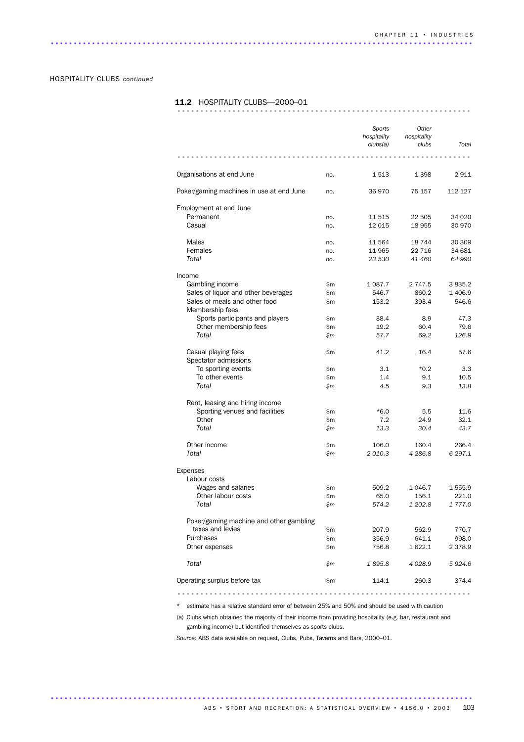HOSPITALITY CLUBS *continued*

**11.2** HOSPITALITY CLUBS—2000–01

| | | *Sports hospitality clubs(a)* | *Other hospitality clubs* | *Total* |
|---|---|---|---|---|
| Organisations at end June | no. | 1 513 | 1 398 | 2 911 |
| Poker/gaming machines in use at end June | no. | 36 970 | 75 157 | 112 127 |
| Employment at end June | | | | |
| Permanent | no. | 11 515 | 22 505 | 34 020 |
| Casual | no. | 12 015 | 18 955 | 30 970 |
| Males | no. | 11 564 | 18 744 | 30 309 |
| Females | no. | 11 965 | 22 716 | 34 681 |
| *Total* | *no.* | *23 530* | *41 460* | *64 990* |
| Income | | | | |
| Gambling income | $m | 1 087.7 | 2 747.5 | 3 835.2 |
| Sales of liquor and other beverages | $m | 546.7 | 860.2 | 1 406.9 |
| Sales of meals and other food | $m | 153.2 | 393.4 | 546.6 |
| Membership fees | | | | |
| Sports participants and players | $m | 38.4 | 8.9 | 47.3 |
| Other membership fees | $m | 19.2 | 60.4 | 79.6 |
| *Total* | *$m* | *57.7* | *69.2* | *126.9* |
| Casual playing fees | $m | 41.2 | 16.4 | 57.6 |
| Spectator admissions | | | | |
| To sporting events | $m | 3.1 | *0.2 | 3.3 |
| To other events | $m | 1.4 | 9.1 | 10.5 |
| *Total* | *$m* | *4.5* | *9.3* | *13.8* |
| Rent, leasing and hiring income | | | | |
| Sporting venues and facilities | $m | *6.0 | 5.5 | 11.6 |
| Other | $m | 7.2 | 24.9 | 32.1 |
| *Total* | *$m* | *13.3* | *30.4* | *43.7* |
| Other income | $m | 106.0 | 160.4 | 266.4 |
| *Total* | *$m* | *2 010.3* | *4 286.8* | *6 297.1* |
| Expenses | | | | |
| Labour costs | | | | |
| Wages and salaries | $m | 509.2 | 1 046.7 | 1 555.9 |
| Other labour costs | $m | 65.0 | 156.1 | 221.0 |
| *Total* | *$m* | *574.2* | *1 202.8* | *1 777.0* |
| Poker/gaming machine and other gambling taxes and levies | $m | 207.9 | 562.9 | 770.7 |
| Purchases | $m | 356.9 | 641.1 | 998.0 |
| Other expenses | $m | 756.8 | 1 622.1 | 2 378.9 |
| *Total* | *$m* | *1 895.8* | *4 028.9* | *5 924.6* |
| Operating surplus before tax | $m | 114.1 | 260.3 | 374.4 |

\* estimate has a relative standard error of between 25% and 50% and should be used with caution

(a) Clubs which obtained the majority of their income from providing hospitality (e.g. bar, restaurant and gambling income) but identified themselves as sports clubs.

*Source:* ABS data available on request, Clubs, Pubs, Taverns and Bars, 2000–01.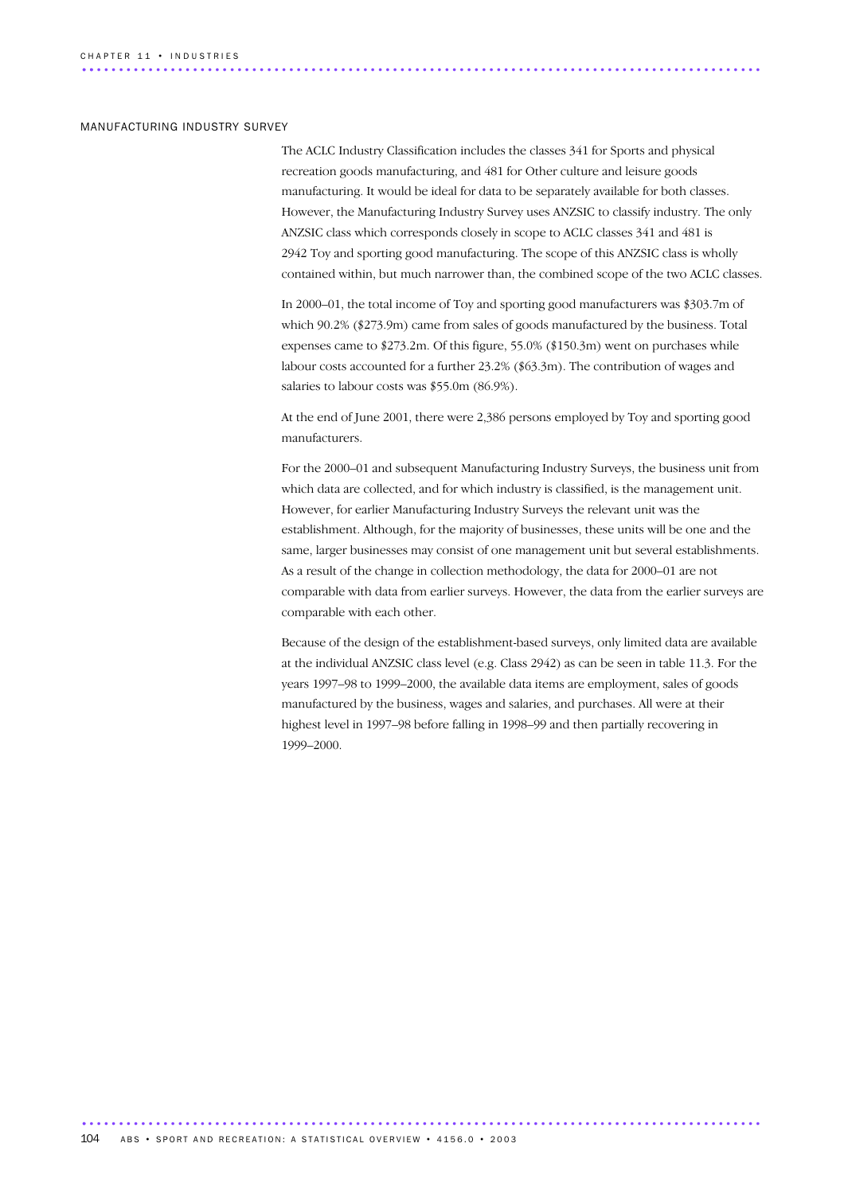## MANUFACTURING INDUSTRY SURVEY

The ACLC Industry Classification includes the classes 341 for Sports and physical recreation goods manufacturing, and 481 for Other culture and leisure goods manufacturing. It would be ideal for data to be separately available for both classes. However, the Manufacturing Industry Survey uses ANZSIC to classify industry. The only ANZSIC class which corresponds closely in scope to ACLC classes 341 and 481 is 2942 Toy and sporting good manufacturing. The scope of this ANZSIC class is wholly contained within, but much narrower than, the combined scope of the two ACLC classes.

In 2000–01, the total income of Toy and sporting good manufacturers was $303.7m of which 90.2% ($273.9m) came from sales of goods manufactured by the business. Total expenses came to $273.2m. Of this figure, 55.0% ($150.3m) went on purchases while labour costs accounted for a further 23.2% ($63.3m). The contribution of wages and salaries to labour costs was $55.0m (86.9%).

At the end of June 2001, there were 2,386 persons employed by Toy and sporting good manufacturers.

For the 2000–01 and subsequent Manufacturing Industry Surveys, the business unit from which data are collected, and for which industry is classified, is the management unit. However, for earlier Manufacturing Industry Surveys the relevant unit was the establishment. Although, for the majority of businesses, these units will be one and the same, larger businesses may consist of one management unit but several establishments. As a result of the change in collection methodology, the data for 2000–01 are not comparable with data from earlier surveys. However, the data from the earlier surveys are comparable with each other.

Because of the design of the establishment-based surveys, only limited data are available at the individual ANZSIC class level (e.g. Class 2942) as can be seen in table 11.3. For the years 1997–98 to 1999–2000, the available data items are employment, sales of goods manufactured by the business, wages and salaries, and purchases. All were at their highest level in 1997–98 before falling in 1998–99 and then partially recovering in 1999–2000.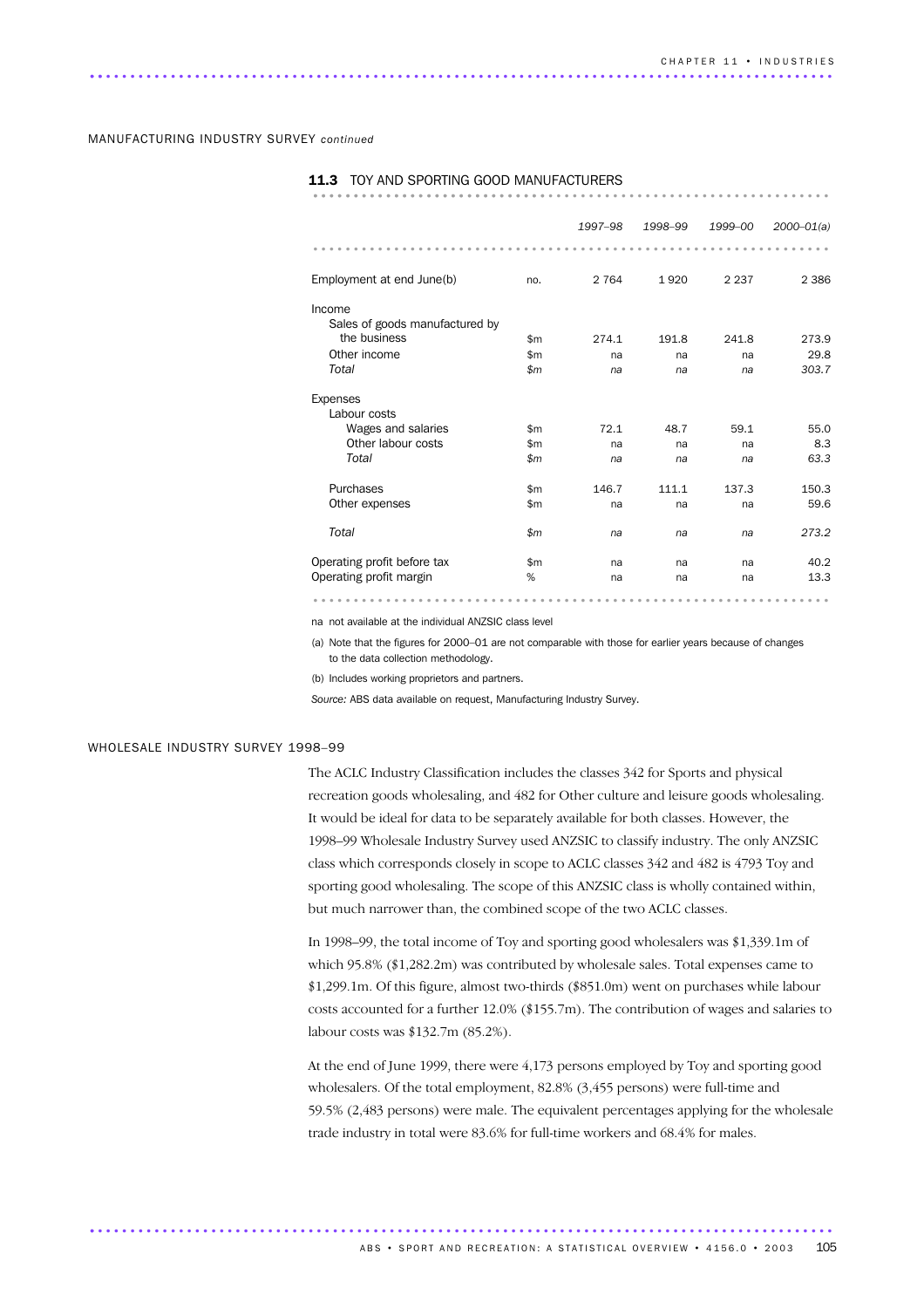MANUFACTURING INDUSTRY SURVEY *continued*

**11.3** TOY AND SPORTING GOOD MANUFACTURERS

| | | *1997–98* | *1998–99* | *1999–00* | *2000–01(a)* |
|---|---|---|---|---|---|
| Employment at end June(b) | no. | 2 764 | 1 920 | 2 237 | 2 386 |
| Income | | | | | |
| Sales of goods manufactured by the business | $m | 274.1 | 191.8 | 241.8 | 273.9 |
| Other income | $m | na | na | na | 29.8 |
| *Total* | *$m* | *na* | *na* | *na* | *303.7* |
| Expenses | | | | | |
| Labour costs | | | | | |
| Wages and salaries | $m | 72.1 | 48.7 | 59.1 | 55.0 |
| Other labour costs | $m | na | na | na | 8.3 |
| *Total* | *$m* | *na* | *na* | *na* | *63.3* |
| Purchases | $m | 146.7 | 111.1 | 137.3 | 150.3 |
| Other expenses | $m | na | na | na | 59.6 |
| *Total* | *$m* | *na* | *na* | *na* | *273.2* |
| Operating profit before tax | $m | na | na | na | 40.2 |
| Operating profit margin | % | na | na | na | 13.3 |

na not available at the individual ANZSIC class level

(a) Note that the figures for 2000–01 are not comparable with those for earlier years because of changes to the data collection methodology.

(b) Includes working proprietors and partners.

*Source:* ABS data available on request, Manufacturing Industry Survey.

WHOLESALE INDUSTRY SURVEY 1998–99

The ACLC Industry Classification includes the classes 342 for Sports and physical recreation goods wholesaling, and 482 for Other culture and leisure goods wholesaling. It would be ideal for data to be separately available for both classes. However, the 1998–99 Wholesale Industry Survey used ANZSIC to classify industry. The only ANZSIC class which corresponds closely in scope to ACLC classes 342 and 482 is 4793 Toy and sporting good wholesaling. The scope of this ANZSIC class is wholly contained within, but much narrower than, the combined scope of the two ACLC classes.

In 1998–99, the total income of Toy and sporting good wholesalers was $1,339.1m of which 95.8% ($1,282.2m) was contributed by wholesale sales. Total expenses came to $1,299.1m. Of this figure, almost two-thirds ($851.0m) went on purchases while labour costs accounted for a further 12.0% ($155.7m). The contribution of wages and salaries to labour costs was $132.7m (85.2%).

At the end of June 1999, there were 4,173 persons employed by Toy and sporting good wholesalers. Of the total employment, 82.8% (3,455 persons) were full-time and 59.5% (2,483 persons) were male. The equivalent percentages applying for the wholesale trade industry in total were 83.6% for full-time workers and 68.4% for males.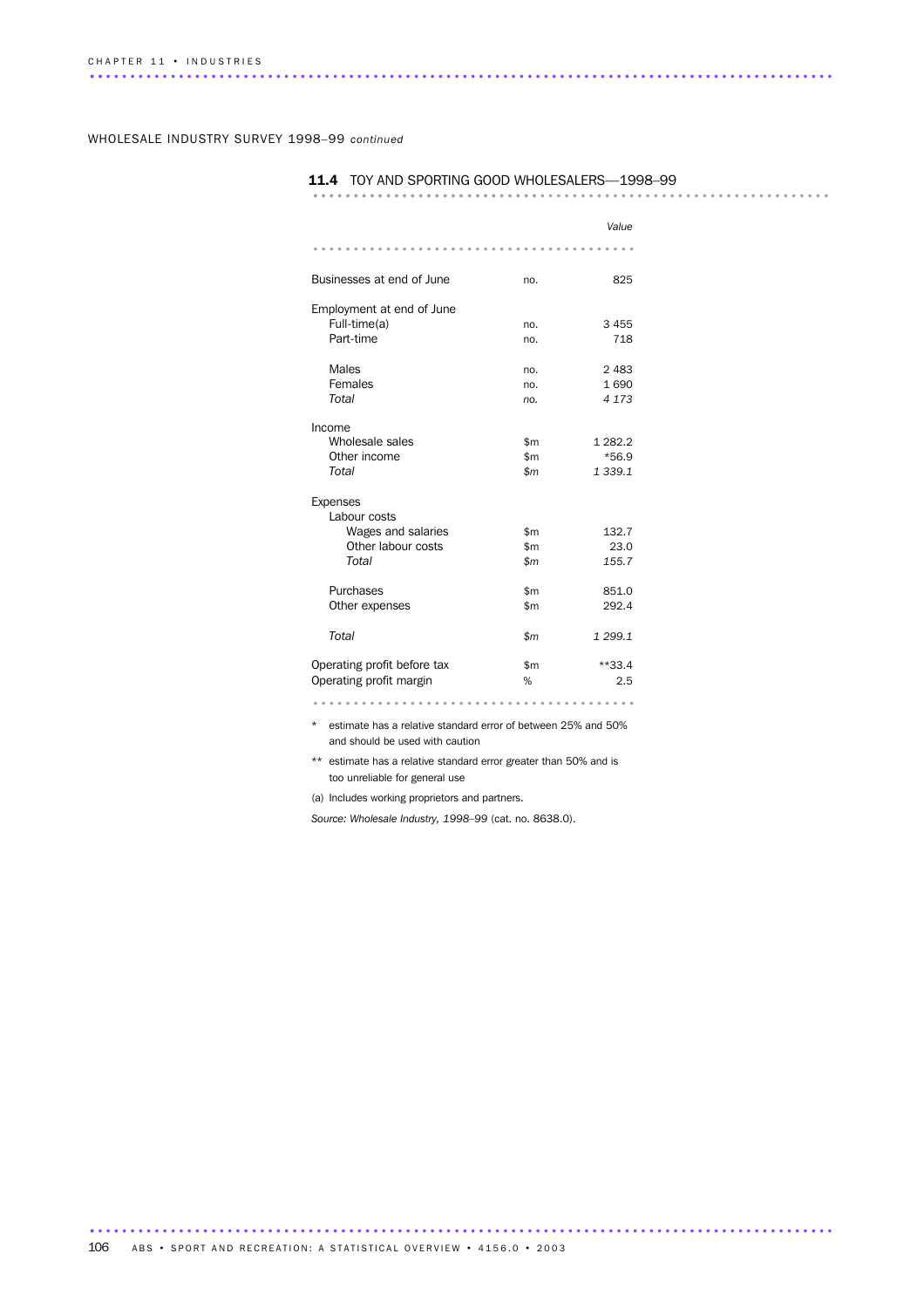WHOLESALE INDUSTRY SURVEY 1998–99 *continued*

**11.4** TOY AND SPORTING GOOD WHOLESALERS—1998–99

| | | *Value* |
|---|---|---|
| Businesses at end of June | no. | 825 |
| Employment at end of June | | |
| Full-time(a) | no. | 3 455 |
| Part-time | no. | 718 |
| Males | no. | 2 483 |
| Females | no. | 1 690 |
| *Total* | *no.* | *4 173* |
| Income | | |
| Wholesale sales | $m | 1 282.2 |
| Other income | $m | *56.9 |
| *Total* | *$m* | *1 339.1* |
| Expenses | | |
| Labour costs | | |
| Wages and salaries | $m | 132.7 |
| Other labour costs | $m | 23.0 |
| *Total* | *$m* | *155.7* |
| Purchases | $m | 851.0 |
| Other expenses | $m | 292.4 |
| *Total* | *$m* | *1 299.1* |
| Operating profit before tax | $m | **33.4 |
| Operating profit margin | % | 2.5 |

\* estimate has a relative standard error of between 25% and 50% and should be used with caution

\*\* estimate has a relative standard error greater than 50% and is too unreliable for general use

(a) Includes working proprietors and partners.

*Source: Wholesale Industry, 1998–99* (cat. no. 8638.0).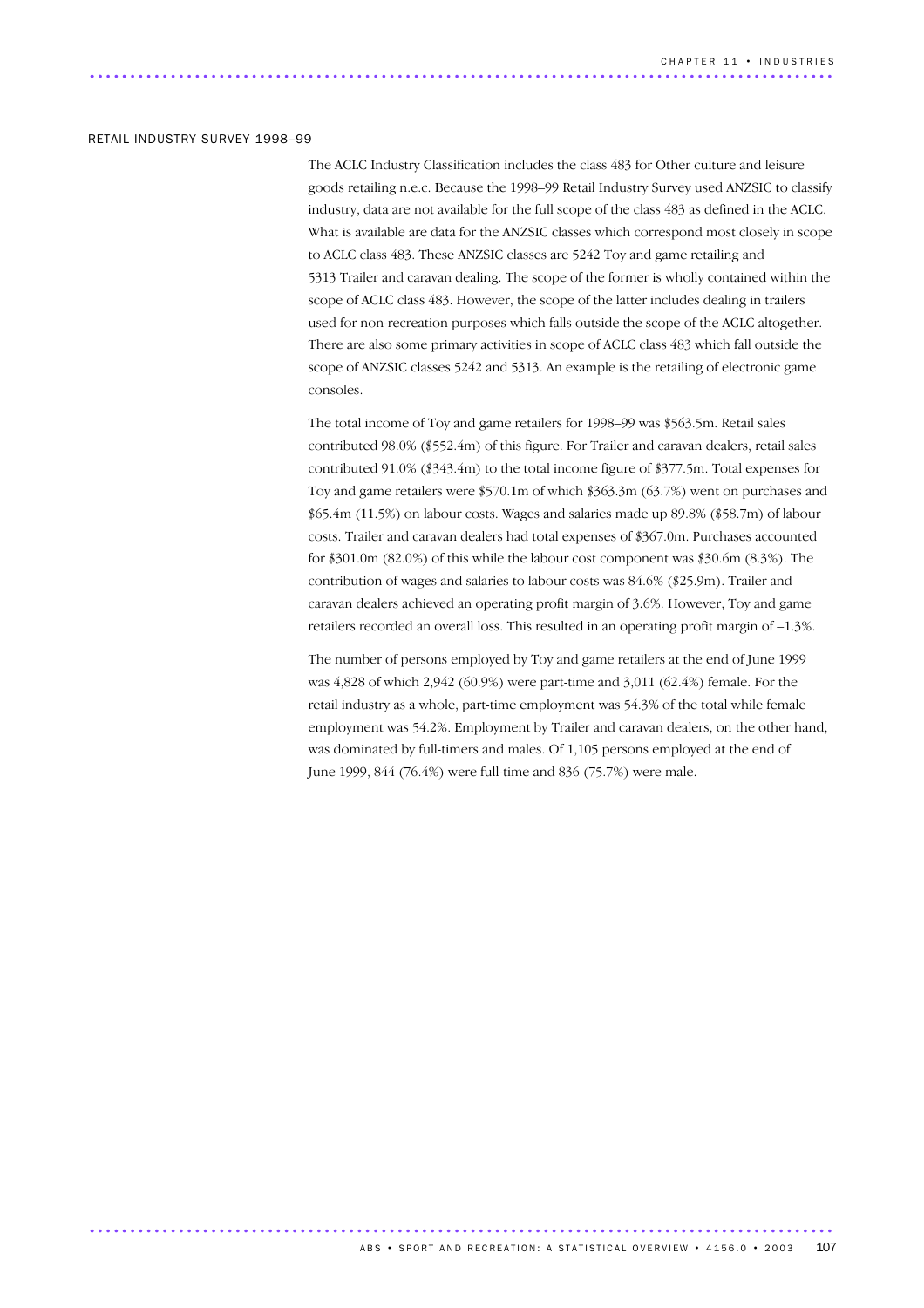## RETAIL INDUSTRY SURVEY 1998–99

The ACLC Industry Classification includes the class 483 for Other culture and leisure goods retailing n.e.c. Because the 1998–99 Retail Industry Survey used ANZSIC to classify industry, data are not available for the full scope of the class 483 as defined in the ACLC. What is available are data for the ANZSIC classes which correspond most closely in scope to ACLC class 483. These ANZSIC classes are 5242 Toy and game retailing and 5313 Trailer and caravan dealing. The scope of the former is wholly contained within the scope of ACLC class 483. However, the scope of the latter includes dealing in trailers used for non-recreation purposes which falls outside the scope of the ACLC altogether. There are also some primary activities in scope of ACLC class 483 which fall outside the scope of ANZSIC classes 5242 and 5313. An example is the retailing of electronic game consoles.

The total income of Toy and game retailers for 1998–99 was $563.5m. Retail sales contributed 98.0% ($552.4m) of this figure. For Trailer and caravan dealers, retail sales contributed 91.0% ($343.4m) to the total income figure of $377.5m. Total expenses for Toy and game retailers were $570.1m of which $363.3m (63.7%) went on purchases and $65.4m (11.5%) on labour costs. Wages and salaries made up 89.8% ($58.7m) of labour costs. Trailer and caravan dealers had total expenses of $367.0m. Purchases accounted for $301.0m (82.0%) of this while the labour cost component was $30.6m (8.3%). The contribution of wages and salaries to labour costs was 84.6% ($25.9m). Trailer and caravan dealers achieved an operating profit margin of 3.6%. However, Toy and game retailers recorded an overall loss. This resulted in an operating profit margin of –1.3%.

The number of persons employed by Toy and game retailers at the end of June 1999 was 4,828 of which 2,942 (60.9%) were part-time and 3,011 (62.4%) female. For the retail industry as a whole, part-time employment was 54.3% of the total while female employment was 54.2%. Employment by Trailer and caravan dealers, on the other hand, was dominated by full-timers and males. Of 1,105 persons employed at the end of June 1999, 844 (76.4%) were full-time and 836 (75.7%) were male.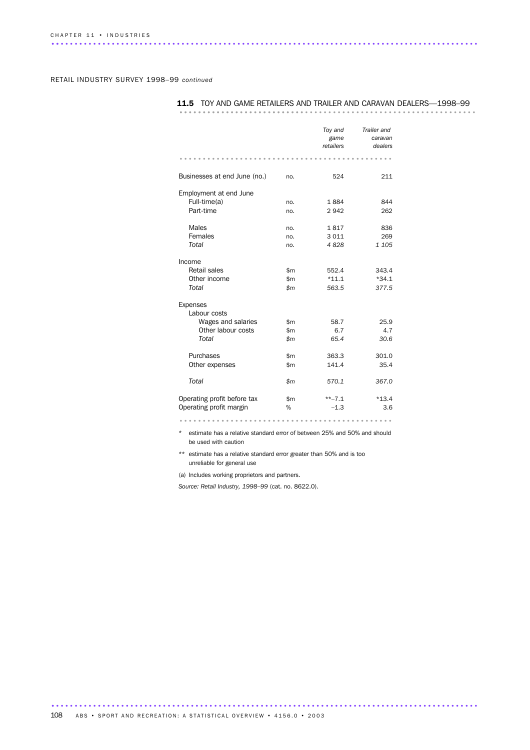RETAIL INDUSTRY SURVEY 1998–99 *continued*

**11.5** TOY AND GAME RETAILERS AND TRAILER AND CARAVAN DEALERS—1998–99

| | | *Toy and game retailers* | *Trailer and caravan dealers* |
|---|---|---|---|
| Businesses at end June (no.) | no. | 524 | 211 |
| Employment at end June | | | |
| Full-time(a) | no. | 1 884 | 844 |
| Part-time | no. | 2 942 | 262 |
| Males | no. | 1 817 | 836 |
| Females | no. | 3 011 | 269 |
| *Total* | *no.* | *4 828* | *1 105* |
| Income | | | |
| Retail sales | $m | 552.4 | 343.4 |
| Other income | $m | *11.1 | *34.1 |
| *Total* | *$m* | *563.5* | *377.5* |
| Expenses | | | |
| Labour costs | | | |
| Wages and salaries | $m | 58.7 | 25.9 |
| Other labour costs | $m | 6.7 | 4.7 |
| *Total* | *$m* | *65.4* | *30.6* |
| Purchases | $m | 363.3 | 301.0 |
| Other expenses | $m | 141.4 | 35.4 |
| *Total* | *$m* | *570.1* | *367.0* |
| Operating profit before tax | $m | **–7.1 | *13.4 |
| Operating profit margin | % | –1.3 | 3.6 |

\* estimate has a relative standard error of between 25% and 50% and should be used with caution

** estimate has a relative standard error greater than 50% and is too unreliable for general use

(a) Includes working proprietors and partners.

*Source: Retail Industry, 1998–99* (cat. no. 8622.0).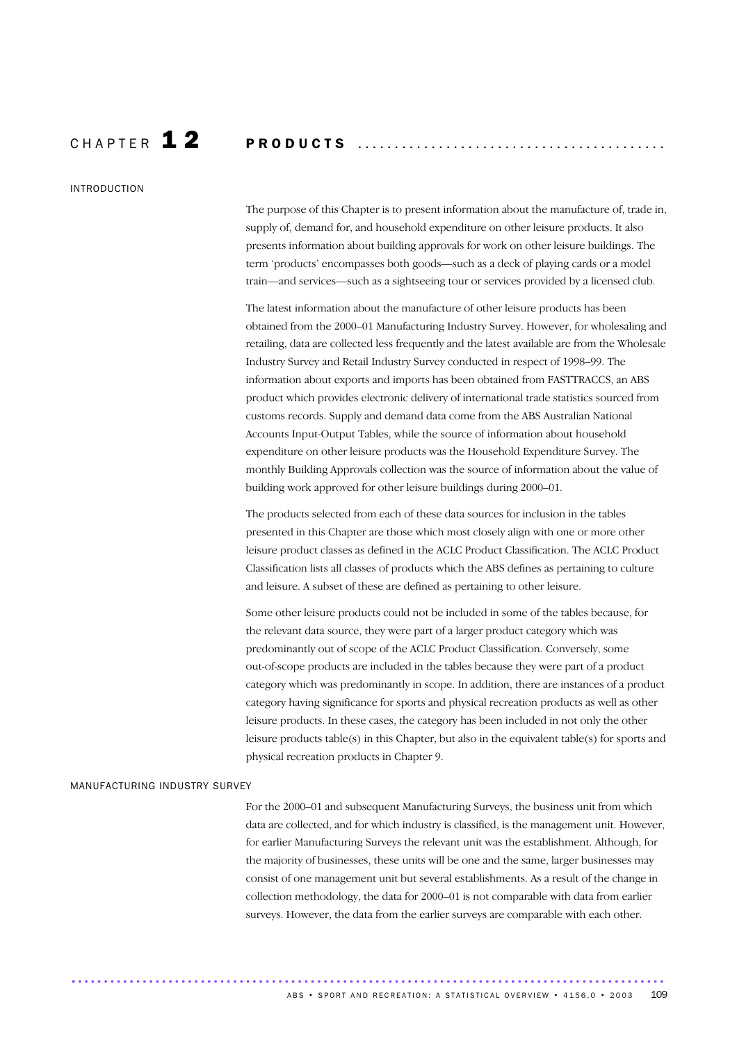# CHAPTER 12 PRODUCTS

## INTRODUCTION

The purpose of this Chapter is to present information about the manufacture of, trade in, supply of, demand for, and household expenditure on other leisure products. It also presents information about building approvals for work on other leisure buildings. The term 'products' encompasses both goods—such as a deck of playing cards or a model train—and services—such as a sightseeing tour or services provided by a licensed club.

The latest information about the manufacture of other leisure products has been obtained from the 2000–01 Manufacturing Industry Survey. However, for wholesaling and retailing, data are collected less frequently and the latest available are from the Wholesale Industry Survey and Retail Industry Survey conducted in respect of 1998–99. The information about exports and imports has been obtained from FASTTRACCS, an ABS product which provides electronic delivery of international trade statistics sourced from customs records. Supply and demand data come from the ABS Australian National Accounts Input-Output Tables, while the source of information about household expenditure on other leisure products was the Household Expenditure Survey. The monthly Building Approvals collection was the source of information about the value of building work approved for other leisure buildings during 2000–01.

The products selected from each of these data sources for inclusion in the tables presented in this Chapter are those which most closely align with one or more other leisure product classes as defined in the ACLC Product Classification. The ACLC Product Classification lists all classes of products which the ABS defines as pertaining to culture and leisure. A subset of these are defined as pertaining to other leisure.

Some other leisure products could not be included in some of the tables because, for the relevant data source, they were part of a larger product category which was predominantly out of scope of the ACLC Product Classification. Conversely, some out-of-scope products are included in the tables because they were part of a product category which was predominantly in scope. In addition, there are instances of a product category having significance for sports and physical recreation products as well as other leisure products. In these cases, the category has been included in not only the other leisure products table(s) in this Chapter, but also in the equivalent table(s) for sports and physical recreation products in Chapter 9.

## MANUFACTURING INDUSTRY SURVEY

For the 2000–01 and subsequent Manufacturing Surveys, the business unit from which data are collected, and for which industry is classified, is the management unit. However, for earlier Manufacturing Surveys the relevant unit was the establishment. Although, for the majority of businesses, these units will be one and the same, larger businesses may consist of one management unit but several establishments. As a result of the change in collection methodology, the data for 2000–01 is not comparable with data from earlier surveys. However, the data from the earlier surveys are comparable with each other.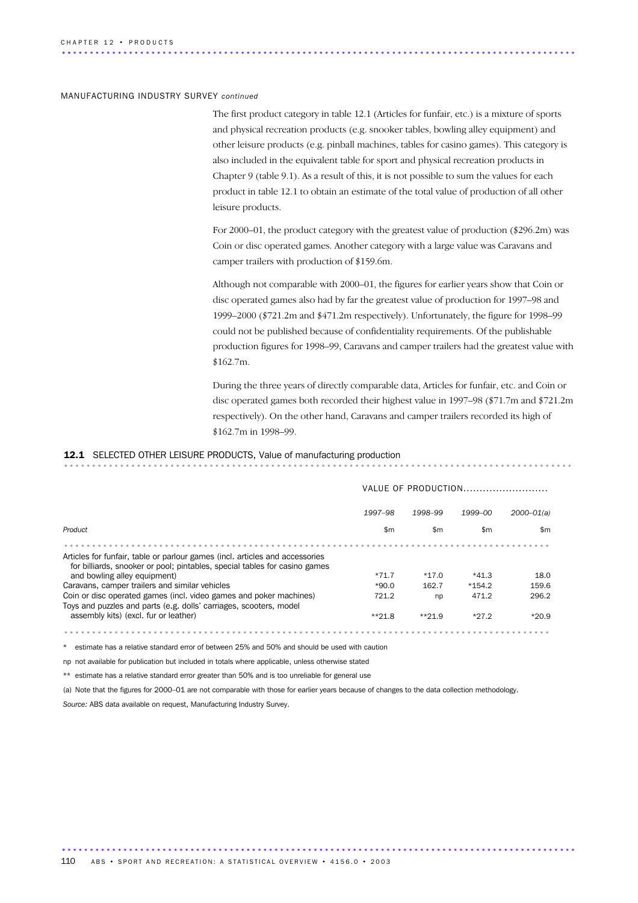MANUFACTURING INDUSTRY SURVEY *continued*

The first product category in table 12.1 (Articles for funfair, etc.) is a mixture of sports and physical recreation products (e.g. snooker tables, bowling alley equipment) and other leisure products (e.g. pinball machines, tables for casino games). This category is also included in the equivalent table for sport and physical recreation products in Chapter 9 (table 9.1). As a result of this, it is not possible to sum the values for each product in table 12.1 to obtain an estimate of the total value of production of all other leisure products.

For 2000–01, the product category with the greatest value of production ($296.2m) was Coin or disc operated games. Another category with a large value was Caravans and camper trailers with production of $159.6m.

Although not comparable with 2000–01, the figures for earlier years show that Coin or disc operated games also had by far the greatest value of production for 1997–98 and 1999–2000 ($721.2m and $471.2m respectively). Unfortunately, the figure for 1998–99 could not be published because of confidentiality requirements. Of the publishable production figures for 1998–99, Caravans and camper trailers had the greatest value with $162.7m.

During the three years of directly comparable data, Articles for funfair, etc. and Coin or disc operated games both recorded their highest value in 1997–98 ($71.7m and $721.2m respectively). On the other hand, Caravans and camper trailers recorded its high of $162.7m in 1998–99.

**12.1** SELECTED OTHER LEISURE PRODUCTS, Value of manufacturing production

| | VALUE OF PRODUCTION | | | |
|---|---|---|---|---|
| | *1997–98* | *1998–99* | *1999–00* | *2000–01(a)* |
| *Product* | $m | $m | $m | $m |
| Articles for funfair, table or parlour games (incl. articles and accessories for billiards, snooker or pool; pintables, special tables for casino games and bowling alley equipment) | *71.7 | *17.0 | *41.3 | 18.0 |
| Caravans, camper trailers and similar vehicles | *90.0 | 162.7 | *154.2 | 159.6 |
| Coin or disc operated games (incl. video games and poker machines) | 721.2 | np | 471.2 | 296.2 |
| Toys and puzzles and parts (e.g. dolls' carriages, scooters, model assembly kits) (excl. fur or leather) | **21.8 | **21.9 | *27.2 | *20.9 |

\* estimate has a relative standard error of between 25% and 50% and should be used with caution

np not available for publication but included in totals where applicable, unless otherwise stated

** estimate has a relative standard error greater than 50% and is too unreliable for general use

(a) Note that the figures for 2000–01 are not comparable with those for earlier years because of changes to the data collection methodology.

*Source:* ABS data available on request, Manufacturing Industry Survey.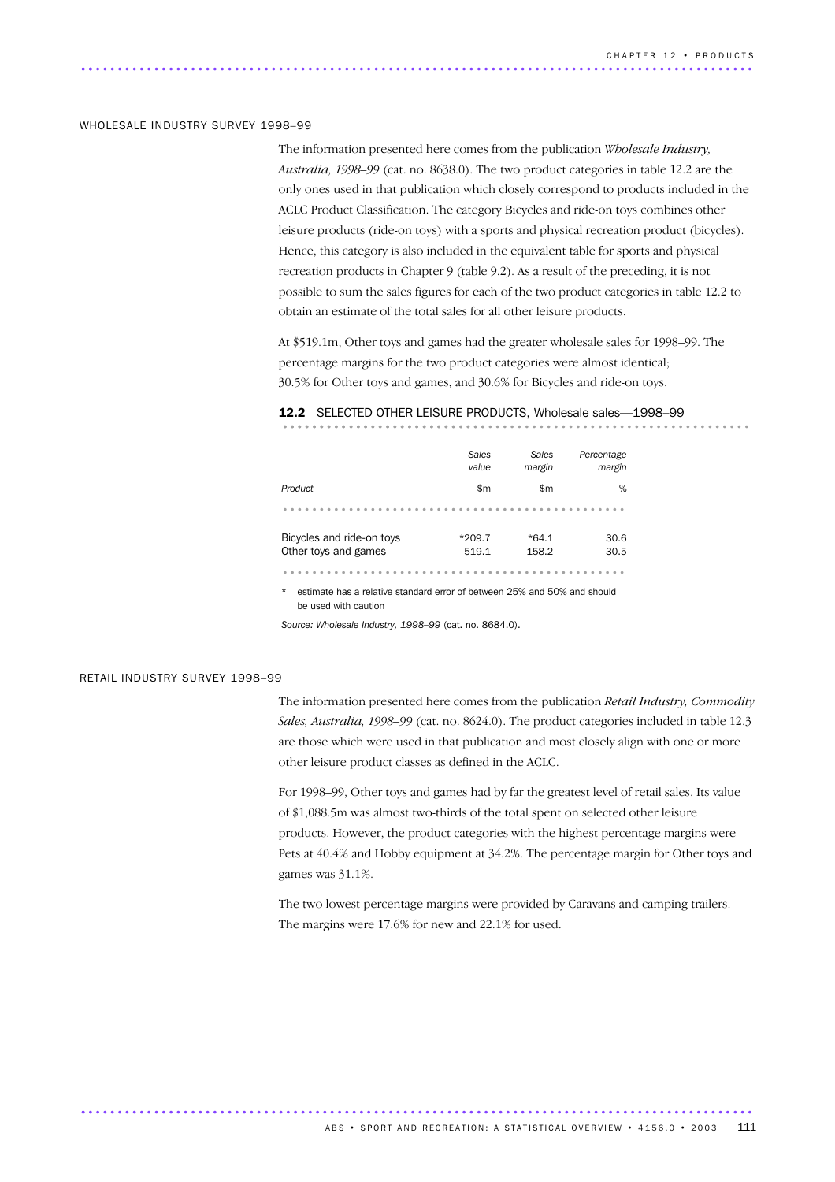## WHOLESALE INDUSTRY SURVEY 1998–99

The information presented here comes from the publication *Wholesale Industry, Australia, 1998–99* (cat. no. 8638.0). The two product categories in table 12.2 are the only ones used in that publication which closely correspond to products included in the ACLC Product Classification. The category Bicycles and ride-on toys combines other leisure products (ride-on toys) with a sports and physical recreation product (bicycles). Hence, this category is also included in the equivalent table for sports and physical recreation products in Chapter 9 (table 9.2). As a result of the preceding, it is not possible to sum the sales figures for each of the two product categories in table 12.2 to obtain an estimate of the total sales for all other leisure products.

At $519.1m, Other toys and games had the greater wholesale sales for 1998–99. The percentage margins for the two product categories were almost identical; 30.5% for Other toys and games, and 30.6% for Bicycles and ride-on toys.

**12.2** SELECTED OTHER LEISURE PRODUCTS, Wholesale sales—1998–99

| Product | Sales value | Sales margin | Percentage margin |
|---|---|---|---|
| | $m | $m | % |
| Bicycles and ride-on toys | *209.7 | *64.1 | 30.6 |
| Other toys and games | 519.1 | 158.2 | 30.5 |

\* estimate has a relative standard error of between 25% and 50% and should be used with caution

*Source: Wholesale Industry, 1998–99* (cat. no. 8684.0).

## RETAIL INDUSTRY SURVEY 1998–99

The information presented here comes from the publication *Retail Industry, Commodity Sales, Australia, 1998–99* (cat. no. 8624.0). The product categories included in table 12.3 are those which were used in that publication and most closely align with one or more other leisure product classes as defined in the ACLC.

For 1998–99, Other toys and games had by far the greatest level of retail sales. Its value of $1,088.5m was almost two-thirds of the total spent on selected other leisure products. However, the product categories with the highest percentage margins were Pets at 40.4% and Hobby equipment at 34.2%. The percentage margin for Other toys and games was 31.1%.

The two lowest percentage margins were provided by Caravans and camping trailers. The margins were 17.6% for new and 22.1% for used.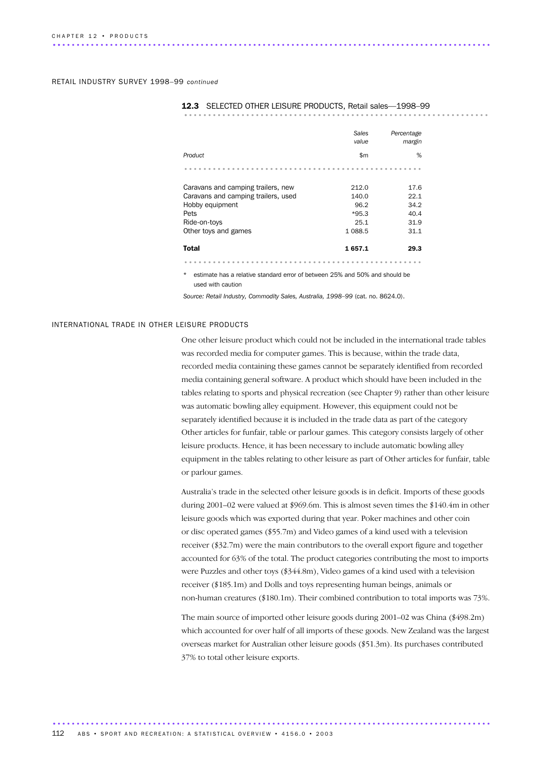RETAIL INDUSTRY SURVEY 1998–99 *continued*

**12.3** SELECTED OTHER LEISURE PRODUCTS, Retail sales—1998–99

| Product | *Sales value* $m | *Percentage margin* % |
|---|---|---|
| Caravans and camping trailers, new | 212.0 | 17.6 |
| Caravans and camping trailers, used | 140.0 | 22.1 |
| Hobby equipment | 96.2 | 34.2 |
| Pets | *95.3 | 40.4 |
| Ride-on-toys | 25.1 | 31.9 |
| Other toys and games | 1 088.5 | 31.1 |
| **Total** | **1 657.1** | **29.3** |

\* estimate has a relative standard error of between 25% and 50% and should be used with caution

*Source: Retail Industry, Commodity Sales, Australia, 1998–99* (cat. no. 8624.0).

## INTERNATIONAL TRADE IN OTHER LEISURE PRODUCTS

One other leisure product which could not be included in the international trade tables was recorded media for computer games. This is because, within the trade data, recorded media containing these games cannot be separately identified from recorded media containing general software. A product which should have been included in the tables relating to sports and physical recreation (see Chapter 9) rather than other leisure was automatic bowling alley equipment. However, this equipment could not be separately identified because it is included in the trade data as part of the category Other articles for funfair, table or parlour games. This category consists largely of other leisure products. Hence, it has been necessary to include automatic bowling alley equipment in the tables relating to other leisure as part of Other articles for funfair, table or parlour games.

Australia's trade in the selected other leisure goods is in deficit. Imports of these goods during 2001–02 were valued at $969.6m. This is almost seven times the $140.4m in other leisure goods which was exported during that year. Poker machines and other coin or disc operated games ($55.7m) and Video games of a kind used with a television receiver ($32.7m) were the main contributors to the overall export figure and together accounted for 63% of the total. The product categories contributing the most to imports were Puzzles and other toys ($344.8m), Video games of a kind used with a television receiver ($185.1m) and Dolls and toys representing human beings, animals or non-human creatures ($180.1m). Their combined contribution to total imports was 73%.

The main source of imported other leisure goods during 2001–02 was China ($498.2m) which accounted for over half of all imports of these goods. New Zealand was the largest overseas market for Australian other leisure goods ($51.3m). Its purchases contributed 37% to total other leisure exports.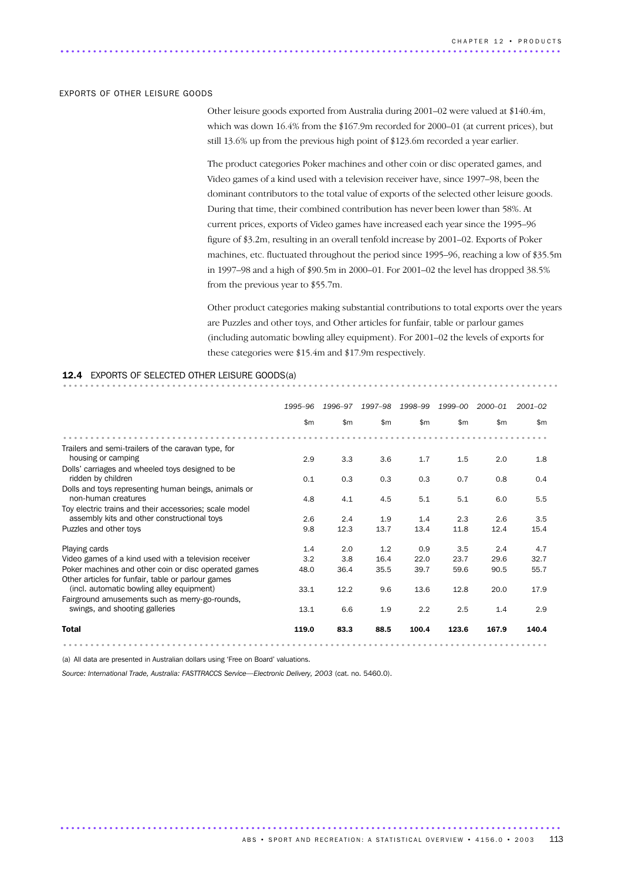## EXPORTS OF OTHER LEISURE GOODS

Other leisure goods exported from Australia during 2001–02 were valued at $140.4m, which was down 16.4% from the $167.9m recorded for 2000–01 (at current prices), but still 13.6% up from the previous high point of $123.6m recorded a year earlier.

The product categories Poker machines and other coin or disc operated games, and Video games of a kind used with a television receiver have, since 1997–98, been the dominant contributors to the total value of exports of the selected other leisure goods. During that time, their combined contribution has never been lower than 58%. At current prices, exports of Video games have increased each year since the 1995–96 figure of $3.2m, resulting in an overall tenfold increase by 2001–02. Exports of Poker machines, etc. fluctuated throughout the period since 1995–96, reaching a low of $35.5m in 1997–98 and a high of $90.5m in 2000–01. For 2001–02 the level has dropped 38.5% from the previous year to $55.7m.

Other product categories making substantial contributions to total exports over the years are Puzzles and other toys, and Other articles for funfair, table or parlour games (including automatic bowling alley equipment). For 2001–02 the levels of exports for these categories were $15.4m and $17.9m respectively.

**12.4** EXPORTS OF SELECTED OTHER LEISURE GOODS(a)

| | *1995–96* | *1996–97* | *1997–98* | *1998–99* | *1999–00* | *2000–01* | *2001–02* |
|---|---|---|---|---|---|---|---|
| | $m | $m | $m | $m | $m | $m | $m |
| Trailers and semi-trailers of the caravan type, for housing or camping | 2.9 | 3.3 | 3.6 | 1.7 | 1.5 | 2.0 | 1.8 |
| Dolls' carriages and wheeled toys designed to be ridden by children | 0.1 | 0.3 | 0.3 | 0.3 | 0.7 | 0.8 | 0.4 |
| Dolls and toys representing human beings, animals or non-human creatures | 4.8 | 4.1 | 4.5 | 5.1 | 5.1 | 6.0 | 5.5 |
| Toy electric trains and their accessories; scale model assembly kits and other constructional toys | 2.6 | 2.4 | 1.9 | 1.4 | 2.3 | 2.6 | 3.5 |
| Puzzles and other toys | 9.8 | 12.3 | 13.7 | 13.4 | 11.8 | 12.4 | 15.4 |
| Playing cards | 1.4 | 2.0 | 1.2 | 0.9 | 3.5 | 2.4 | 4.7 |
| Video games of a kind used with a television receiver | 3.2 | 3.8 | 16.4 | 22.0 | 23.7 | 29.6 | 32.7 |
| Poker machines and other coin or disc operated games | 48.0 | 36.4 | 35.5 | 39.7 | 59.6 | 90.5 | 55.7 |
| Other articles for funfair, table or parlour games (incl. automatic bowling alley equipment) | 33.1 | 12.2 | 9.6 | 13.6 | 12.8 | 20.0 | 17.9 |
| Fairground amusements such as merry-go-rounds, swings, and shooting galleries | 13.1 | 6.6 | 1.9 | 2.2 | 2.5 | 1.4 | 2.9 |
| **Total** | **119.0** | **83.3** | **88.5** | **100.4** | **123.6** | **167.9** | **140.4** |

(a) All data are presented in Australian dollars using 'Free on Board' valuations.

*Source: International Trade, Australia: FASTTRACCS Service—Electronic Delivery, 2003* (cat. no. 5460.0).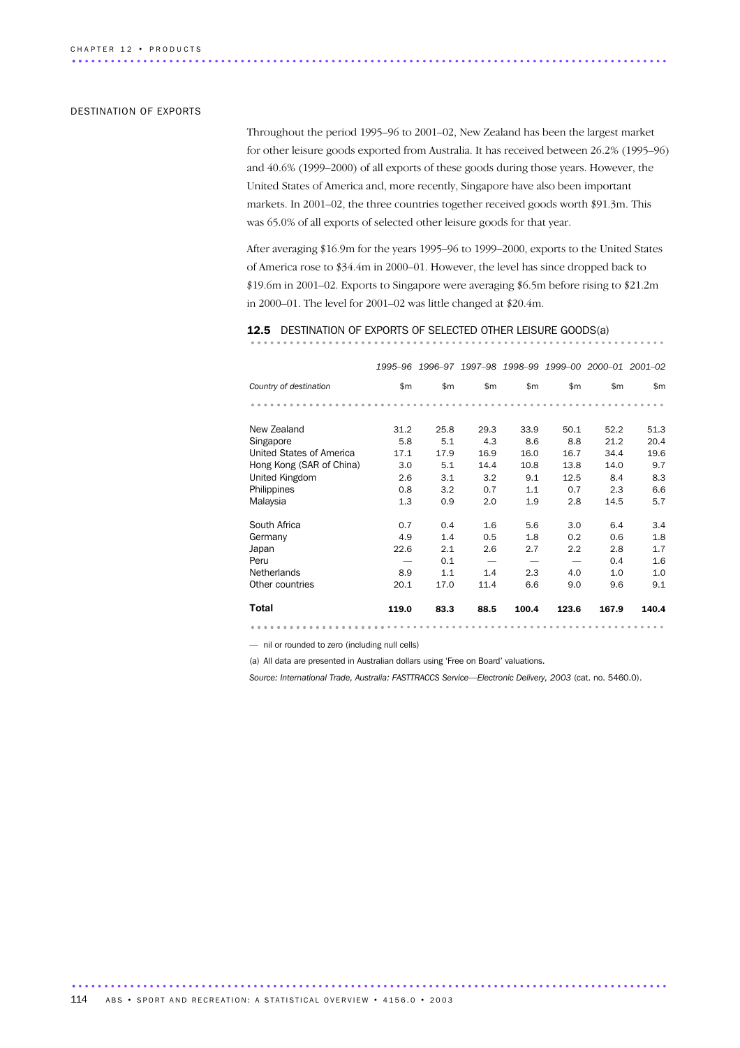## DESTINATION OF EXPORTS

Throughout the period 1995–96 to 2001–02, New Zealand has been the largest market for other leisure goods exported from Australia. It has received between 26.2% (1995–96) and 40.6% (1999–2000) of all exports of these goods during those years. However, the United States of America and, more recently, Singapore have also been important markets. In 2001–02, the three countries together received goods worth $91.3m. This was 65.0% of all exports of selected other leisure goods for that year.

After averaging $16.9m for the years 1995–96 to 1999–2000, exports to the United States of America rose to $34.4m in 2000–01. However, the level has since dropped back to $19.6m in 2001–02. Exports to Singapore were averaging $6.5m before rising to $21.2m in 2000–01. The level for 2001–02 was little changed at $20.4m.

**12.5** DESTINATION OF EXPORTS OF SELECTED OTHER LEISURE GOODS(a)

| | *1995–96* | *1996–97* | *1997–98* | *1998–99* | *1999–00* | *2000–01* | *2001–02* |
|---|---|---|---|---|---|---|---|
| *Country of destination* | $m | $m | $m | $m | $m | $m | $m |
| New Zealand | 31.2 | 25.8 | 29.3 | 33.9 | 50.1 | 52.2 | 51.3 |
| Singapore | 5.8 | 5.1 | 4.3 | 8.6 | 8.8 | 21.2 | 20.4 |
| United States of America | 17.1 | 17.9 | 16.9 | 16.0 | 16.7 | 34.4 | 19.6 |
| Hong Kong (SAR of China) | 3.0 | 5.1 | 14.4 | 10.8 | 13.8 | 14.0 | 9.7 |
| United Kingdom | 2.6 | 3.1 | 3.2 | 9.1 | 12.5 | 8.4 | 8.3 |
| Philippines | 0.8 | 3.2 | 0.7 | 1.1 | 0.7 | 2.3 | 6.6 |
| Malaysia | 1.3 | 0.9 | 2.0 | 1.9 | 2.8 | 14.5 | 5.7 |
| South Africa | 0.7 | 0.4 | 1.6 | 5.6 | 3.0 | 6.4 | 3.4 |
| Germany | 4.9 | 1.4 | 0.5 | 1.8 | 0.2 | 0.6 | 1.8 |
| Japan | 22.6 | 2.1 | 2.6 | 2.7 | 2.2 | 2.8 | 1.7 |
| Peru | — | 0.1 | — | — | — | 0.4 | 1.6 |
| Netherlands | 8.9 | 1.1 | 1.4 | 2.3 | 4.0 | 1.0 | 1.0 |
| Other countries | 20.1 | 17.0 | 11.4 | 6.6 | 9.0 | 9.6 | 9.1 |
| **Total** | **119.0** | **83.3** | **88.5** | **100.4** | **123.6** | **167.9** | **140.4** |

— nil or rounded to zero (including null cells)

(a) All data are presented in Australian dollars using 'Free on Board' valuations.

*Source: International Trade, Australia: FASTTRACCS Service—Electronic Delivery, 2003* (cat. no. 5460.0).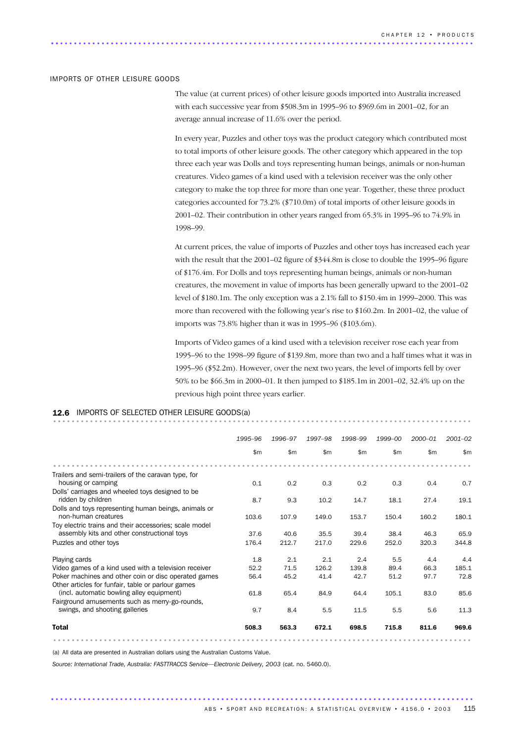## IMPORTS OF OTHER LEISURE GOODS

The value (at current prices) of other leisure goods imported into Australia increased with each successive year from $508.3m in 1995–96 to $969.6m in 2001–02, for an average annual increase of 11.6% over the period.

In every year, Puzzles and other toys was the product category which contributed most to total imports of other leisure goods. The other category which appeared in the top three each year was Dolls and toys representing human beings, animals or non-human creatures. Video games of a kind used with a television receiver was the only other category to make the top three for more than one year. Together, these three product categories accounted for 73.2% ($710.0m) of total imports of other leisure goods in 2001–02. Their contribution in other years ranged from 65.3% in 1995–96 to 74.9% in 1998–99.

At current prices, the value of imports of Puzzles and other toys has increased each year with the result that the 2001–02 figure of $344.8m is close to double the 1995–96 figure of $176.4m. For Dolls and toys representing human beings, animals or non-human creatures, the movement in value of imports has been generally upward to the 2001–02 level of $180.1m. The only exception was a 2.1% fall to $150.4m in 1999–2000. This was more than recovered with the following year's rise to $160.2m. In 2001–02, the value of imports was 73.8% higher than it was in 1995–96 ($103.6m).

Imports of Video games of a kind used with a television receiver rose each year from 1995–96 to the 1998–99 figure of $139.8m, more than two and a half times what it was in 1995–96 ($52.2m). However, over the next two years, the level of imports fell by over 50% to be $66.3m in 2000–01. It then jumped to $185.1m in 2001–02, 32.4% up on the previous high point three years earlier.

**12.6** IMPORTS OF SELECTED OTHER LEISURE GOODS(a)

| | 1995–96 | 1996–97 | 1997–98 | 1998–99 | 1999–00 | 2000–01 | 2001–02 |
|---|---|---|---|---|---|---|---|
| | $m | $m | $m | $m | $m | $m | $m |
| Trailers and semi-trailers of the caravan type, for housing or camping | 0.1 | 0.2 | 0.3 | 0.2 | 0.3 | 0.4 | 0.7 |
| Dolls' carriages and wheeled toys designed to be ridden by children | 8.7 | 9.3 | 10.2 | 14.7 | 18.1 | 27.4 | 19.1 |
| Dolls and toys representing human beings, animals or non-human creatures | 103.6 | 107.9 | 149.0 | 153.7 | 150.4 | 160.2 | 180.1 |
| Toy electric trains and their accessories; scale model assembly kits and other constructional toys | 37.6 | 40.6 | 35.5 | 39.4 | 38.4 | 46.3 | 65.9 |
| Puzzles and other toys | 176.4 | 212.7 | 217.0 | 229.6 | 252.0 | 320.3 | 344.8 |
| Playing cards | 1.8 | 2.1 | 2.1 | 2.4 | 5.5 | 4.4 | 4.4 |
| Video games of a kind used with a television receiver | 52.2 | 71.5 | 126.2 | 139.8 | 89.4 | 66.3 | 185.1 |
| Poker machines and other coin or disc operated games | 56.4 | 45.2 | 41.4 | 42.7 | 51.2 | 97.7 | 72.8 |
| Other articles for funfair, table or parlour games (incl. automatic bowling alley equipment) | 61.8 | 65.4 | 84.9 | 64.4 | 105.1 | 83.0 | 85.6 |
| Fairground amusements such as merry-go-rounds, swings, and shooting galleries | 9.7 | 8.4 | 5.5 | 11.5 | 5.5 | 5.6 | 11.3 |
| **Total** | **508.3** | **563.3** | **672.1** | **698.5** | **715.8** | **811.6** | **969.6** |

(a) All data are presented in Australian dollars using the Australian Customs Value.

*Source: International Trade, Australia: FASTTRACCS Service—Electronic Delivery, 2003* (cat. no. 5460.0).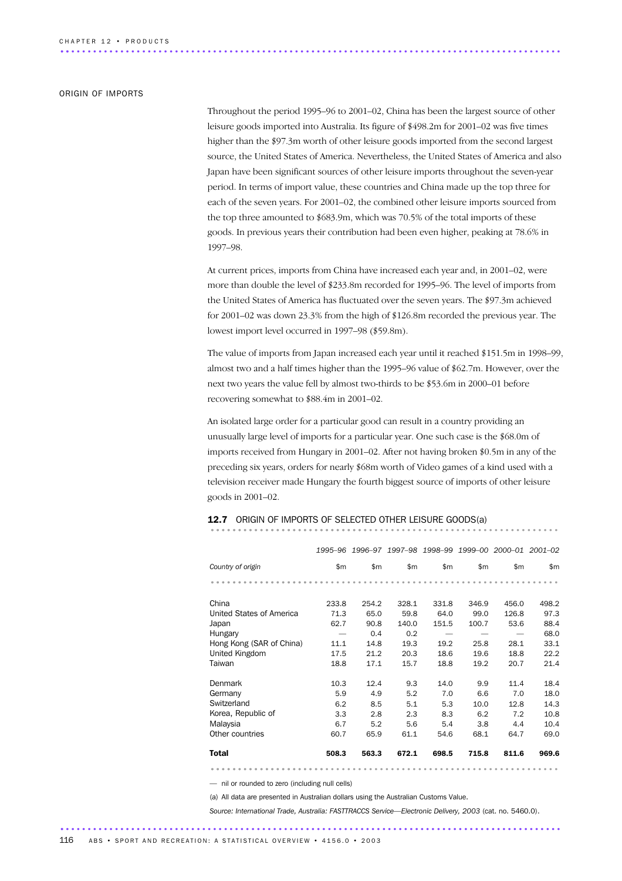## ORIGIN OF IMPORTS

Throughout the period 1995–96 to 2001–02, China has been the largest source of other leisure goods imported into Australia. Its figure of $498.2m for 2001–02 was five times higher than the $97.3m worth of other leisure goods imported from the second largest source, the United States of America. Nevertheless, the United States of America and also Japan have been significant sources of other leisure imports throughout the seven-year period. In terms of import value, these countries and China made up the top three for each of the seven years. For 2001–02, the combined other leisure imports sourced from the top three amounted to $683.9m, which was 70.5% of the total imports of these goods. In previous years their contribution had been even higher, peaking at 78.6% in 1997–98.

At current prices, imports from China have increased each year and, in 2001–02, were more than double the level of $233.8m recorded for 1995–96. The level of imports from the United States of America has fluctuated over the seven years. The $97.3m achieved for 2001–02 was down 23.3% from the high of $126.8m recorded the previous year. The lowest import level occurred in 1997–98 ($59.8m).

The value of imports from Japan increased each year until it reached $151.5m in 1998–99, almost two and a half times higher than the 1995–96 value of $62.7m. However, over the next two years the value fell by almost two-thirds to be $53.6m in 2000–01 before recovering somewhat to $88.4m in 2001–02.

An isolated large order for a particular good can result in a country providing an unusually large level of imports for a particular year. One such case is the $68.0m of imports received from Hungary in 2001–02. After not having broken $0.5m in any of the preceding six years, orders for nearly $68m worth of Video games of a kind used with a television receiver made Hungary the fourth biggest source of imports of other leisure goods in 2001–02.

**12.7** ORIGIN OF IMPORTS OF SELECTED OTHER LEISURE GOODS(a)

| | 1995–96 | 1996–97 | 1997–98 | 1998–99 | 1999–00 | 2000–01 | 2001–02 |
|---|---|---|---|---|---|---|---|
| *Country of origin* | $m | $m | $m | $m | $m | $m | $m |
| China | 233.8 | 254.2 | 328.1 | 331.8 | 346.9 | 456.0 | 498.2 |
| United States of America | 71.3 | 65.0 | 59.8 | 64.0 | 99.0 | 126.8 | 97.3 |
| Japan | 62.7 | 90.8 | 140.0 | 151.5 | 100.7 | 53.6 | 88.4 |
| Hungary | — | 0.4 | 0.2 | — | — | — | 68.0 |
| Hong Kong (SAR of China) | 11.1 | 14.8 | 19.3 | 19.2 | 25.8 | 28.1 | 33.1 |
| United Kingdom | 17.5 | 21.2 | 20.3 | 18.6 | 19.6 | 18.8 | 22.2 |
| Taiwan | 18.8 | 17.1 | 15.7 | 18.8 | 19.2 | 20.7 | 21.4 |
| Denmark | 10.3 | 12.4 | 9.3 | 14.0 | 9.9 | 11.4 | 18.4 |
| Germany | 5.9 | 4.9 | 5.2 | 7.0 | 6.6 | 7.0 | 18.0 |
| Switzerland | 6.2 | 8.5 | 5.1 | 5.3 | 10.0 | 12.8 | 14.3 |
| Korea, Republic of | 3.3 | 2.8 | 2.3 | 8.3 | 6.2 | 7.2 | 10.8 |
| Malaysia | 6.7 | 5.2 | 5.6 | 5.4 | 3.8 | 4.4 | 10.4 |
| Other countries | 60.7 | 65.9 | 61.1 | 54.6 | 68.1 | 64.7 | 69.0 |
| **Total** | **508.3** | **563.3** | **672.1** | **698.5** | **715.8** | **811.6** | **969.6** |

— nil or rounded to zero (including null cells)

(a) All data are presented in Australian dollars using the Australian Customs Value.

*Source: International Trade, Australia: FASTTRACCS Service—Electronic Delivery, 2003* (cat. no. 5460.0).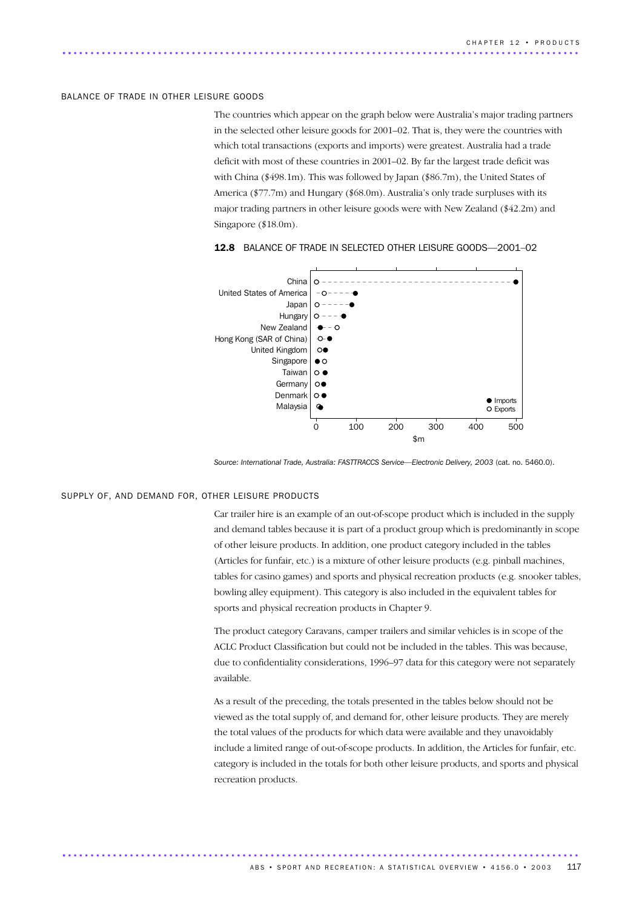## BALANCE OF TRADE IN OTHER LEISURE GOODS

The countries which appear on the graph below were Australia's major trading partners in the selected other leisure goods for 2001–02. That is, they were the countries with which total transactions (exports and imports) were greatest. Australia had a trade deficit with most of these countries in 2001–02. By far the largest trade deficit was with China ($498.1m). This was followed by Japan ($86.7m), the United States of America ($77.7m) and Hungary ($68.0m). Australia's only trade surpluses with its major trading partners in other leisure goods were with New Zealand ($42.2m) and Singapore ($18.0m).

**12.8** BALANCE OF TRADE IN SELECTED OTHER LEISURE GOODS—2001–02

China
United States of America
Japan
Hungary
New Zealand
Hong Kong (SAR of China)
United Kingdom
Singapore
Taiwan
Germany
Denmark
Malaysia

● Imports
○ Exports

0 100 200 300 400 500
$m

*Source: International Trade, Australia: FASTTRACCS Service—Electronic Delivery, 2003* (cat. no. 5460.0).

## SUPPLY OF, AND DEMAND FOR, OTHER LEISURE PRODUCTS

Car trailer hire is an example of an out-of-scope product which is included in the supply and demand tables because it is part of a product group which is predominantly in scope of other leisure products. In addition, one product category included in the tables (Articles for funfair, etc.) is a mixture of other leisure products (e.g. pinball machines, tables for casino games) and sports and physical recreation products (e.g. snooker tables, bowling alley equipment). This category is also included in the equivalent tables for sports and physical recreation products in Chapter 9.

The product category Caravans, camper trailers and similar vehicles is in scope of the ACLC Product Classification but could not be included in the tables. This was because, due to confidentiality considerations, 1996–97 data for this category were not separately available.

As a result of the preceding, the totals presented in the tables below should not be viewed as the total supply of, and demand for, other leisure products. They are merely the total values of the products for which data were available and they unavoidably include a limited range of out-of-scope products. In addition, the Articles for funfair, etc. category is included in the totals for both other leisure products, and sports and physical recreation products.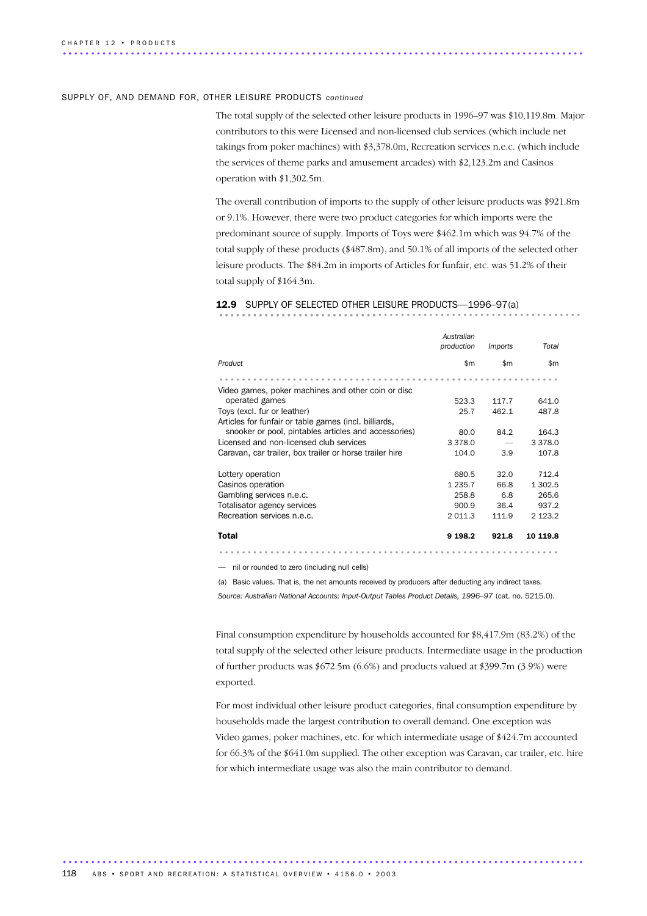## SUPPLY OF, AND DEMAND FOR, OTHER LEISURE PRODUCTS *continued*

The total supply of the selected other leisure products in 1996–97 was $10,119.8m. Major contributors to this were Licensed and non-licensed club services (which include net takings from poker machines) with $3,378.0m, Recreation services n.e.c. (which include the services of theme parks and amusement arcades) with $2,123.2m and Casinos operation with $1,302.5m.

The overall contribution of imports to the supply of other leisure products was $921.8m or 9.1%. However, there were two product categories for which imports were the predominant source of supply. Imports of Toys were $462.1m which was 94.7% of the total supply of these products ($487.8m), and 50.1% of all imports of the selected other leisure products. The $84.2m in imports of Articles for funfair, etc. was 51.2% of their total supply of $164.3m.

**12.9** SUPPLY OF SELECTED OTHER LEISURE PRODUCTS—1996–97(a)

| Product | Australian production $m | Imports $m | Total $m |
|---|---|---|---|
| Video games, poker machines and other coin or disc operated games | 523.3 | 117.7 | 641.0 |
| Toys (excl. fur or leather) | 25.7 | 462.1 | 487.8 |
| Articles for funfair or table games (incl. billiards, snooker or pool, pintables articles and accessories) | 80.0 | 84.2 | 164.3 |
| Licensed and non-licensed club services | 3 378.0 | — | 3 378.0 |
| Caravan, car trailer, box trailer or horse trailer hire | 104.0 | 3.9 | 107.8 |
| Lottery operation | 680.5 | 32.0 | 712.4 |
| Casinos operation | 1 235.7 | 66.8 | 1 302.5 |
| Gambling services n.e.c. | 258.8 | 6.8 | 265.6 |
| Totalisator agency services | 900.9 | 36.4 | 937.2 |
| Recreation services n.e.c. | 2 011.3 | 111.9 | 2 123.2 |
| **Total** | **9 198.2** | **921.8** | **10 119.8** |

— nil or rounded to zero (including null cells)

(a) Basic values. That is, the net amounts received by producers after deducting any indirect taxes.

*Source: Australian National Accounts: Input-Output Tables Product Details, 1996–97* (cat. no. 5215.0).

Final consumption expenditure by households accounted for $8,417.9m (83.2%) of the total supply of the selected other leisure products. Intermediate usage in the production of further products was $672.5m (6.6%) and products valued at $399.7m (3.9%) were exported.

For most individual other leisure product categories, final consumption expenditure by households made the largest contribution to overall demand. One exception was Video games, poker machines, etc. for which intermediate usage of $424.7m accounted for 66.3% of the $641.0m supplied. The other exception was Caravan, car trailer, etc. hire for which intermediate usage was also the main contributor to demand.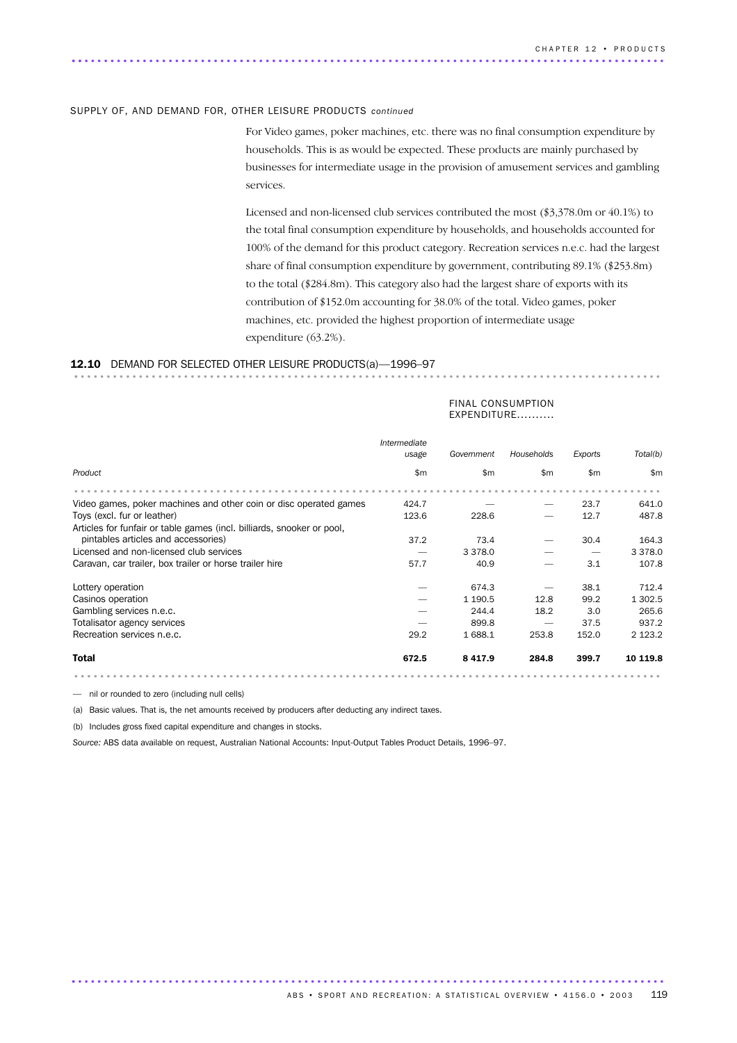SUPPLY OF, AND DEMAND FOR, OTHER LEISURE PRODUCTS *continued*

For Video games, poker machines, etc. there was no final consumption expenditure by households. This is as would be expected. These products are mainly purchased by businesses for intermediate usage in the provision of amusement services and gambling services.

Licensed and non-licensed club services contributed the most ($3,378.0m or 40.1%) to the total final consumption expenditure by households, and households accounted for 100% of the demand for this product category. Recreation services n.e.c. had the largest share of final consumption expenditure by government, contributing 89.1% ($253.8m) to the total ($284.8m). This category also had the largest share of exports with its contribution of $152.0m accounting for 38.0% of the total. Video games, poker machines, etc. provided the highest proportion of intermediate usage expenditure (63.2%).

**12.10** DEMAND FOR SELECTED OTHER LEISURE PRODUCTS(a)—1996–97

| | | FINAL CONSUMPTION EXPENDITURE | | | |
|---|---|---|---|---|---|
| | *Intermediate usage* | *Government* | *Households* | *Exports* | *Total(b)* |
| *Product* | $m | $m | $m | $m | $m |
| Video games, poker machines and other coin or disc operated games | 424.7 | — | — | 23.7 | 641.0 |
| Toys (excl. fur or leather) | 123.6 | 228.6 | — | 12.7 | 487.8 |
| Articles for funfair or table games (incl. billiards, snooker or pool, pintables articles and accessories) | 37.2 | 73.4 | — | 30.4 | 164.3 |
| Licensed and non-licensed club services | — | 3 378.0 | — | — | 3 378.0 |
| Caravan, car trailer, box trailer or horse trailer hire | 57.7 | 40.9 | — | 3.1 | 107.8 |
| Lottery operation | — | 674.3 | — | 38.1 | 712.4 |
| Casinos operation | — | 1 190.5 | 12.8 | 99.2 | 1 302.5 |
| Gambling services n.e.c. | — | 244.4 | 18.2 | 3.0 | 265.6 |
| Totalisator agency services | — | 899.8 | — | 37.5 | 937.2 |
| Recreation services n.e.c. | 29.2 | 1 688.1 | 253.8 | 152.0 | 2 123.2 |
| **Total** | **672.5** | **8 417.9** | **284.8** | **399.7** | **10 119.8** |

— nil or rounded to zero (including null cells)

(a) Basic values. That is, the net amounts received by producers after deducting any indirect taxes.

(b) Includes gross fixed capital expenditure and changes in stocks.

*Source:* ABS data available on request, Australian National Accounts: Input-Output Tables Product Details, 1996–97.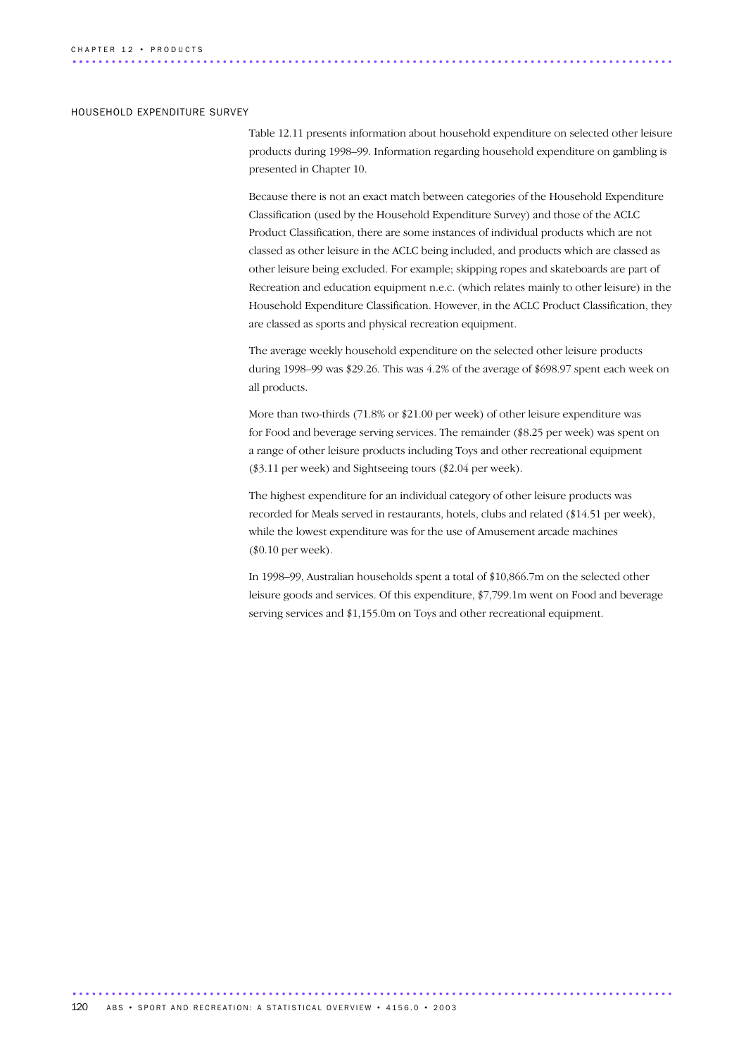## HOUSEHOLD EXPENDITURE SURVEY

Table 12.11 presents information about household expenditure on selected other leisure products during 1998–99. Information regarding household expenditure on gambling is presented in Chapter 10.

Because there is not an exact match between categories of the Household Expenditure Classification (used by the Household Expenditure Survey) and those of the ACLC Product Classification, there are some instances of individual products which are not classed as other leisure in the ACLC being included, and products which are classed as other leisure being excluded. For example; skipping ropes and skateboards are part of Recreation and education equipment n.e.c. (which relates mainly to other leisure) in the Household Expenditure Classification. However, in the ACLC Product Classification, they are classed as sports and physical recreation equipment.

The average weekly household expenditure on the selected other leisure products during 1998–99 was $29.26. This was 4.2% of the average of $698.97 spent each week on all products.

More than two-thirds (71.8% or $21.00 per week) of other leisure expenditure was for Food and beverage serving services. The remainder ($8.25 per week) was spent on a range of other leisure products including Toys and other recreational equipment ($3.11 per week) and Sightseeing tours ($2.04 per week).

The highest expenditure for an individual category of other leisure products was recorded for Meals served in restaurants, hotels, clubs and related ($14.51 per week), while the lowest expenditure was for the use of Amusement arcade machines ($0.10 per week).

In 1998–99, Australian households spent a total of $10,866.7m on the selected other leisure goods and services. Of this expenditure, $7,799.1m went on Food and beverage serving services and $1,155.0m on Toys and other recreational equipment.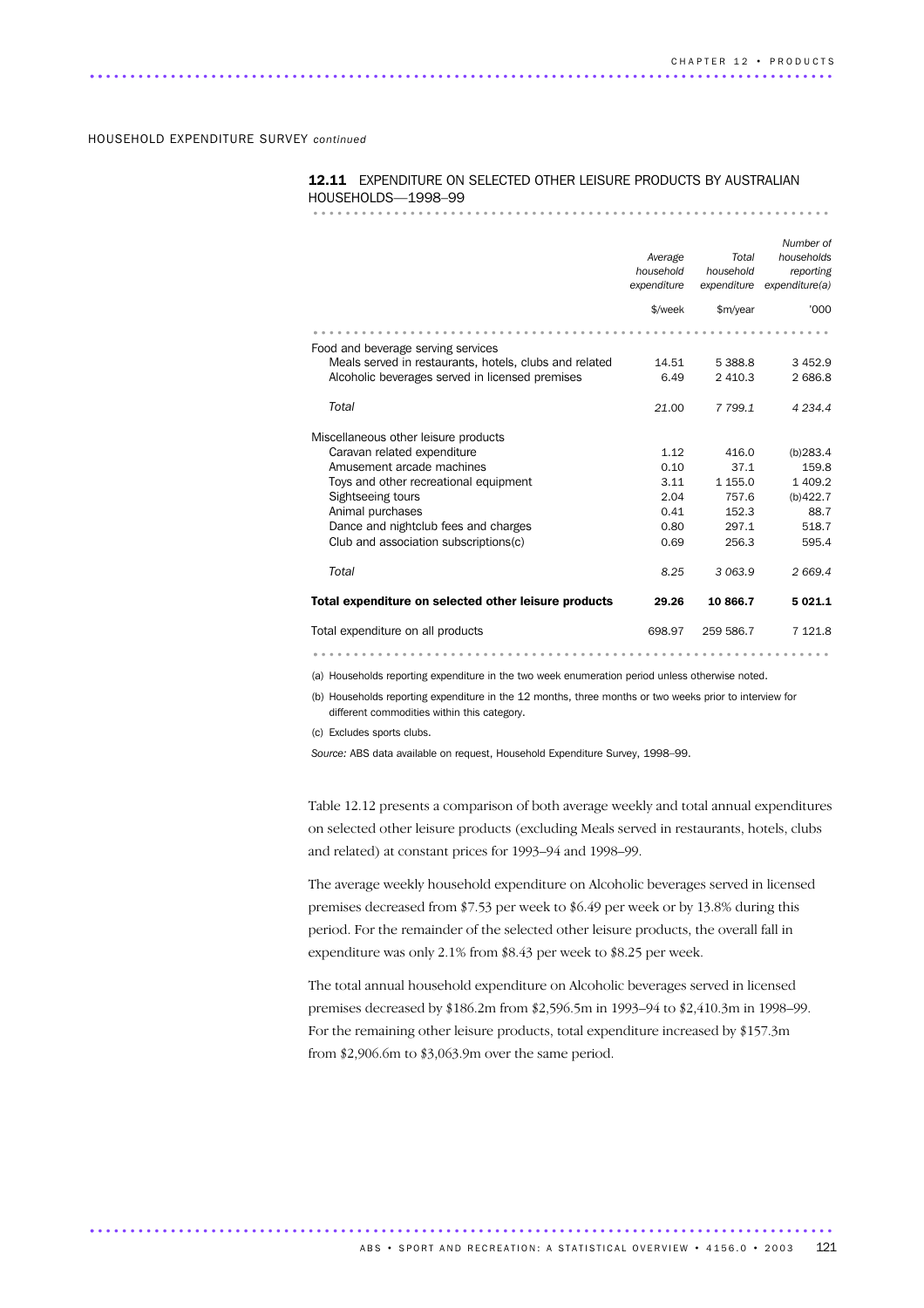HOUSEHOLD EXPENDITURE SURVEY *continued*

**12.11** EXPENDITURE ON SELECTED OTHER LEISURE PRODUCTS BY AUSTRALIAN HOUSEHOLDS—1998–99

| | *Average household expenditure* | *Total household expenditure* | *Number of households reporting expenditure(a)* |
|---|---|---|---|
| | $/week | $m/year | '000 |
| Food and beverage serving services | | | |
| Meals served in restaurants, hotels, clubs and related | 14.51 | 5 388.8 | 3 452.9 |
| Alcoholic beverages served in licensed premises | 6.49 | 2 410.3 | 2 686.8 |
| *Total* | *21.00* | *7 799.1* | *4 234.4* |
| Miscellaneous other leisure products | | | |
| Caravan related expenditure | 1.12 | 416.0 | (b)283.4 |
| Amusement arcade machines | 0.10 | 37.1 | 159.8 |
| Toys and other recreational equipment | 3.11 | 1 155.0 | 1 409.2 |
| Sightseeing tours | 2.04 | 757.6 | (b)422.7 |
| Animal purchases | 0.41 | 152.3 | 88.7 |
| Dance and nightclub fees and charges | 0.80 | 297.1 | 518.7 |
| Club and association subscriptions(c) | 0.69 | 256.3 | 595.4 |
| *Total* | *8.25* | *3 063.9* | *2 669.4* |
| **Total expenditure on selected other leisure products** | **29.26** | **10 866.7** | **5 021.1** |
| Total expenditure on all products | 698.97 | 259 586.7 | 7 121.8 |

(a) Households reporting expenditure in the two week enumeration period unless otherwise noted.

(b) Households reporting expenditure in the 12 months, three months or two weeks prior to interview for different commodities within this category.

(c) Excludes sports clubs.

*Source:* ABS data available on request, Household Expenditure Survey, 1998–99.

Table 12.12 presents a comparison of both average weekly and total annual expenditures on selected other leisure products (excluding Meals served in restaurants, hotels, clubs and related) at constant prices for 1993–94 and 1998–99.

The average weekly household expenditure on Alcoholic beverages served in licensed premises decreased from $7.53 per week to $6.49 per week or by 13.8% during this period. For the remainder of the selected other leisure products, the overall fall in expenditure was only 2.1% from $8.43 per week to $8.25 per week.

The total annual household expenditure on Alcoholic beverages served in licensed premises decreased by $186.2m from $2,596.5m in 1993–94 to $2,410.3m in 1998–99. For the remaining other leisure products, total expenditure increased by $157.3m from $2,906.6m to $3,063.9m over the same period.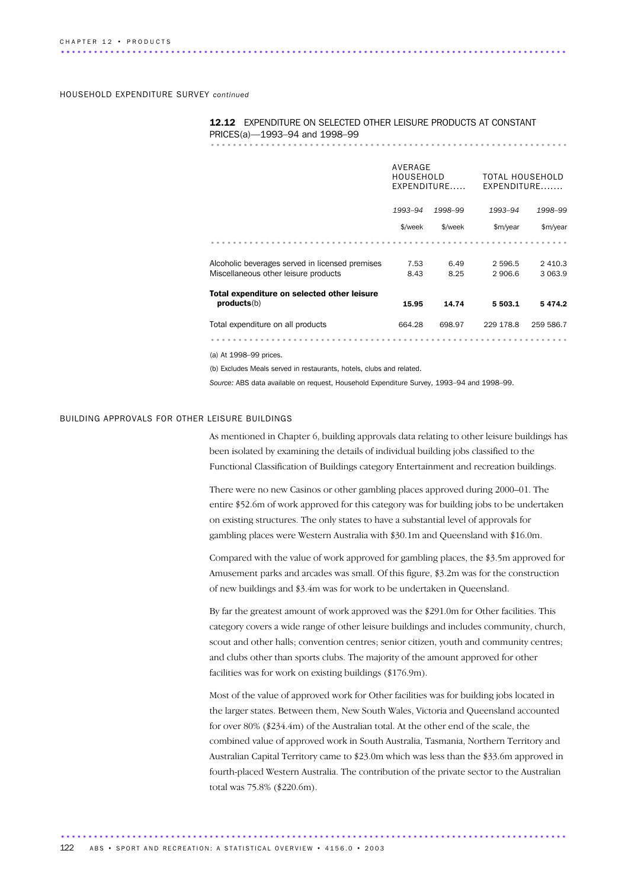HOUSEHOLD EXPENDITURE SURVEY *continued*

**12.12** EXPENDITURE ON SELECTED OTHER LEISURE PRODUCTS AT CONSTANT PRICES(a)—1993–94 and 1998–99

| | AVERAGE HOUSEHOLD EXPENDITURE..... | | TOTAL HOUSEHOLD EXPENDITURE....... | |
|---|---|---|---|---|
| | *1993–94* | *1998–99* | *1993–94* | *1998–99* |
| | $/week | $/week | $m/year | $m/year |
| Alcoholic beverages served in licensed premises | 7.53 | 6.49 | 2 596.5 | 2 410.3 |
| Miscellaneous other leisure products | 8.43 | 8.25 | 2 906.6 | 3 063.9 |
| **Total expenditure on selected other leisure products**(b) | **15.95** | **14.74** | **5 503.1** | **5 474.2** |
| Total expenditure on all products | 664.28 | 698.97 | 229 178.8 | 259 586.7 |

(a) At 1998–99 prices.

(b) Excludes Meals served in restaurants, hotels, clubs and related.

*Source:* ABS data available on request, Household Expenditure Survey, 1993–94 and 1998–99.

## BUILDING APPROVALS FOR OTHER LEISURE BUILDINGS

As mentioned in Chapter 6, building approvals data relating to other leisure buildings has been isolated by examining the details of individual building jobs classified to the Functional Classification of Buildings category Entertainment and recreation buildings.

There were no new Casinos or other gambling places approved during 2000–01. The entire $52.6m of work approved for this category was for building jobs to be undertaken on existing structures. The only states to have a substantial level of approvals for gambling places were Western Australia with $30.1m and Queensland with $16.0m.

Compared with the value of work approved for gambling places, the $3.5m approved for Amusement parks and arcades was small. Of this figure, $3.2m was for the construction of new buildings and $3.4m was for work to be undertaken in Queensland.

By far the greatest amount of work approved was the $291.0m for Other facilities. This category covers a wide range of other leisure buildings and includes community, church, scout and other halls; convention centres; senior citizen, youth and community centres; and clubs other than sports clubs. The majority of the amount approved for other facilities was for work on existing buildings ($176.9m).

Most of the value of approved work for Other facilities was for building jobs located in the larger states. Between them, New South Wales, Victoria and Queensland accounted for over 80% ($234.4m) of the Australian total. At the other end of the scale, the combined value of approved work in South Australia, Tasmania, Northern Territory and Australian Capital Territory came to $23.0m which was less than the $33.6m approved in fourth-placed Western Australia. The contribution of the private sector to the Australian total was 75.8% ($220.6m).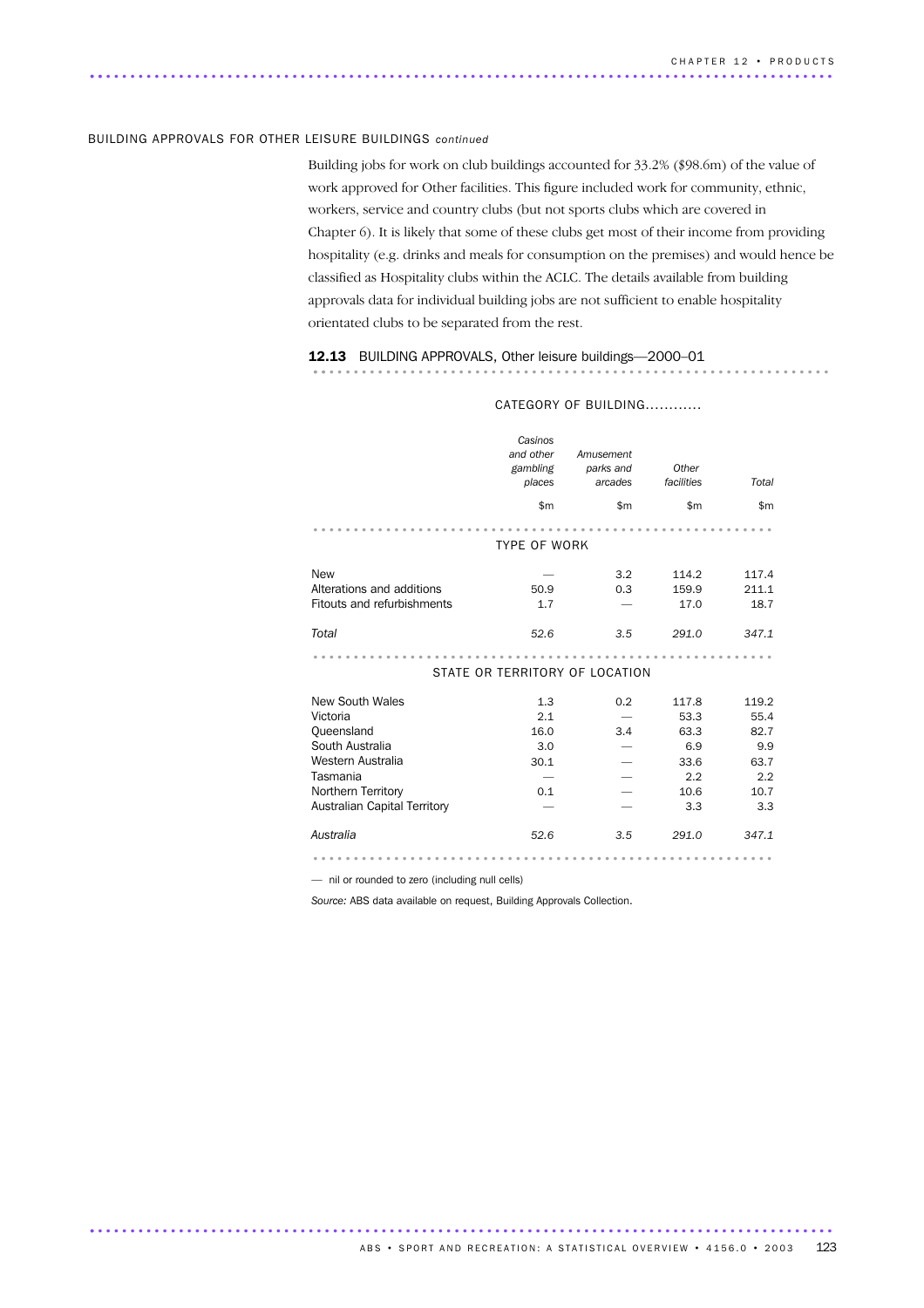BUILDING APPROVALS FOR OTHER LEISURE BUILDINGS *continued*

Building jobs for work on club buildings accounted for 33.2% ($98.6m) of the value of work approved for Other facilities. This figure included work for community, ethnic, workers, service and country clubs (but not sports clubs which are covered in Chapter 6). It is likely that some of these clubs get most of their income from providing hospitality (e.g. drinks and meals for consumption on the premises) and would hence be classified as Hospitality clubs within the ACLC. The details available from building approvals data for individual building jobs are not sufficient to enable hospitality orientated clubs to be separated from the rest.

**12.13** BUILDING APPROVALS, Other leisure buildings—2000–01

| | CATEGORY OF BUILDING | | | |
|---|---|---|---|---|
| | *Casinos and other gambling places* | *Amusement parks and arcades* | *Other facilities* | *Total* |
| | $m | $m | $m | $m |
| **TYPE OF WORK** | | | | |
| New | — | 3.2 | 114.2 | 117.4 |
| Alterations and additions | 50.9 | 0.3 | 159.9 | 211.1 |
| Fitouts and refurbishments | 1.7 | — | 17.0 | 18.7 |
| *Total* | *52.6* | *3.5* | *291.0* | *347.1* |
| **STATE OR TERRITORY OF LOCATION** | | | | |
| New South Wales | 1.3 | 0.2 | 117.8 | 119.2 |
| Victoria | 2.1 | — | 53.3 | 55.4 |
| Queensland | 16.0 | 3.4 | 63.3 | 82.7 |
| South Australia | 3.0 | — | 6.9 | 9.9 |
| Western Australia | 30.1 | — | 33.6 | 63.7 |
| Tasmania | — | — | 2.2 | 2.2 |
| Northern Territory | 0.1 | — | 10.6 | 10.7 |
| Australian Capital Territory | — | — | 3.3 | 3.3 |
| *Australia* | *52.6* | *3.5* | *291.0* | *347.1* |

— nil or rounded to zero (including null cells)

*Source:* ABS data available on request, Building Approvals Collection.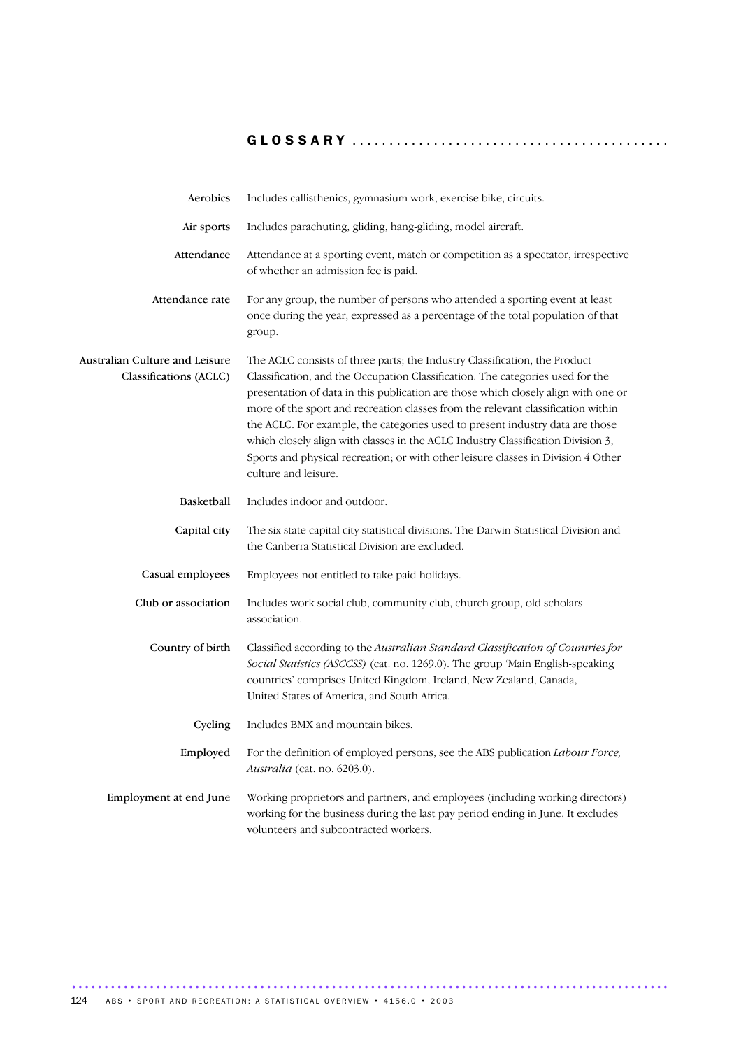# GLOSSARY

**Aerobics** Includes callisthenics, gymnasium work, exercise bike, circuits.

**Air sports** Includes parachuting, gliding, hang-gliding, model aircraft.

**Attendance** Attendance at a sporting event, match or competition as a spectator, irrespective of whether an admission fee is paid.

**Attendance rate** For any group, the number of persons who attended a sporting event at least once during the year, expressed as a percentage of the total population of that group.

**Australian Culture and Leisure Classifications (ACLC)** The ACLC consists of three parts; the Industry Classification, the Product Classification, and the Occupation Classification. The categories used for the presentation of data in this publication are those which closely align with one or more of the sport and recreation classes from the relevant classification within the ACLC. For example, the categories used to present industry data are those which closely align with classes in the ACLC Industry Classification Division 3, Sports and physical recreation; or with other leisure classes in Division 4 Other culture and leisure.

**Basketball** Includes indoor and outdoor.

**Capital city** The six state capital city statistical divisions. The Darwin Statistical Division and the Canberra Statistical Division are excluded.

**Casual employees** Employees not entitled to take paid holidays.

**Club or association** Includes work social club, community club, church group, old scholars association.

**Country of birth** Classified according to the *Australian Standard Classification of Countries for Social Statistics (ASCCSS)* (cat. no. 1269.0). The group 'Main English-speaking countries' comprises United Kingdom, Ireland, New Zealand, Canada, United States of America, and South Africa.

**Cycling** Includes BMX and mountain bikes.

**Employed** For the definition of employed persons, see the ABS publication *Labour Force, Australia* (cat. no. 6203.0).

**Employment at end June** Working proprietors and partners, and employees (including working directors) working for the business during the last pay period ending in June. It excludes volunteers and subcontracted workers.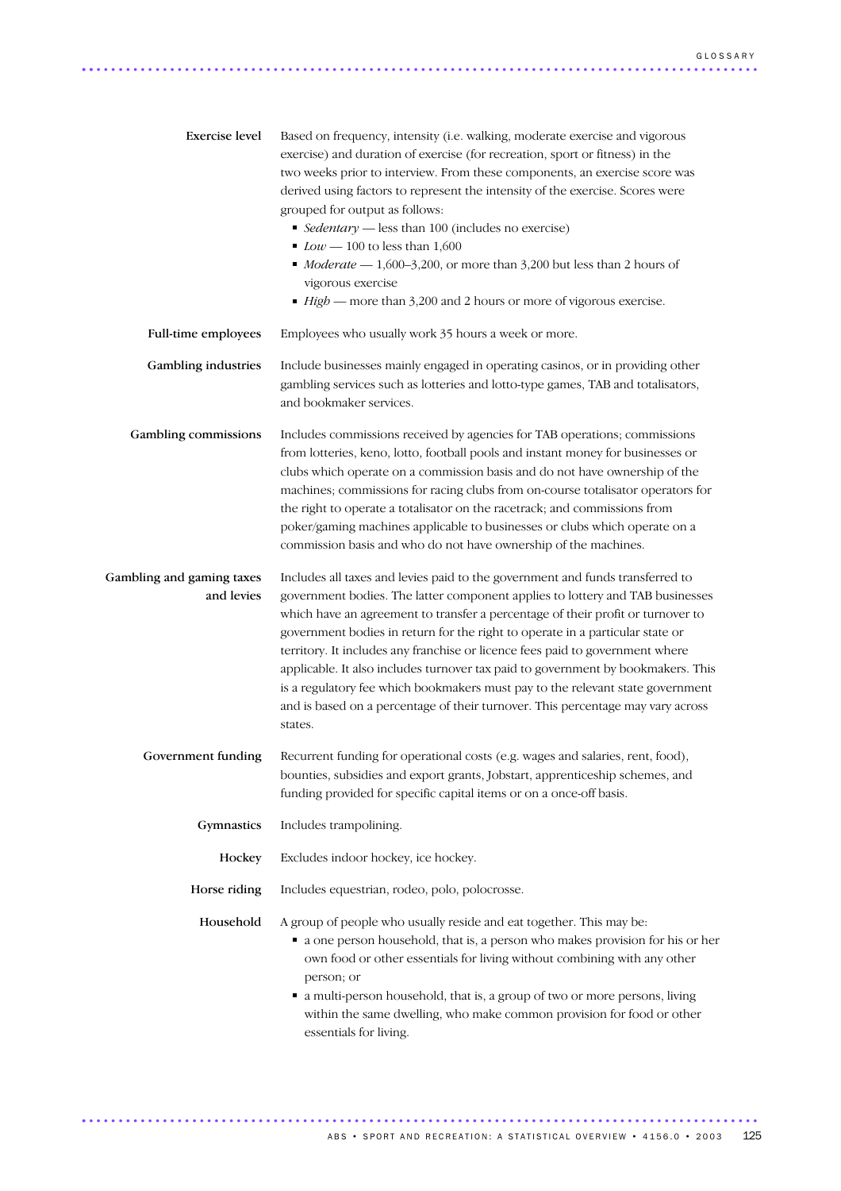**Exercise level** Based on frequency, intensity (i.e. walking, moderate exercise and vigorous exercise) and duration of exercise (for recreation, sport or fitness) in the two weeks prior to interview. From these components, an exercise score was derived using factors to represent the intensity of the exercise. Scores were grouped for output as follows:

- *Sedentary* — less than 100 (includes no exercise)
- *Low* — 100 to less than 1,600
- *Moderate* — 1,600–3,200, or more than 3,200 but less than 2 hours of vigorous exercise
- *High* — more than 3,200 and 2 hours or more of vigorous exercise.

**Full-time employees** Employees who usually work 35 hours a week or more.

**Gambling industries** Include businesses mainly engaged in operating casinos, or in providing other gambling services such as lotteries and lotto-type games, TAB and totalisators, and bookmaker services.

**Gambling commissions** Includes commissions received by agencies for TAB operations; commissions from lotteries, keno, lotto, football pools and instant money for businesses or clubs which operate on a commission basis and do not have ownership of the machines; commissions for racing clubs from on-course totalisator operators for the right to operate a totalisator on the racetrack; and commissions from poker/gaming machines applicable to businesses or clubs which operate on a commission basis and who do not have ownership of the machines.

**Gambling and gaming taxes and levies** Includes all taxes and levies paid to the government and funds transferred to government bodies. The latter component applies to lottery and TAB businesses which have an agreement to transfer a percentage of their profit or turnover to government bodies in return for the right to operate in a particular state or territory. It includes any franchise or licence fees paid to government where applicable. It also includes turnover tax paid to government by bookmakers. This is a regulatory fee which bookmakers must pay to the relevant state government and is based on a percentage of their turnover. This percentage may vary across states.

**Government funding** Recurrent funding for operational costs (e.g. wages and salaries, rent, food), bounties, subsidies and export grants, Jobstart, apprenticeship schemes, and funding provided for specific capital items or on a once-off basis.

**Gymnastics** Includes trampolining.

**Hockey** Excludes indoor hockey, ice hockey.

**Horse riding** Includes equestrian, rodeo, polo, polocrosse.

**Household** A group of people who usually reside and eat together. This may be:

- a one person household, that is, a person who makes provision for his or her own food or other essentials for living without combining with any other person; or
- a multi-person household, that is, a group of two or more persons, living within the same dwelling, who make common provision for food or other essentials for living.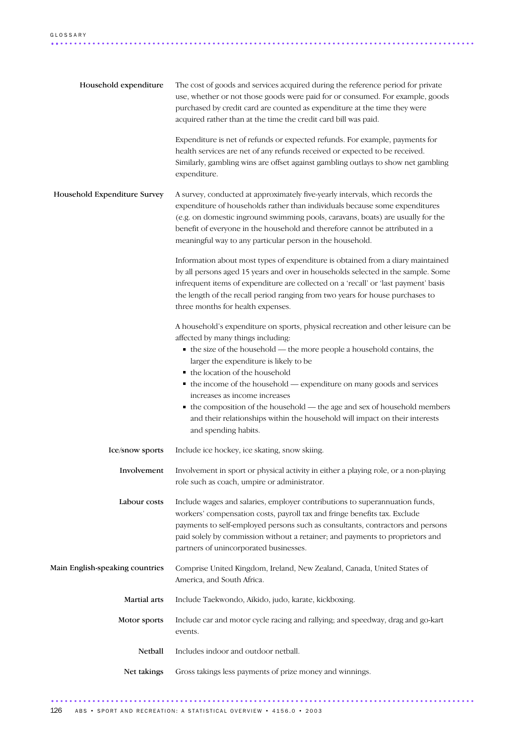**Household expenditure**

The cost of goods and services acquired during the reference period for private use, whether or not those goods were paid for or consumed. For example, goods purchased by credit card are counted as expenditure at the time they were acquired rather than at the time the credit card bill was paid.

Expenditure is net of refunds or expected refunds. For example, payments for health services are net of any refunds received or expected to be received. Similarly, gambling wins are offset against gambling outlays to show net gambling expenditure.

**Household Expenditure Survey**

A survey, conducted at approximately five-yearly intervals, which records the expenditure of households rather than individuals because some expenditures (e.g. on domestic inground swimming pools, caravans, boats) are usually for the benefit of everyone in the household and therefore cannot be attributed in a meaningful way to any particular person in the household.

Information about most types of expenditure is obtained from a diary maintained by all persons aged 15 years and over in households selected in the sample. Some infrequent items of expenditure are collected on a 'recall' or 'last payment' basis the length of the recall period ranging from two years for house purchases to three months for health expenses.

A household's expenditure on sports, physical recreation and other leisure can be affected by many things including:

- the size of the household — the more people a household contains, the larger the expenditure is likely to be
- the location of the household
- the income of the household — expenditure on many goods and services increases as income increases
- the composition of the household — the age and sex of household members and their relationships within the household will impact on their interests and spending habits.

**Ice/snow sports**

Include ice hockey, ice skating, snow skiing.

**Involvement**

Involvement in sport or physical activity in either a playing role, or a non-playing role such as coach, umpire or administrator.

**Labour costs**

Include wages and salaries, employer contributions to superannuation funds, workers' compensation costs, payroll tax and fringe benefits tax. Exclude payments to self-employed persons such as consultants, contractors and persons paid solely by commission without a retainer; and payments to proprietors and partners of unincorporated businesses.

**Main English-speaking countries**

Comprise United Kingdom, Ireland, New Zealand, Canada, United States of America, and South Africa.

**Martial arts**

Include Taekwondo, Aikido, judo, karate, kickboxing.

**Motor sports**

Include car and motor cycle racing and rallying; and speedway, drag and go-kart events.

**Netball**

Includes indoor and outdoor netball.

**Net takings**

Gross takings less payments of prize money and winnings.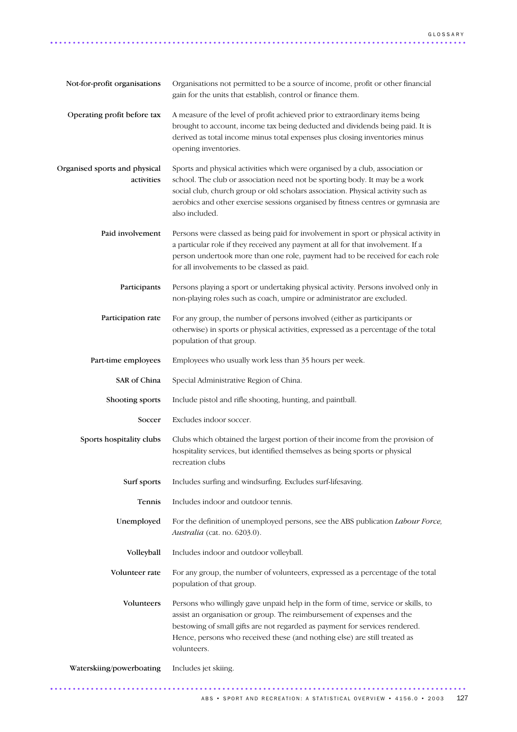**Not-for-profit organisations** Organisations not permitted to be a source of income, profit or other financial gain for the units that establish, control or finance them.

**Operating profit before tax** A measure of the level of profit achieved prior to extraordinary items being brought to account, income tax being deducted and dividends being paid. It is derived as total income minus total expenses plus closing inventories minus opening inventories.

**Organised sports and physical activities** Sports and physical activities which were organised by a club, association or school. The club or association need not be sporting body. It may be a work social club, church group or old scholars association. Physical activity such as aerobics and other exercise sessions organised by fitness centres or gymnasia are also included.

**Paid involvement** Persons were classed as being paid for involvement in sport or physical activity in a particular role if they received any payment at all for that involvement. If a person undertook more than one role, payment had to be received for each role for all involvements to be classed as paid.

**Participants** Persons playing a sport or undertaking physical activity. Persons involved only in non-playing roles such as coach, umpire or administrator are excluded.

**Participation rate** For any group, the number of persons involved (either as participants or otherwise) in sports or physical activities, expressed as a percentage of the total population of that group.

**Part-time employees** Employees who usually work less than 35 hours per week.

**SAR of China** Special Administrative Region of China.

**Shooting sports** Include pistol and rifle shooting, hunting, and paintball.

**Soccer** Excludes indoor soccer.

**Sports hospitality clubs** Clubs which obtained the largest portion of their income from the provision of hospitality services, but identified themselves as being sports or physical recreation clubs

**Surf sports** Includes surfing and windsurfing. Excludes surf-lifesaving.

**Tennis** Includes indoor and outdoor tennis.

**Unemployed** For the definition of unemployed persons, see the ABS publication *Labour Force, Australia* (cat. no. 6203.0).

**Volleyball** Includes indoor and outdoor volleyball.

**Volunteer rate** For any group, the number of volunteers, expressed as a percentage of the total population of that group.

**Volunteers** Persons who willingly gave unpaid help in the form of time, service or skills, to assist an organisation or group. The reimbursement of expenses and the bestowing of small gifts are not regarded as payment for services rendered. Hence, persons who received these (and nothing else) are still treated as volunteers.

**Waterskiing/powerboating** Includes jet skiing.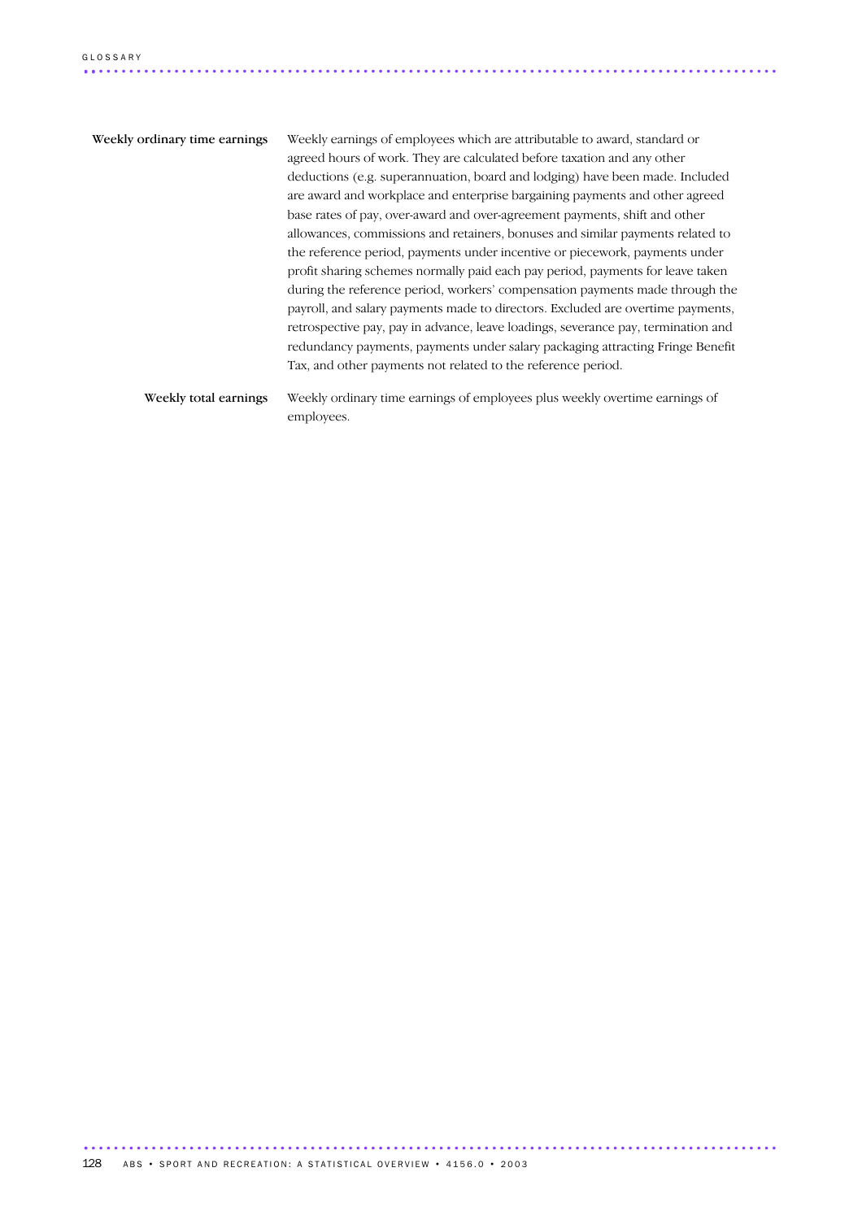**Weekly ordinary time earnings** Weekly earnings of employees which are attributable to award, standard or agreed hours of work. They are calculated before taxation and any other deductions (e.g. superannuation, board and lodging) have been made. Included are award and workplace and enterprise bargaining payments and other agreed base rates of pay, over-award and over-agreement payments, shift and other allowances, commissions and retainers, bonuses and similar payments related to the reference period, payments under incentive or piecework, payments under profit sharing schemes normally paid each pay period, payments for leave taken during the reference period, workers' compensation payments made through the payroll, and salary payments made to directors. Excluded are overtime payments, retrospective pay, pay in advance, leave loadings, severance pay, termination and redundancy payments, payments under salary packaging attracting Fringe Benefit Tax, and other payments not related to the reference period.

**Weekly total earnings** Weekly ordinary time earnings of employees plus weekly overtime earnings of employees.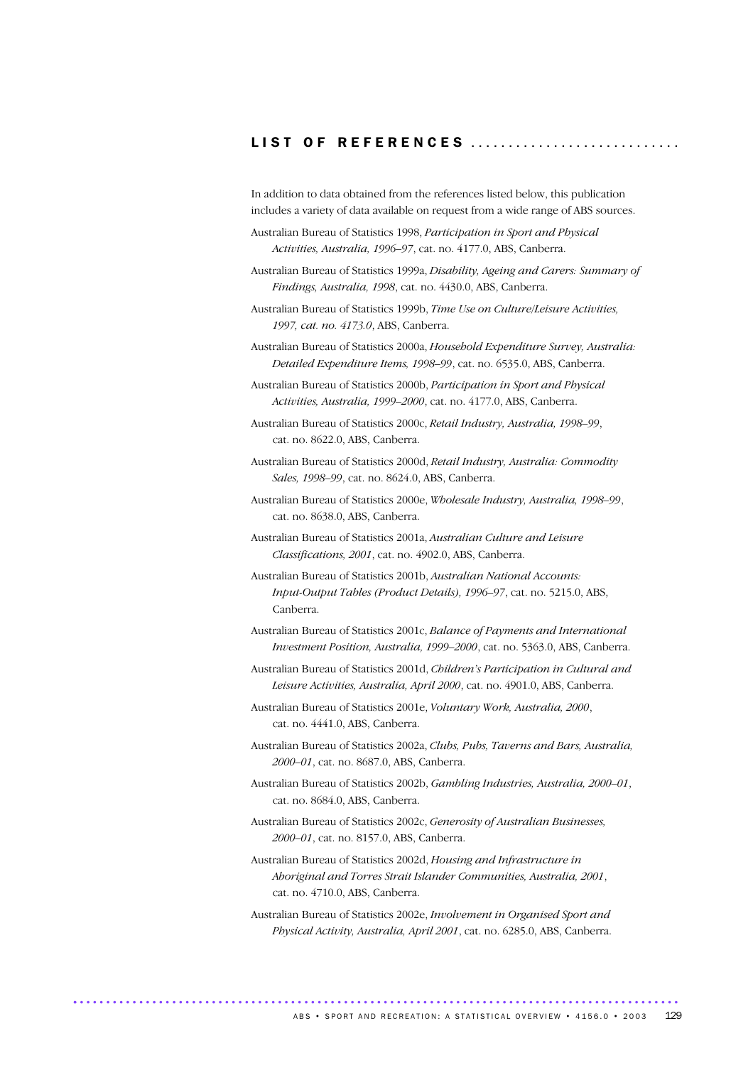## LIST OF REFERENCES

In addition to data obtained from the references listed below, this publication includes a variety of data available on request from a wide range of ABS sources.

Australian Bureau of Statistics 1998, *Participation in Sport and Physical Activities, Australia, 1996–97*, cat. no. 4177.0, ABS, Canberra.

Australian Bureau of Statistics 1999a, *Disability, Ageing and Carers: Summary of Findings, Australia, 1998*, cat. no. 4430.0, ABS, Canberra.

Australian Bureau of Statistics 1999b, *Time Use on Culture/Leisure Activities, 1997, cat. no. 4173.0*, ABS, Canberra.

Australian Bureau of Statistics 2000a, *Household Expenditure Survey, Australia: Detailed Expenditure Items, 1998–99*, cat. no. 6535.0, ABS, Canberra.

Australian Bureau of Statistics 2000b, *Participation in Sport and Physical Activities, Australia, 1999–2000*, cat. no. 4177.0, ABS, Canberra.

Australian Bureau of Statistics 2000c, *Retail Industry, Australia, 1998–99*, cat. no. 8622.0, ABS, Canberra.

Australian Bureau of Statistics 2000d, *Retail Industry, Australia: Commodity Sales, 1998–99*, cat. no. 8624.0, ABS, Canberra.

Australian Bureau of Statistics 2000e, *Wholesale Industry, Australia, 1998–99*, cat. no. 8638.0, ABS, Canberra.

Australian Bureau of Statistics 2001a, *Australian Culture and Leisure Classifications, 2001*, cat. no. 4902.0, ABS, Canberra.

Australian Bureau of Statistics 2001b, *Australian National Accounts: Input-Output Tables (Product Details), 1996–97*, cat. no. 5215.0, ABS, Canberra.

Australian Bureau of Statistics 2001c, *Balance of Payments and International Investment Position, Australia, 1999–2000*, cat. no. 5363.0, ABS, Canberra.

Australian Bureau of Statistics 2001d, *Children's Participation in Cultural and Leisure Activities, Australia, April 2000*, cat. no. 4901.0, ABS, Canberra.

Australian Bureau of Statistics 2001e, *Voluntary Work, Australia, 2000*, cat. no. 4441.0, ABS, Canberra.

Australian Bureau of Statistics 2002a, *Clubs, Pubs, Taverns and Bars, Australia, 2000–01*, cat. no. 8687.0, ABS, Canberra.

Australian Bureau of Statistics 2002b, *Gambling Industries, Australia, 2000–01*, cat. no. 8684.0, ABS, Canberra.

Australian Bureau of Statistics 2002c, *Generosity of Australian Businesses, 2000–01*, cat. no. 8157.0, ABS, Canberra.

Australian Bureau of Statistics 2002d, *Housing and Infrastructure in Aboriginal and Torres Strait Islander Communities, Australia, 2001*, cat. no. 4710.0, ABS, Canberra.

Australian Bureau of Statistics 2002e, *Involvement in Organised Sport and Physical Activity, Australia, April 2001*, cat. no. 6285.0, ABS, Canberra.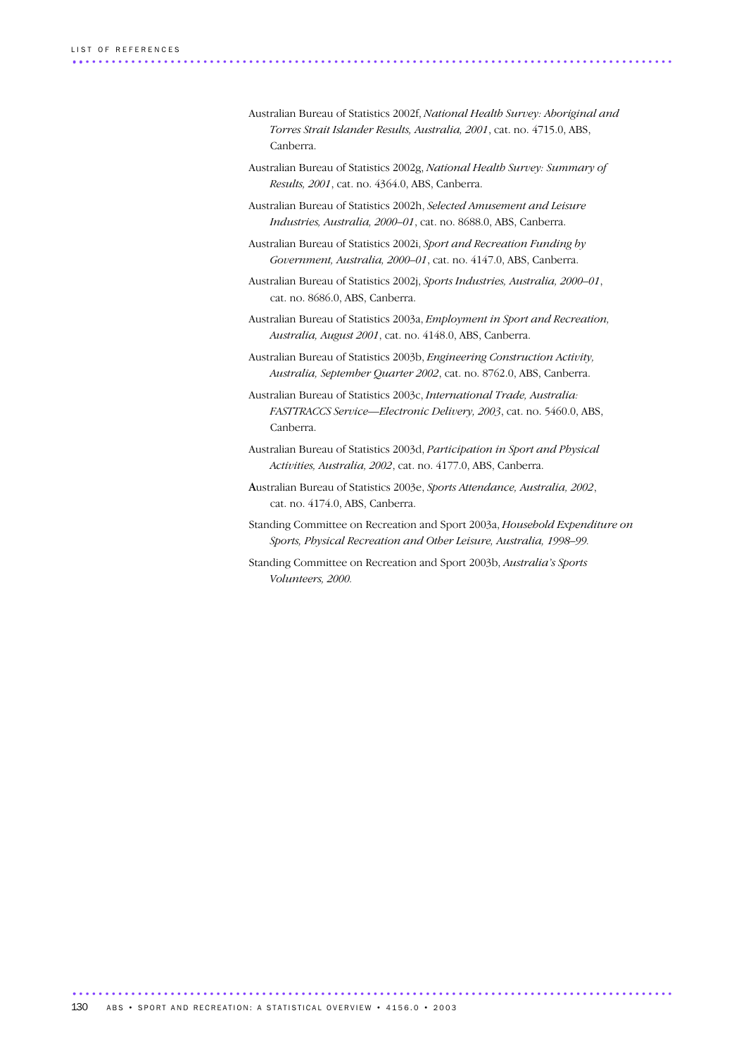Australian Bureau of Statistics 2002f, *National Health Survey: Aboriginal and Torres Strait Islander Results, Australia, 2001*, cat. no. 4715.0, ABS, Canberra.

Australian Bureau of Statistics 2002g, *National Health Survey: Summary of Results, 2001*, cat. no. 4364.0, ABS, Canberra.

Australian Bureau of Statistics 2002h, *Selected Amusement and Leisure Industries, Australia, 2000–01*, cat. no. 8688.0, ABS, Canberra.

Australian Bureau of Statistics 2002i, *Sport and Recreation Funding by Government, Australia, 2000–01*, cat. no. 4147.0, ABS, Canberra.

Australian Bureau of Statistics 2002j, *Sports Industries, Australia, 2000–01*, cat. no. 8686.0, ABS, Canberra.

Australian Bureau of Statistics 2003a, *Employment in Sport and Recreation, Australia, August 2001*, cat. no. 4148.0, ABS, Canberra.

Australian Bureau of Statistics 2003b, *Engineering Construction Activity, Australia, September Quarter 2002*, cat. no. 8762.0, ABS, Canberra.

Australian Bureau of Statistics 2003c, *International Trade, Australia: FASTTRACCS Service—Electronic Delivery, 2003*, cat. no. 5460.0, ABS, Canberra.

Australian Bureau of Statistics 2003d, *Participation in Sport and Physical Activities, Australia, 2002*, cat. no. 4177.0, ABS, Canberra.

Australian Bureau of Statistics 2003e, *Sports Attendance, Australia, 2002*, cat. no. 4174.0, ABS, Canberra.

Standing Committee on Recreation and Sport 2003a, *Household Expenditure on Sports, Physical Recreation and Other Leisure, Australia, 1998–99.*

Standing Committee on Recreation and Sport 2003b, *Australia's Sports Volunteers, 2000.*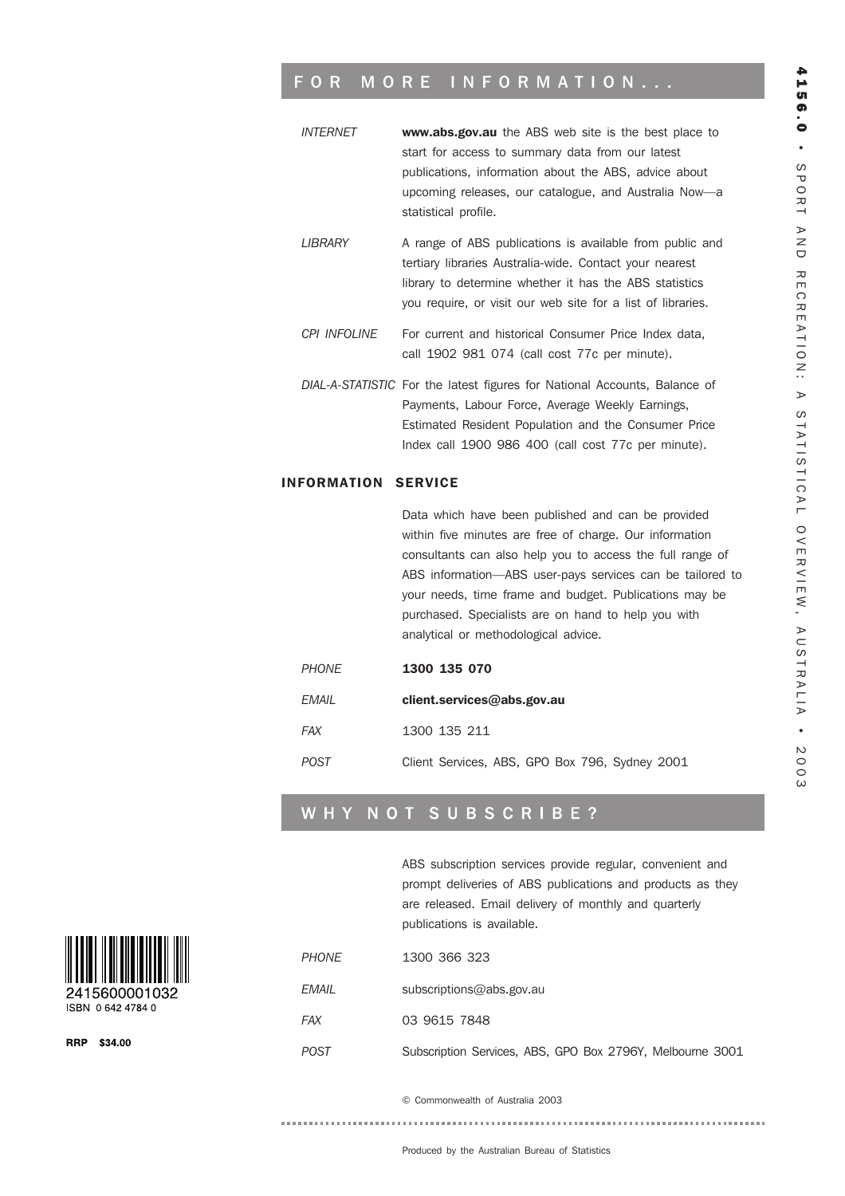## FOR MORE INFORMATION...

*INTERNET* **www.abs.gov.au** the ABS web site is the best place to start for access to summary data from our latest publications, information about the ABS, advice about upcoming releases, our catalogue, and Australia Now—a statistical profile.

*LIBRARY* A range of ABS publications is available from public and tertiary libraries Australia-wide. Contact your nearest library to determine whether it has the ABS statistics you require, or visit our web site for a list of libraries.

*CPI INFOLINE* For current and historical Consumer Price Index data, call 1902 981 074 (call cost 77c per minute).

*DIAL-A-STATISTIC* For the latest figures for National Accounts, Balance of Payments, Labour Force, Average Weekly Earnings, Estimated Resident Population and the Consumer Price Index call 1900 986 400 (call cost 77c per minute).

### INFORMATION SERVICE

Data which have been published and can be provided within five minutes are free of charge. Our information consultants can also help you to access the full range of ABS information—ABS user-pays services can be tailored to your needs, time frame and budget. Publications may be purchased. Specialists are on hand to help you with analytical or methodological advice.

*PHONE* **1300 135 070**

*EMAIL* **client.services@abs.gov.au**

*FAX* 1300 135 211

*POST* Client Services, ABS, GPO Box 796, Sydney 2001

## WHY NOT SUBSCRIBE?

ABS subscription services provide regular, convenient and prompt deliveries of ABS publications and products as they are released. Email delivery of monthly and quarterly publications is available.

*PHONE* 1300 366 323

*EMAIL* subscriptions@abs.gov.au

*FAX* 03 9615 7848

*POST* Subscription Services, ABS, GPO Box 2796Y, Melbourne 3001

2415600001032
ISBN 0 642 4784 0

**RRP $34.00**

© Commonwealth of Australia 2003

Produced by the Australian Bureau of Statistics